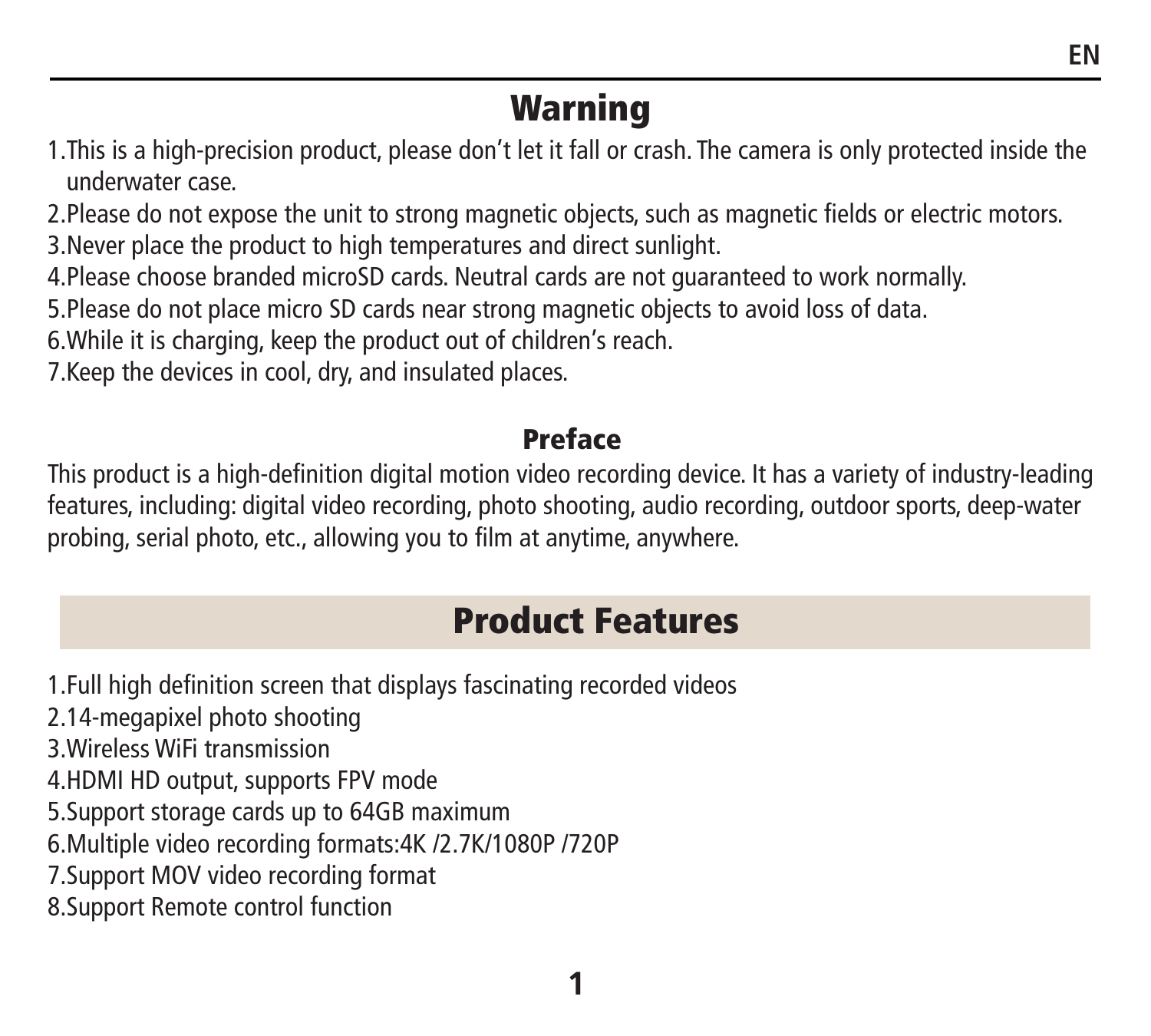# Warning

1. This is a high-precision product, please don't let it fall or crash. The camera is only protected inside the underwater case.
2. Please do not expose the unit to strong magnetic objects, such as magnetic fields or electric motors.
3. Never place the product to high temperatures and direct sunlight.
4. Please choose branded microSD cards. Neutral cards are not guaranteed to work normally.
5. Please do not place micro SD cards near strong magnetic objects to avoid loss of data.
6. While it is charging, keep the product out of children's reach.
7. Keep the devices in cool, dry, and insulated places.

## Preface

This product is a high-definition digital motion video recording device. It has a variety of industry-leading features, including: digital video recording, photo shooting, audio recording, outdoor sports, deep-water probing, serial photo, etc., allowing you to film at anytime, anywhere.

# Product Features

1. Full high definition screen that displays fascinating recorded videos
2. 14-megapixel photo shooting
3. Wireless WiFi transmission
4. HDMI HD output, supports FPV mode
5. Support storage cards up to 64GB maximum
6. Multiple video recording formats:4K /2.7K/1080P /720P
7. Support MOV video recording format
8. Support Remote control function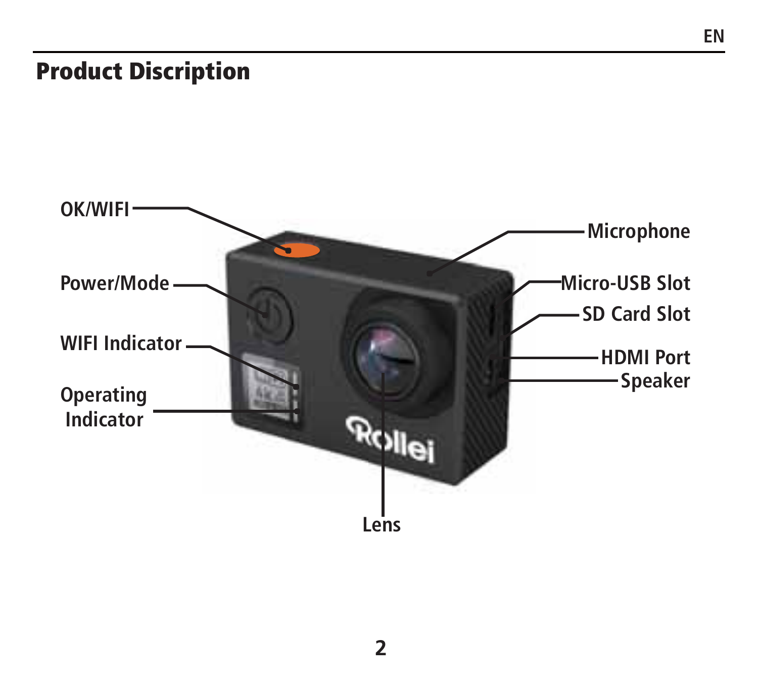## Product Discription

OK/WIFI

Power/Mode

WIFI Indicator

Operating Indicator

Microphone

Micro-USB Slot

SD Card Slot

HDMI Port

Speaker

Lens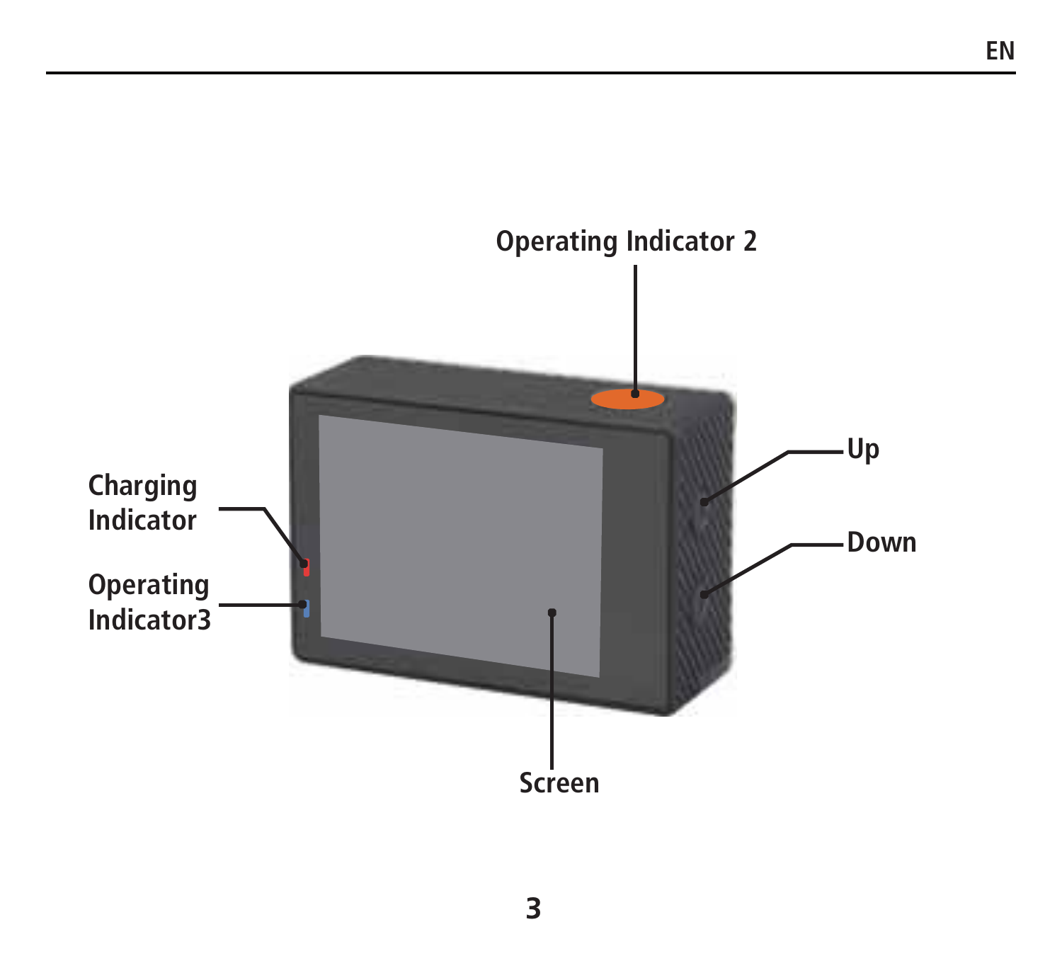Operating Indicator 2

Charging Indicator

Operating Indicator3

Up

Down

Screen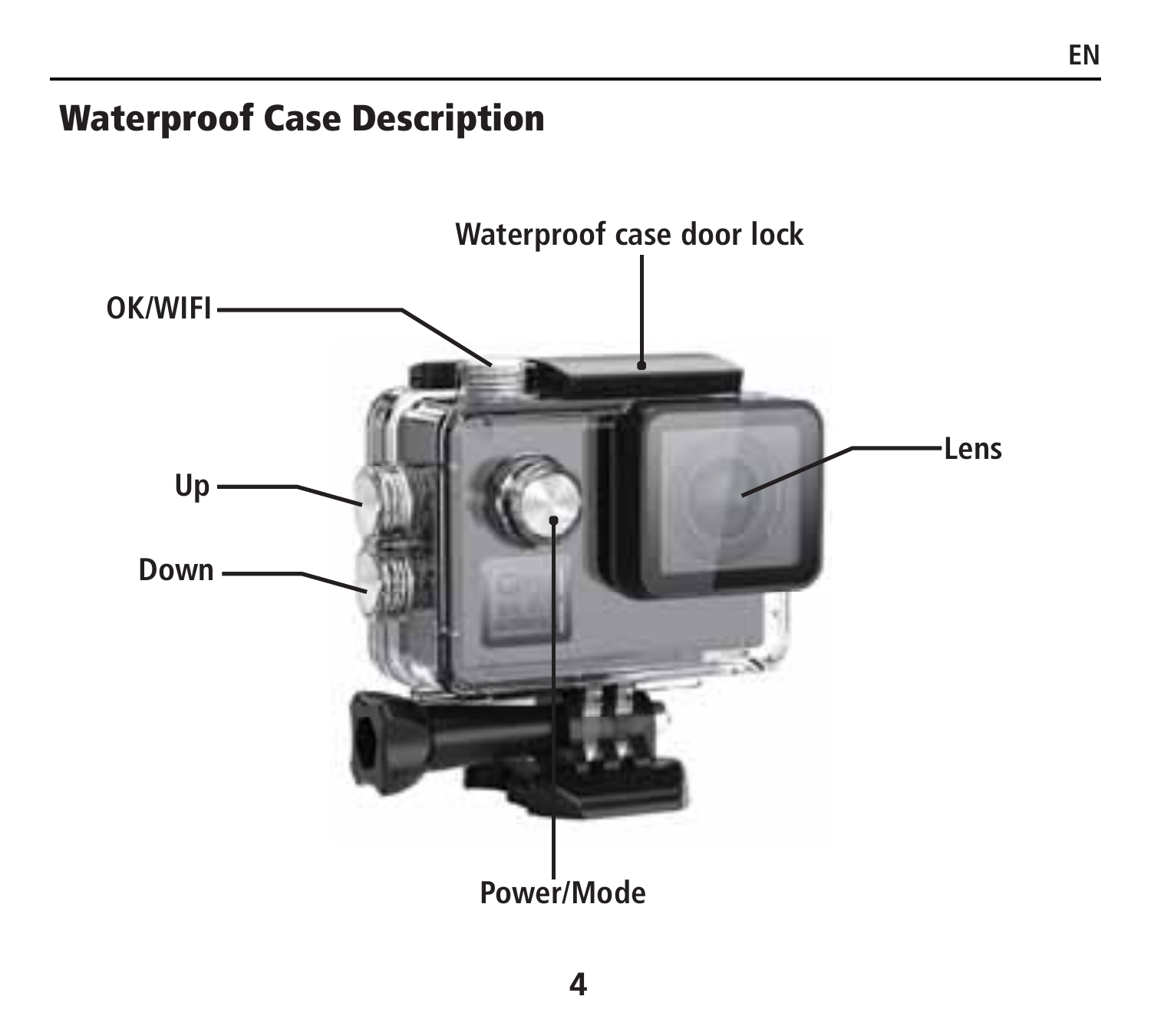## Waterproof Case Description

Waterproof case door lock

OK/WIFI

Up

Down

Lens

Power/Mode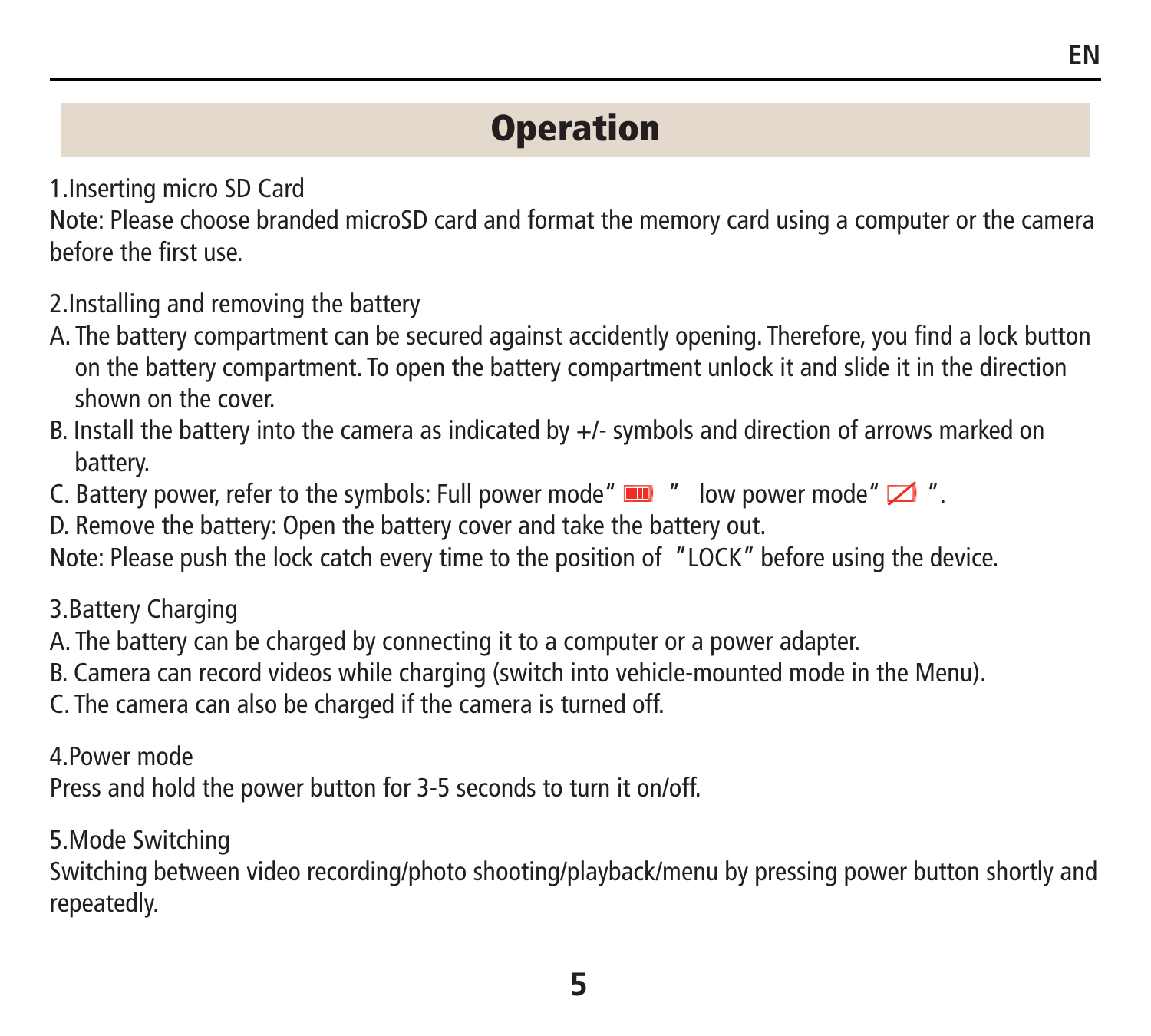# Operation

1.Inserting micro SD Card

Note: Please choose branded microSD card and format the memory card using a computer or the camera before the first use.

2.Installing and removing the battery

A. The battery compartment can be secured against accidently opening. Therefore, you find a lock button on the battery compartment. To open the battery compartment unlock it and slide it in the direction shown on the cover.

B. Install the battery into the camera as indicated by +/- symbols and direction of arrows marked on battery.

C. Battery power, refer to the symbols: Full power mode" " low power mode" ".

D. Remove the battery: Open the battery cover and take the battery out.

Note: Please push the lock catch every time to the position of "LOCK" before using the device.

3.Battery Charging

A. The battery can be charged by connecting it to a computer or a power adapter.

B. Camera can record videos while charging (switch into vehicle-mounted mode in the Menu).

C. The camera can also be charged if the camera is turned off.

4.Power mode

Press and hold the power button for 3-5 seconds to turn it on/off.

5.Mode Switching

Switching between video recording/photo shooting/playback/menu by pressing power button shortly and repeatedly.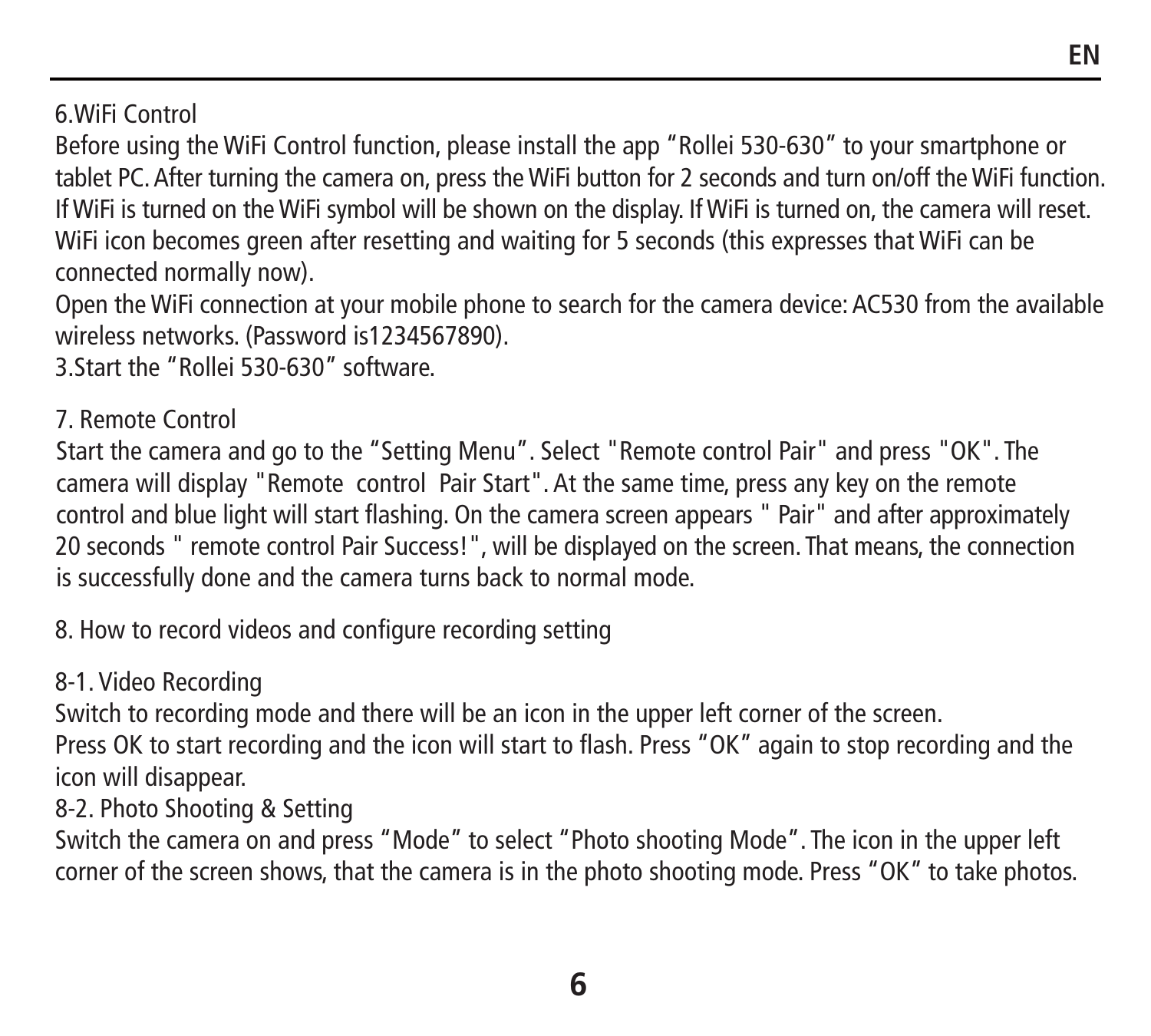## 6.WiFi Control

Before using the WiFi Control function, please install the app “Rollei 530-630” to your smartphone or tablet PC. After turning the camera on, press the WiFi button for 2 seconds and turn on/off the WiFi function. If WiFi is turned on the WiFi symbol will be shown on the display. If WiFi is turned on, the camera will reset. WiFi icon becomes green after resetting and waiting for 5 seconds (this expresses that WiFi can be connected normally now).

Open the WiFi connection at your mobile phone to search for the camera device: AC530 from the available wireless networks. (Password is1234567890).

3.Start the “Rollei 530-630” software.

## 7. Remote Control

Start the camera and go to the “Setting Menu”. Select "Remote control Pair" and press "OK". The camera will display "Remote control Pair Start". At the same time, press any key on the remote control and blue light will start flashing. On the camera screen appears " Pair" and after approximately 20 seconds " remote control Pair Success!", will be displayed on the screen. That means, the connection is successfully done and the camera turns back to normal mode.

## 8. How to record videos and configure recording setting

### 8-1. Video Recording

Switch to recording mode and there will be an icon in the upper left corner of the screen.

Press OK to start recording and the icon will start to flash. Press “OK” again to stop recording and the icon will disappear.

### 8-2. Photo Shooting & Setting

Switch the camera on and press “Mode” to select “Photo shooting Mode”. The icon in the upper left corner of the screen shows, that the camera is in the photo shooting mode. Press “OK” to take photos.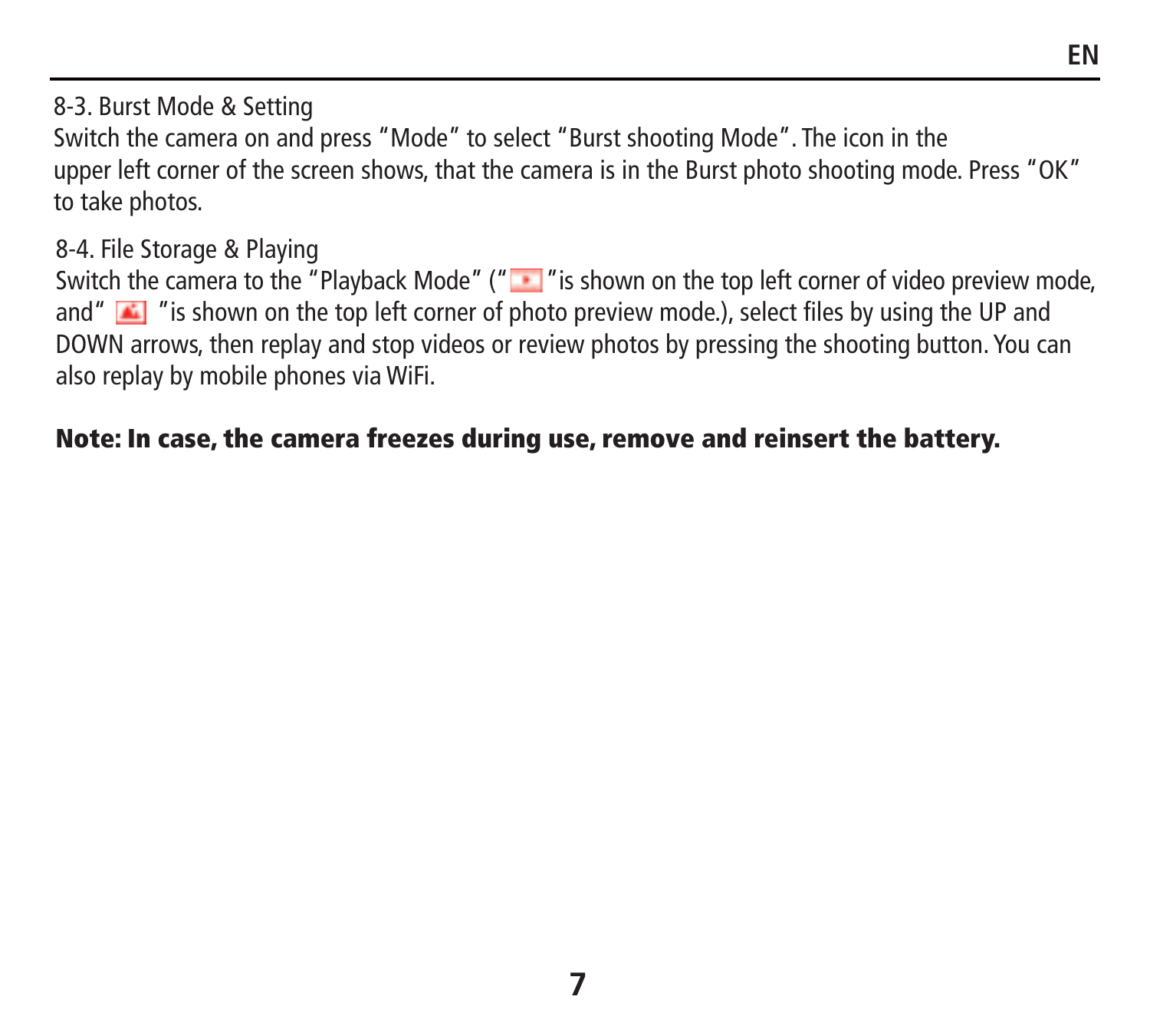8-3. Burst Mode & Setting

Switch the camera on and press “Mode” to select “Burst shooting Mode”. The icon in the upper left corner of the screen shows, that the camera is in the Burst photo shooting mode. Press “OK” to take photos.

8-4. File Storage & Playing

Switch the camera to the “Playback Mode” (“ ”is shown on the top left corner of video preview mode, and“ ”is shown on the top left corner of photo preview mode.), select files by using the UP and DOWN arrows, then replay and stop videos or review photos by pressing the shooting button. You can also replay by mobile phones via WiFi.

**Note: In case, the camera freezes during use, remove and reinsert the battery.**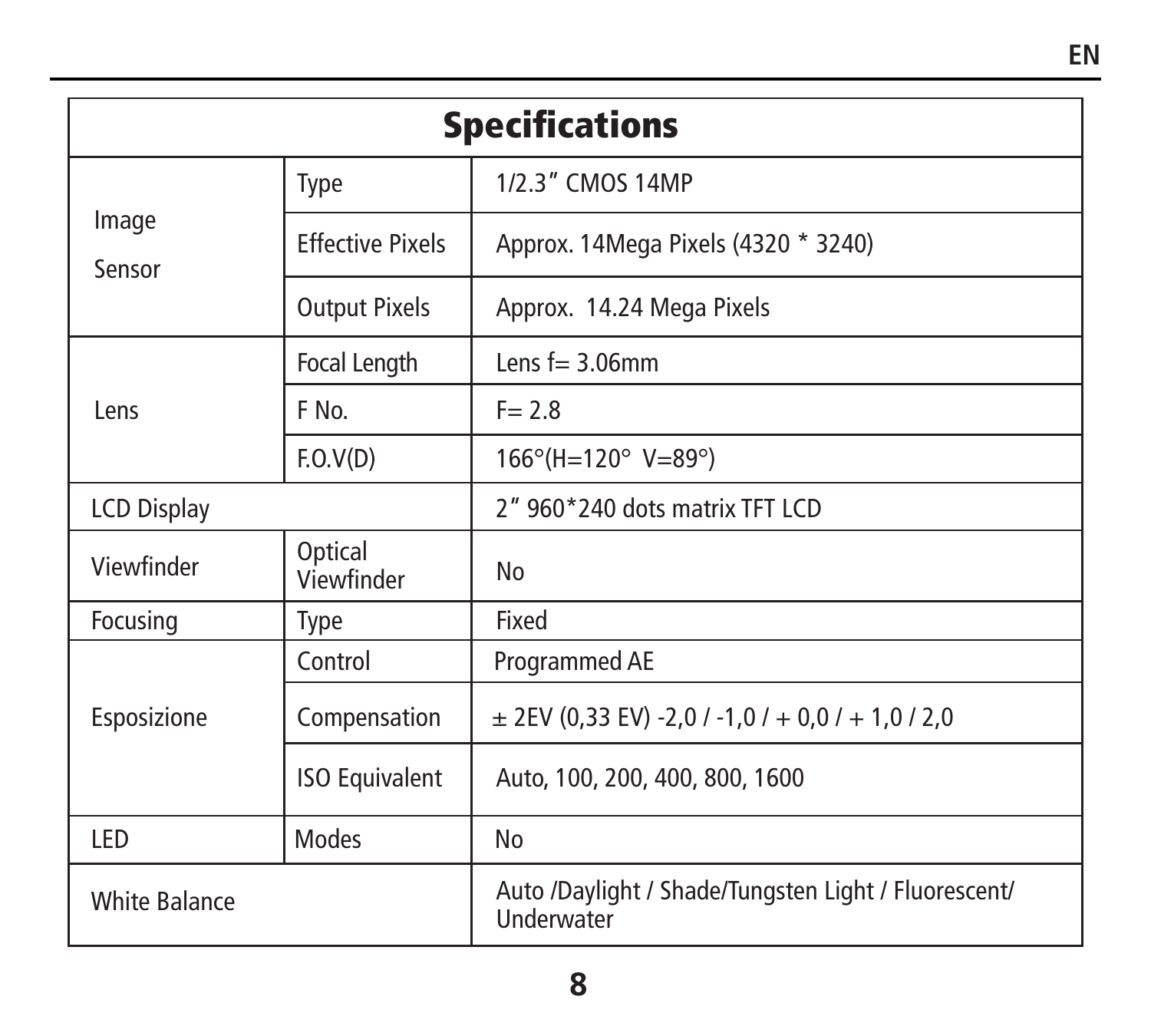## Specifications

| | | |
|---|---|---|
| Image Sensor | Type | 1/2.3" CMOS 14MP |
| | Effective Pixels | Approx. 14Mega Pixels (4320 * 3240) |
| | Output Pixels | Approx. 14.24 Mega Pixels |
| Lens | Focal Length | Lens f= 3.06mm |
| | F No. | F= 2.8 |
| | F.O.V(D) | 166°(H=120° V=89°) |
| LCD Display | | 2" 960*240 dots matrix TFT LCD |
| Viewfinder | Optical Viewfinder | No |
| Focusing | Type | Fixed |
| Esposizione | Control | Programmed AE |
| | Compensation | ± 2EV (0,33 EV) -2,0 / -1,0 / + 0,0 / + 1,0 / 2,0 |
| | ISO Equivalent | Auto, 100, 200, 400, 800, 1600 |
| LED | Modes | No |
| White Balance | | Auto /Daylight / Shade/Tungsten Light / Fluorescent/ Underwater |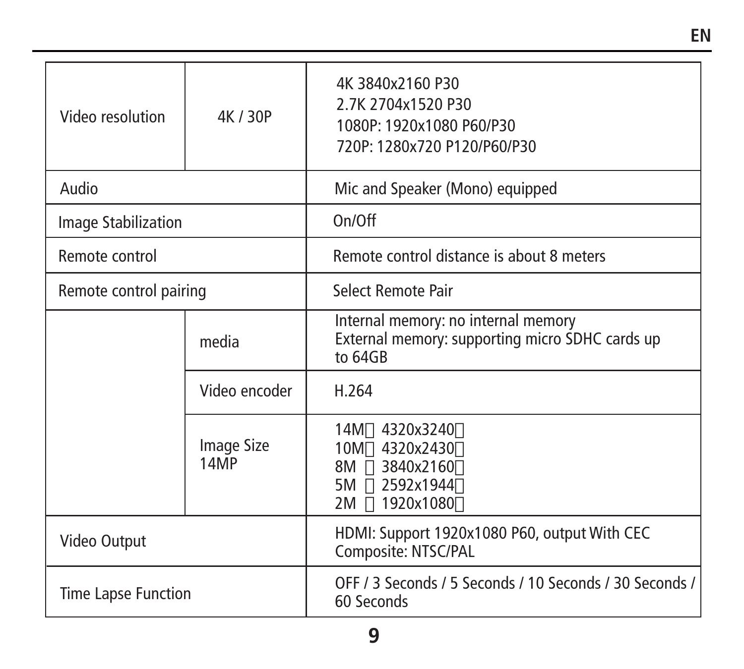| | | |
|---|---|---|
| Video resolution | 4K / 30P | 4K 3840x2160 P30<br>2.7K 2704x1520 P30<br>1080P: 1920x1080 P60/P30<br>720P: 1280x720 P120/P60/P30 |
| Audio | | Mic and Speaker (Mono) equipped |
| Image Stabilization | | On/Off |
| Remote control | | Remote control distance is about 8 meters |
| Remote control pairing | | Select Remote Pair |
| | media | Internal memory: no internal memory<br>External memory: supporting micro SDHC cards up to 64GB |
| | Video encoder | H.264 |
| | Image Size 14MP | 14M 4320x3240<br>10M 4320x2430<br>8M 3840x2160<br>5M 2592x1944<br>2M 1920x1080 |
| Video Output | | HDMI: Support 1920x1080 P60, output With CEC<br>Composite: NTSC/PAL |
| Time Lapse Function | | OFF / 3 Seconds / 5 Seconds / 10 Seconds / 30 Seconds / 60 Seconds |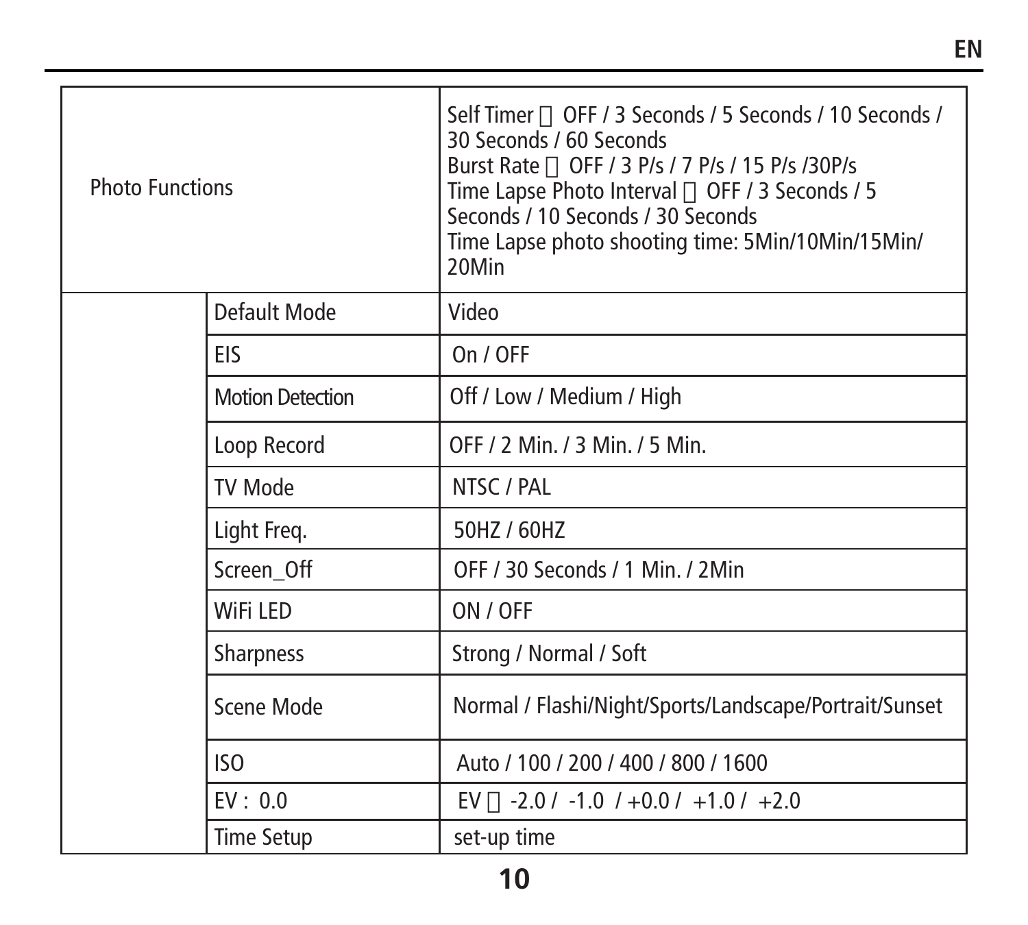| | | |
|---|---|---|
| Photo Functions | | Self Timer：OFF / 3 Seconds / 5 Seconds / 10 Seconds / 30 Seconds / 60 Seconds<br>Burst Rate：OFF / 3 P/s / 7 P/s / 15 P/s /30P/s<br>Time Lapse Photo Interval：OFF / 3 Seconds / 5 Seconds / 10 Seconds / 30 Seconds<br>Time Lapse photo shooting time: 5Min/10Min/15Min/20Min |
| | Default Mode | Video |
| | EIS | On / OFF |
| | Motion Detection | Off / Low / Medium / High |
| | Loop Record | OFF / 2 Min. / 3 Min. / 5 Min. |
| | TV Mode | NTSC / PAL |
| | Light Freq. | 50HZ / 60HZ |
| | Screen_Off | OFF / 30 Seconds / 1 Min. / 2Min |
| | WiFi LED | ON / OFF |
| | Sharpness | Strong / Normal / Soft |
| | Scene Mode | Normal / Flashi/Night/Sports/Landscape/Portrait/Sunset |
| | ISO | Auto / 100 / 200 / 400 / 800 / 1600 |
| | EV : 0.0 | EV：-2.0 / -1.0 / +0.0 / +1.0 / +2.0 |
| | Time Setup | set-up time |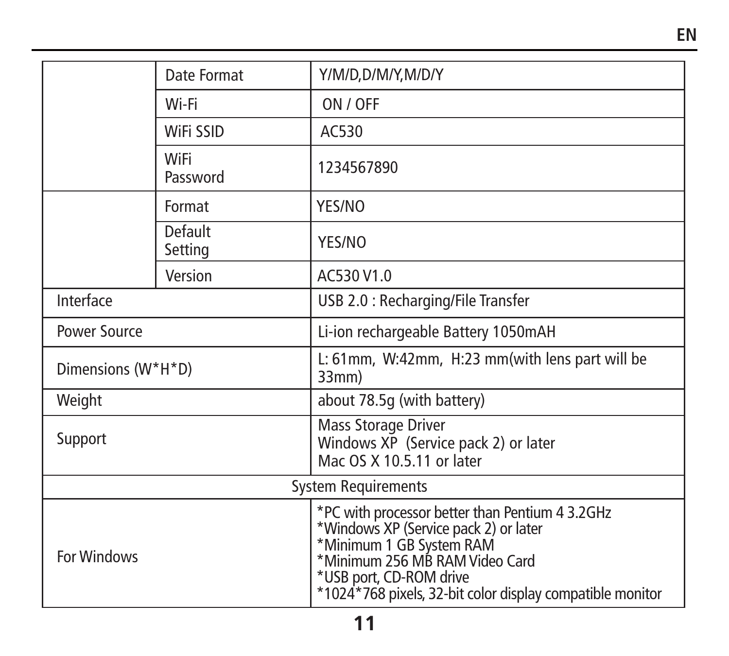| | | |
|---|---|---|
| | Date Format | Y/M/D,D/M/Y,M/D/Y |
| | Wi-Fi | ON / OFF |
| | WiFi SSID | AC530 |
| | WiFi Password | 1234567890 |
| | Format | YES/NO |
| | Default Setting | YES/NO |
| | Version | AC530 V1.0 |
| Interface | | USB 2.0 : Recharging/File Transfer |
| Power Source | | Li-ion rechargeable Battery 1050mAH |
| Dimensions (W*H*D) | | L: 61mm, W:42mm, H:23 mm(with lens part will be 33mm) |
| Weight | | about 78.5g (with battery) |
| Support | | Mass Storage Driver<br>Windows XP (Service pack 2) or later<br>Mac OS X 10.5.11 or later |
| System Requirements | | |
| For Windows | | *PC with processor better than Pentium 4 3.2GHz<br>*Windows XP (Service pack 2) or later<br>*Minimum 1 GB System RAM<br>*Minimum 256 MB RAM Video Card<br>*USB port, CD-ROM drive<br>*1024*768 pixels, 32-bit color display compatible monitor |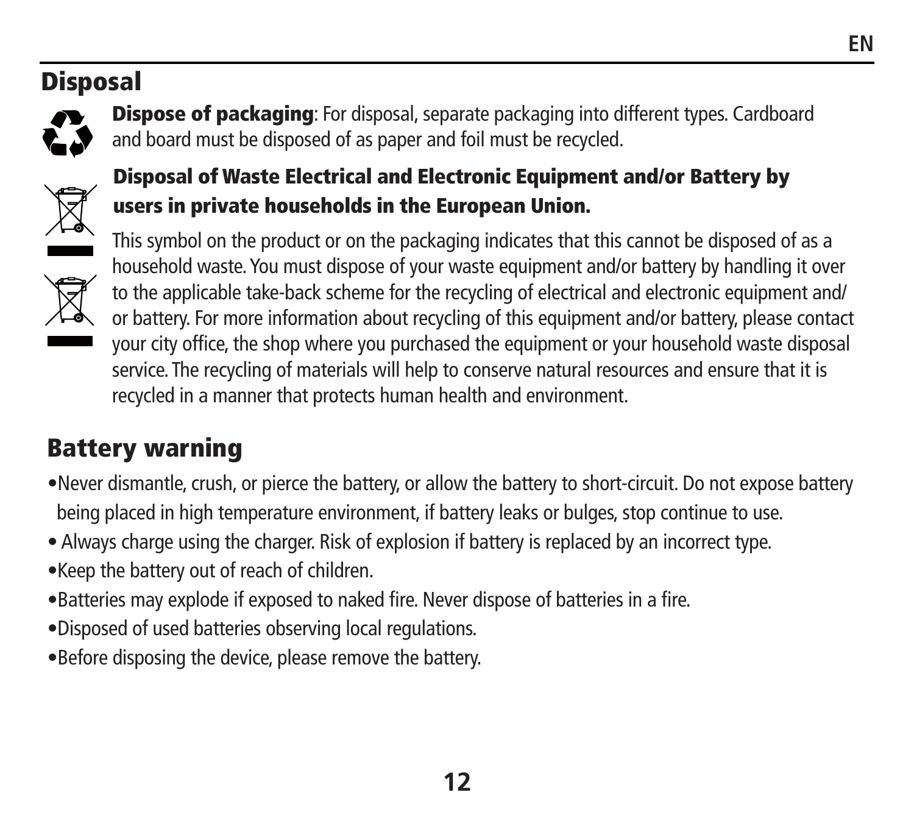## Disposal

**Dispose of packaging**: For disposal, separate packaging into different types. Cardboard and board must be disposed of as paper and foil must be recycled.

**Disposal of Waste Electrical and Electronic Equipment and/or Battery by users in private households in the European Union.**

This symbol on the product or on the packaging indicates that this cannot be disposed of as a household waste. You must dispose of your waste equipment and/or battery by handling it over to the applicable take-back scheme for the recycling of electrical and electronic equipment and/or battery. For more information about recycling of this equipment and/or battery, please contact your city office, the shop where you purchased the equipment or your household waste disposal service. The recycling of materials will help to conserve natural resources and ensure that it is recycled in a manner that protects human health and environment.

## Battery warning

- Never dismantle, crush, or pierce the battery, or allow the battery to short-circuit. Do not expose battery being placed in high temperature environment, if battery leaks or bulges, stop continue to use.
- Always charge using the charger. Risk of explosion if battery is replaced by an incorrect type.
- Keep the battery out of reach of children.
- Batteries may explode if exposed to naked fire. Never dispose of batteries in a fire.
- Disposed of used batteries observing local regulations.
- Before disposing the device, please remove the battery.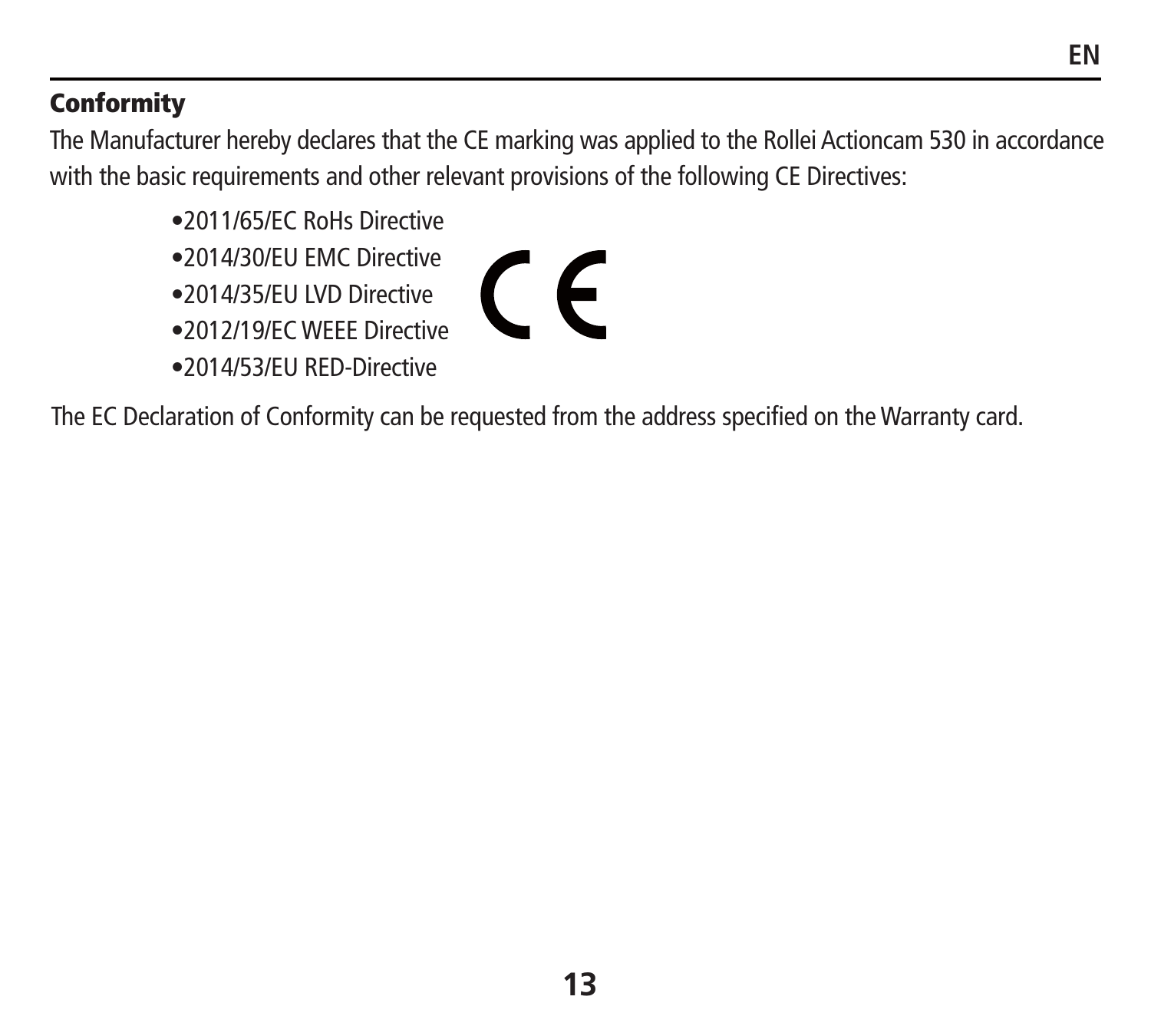## Conformity

The Manufacturer hereby declares that the CE marking was applied to the Rollei Actioncam 530 in accordance with the basic requirements and other relevant provisions of the following CE Directives:

- 2011/65/EC RoHs Directive
- 2014/30/EU EMC Directive
- 2014/35/EU LVD Directive
- 2012/19/EC WEEE Directive
- 2014/53/EU RED-Directive

The EC Declaration of Conformity can be requested from the address specified on the Warranty card.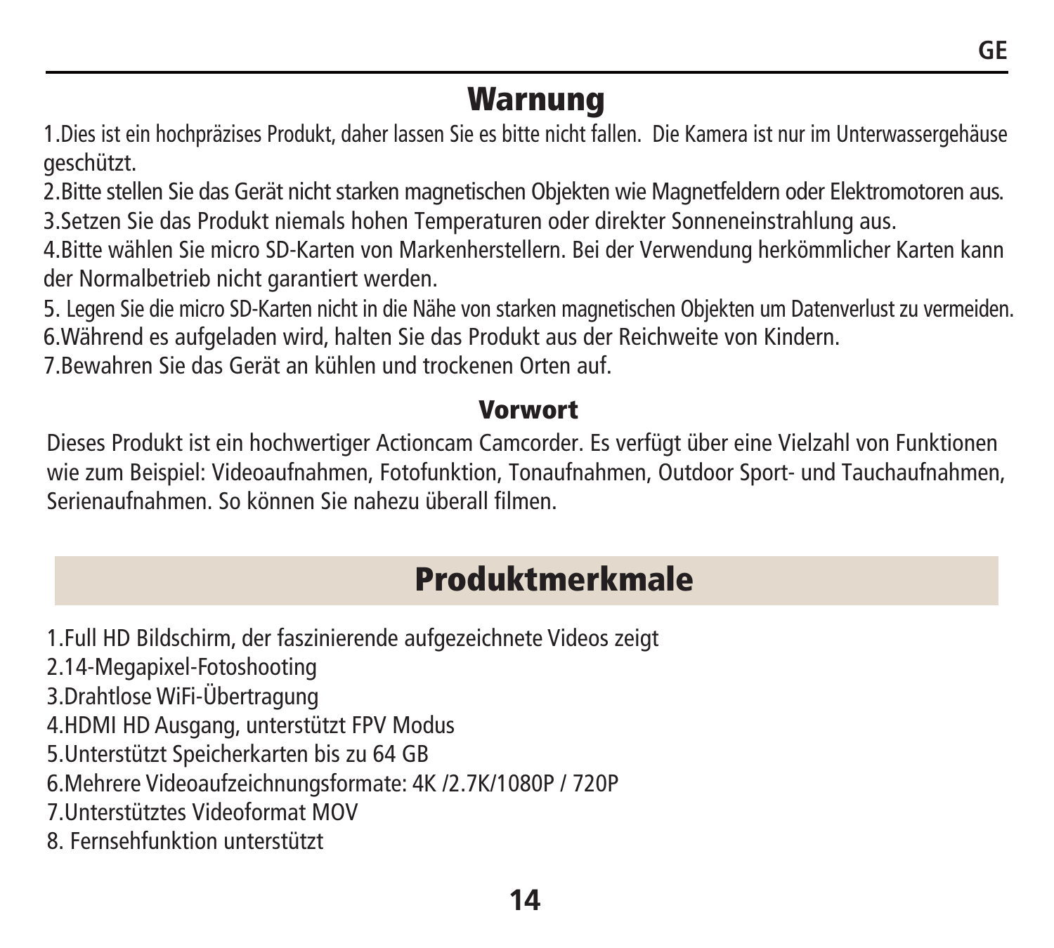## Warnung

1.Dies ist ein hochpräzises Produkt, daher lassen Sie es bitte nicht fallen. Die Kamera ist nur im Unterwassergehäuse geschützt.
2.Bitte stellen Sie das Gerät nicht starken magnetischen Objekten wie Magnetfeldern oder Elektromotoren aus.
3.Setzen Sie das Produkt niemals hohen Temperaturen oder direkter Sonneneinstrahlung aus.
4.Bitte wählen Sie micro SD-Karten von Markenherstellern. Bei der Verwendung herkömmlicher Karten kann der Normalbetrieb nicht garantiert werden.
5. Legen Sie die micro SD-Karten nicht in die Nähe von starken magnetischen Objekten um Datenverlust zu vermeiden.
6.Während es aufgeladen wird, halten Sie das Produkt aus der Reichweite von Kindern.
7.Bewahren Sie das Gerät an kühlen und trockenen Orten auf.

### Vorwort

Dieses Produkt ist ein hochwertiger Actioncam Camcorder. Es verfügt über eine Vielzahl von Funktionen wie zum Beispiel: Videoaufnahmen, Fotofunktion, Tonaufnahmen, Outdoor Sport- und Tauchaufnahmen, Serienaufnahmen. So können Sie nahezu überall filmen.

## Produktmerkmale

1.Full HD Bildschirm, der faszinierende aufgezeichnete Videos zeigt
2.14-Megapixel-Fotoshooting
3.Drahtlose WiFi-Übertragung
4.HDMI HD Ausgang, unterstützt FPV Modus
5.Unterstützt Speicherkarten bis zu 64 GB
6.Mehrere Videoaufzeichnungsformate: 4K /2.7K/1080P / 720P
7.Unterstütztes Videoformat MOV
8. Fernsehfunktion unterstützt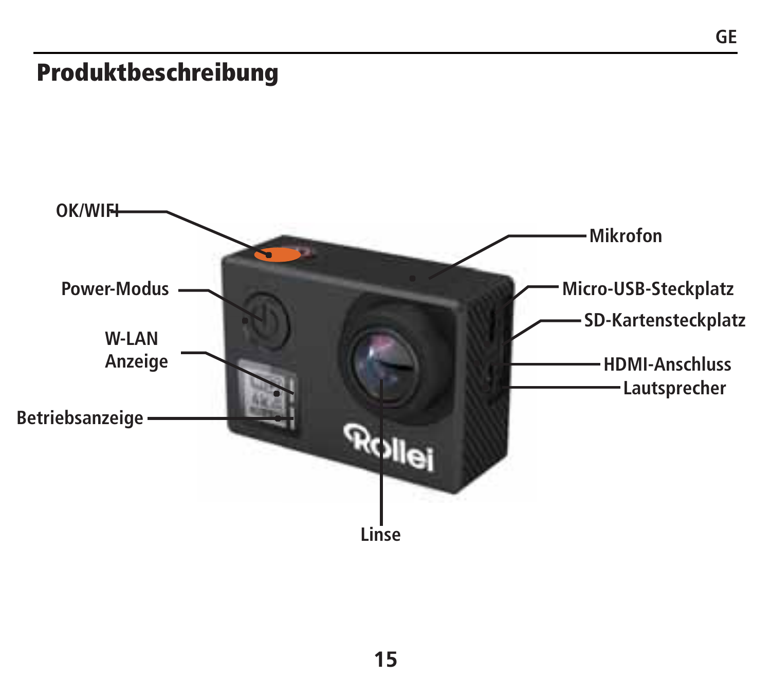# Produktbeschreibung

OK/WIFI

Power-Modus

W-LAN Anzeige

Betriebsanzeige

Mikrofon

Micro-USB-Steckplatz

SD-Kartensteckplatz

HDMI-Anschluss

Lautsprecher

Linse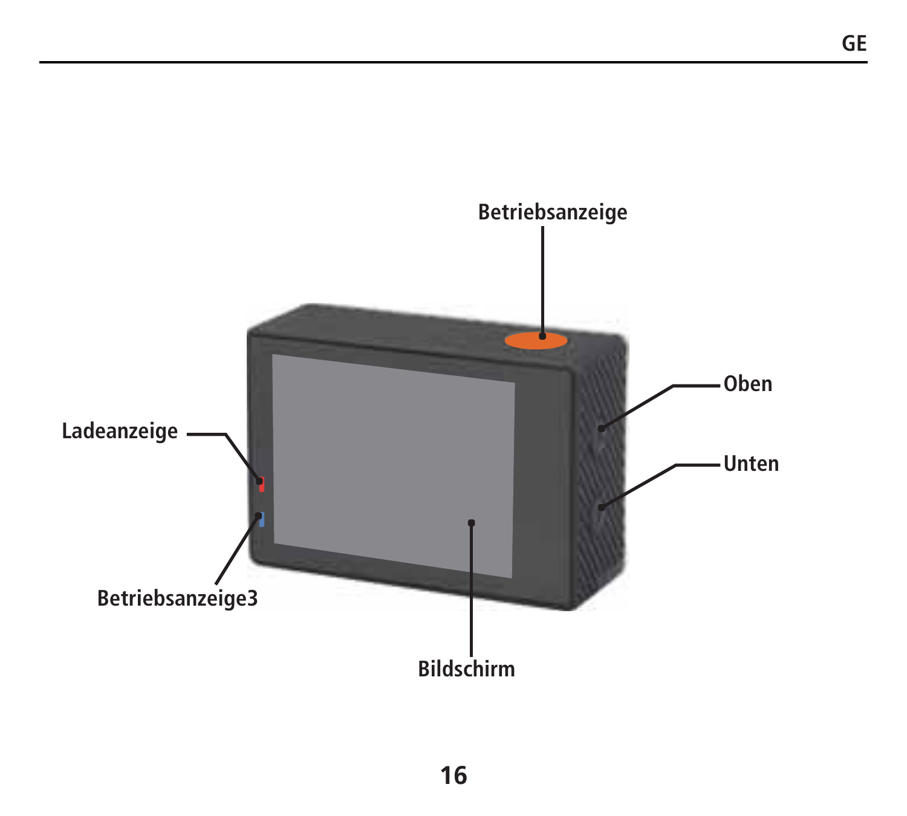Betriebsanzeige

Oben

Ladeanzeige

Unten

Betriebsanzeige3

Bildschirm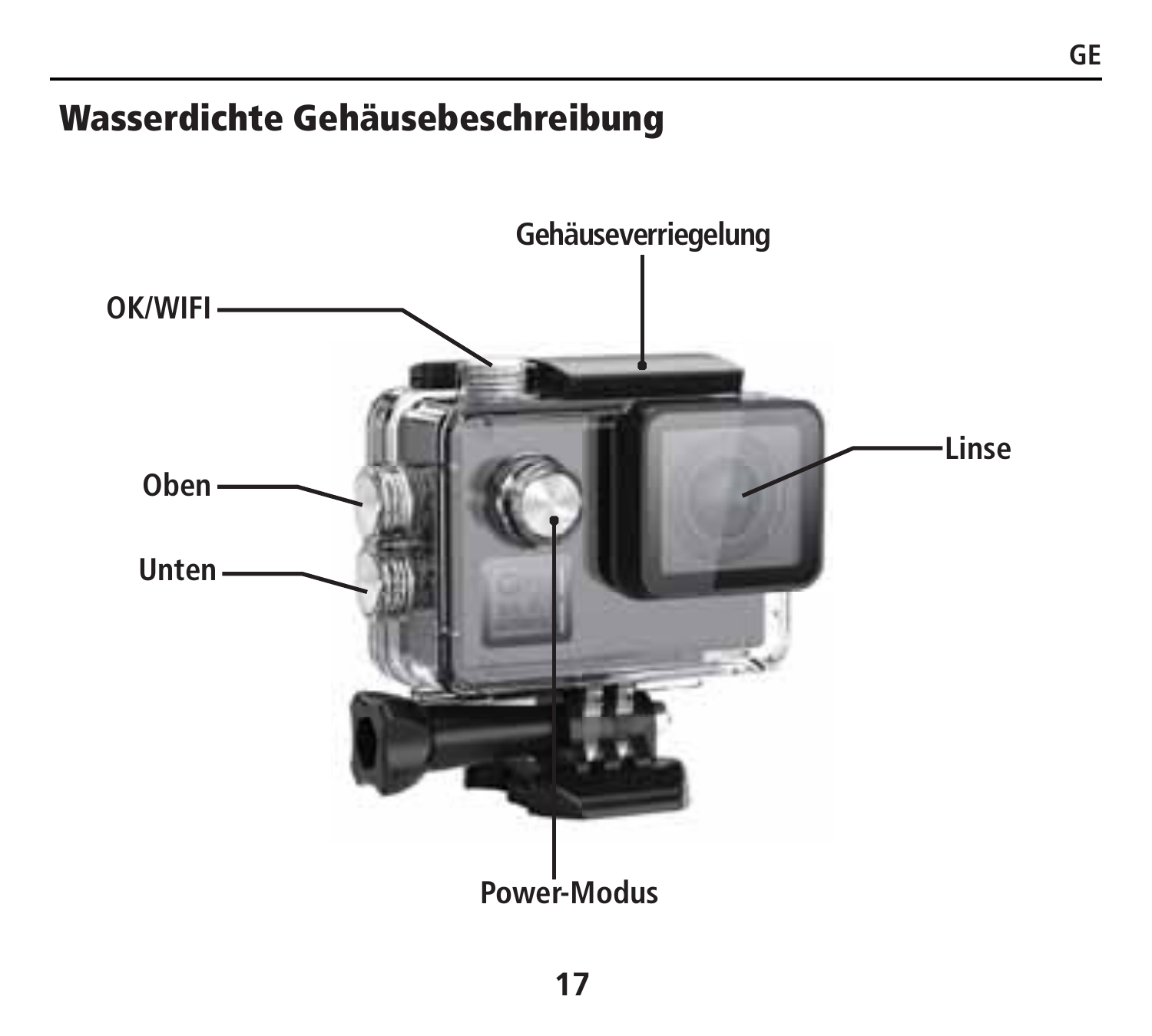# Wasserdichte Gehäusebeschreibung

Gehäuseverriegelung

OK/WIFI

Linse

Oben

Unten

Power-Modus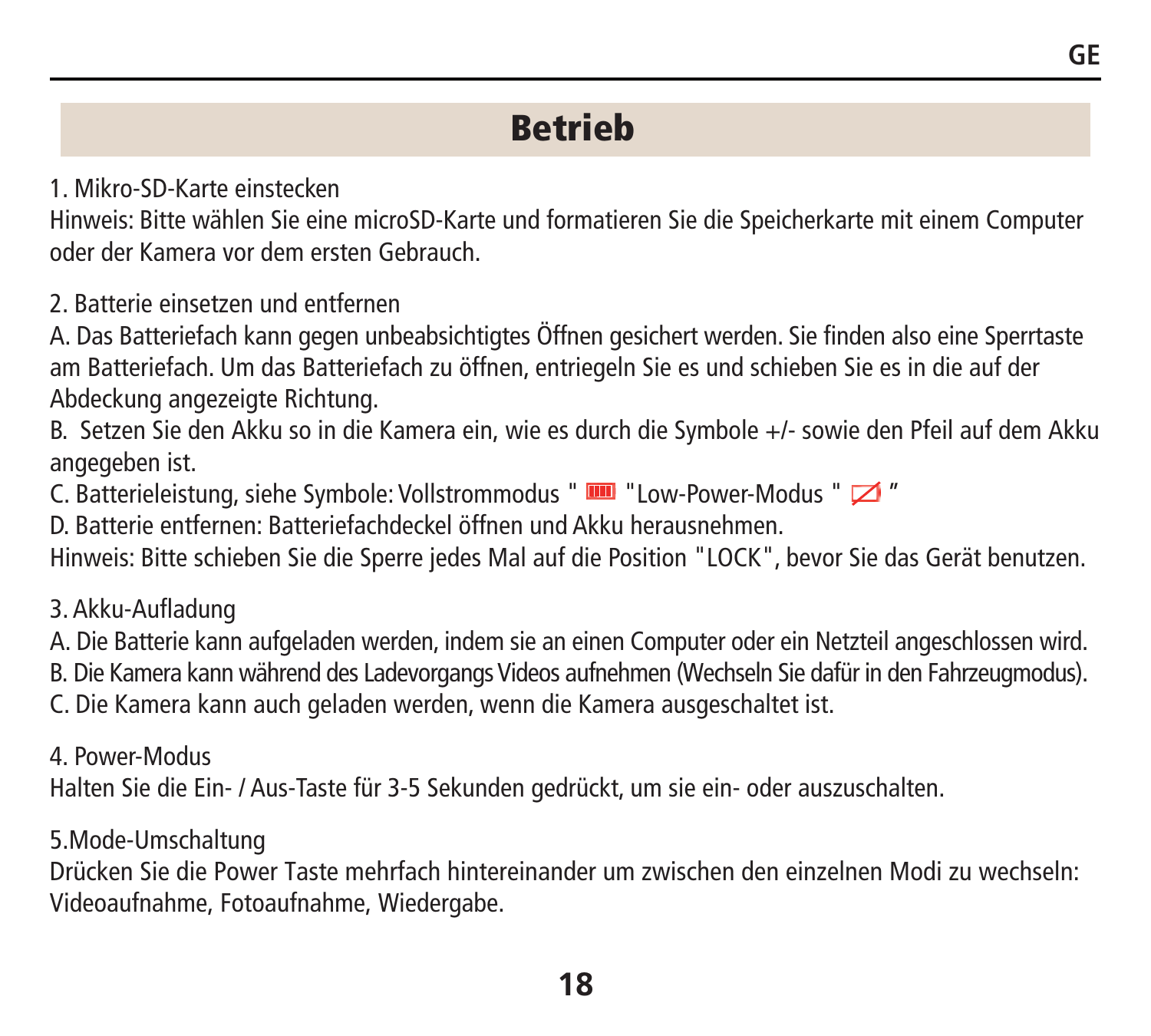# Betrieb

1. Mikro-SD-Karte einstecken

Hinweis: Bitte wählen Sie eine microSD-Karte und formatieren Sie die Speicherkarte mit einem Computer oder der Kamera vor dem ersten Gebrauch.

2. Batterie einsetzen und entfernen

A. Das Batteriefach kann gegen unbeabsichtigtes Öffnen gesichert werden. Sie finden also eine Sperrtaste am Batteriefach. Um das Batteriefach zu öffnen, entriegeln Sie es und schieben Sie es in die auf der Abdeckung angezeigte Richtung.

B. Setzen Sie den Akku so in die Kamera ein, wie es durch die Symbole +/- sowie den Pfeil auf dem Akku angegeben ist.

C. Batterieleistung, siehe Symbole: Vollstrommodus " " "Low-Power-Modus " "

D. Batterie entfernen: Batteriefachdeckel öffnen und Akku herausnehmen.

Hinweis: Bitte schieben Sie die Sperre jedes Mal auf die Position "LOCK", bevor Sie das Gerät benutzen.

3. Akku-Aufladung

A. Die Batterie kann aufgeladen werden, indem sie an einen Computer oder ein Netzteil angeschlossen wird.

B. Die Kamera kann während des Ladevorgangs Videos aufnehmen (Wechseln Sie dafür in den Fahrzeugmodus).

C. Die Kamera kann auch geladen werden, wenn die Kamera ausgeschaltet ist.

4. Power-Modus

Halten Sie die Ein- / Aus-Taste für 3-5 Sekunden gedrückt, um sie ein- oder auszuschalten.

5.Mode-Umschaltung

Drücken Sie die Power Taste mehrfach hintereinander um zwischen den einzelnen Modi zu wechseln: Videoaufnahme, Fotoaufnahme, Wiedergabe.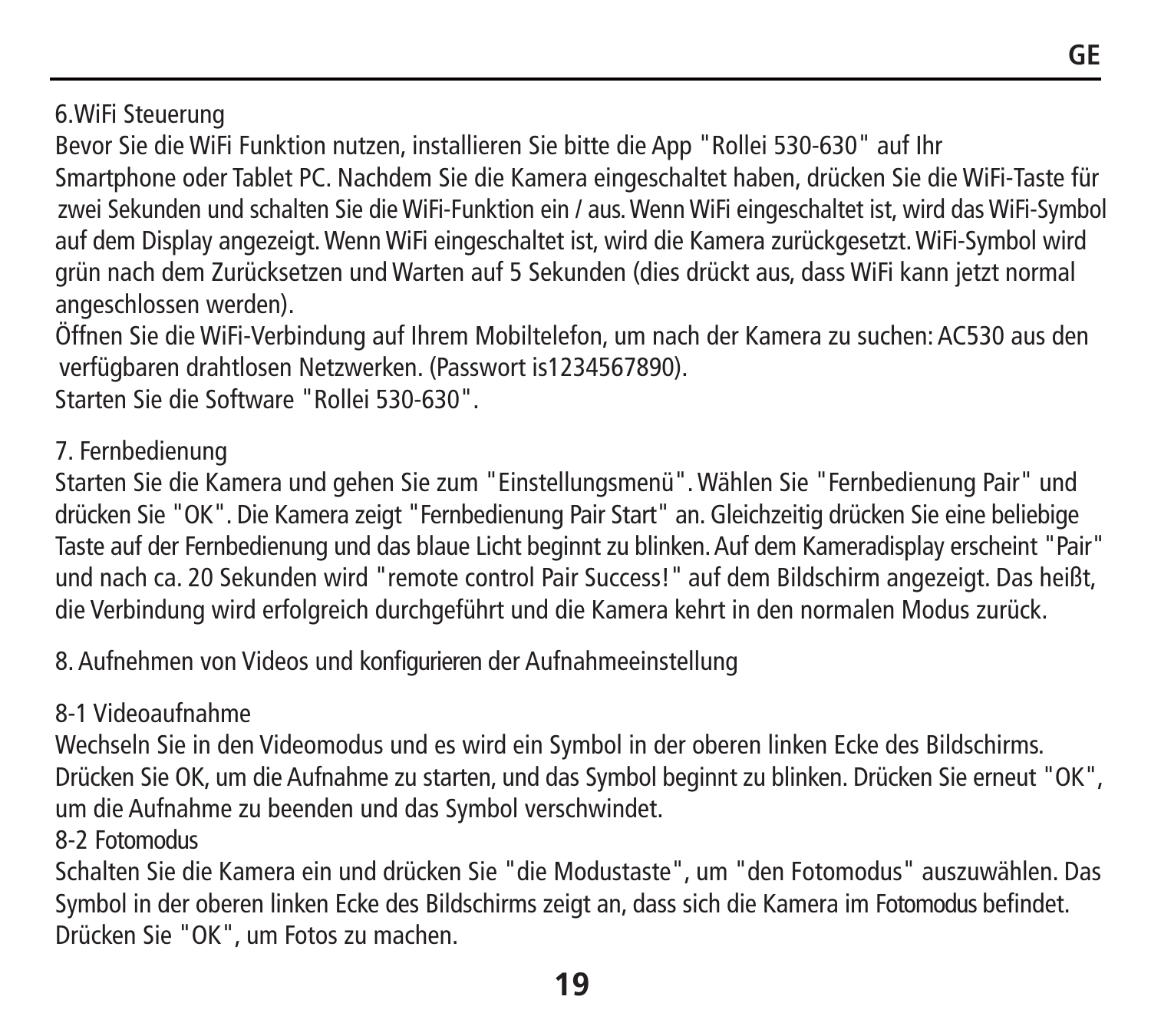## 6.WiFi Steuerung

Bevor Sie die WiFi Funktion nutzen, installieren Sie bitte die App "Rollei 530-630" auf Ihr Smartphone oder Tablet PC. Nachdem Sie die Kamera eingeschaltet haben, drücken Sie die WiFi-Taste für zwei Sekunden und schalten Sie die WiFi-Funktion ein / aus. Wenn WiFi eingeschaltet ist, wird das WiFi-Symbol auf dem Display angezeigt. Wenn WiFi eingeschaltet ist, wird die Kamera zurückgesetzt. WiFi-Symbol wird grün nach dem Zurücksetzen und Warten auf 5 Sekunden (dies drückt aus, dass WiFi kann jetzt normal angeschlossen werden).

Öffnen Sie die WiFi-Verbindung auf Ihrem Mobiltelefon, um nach der Kamera zu suchen: AC530 aus den verfügbaren drahtlosen Netzwerken. (Passwort is1234567890).

Starten Sie die Software "Rollei 530-630".

## 7. Fernbedienung

Starten Sie die Kamera und gehen Sie zum "Einstellungsmenü". Wählen Sie "Fernbedienung Pair" und drücken Sie "OK". Die Kamera zeigt "Fernbedienung Pair Start" an. Gleichzeitig drücken Sie eine beliebige Taste auf der Fernbedienung und das blaue Licht beginnt zu blinken. Auf dem Kameradisplay erscheint "Pair" und nach ca. 20 Sekunden wird "remote control Pair Success!" auf dem Bildschirm angezeigt. Das heißt, die Verbindung wird erfolgreich durchgeführt und die Kamera kehrt in den normalen Modus zurück.

## 8. Aufnehmen von Videos und konfigurieren der Aufnahmeeinstellung

### 8-1 Videoaufnahme

Wechseln Sie in den Videomodus und es wird ein Symbol in der oberen linken Ecke des Bildschirms. Drücken Sie OK, um die Aufnahme zu starten, und das Symbol beginnt zu blinken. Drücken Sie erneut "OK", um die Aufnahme zu beenden und das Symbol verschwindet.

### 8-2 Fotomodus

Schalten Sie die Kamera ein und drücken Sie "die Modustaste", um "den Fotomodus" auszuwählen. Das Symbol in der oberen linken Ecke des Bildschirms zeigt an, dass sich die Kamera im Fotomodus befindet. Drücken Sie "OK", um Fotos zu machen.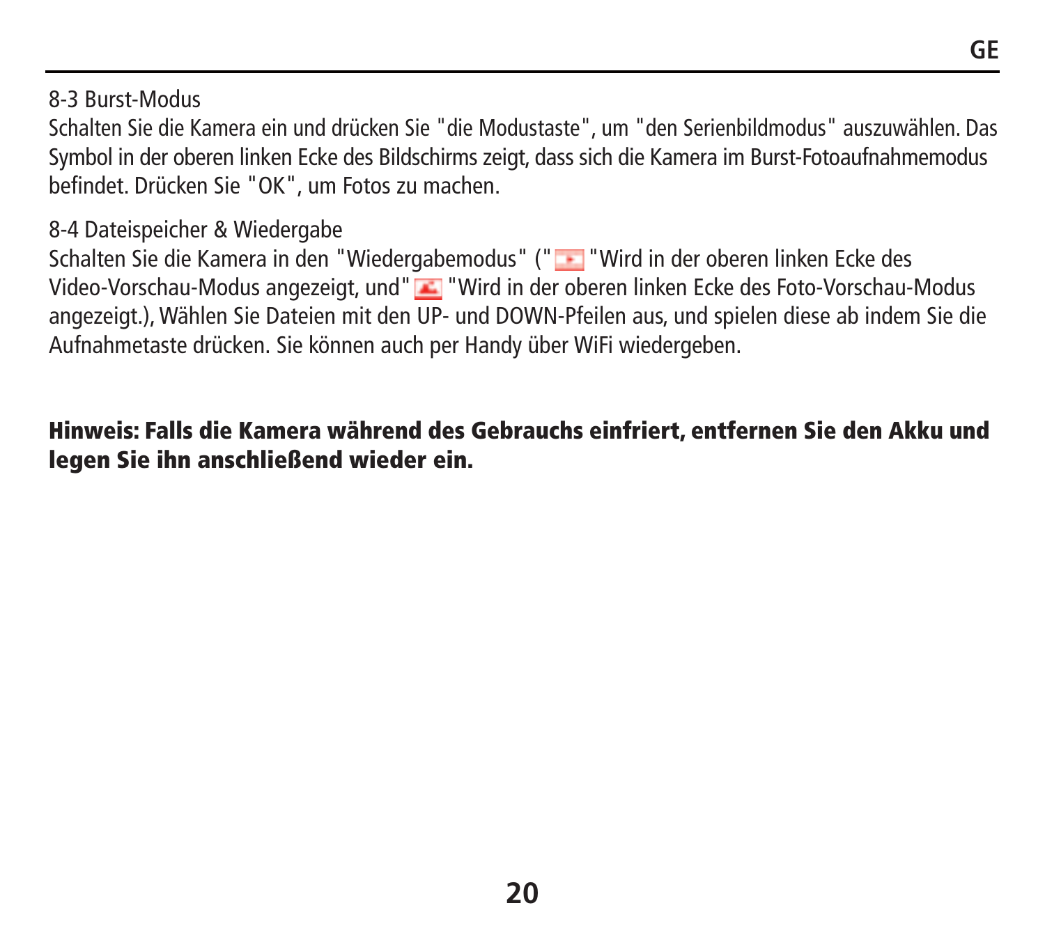8-3 Burst-Modus

Schalten Sie die Kamera ein und drücken Sie "die Modustaste", um "den Serienbildmodus" auszuwählen. Das Symbol in der oberen linken Ecke des Bildschirms zeigt, dass sich die Kamera im Burst-Fotoaufnahmemodus befindet. Drücken Sie "OK", um Fotos zu machen.

8-4 Dateispeicher & Wiedergabe

Schalten Sie die Kamera in den "Wiedergabemodus" (" "Wird in der oberen linken Ecke des Video-Vorschau-Modus angezeigt, und" "Wird in der oberen linken Ecke des Foto-Vorschau-Modus angezeigt.), Wählen Sie Dateien mit den UP- und DOWN-Pfeilen aus, und spielen diese ab indem Sie die Aufnahmetaste drücken. Sie können auch per Handy über WiFi wiedergeben.

**Hinweis: Falls die Kamera während des Gebrauchs einfriert, entfernen Sie den Akku und legen Sie ihn anschließend wieder ein.**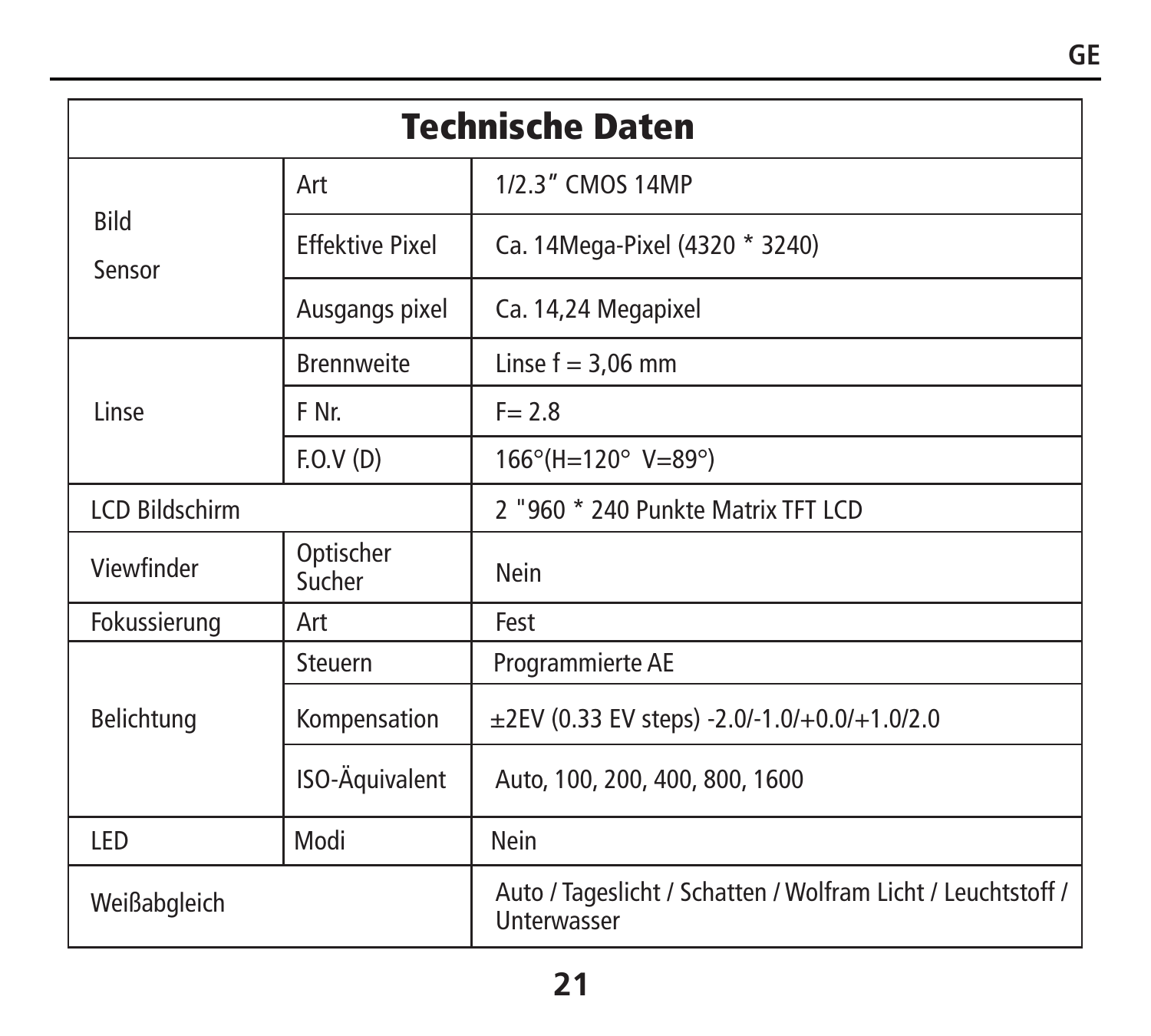# Technische Daten

| | | |
|---|---|---|
| Bild Sensor | Art | 1/2.3” CMOS 14MP |
| | Effektive Pixel | Ca. 14Mega-Pixel (4320 * 3240) |
| | Ausgangs pixel | Ca. 14,24 Megapixel |
| Linse | Brennweite | Linse f = 3,06 mm |
| | F Nr. | F= 2.8 |
| | F.O.V (D) | 166°(H=120° V=89°) |
| LCD Bildschirm | | 2 "960 * 240 Punkte Matrix TFT LCD |
| Viewfinder | Optischer Sucher | Nein |
| Fokussierung | Art | Fest |
| Belichtung | Steuern | Programmierte AE |
| | Kompensation | ±2EV (0.33 EV steps) -2.0/-1.0/+0.0/+1.0/2.0 |
| | ISO-Äquivalent | Auto, 100, 200, 400, 800, 1600 |
| LED | Modi | Nein |
| Weißabgleich | | Auto / Tageslicht / Schatten / Wolfram Licht / Leuchtstoff / Unterwasser |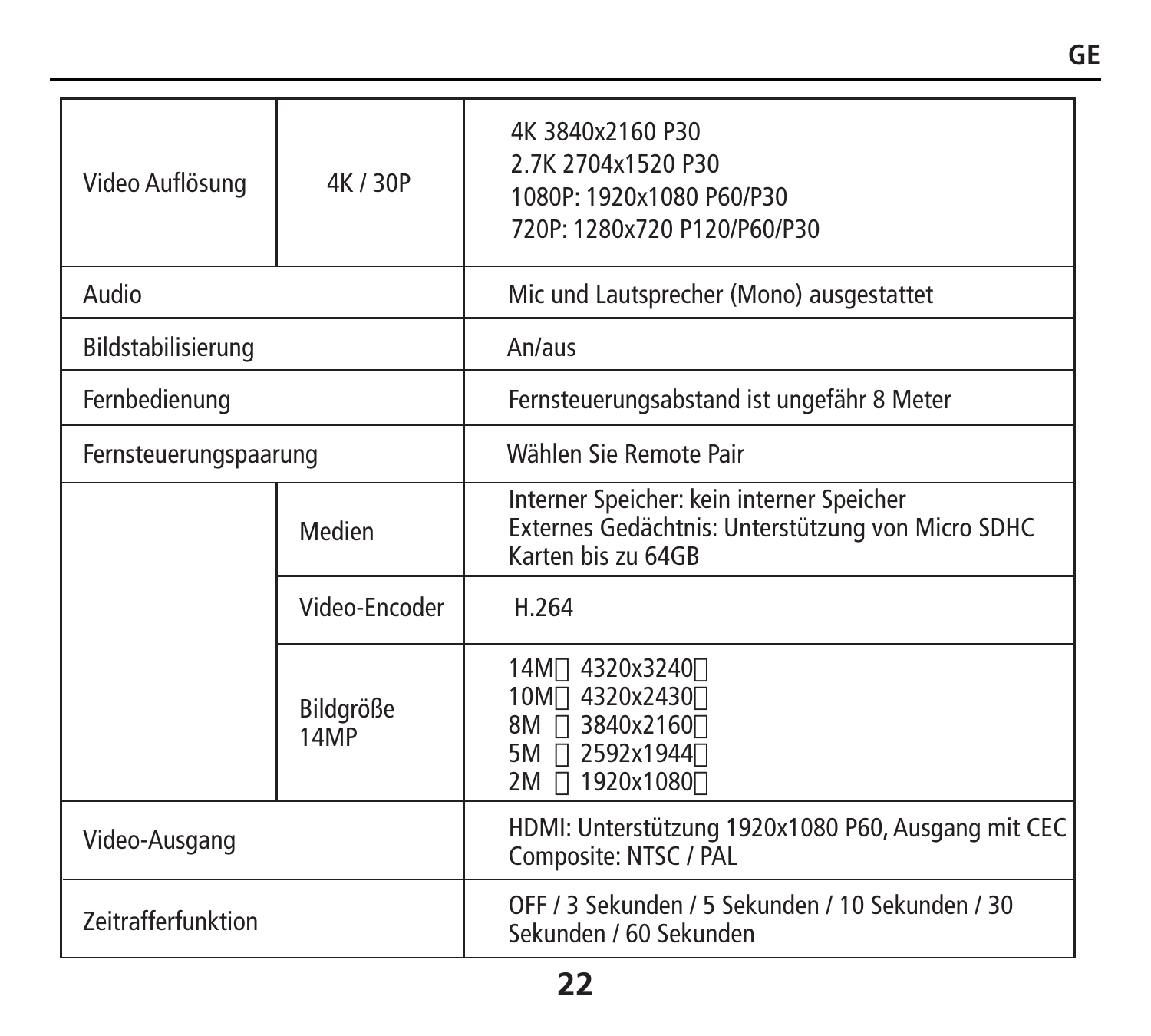| | | |
|---|---|---|
| Video Auflösung | 4K / 30P | 4K 3840x2160 P30<br>2.7K 2704x1520 P30<br>1080P: 1920x1080 P60/P30<br>720P: 1280x720 P120/P60/P30 |
| Audio | | Mic und Lautsprecher (Mono) ausgestattet |
| Bildstabilisierung | | An/aus |
| Fernbedienung | | Fernsteuerungsabstand ist ungefähr 8 Meter |
| Fernsteuerungspaarung | | Wählen Sie Remote Pair |
| | Medien | Interner Speicher: kein interner Speicher<br>Externes Gedächtnis: Unterstützung von Micro SDHC Karten bis zu 64GB |
| | Video-Encoder | H.264 |
| | Bildgröße 14MP | 14M 4320x3240<br>10M 4320x2430<br>8M 3840x2160<br>5M 2592x1944<br>2M 1920x1080 |
| Video-Ausgang | | HDMI: Unterstützung 1920x1080 P60, Ausgang mit CEC<br>Composite: NTSC / PAL |
| Zeitrafferfunktion | | OFF / 3 Sekunden / 5 Sekunden / 10 Sekunden / 30 Sekunden / 60 Sekunden |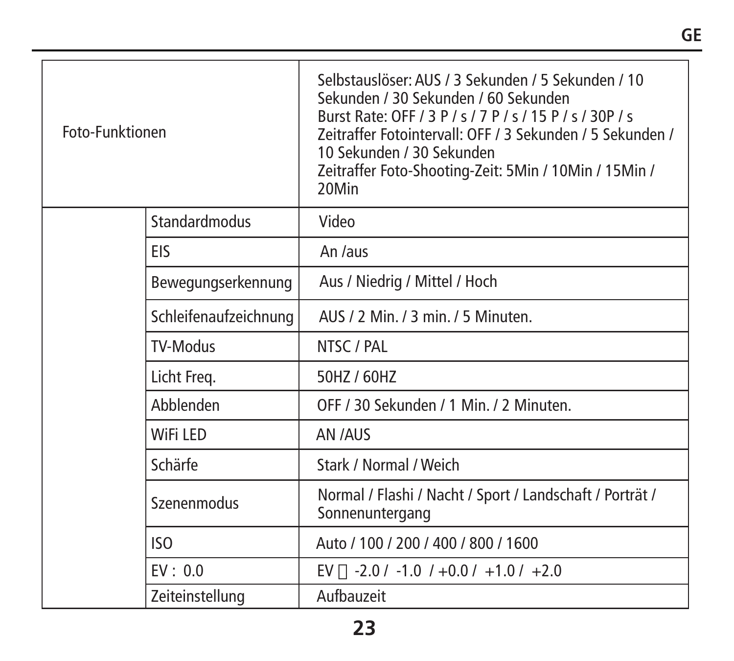| | | |
|---|---|---|
| Foto-Funktionen | | Selbstauslöser: AUS / 3 Sekunden / 5 Sekunden / 10 Sekunden / 30 Sekunden / 60 Sekunden<br>Burst Rate: OFF / 3 P / s / 7 P / s / 15 P / s / 30P / s<br>Zeitraffer Fotointervall: OFF / 3 Sekunden / 5 Sekunden / 10 Sekunden / 30 Sekunden<br>Zeitraffer Foto-Shooting-Zeit: 5Min / 10Min / 15Min / 20Min |
| | Standardmodus | Video |
| | EIS | An /aus |
| | Bewegungserkennung | Aus / Niedrig / Mittel / Hoch |
| | Schleifenaufzeichnung | AUS / 2 Min. / 3 min. / 5 Minuten. |
| | TV-Modus | NTSC / PAL |
| | Licht Freq. | 50HZ / 60HZ |
| | Abblenden | OFF / 30 Sekunden / 1 Min. / 2 Minuten. |
| | WiFi LED | AN /AUS |
| | Schärfe | Stark / Normal / Weich |
| | Szenenmodus | Normal / Flashi / Nacht / Sport / Landschaft / Porträt / Sonnenuntergang |
| | ISO | Auto / 100 / 200 / 400 / 800 / 1600 |
| | EV : 0.0 | EV  -2.0 / -1.0 / +0.0 / +1.0 / +2.0 |
| | Zeiteinstellung | Aufbauzeit |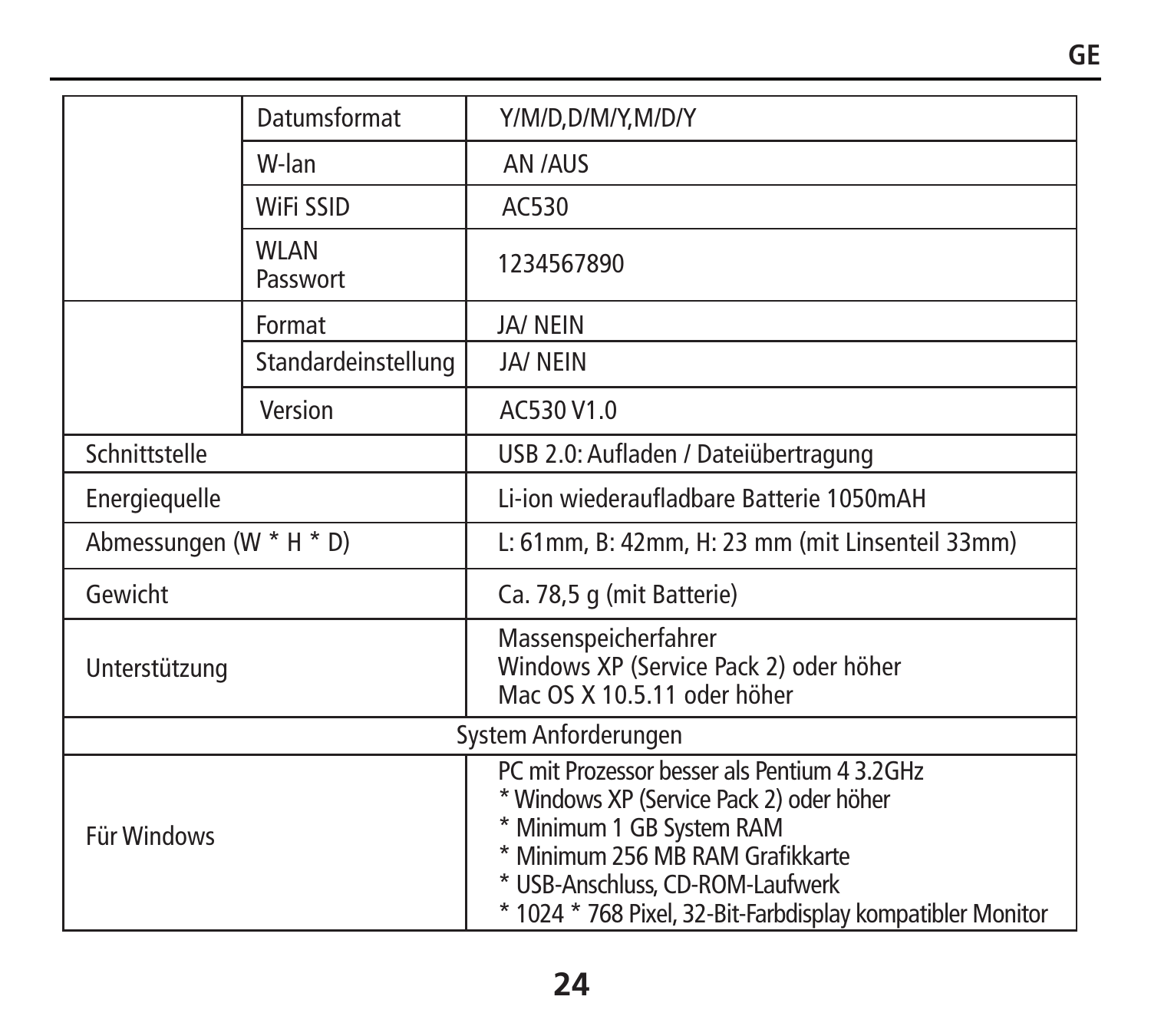| | | |
|---|---|---|
| | Datumsformat | Y/M/D,D/M/Y,M/D/Y |
| | W-lan | AN /AUS |
| | WiFi SSID | AC530 |
| | WLAN Passwort | 1234567890 |
| | Format | JA/ NEIN |
| | Standardeinstellung | JA/ NEIN |
| | Version | AC530 V1.0 |
| Schnittstelle | | USB 2.0: Aufladen / Dateiübertragung |
| Energiequelle | | Li-ion wiederaufladbare Batterie 1050mAH |
| Abmessungen (W * H * D) | | L: 61mm, B: 42mm, H: 23 mm (mit Linsenteil 33mm) |
| Gewicht | | Ca. 78,5 g (mit Batterie) |
| Unterstützung | | Massenspeicherfahrer<br>Windows XP (Service Pack 2) oder höher<br>Mac OS X 10.5.11 oder höher |
| System Anforderungen | | |
| Für Windows | | PC mit Prozessor besser als Pentium 4 3.2GHz<br>* Windows XP (Service Pack 2) oder höher<br>* Minimum 1 GB System RAM<br>* Minimum 256 MB RAM Grafikkarte<br>* USB-Anschluss, CD-ROM-Laufwerk<br>* 1024 * 768 Pixel, 32-Bit-Farbdisplay kompatibler Monitor |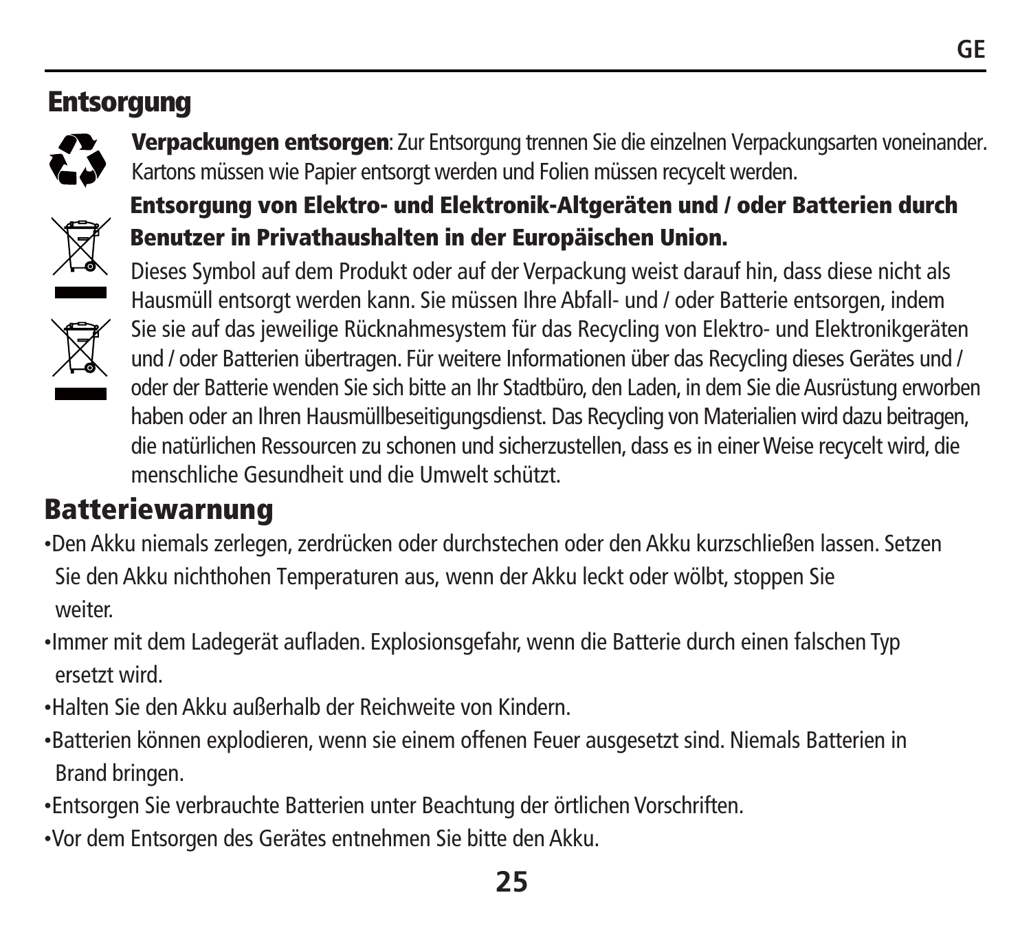## Entsorgung

**Verpackungen entsorgen**: Zur Entsorgung trennen Sie die einzelnen Verpackungsarten voneinander. Kartons müssen wie Papier entsorgt werden und Folien müssen recycelt werden.

**Entsorgung von Elektro- und Elektronik-Altgeräten und / oder Batterien durch Benutzer in Privathaushalten in der Europäischen Union.**

Dieses Symbol auf dem Produkt oder auf der Verpackung weist darauf hin, dass diese nicht als Hausmüll entsorgt werden kann. Sie müssen Ihre Abfall- und / oder Batterie entsorgen, indem Sie sie auf das jeweilige Rücknahmesystem für das Recycling von Elektro- und Elektronikgeräten und / oder Batterien übertragen. Für weitere Informationen über das Recycling dieses Gerätes und / oder der Batterie wenden Sie sich bitte an Ihr Stadtbüro, den Laden, in dem Sie die Ausrüstung erworben haben oder an Ihren Hausmüllbeseitigungsdienst. Das Recycling von Materialien wird dazu beitragen, die natürlichen Ressourcen zu schonen und sicherzustellen, dass es in einer Weise recycelt wird, die menschliche Gesundheit und die Umwelt schützt.

## Batteriewarnung

- Den Akku niemals zerlegen, zerdrücken oder durchstechen oder den Akku kurzschließen lassen. Setzen Sie den Akku nichthohen Temperaturen aus, wenn der Akku leckt oder wölbt, stoppen Sie weiter.
- Immer mit dem Ladegerät aufladen. Explosionsgefahr, wenn die Batterie durch einen falschen Typ ersetzt wird.
- Halten Sie den Akku außerhalb der Reichweite von Kindern.
- Batterien können explodieren, wenn sie einem offenen Feuer ausgesetzt sind. Niemals Batterien in Brand bringen.
- Entsorgen Sie verbrauchte Batterien unter Beachtung der örtlichen Vorschriften.
- Vor dem Entsorgen des Gerätes entnehmen Sie bitte den Akku.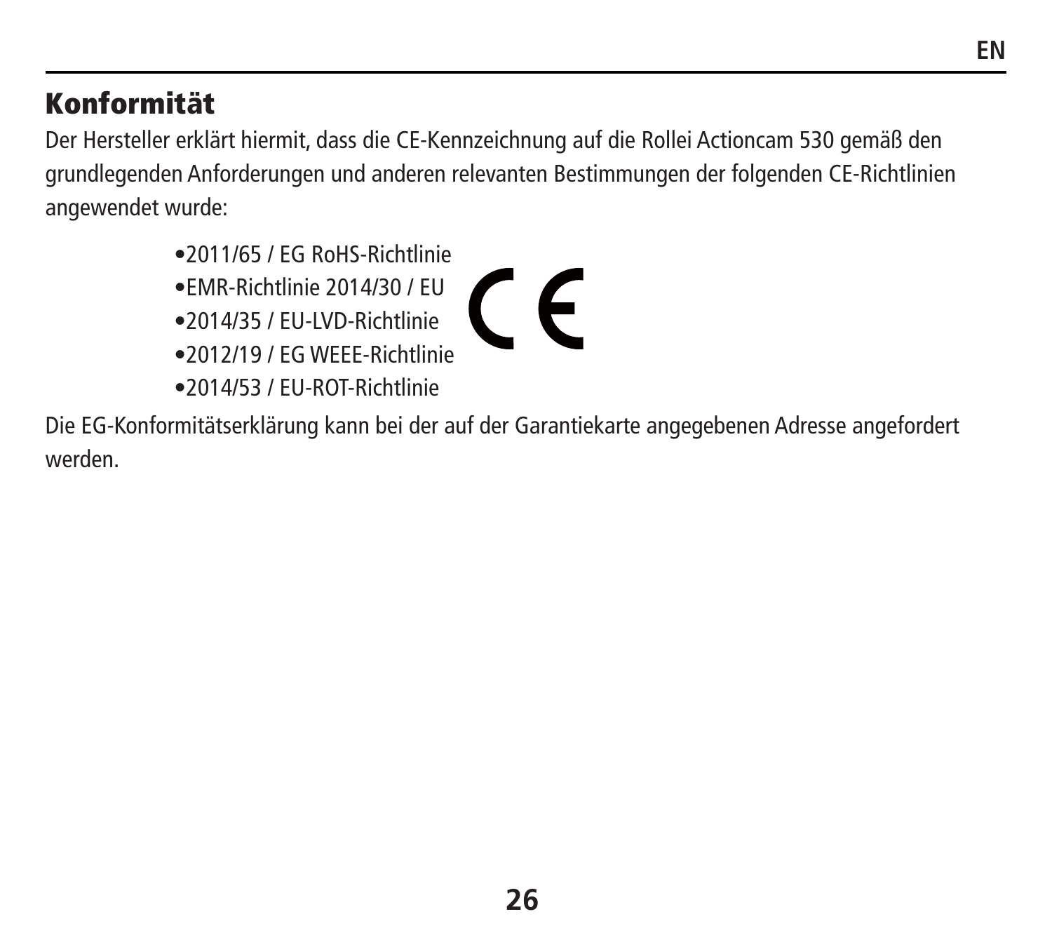## Konformität

Der Hersteller erklärt hiermit, dass die CE-Kennzeichnung auf die Rollei Actioncam 530 gemäß den grundlegenden Anforderungen und anderen relevanten Bestimmungen der folgenden CE-Richtlinien angewendet wurde:

- 2011/65 / EG RoHS-Richtlinie
- EMR-Richtlinie 2014/30 / EU
- 2014/35 / EU-LVD-Richtlinie
- 2012/19 / EG WEEE-Richtlinie
- 2014/53 / EU-ROT-Richtlinie

Die EG-Konformitätserklärung kann bei der auf der Garantiekarte angegebenen Adresse angefordert werden.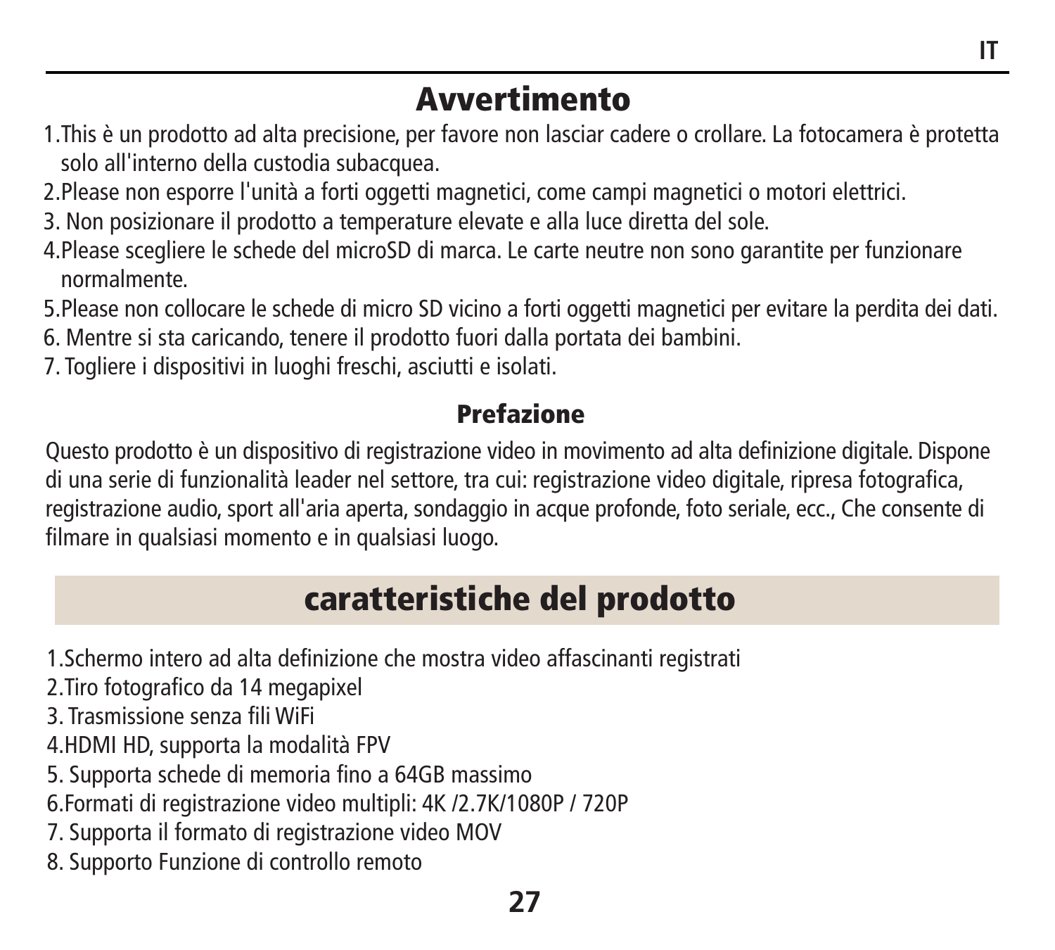# Avvertimento

1.This è un prodotto ad alta precisione, per favore non lasciar cadere o crollare. La fotocamera è protetta solo all'interno della custodia subacquea.
2.Please non esporre l'unità a forti oggetti magnetici, come campi magnetici o motori elettrici.
3. Non posizionare il prodotto a temperature elevate e alla luce diretta del sole.
4.Please scegliere le schede del microSD di marca. Le carte neutre non sono garantite per funzionare normalmente.
5.Please non collocare le schede di micro SD vicino a forti oggetti magnetici per evitare la perdita dei dati.
6. Mentre si sta caricando, tenere il prodotto fuori dalla portata dei bambini.
7. Togliere i dispositivi in luoghi freschi, asciutti e isolati.

## Prefazione

Questo prodotto è un dispositivo di registrazione video in movimento ad alta definizione digitale. Dispone di una serie di funzionalità leader nel settore, tra cui: registrazione video digitale, ripresa fotografica, registrazione audio, sport all'aria aperta, sondaggio in acque profonde, foto seriale, ecc., Che consente di filmare in qualsiasi momento e in qualsiasi luogo.

# caratteristiche del prodotto

1.Schermo intero ad alta definizione che mostra video affascinanti registrati
2.Tiro fotografico da 14 megapixel
3. Trasmissione senza fili WiFi
4.HDMI HD, supporta la modalità FPV
5. Supporta schede di memoria fino a 64GB massimo
6.Formati di registrazione video multipli: 4K /2.7K/1080P / 720P
7. Supporta il formato di registrazione video MOV
8. Supporto Funzione di controllo remoto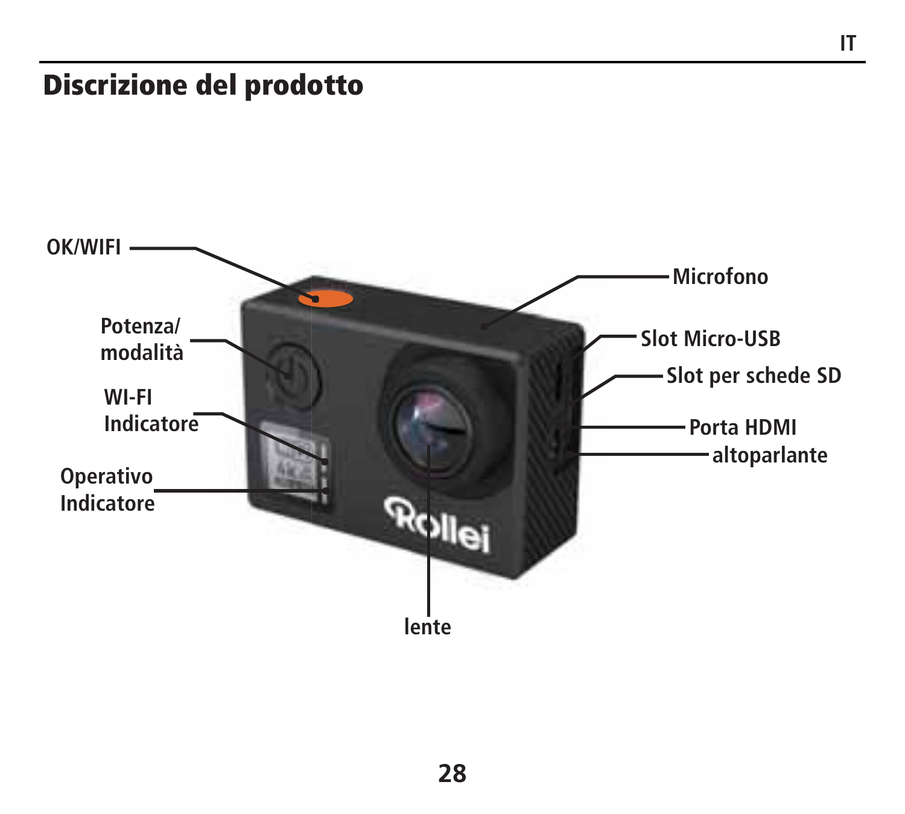# Discrizione del prodotto

OK/WIFI

Potenza/
modalità

WI-FI
Indicatore

Operativo
Indicatore

Microfono

Slot Micro-USB

Slot per schede SD

Porta HDMI

altoparlante

lente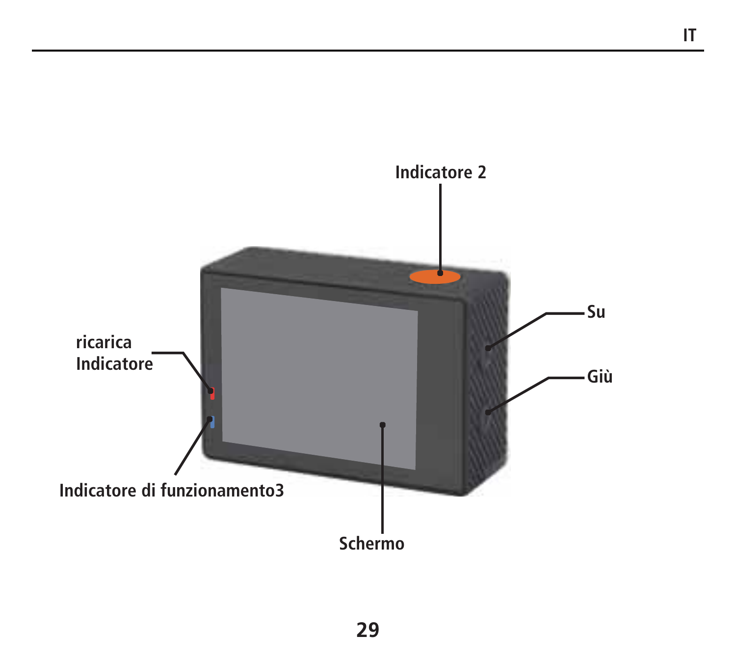Indicatore 2

ricarica
Indicatore

Su

Giù

Indicatore di funzionamento3

Schermo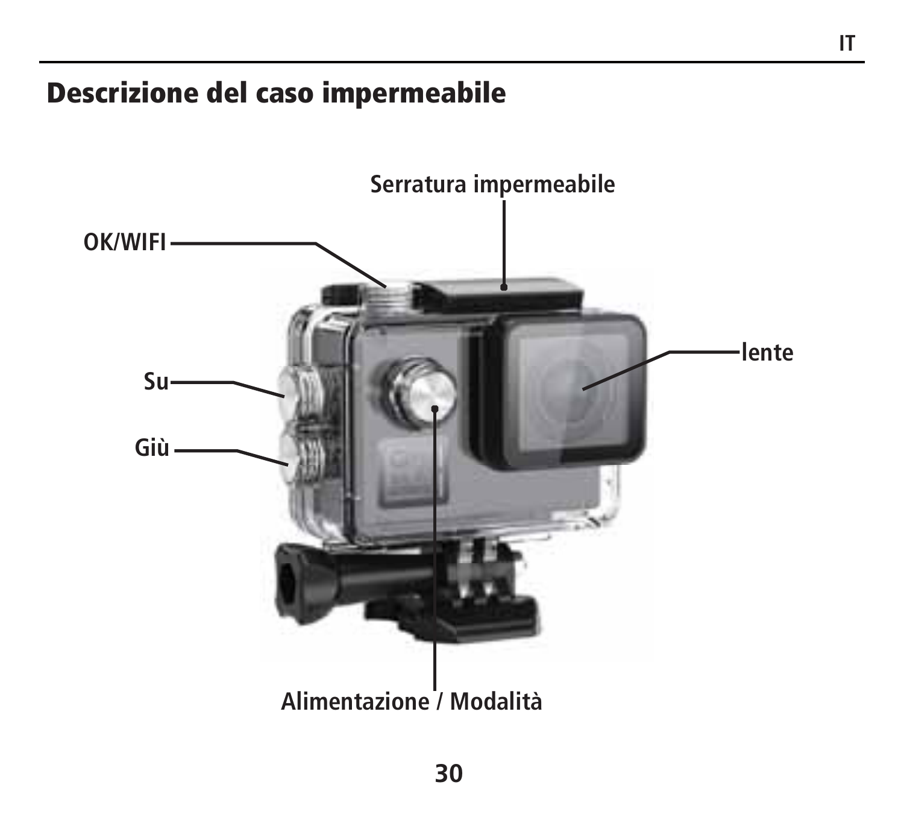## Descrizione del caso impermeabile

Serratura impermeabile

OK/WIFI

lente

Su

Giù

Alimentazione / Modalità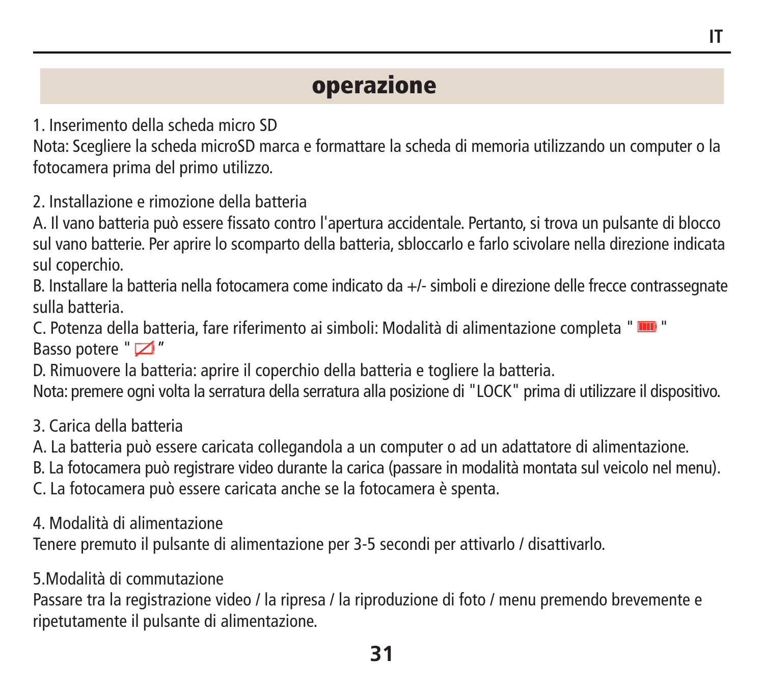## operazione

1. Inserimento della scheda micro SD
Nota: Scegliere la scheda microSD marca e formattare la scheda di memoria utilizzando un computer o la fotocamera prima del primo utilizzo.

2. Installazione e rimozione della batteria
A. Il vano batteria può essere fissato contro l'apertura accidentale. Pertanto, si trova un pulsante di blocco sul vano batterie. Per aprire lo scomparto della batteria, sbloccarlo e farlo scivolare nella direzione indicata sul coperchio.
B. Installare la batteria nella fotocamera come indicato da +/- simboli e direzione delle frecce contrassegnate sulla batteria.
C. Potenza della batteria, fare riferimento ai simboli: Modalità di alimentazione completa " "
Basso potere " "
D. Rimuovere la batteria: aprire il coperchio della batteria e togliere la batteria.
Nota: premere ogni volta la serratura della serratura alla posizione di "LOCK" prima di utilizzare il dispositivo.

3. Carica della batteria
A. La batteria può essere caricata collegandola a un computer o ad un adattatore di alimentazione.
B. La fotocamera può registrare video durante la carica (passare in modalità montata sul veicolo nel menu).
C. La fotocamera può essere caricata anche se la fotocamera è spenta.

4. Modalità di alimentazione
Tenere premuto il pulsante di alimentazione per 3-5 secondi per attivarlo / disattivarlo.

5.Modalità di commutazione
Passare tra la registrazione video / la ripresa / la riproduzione di foto / menu premendo brevemente e ripetutamente il pulsante di alimentazione.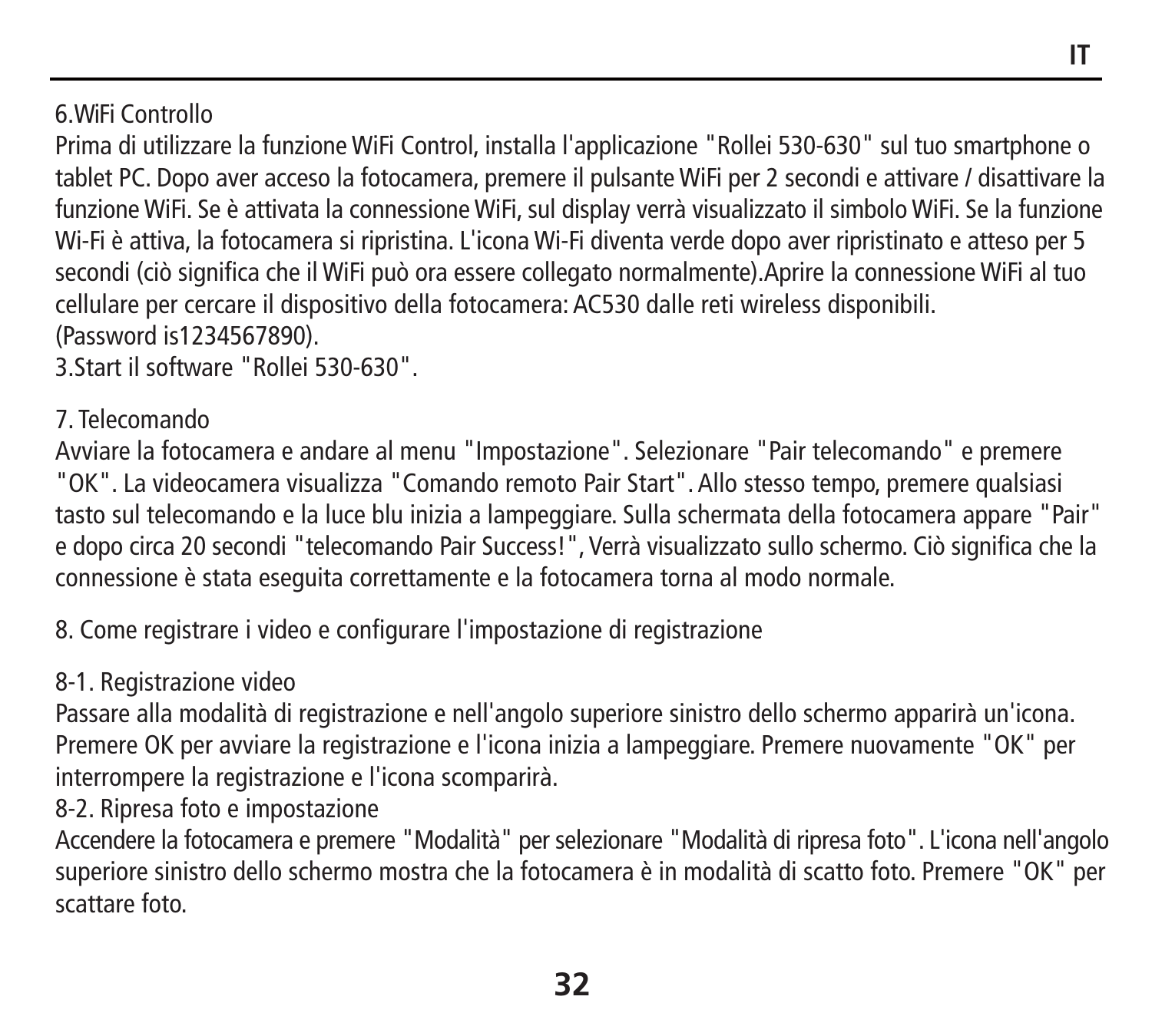## 6.WiFi Controllo

Prima di utilizzare la funzione WiFi Control, installa l'applicazione "Rollei 530-630" sul tuo smartphone o tablet PC. Dopo aver acceso la fotocamera, premere il pulsante WiFi per 2 secondi e attivare / disattivare la funzione WiFi. Se è attivata la connessione WiFi, sul display verrà visualizzato il simbolo WiFi. Se la funzione Wi-Fi è attiva, la fotocamera si ripristina. L'icona Wi-Fi diventa verde dopo aver ripristinato e atteso per 5 secondi (ciò significa che il WiFi può ora essere collegato normalmente).Aprire la connessione WiFi al tuo cellulare per cercare il dispositivo della fotocamera: AC530 dalle reti wireless disponibili.
(Password is1234567890).
3.Start il software "Rollei 530-630".

## 7. Telecomando

Avviare la fotocamera e andare al menu "Impostazione". Selezionare "Pair telecomando" e premere "OK". La videocamera visualizza "Comando remoto Pair Start". Allo stesso tempo, premere qualsiasi tasto sul telecomando e la luce blu inizia a lampeggiare. Sulla schermata della fotocamera appare "Pair" e dopo circa 20 secondi "telecomando Pair Success!", Verrà visualizzato sullo schermo. Ciò significa che la connessione è stata eseguita correttamente e la fotocamera torna al modo normale.

## 8. Come registrare i video e configurare l'impostazione di registrazione

### 8-1. Registrazione video

Passare alla modalità di registrazione e nell'angolo superiore sinistro dello schermo apparirà un'icona. Premere OK per avviare la registrazione e l'icona inizia a lampeggiare. Premere nuovamente "OK" per interrompere la registrazione e l'icona scomparirà.

### 8-2. Ripresa foto e impostazione

Accendere la fotocamera e premere "Modalità" per selezionare "Modalità di ripresa foto". L'icona nell'angolo superiore sinistro dello schermo mostra che la fotocamera è in modalità di scatto foto. Premere "OK" per scattare foto.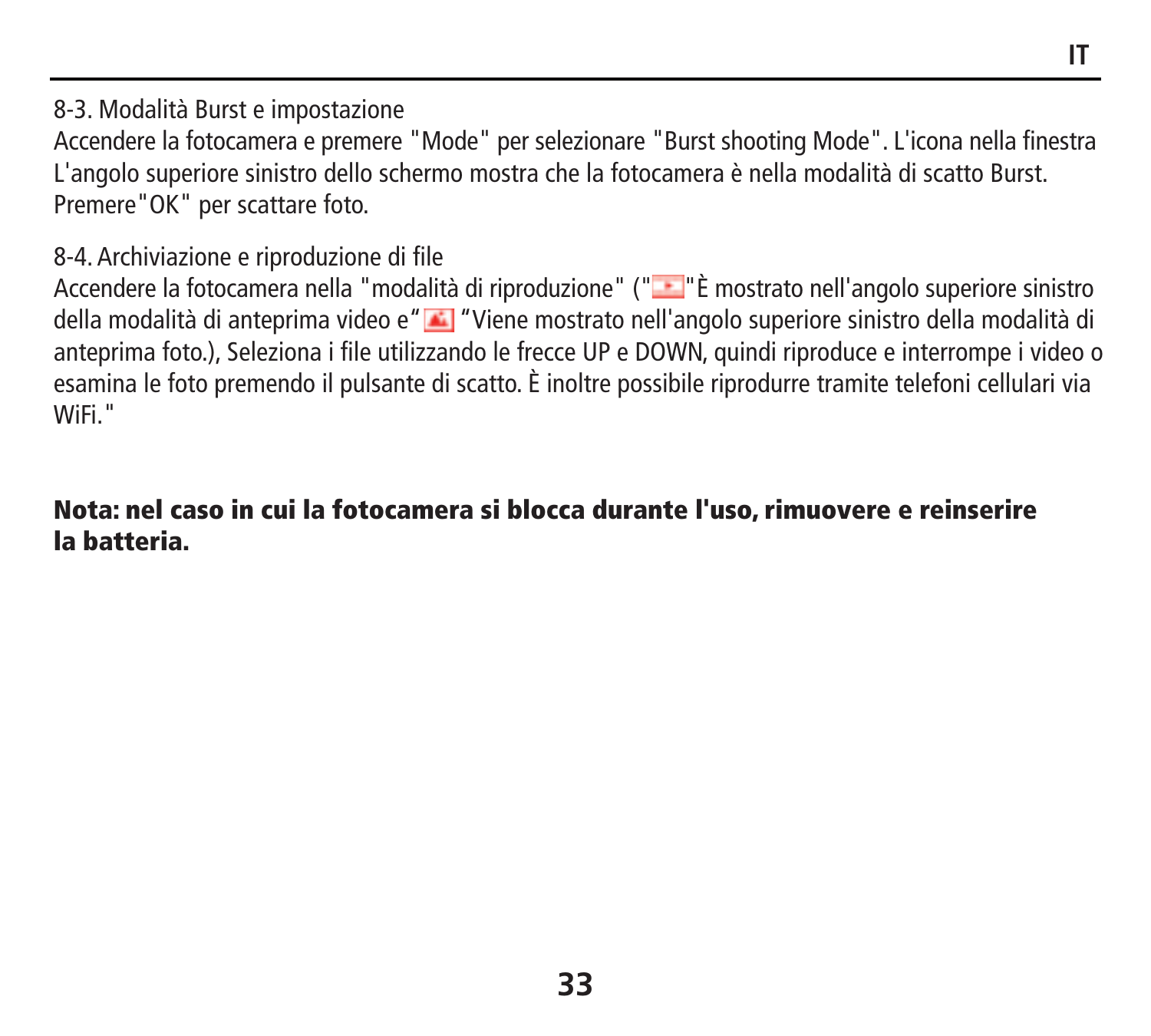8-3. Modalità Burst e impostazione

Accendere la fotocamera e premere "Mode" per selezionare "Burst shooting Mode". L'icona nella finestra L'angolo superiore sinistro dello schermo mostra che la fotocamera è nella modalità di scatto Burst. Premere"OK" per scattare foto.

8-4. Archiviazione e riproduzione di file

Accendere la fotocamera nella "modalità di riproduzione" (" "È mostrato nell'angolo superiore sinistro della modalità di anteprima video e" "Viene mostrato nell'angolo superiore sinistro della modalità di anteprima foto.), Seleziona i file utilizzando le frecce UP e DOWN, quindi riproduce e interrompe i video o esamina le foto premendo il pulsante di scatto. È inoltre possibile riprodurre tramite telefoni cellulari via WiFi."

**Nota: nel caso in cui la fotocamera si blocca durante l'uso, rimuovere e reinserire la batteria.**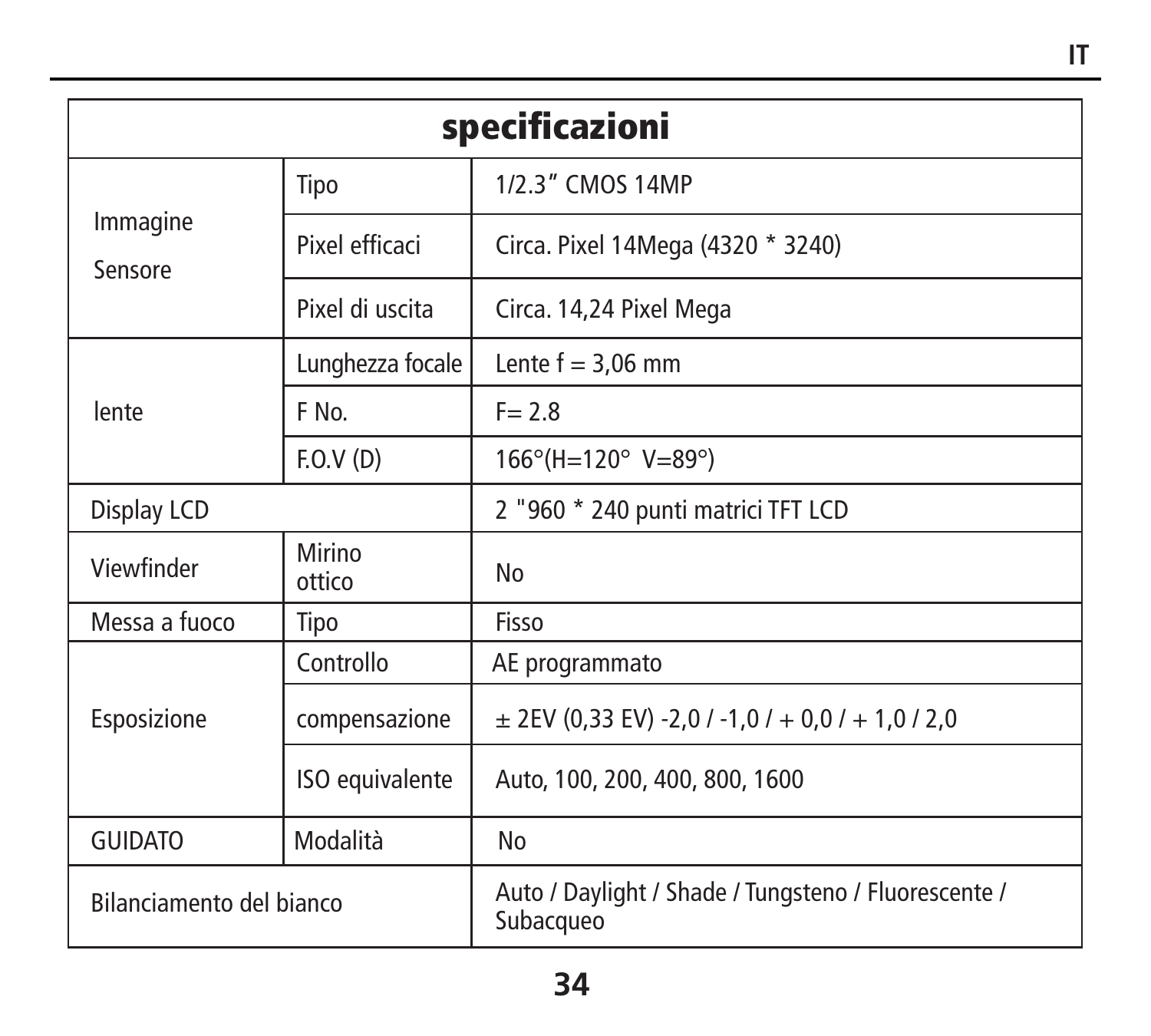| specificazioni | | |
|---|---|---|
| Immagine Sensore | Tipo | 1/2.3” CMOS 14MP |
| | Pixel efficaci | Circa. Pixel 14Mega (4320 * 3240) |
| | Pixel di uscita | Circa. 14,24 Pixel Mega |
| lente | Lunghezza focale | Lente f = 3,06 mm |
| | F No. | F= 2.8 |
| | F.O.V (D) | 166°(H=120° V=89°) |
| Display LCD | | 2 "960 * 240 punti matrici TFT LCD |
| Viewfinder | Mirino ottico | No |
| Messa a fuoco | Tipo | Fisso |
| Esposizione | Controllo | AE programmato |
| | compensazione | ± 2EV (0,33 EV) -2,0 / -1,0 / + 0,0 / + 1,0 / 2,0 |
| | ISO equivalente | Auto, 100, 200, 400, 800, 1600 |
| GUIDATO | Modalità | No |
| Bilanciamento del bianco | | Auto / Daylight / Shade / Tungsteno / Fluorescente / Subacqueo |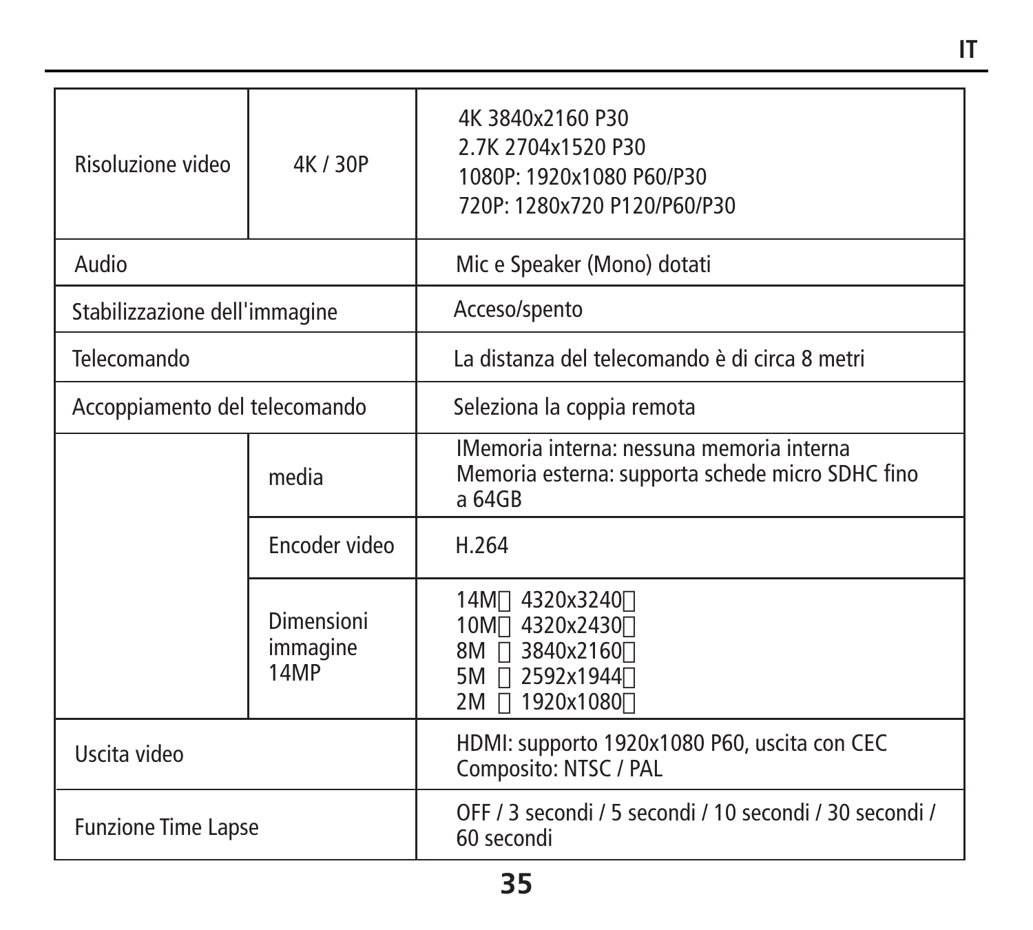| | | |
|---|---|---|
| Risoluzione video | 4K / 30P | 4K 3840x2160 P30<br>2.7K 2704x1520 P30<br>1080P: 1920x1080 P60/P30<br>720P: 1280x720 P120/P60/P30 |
| Audio | | Mic e Speaker (Mono) dotati |
| Stabilizzazione dell'immagine | | Acceso/spento |
| Telecomando | | La distanza del telecomando è di circa 8 metri |
| Accoppiamento del telecomando | | Seleziona la coppia remota |
| | media | IMemoria interna: nessuna memoria interna<br>Memoria esterna: supporta schede micro SDHC fino a 64GB |
| | Encoder video | H.264 |
| | Dimensioni immagine 14MP | 14M 4320x3240<br>10M 4320x2430<br>8M 3840x2160<br>5M 2592x1944<br>2M 1920x1080 |
| Uscita video | | HDMI: supporto 1920x1080 P60, uscita con CEC<br>Composito: NTSC / PAL |
| Funzione Time Lapse | | OFF / 3 secondi / 5 secondi / 10 secondi / 30 secondi / 60 secondi |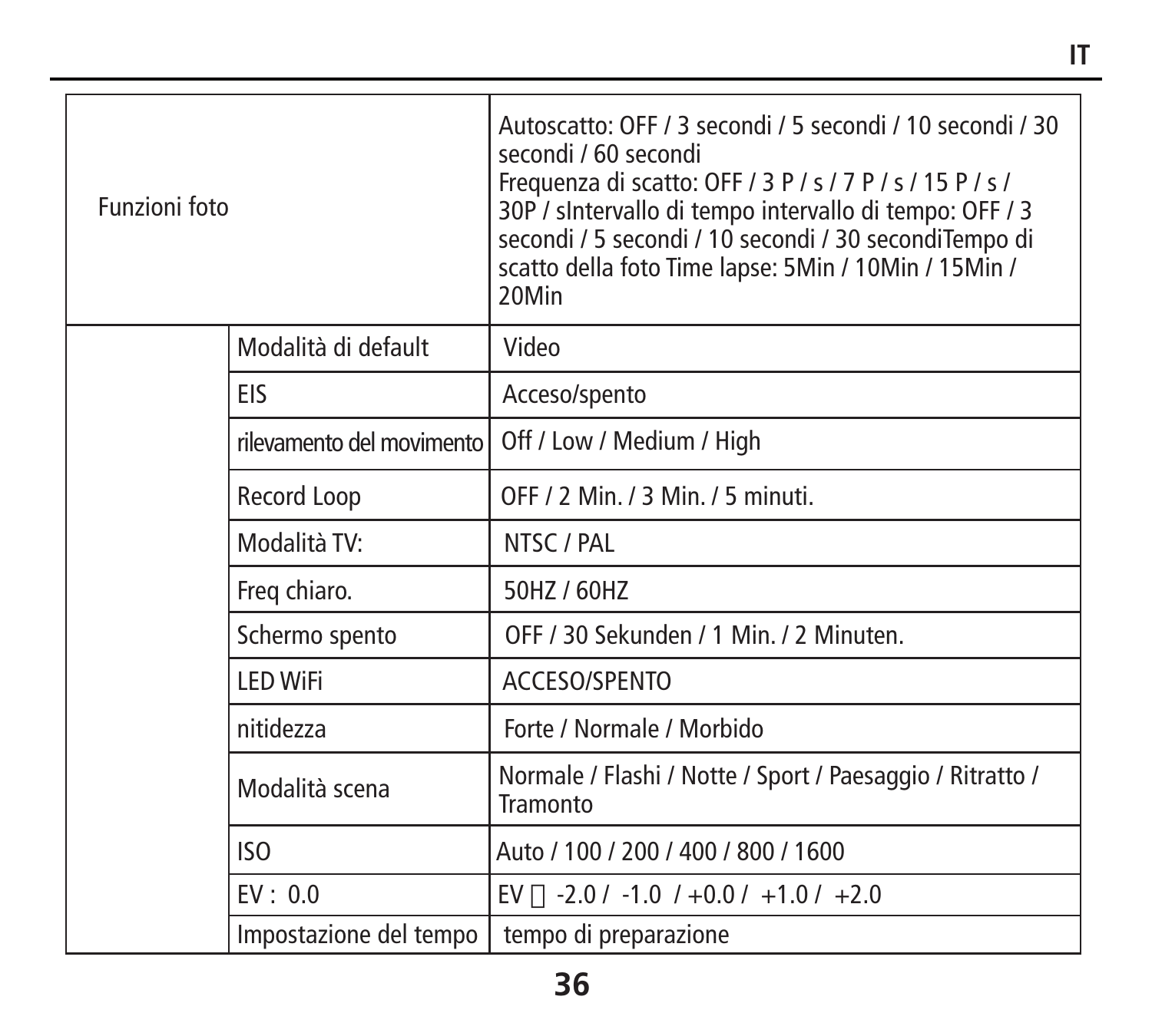| | | |
|---|---|---|
| Funzioni foto | | Autoscatto: OFF / 3 secondi / 5 secondi / 10 secondi / 30 secondi / 60 secondi<br>Frequenza di scatto: OFF / 3 P / s / 7 P / s / 15 P / s / 30P / sIntervallo di tempo intervallo di tempo: OFF / 3 secondi / 5 secondi / 10 secondi / 30 secondiTempo di scatto della foto Time lapse: 5Min / 10Min / 15Min / 20Min |
| | Modalità di default | Video |
| | EIS | Acceso/spento |
| | rilevamento del movimento | Off / Low / Medium / High |
| | Record Loop | OFF / 2 Min. / 3 Min. / 5 minuti. |
| | Modalità TV: | NTSC / PAL |
| | Freq chiaro. | 50HZ / 60HZ |
| | Schermo spento | OFF / 30 Sekunden / 1 Min. / 2 Minuten. |
| | LED WiFi | ACCESO/SPENTO |
| | nitidezza | Forte / Normale / Morbido |
| | Modalità scena | Normale / Flashi / Notte / Sport / Paesaggio / Ritratto / Tramonto |
| | ISO | Auto / 100 / 200 / 400 / 800 / 1600 |
| | EV : 0.0 | EV  -2.0 / -1.0 / +0.0 / +1.0 / +2.0 |
| | Impostazione del tempo | tempo di preparazione |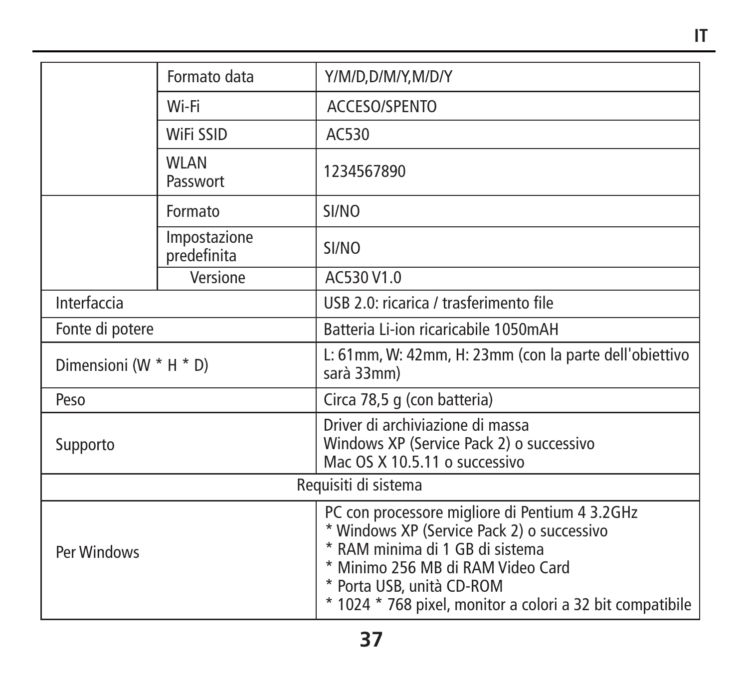| | | |
|---|---|---|
| | Formato data | Y/M/D,D/M/Y,M/D/Y |
| | Wi-Fi | ACCESO/SPENTO |
| | WiFi SSID | AC530 |
| | WLAN Passwort | 1234567890 |
| | Formato | SI/NO |
| | Impostazione predefinita | SI/NO |
| | Versione | AC530 V1.0 |
| Interfaccia | | USB 2.0: ricarica / trasferimento file |
| Fonte di potere | | Batteria Li-ion ricaricabile 1050mAH |
| Dimensioni (W * H * D) | | L: 61mm, W: 42mm, H: 23mm (con la parte dell'obiettivo sarà 33mm) |
| Peso | | Circa 78,5 g (con batteria) |
| Supporto | | Driver di archiviazione di massa<br>Windows XP (Service Pack 2) o successivo<br>Mac OS X 10.5.11 o successivo |
| Requisiti di sistema | | |
| Per Windows | | PC con processore migliore di Pentium 4 3.2GHz<br>* Windows XP (Service Pack 2) o successivo<br>* RAM minima di 1 GB di sistema<br>* Minimo 256 MB di RAM Video Card<br>* Porta USB, unità CD-ROM<br>* 1024 * 768 pixel, monitor a colori a 32 bit compatibile |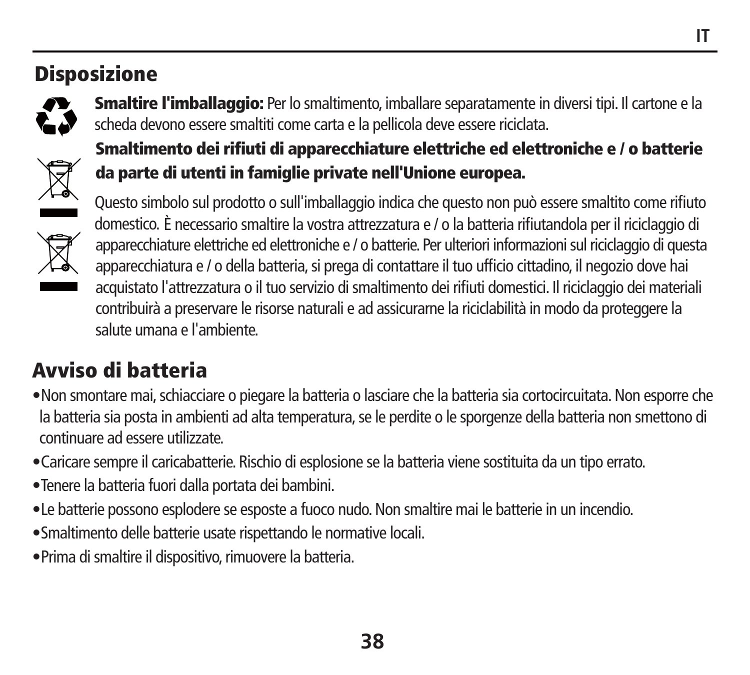## Disposizione

**Smaltire l'imballaggio:** Per lo smaltimento, imballare separatamente in diversi tipi. Il cartone e la scheda devono essere smaltiti come carta e la pellicola deve essere riciclata.

**Smaltimento dei rifiuti di apparecchiature elettriche ed elettroniche e / o batterie da parte di utenti in famiglie private nell'Unione europea.**

Questo simbolo sul prodotto o sull'imballaggio indica che questo non può essere smaltito come rifiuto domestico. È necessario smaltire la vostra attrezzatura e / o la batteria rifiutandola per il riciclaggio di apparecchiature elettriche ed elettroniche e / o batterie. Per ulteriori informazioni sul riciclaggio di questa apparecchiatura e / o della batteria, si prega di contattare il tuo ufficio cittadino, il negozio dove hai acquistato l'attrezzatura o il tuo servizio di smaltimento dei rifiuti domestici. Il riciclaggio dei materiali contribuirà a preservare le risorse naturali e ad assicurarne la riciclabilità in modo da proteggere la salute umana e l'ambiente.

## Avviso di batteria

- Non smontare mai, schiacciare o piegare la batteria o lasciare che la batteria sia cortocircuitata. Non esporre che la batteria sia posta in ambienti ad alta temperatura, se le perdite o le sporgenze della batteria non smettono di continuare ad essere utilizzate.
- Caricare sempre il caricabatterie. Rischio di esplosione se la batteria viene sostituita da un tipo errato.
- Tenere la batteria fuori dalla portata dei bambini.
- Le batterie possono esplodere se esposte a fuoco nudo. Non smaltire mai le batterie in un incendio.
- Smaltimento delle batterie usate rispettando le normative locali.
- Prima di smaltire il dispositivo, rimuovere la batteria.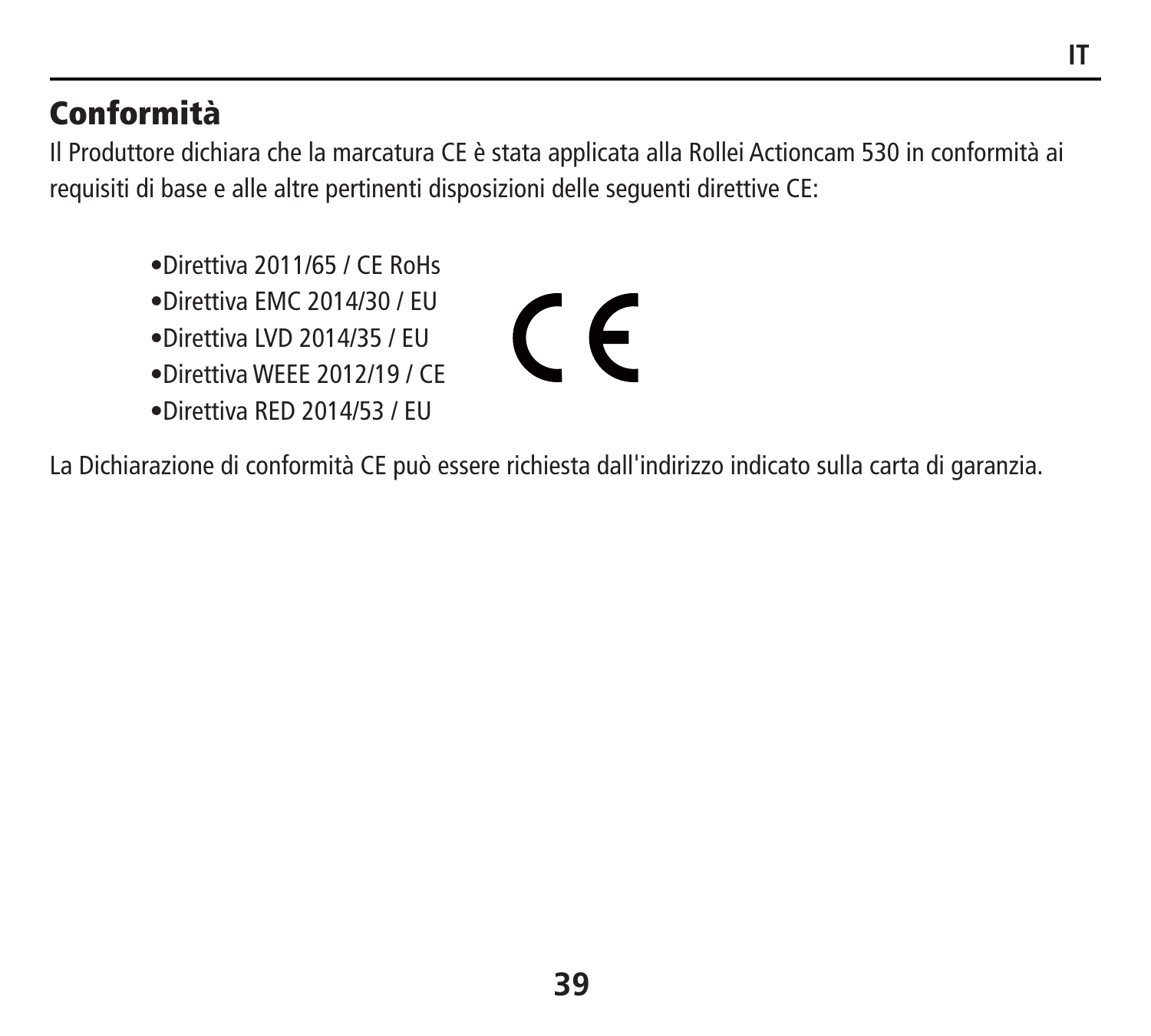## Conformità

Il Produttore dichiara che la marcatura CE è stata applicata alla Rollei Actioncam 530 in conformità ai requisiti di base e alle altre pertinenti disposizioni delle seguenti direttive CE:

- Direttiva 2011/65 / CE RoHs
- Direttiva EMC 2014/30 / EU
- Direttiva LVD 2014/35 / EU
- Direttiva WEEE 2012/19 / CE
- Direttiva RED 2014/53 / EU

La Dichiarazione di conformità CE può essere richiesta dall'indirizzo indicato sulla carta di garanzia.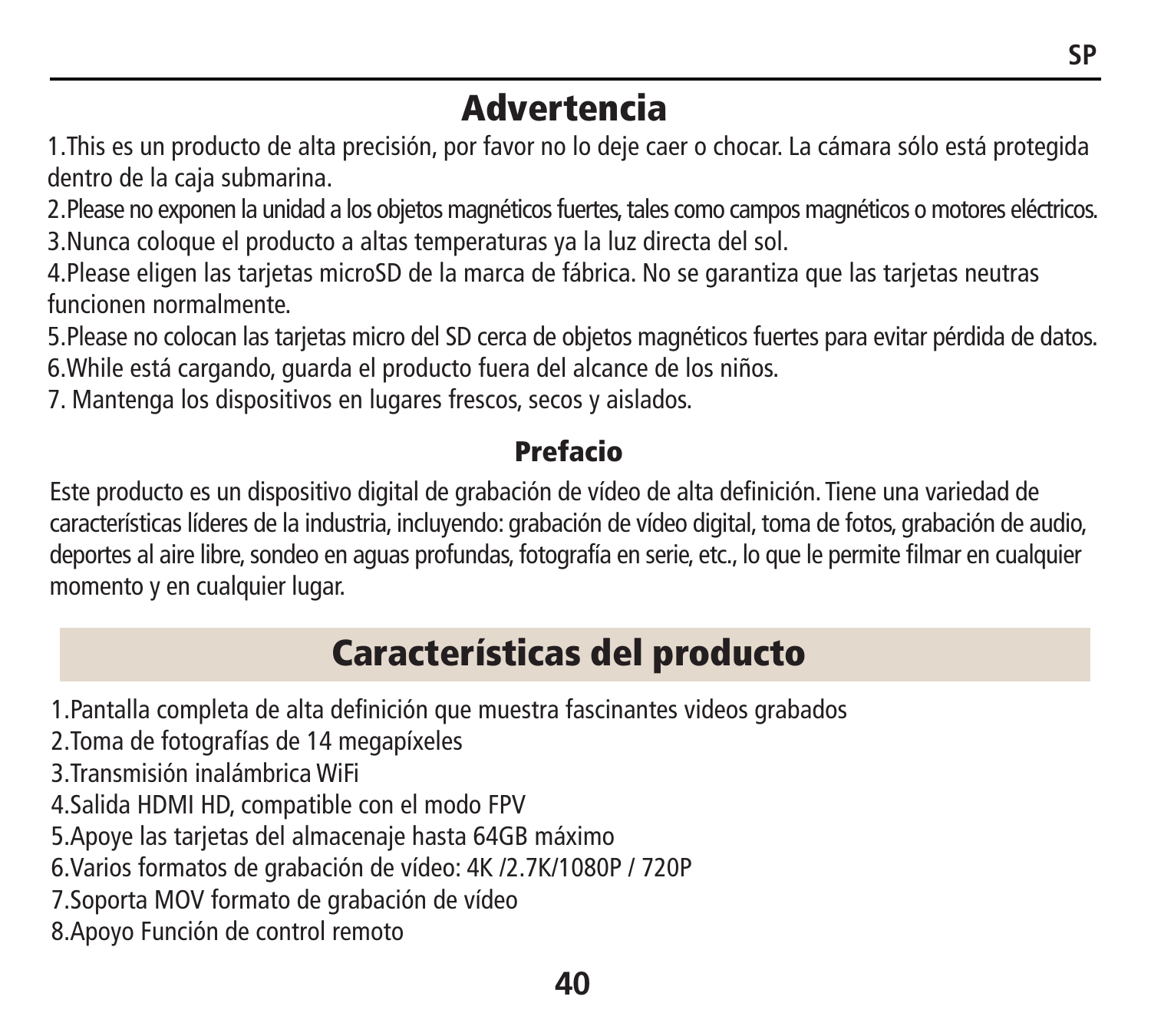# Advertencia

1.This es un producto de alta precisión, por favor no lo deje caer o chocar. La cámara sólo está protegida dentro de la caja submarina.
2.Please no exponen la unidad a los objetos magnéticos fuertes, tales como campos magnéticos o motores eléctricos.
3.Nunca coloque el producto a altas temperaturas ya la luz directa del sol.
4.Please eligen las tarjetas microSD de la marca de fábrica. No se garantiza que las tarjetas neutras funcionen normalmente.
5.Please no colocan las tarjetas micro del SD cerca de objetos magnéticos fuertes para evitar pérdida de datos.
6.While está cargando, guarda el producto fuera del alcance de los niños.
7. Mantenga los dispositivos en lugares frescos, secos y aislados.

### Prefacio

Este producto es un dispositivo digital de grabación de vídeo de alta definición. Tiene una variedad de características líderes de la industria, incluyendo: grabación de vídeo digital, toma de fotos, grabación de audio, deportes al aire libre, sondeo en aguas profundas, fotografía en serie, etc., lo que le permite filmar en cualquier momento y en cualquier lugar.

## Características del producto

1.Pantalla completa de alta definición que muestra fascinantes videos grabados
2.Toma de fotografías de 14 megapíxeles
3.Transmisión inalámbrica WiFi
4.Salida HDMI HD, compatible con el modo FPV
5.Apoye las tarjetas del almacenaje hasta 64GB máximo
6.Varios formatos de grabación de vídeo: 4K /2.7K/1080P / 720P
7.Soporta MOV formato de grabación de vídeo
8.Apoyo Función de control remoto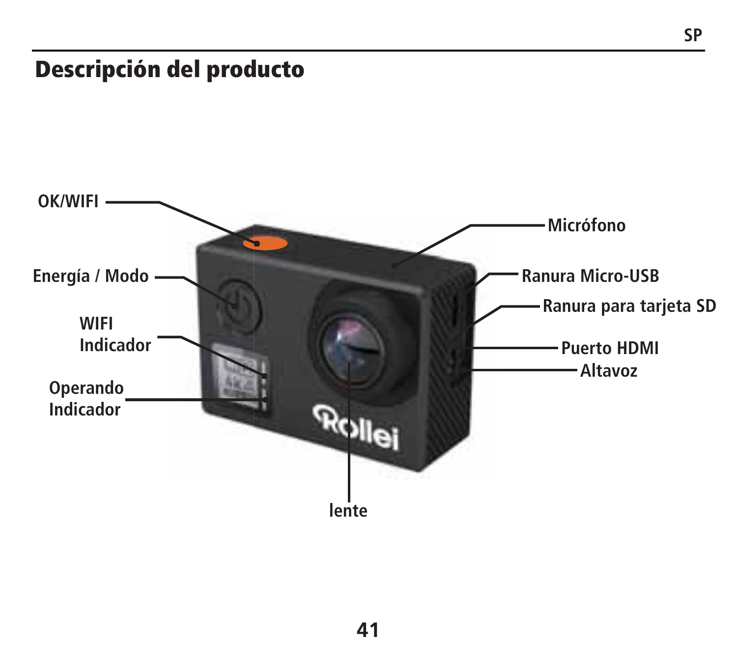# Descripción del producto

OK/WIFI

Energía / Modo

WIFI
Indicador

Operando
Indicador

Micrófono

Ranura Micro-USB

Ranura para tarjeta SD

Puerto HDMI

Altavoz

lente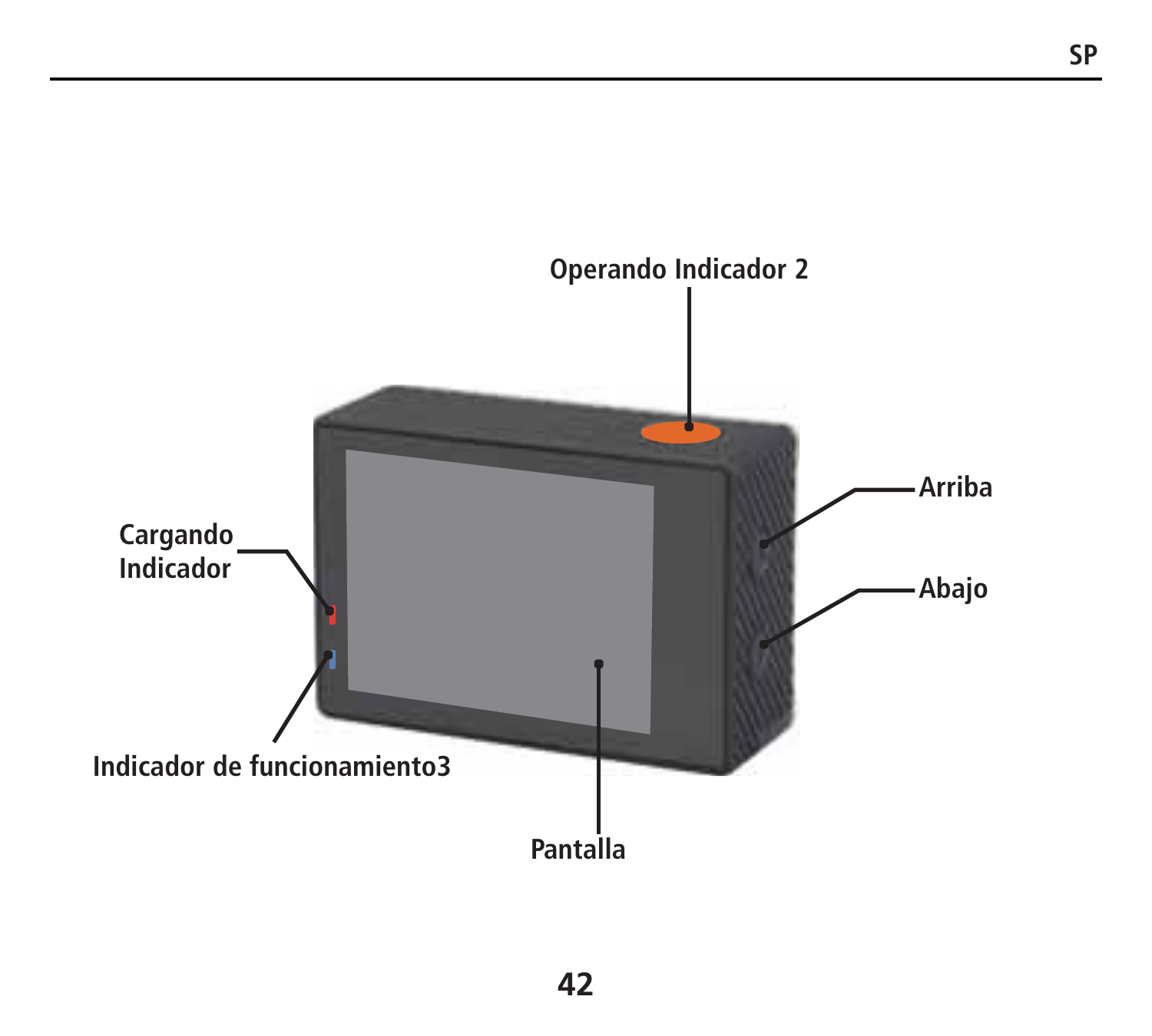Operando Indicador 2

Arriba

Cargando Indicador

Abajo

Indicador de funcionamiento3

Pantalla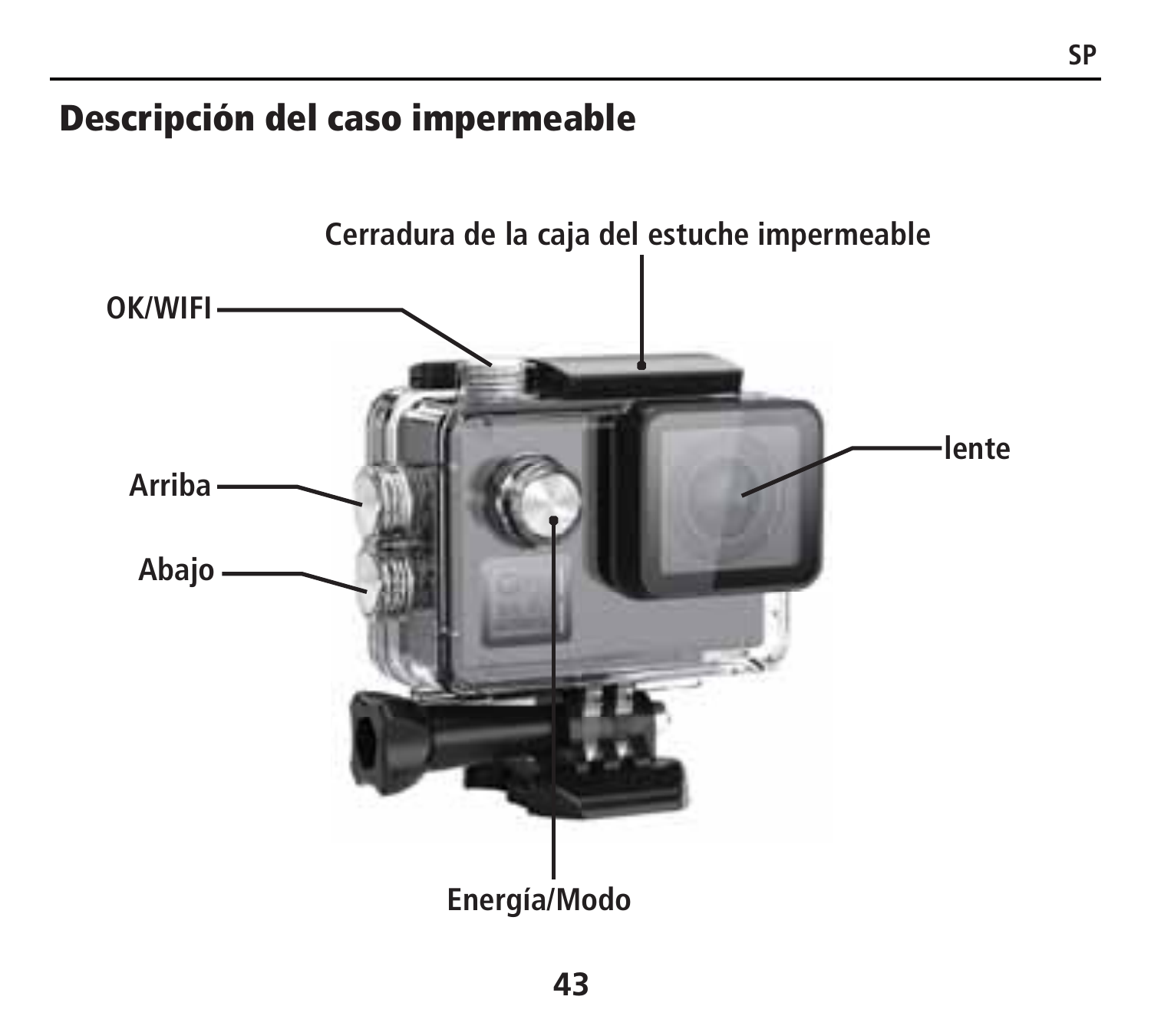## Descripción del caso impermeable

Cerradura de la caja del estuche impermeable

OK/WIFI

Arriba

Abajo

lente

Energía/Modo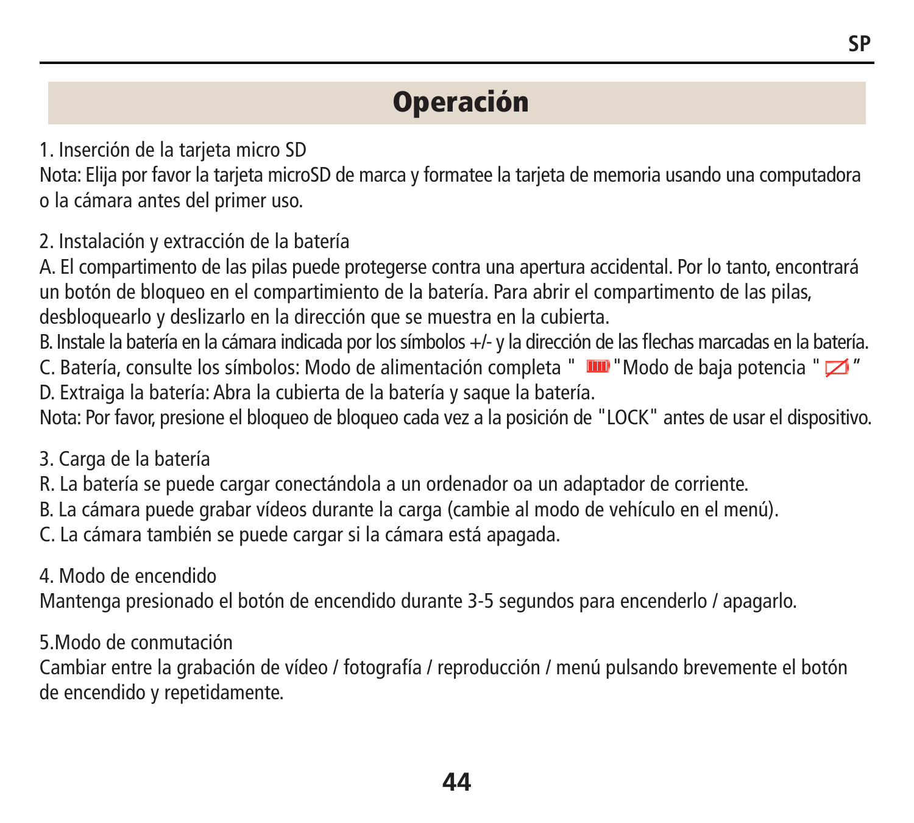# Operación

1. Inserción de la tarjeta micro SD

Nota: Elija por favor la tarjeta microSD de marca y formatee la tarjeta de memoria usando una computadora o la cámara antes del primer uso.

2. Instalación y extracción de la batería

A. El compartimento de las pilas puede protegerse contra una apertura accidental. Por lo tanto, encontrará un botón de bloqueo en el compartimiento de la batería. Para abrir el compartimento de las pilas, desbloquearlo y deslizarlo en la dirección que se muestra en la cubierta.

B. Instale la batería en la cámara indicada por los símbolos +/- y la dirección de las flechas marcadas en la batería.

C. Batería, consulte los símbolos: Modo de alimentación completa " "Modo de baja potencia " "

D. Extraiga la batería: Abra la cubierta de la batería y saque la batería.

Nota: Por favor, presione el bloqueo de bloqueo cada vez a la posición de "LOCK" antes de usar el dispositivo.

3. Carga de la batería

R. La batería se puede cargar conectándola a un ordenador oa un adaptador de corriente.

B. La cámara puede grabar vídeos durante la carga (cambie al modo de vehículo en el menú).

C. La cámara también se puede cargar si la cámara está apagada.

4. Modo de encendido

Mantenga presionado el botón de encendido durante 3-5 segundos para encenderlo / apagarlo.

5.Modo de conmutación

Cambiar entre la grabación de vídeo / fotografía / reproducción / menú pulsando brevemente el botón de encendido y repetidamente.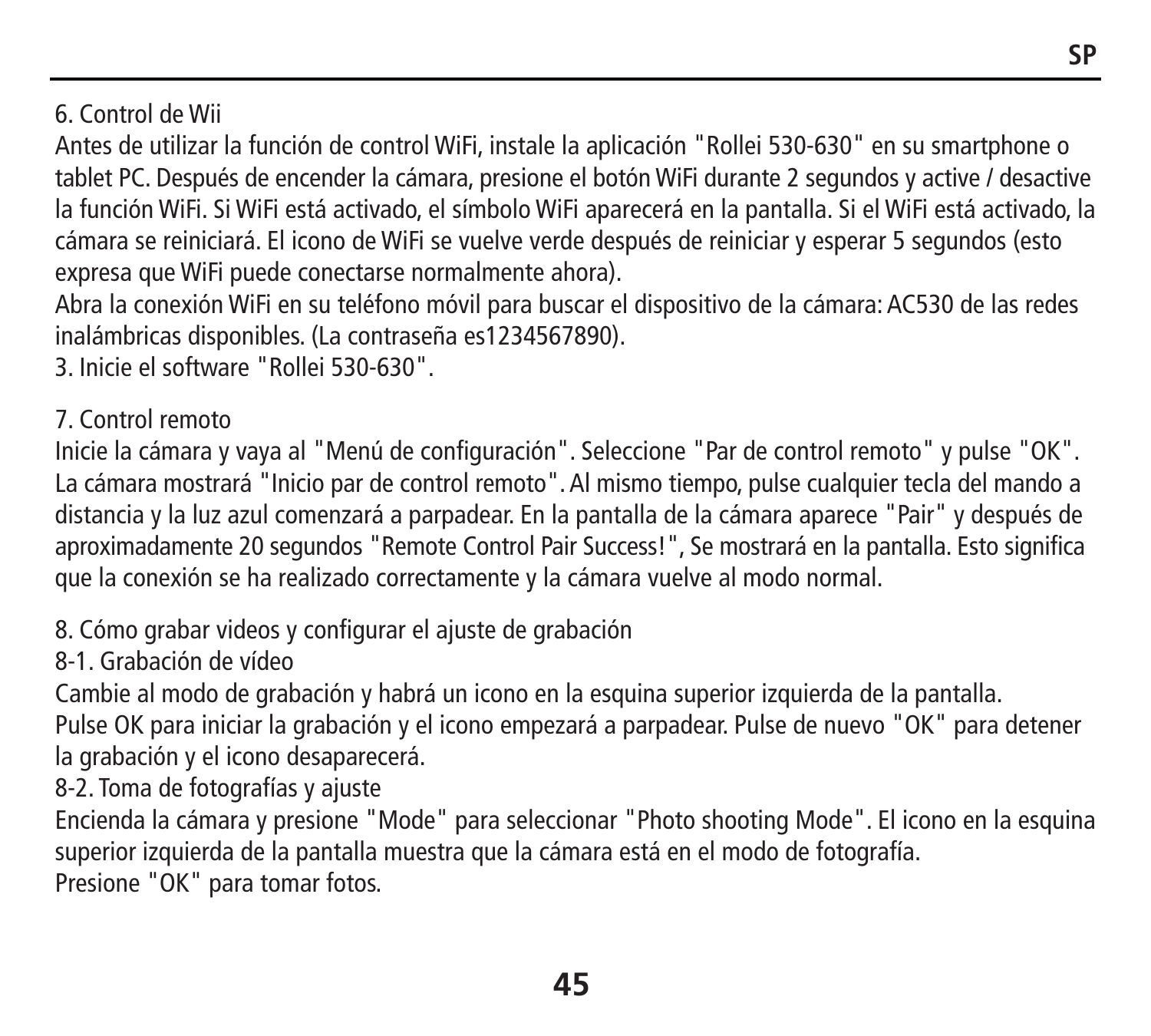6. Control de Wii

Antes de utilizar la función de control WiFi, instale la aplicación "Rollei 530-630" en su smartphone o tablet PC. Después de encender la cámara, presione el botón WiFi durante 2 segundos y active / desactive la función WiFi. Si WiFi está activado, el símbolo WiFi aparecerá en la pantalla. Si el WiFi está activado, la cámara se reiniciará. El icono de WiFi se vuelve verde después de reiniciar y esperar 5 segundos (esto expresa que WiFi puede conectarse normalmente ahora).

Abra la conexión WiFi en su teléfono móvil para buscar el dispositivo de la cámara: AC530 de las redes inalámbricas disponibles. (La contraseña es1234567890).

3. Inicie el software "Rollei 530-630".

7. Control remoto

Inicie la cámara y vaya al "Menú de configuración". Seleccione "Par de control remoto" y pulse "OK". La cámara mostrará "Inicio par de control remoto". Al mismo tiempo, pulse cualquier tecla del mando a distancia y la luz azul comenzará a parpadear. En la pantalla de la cámara aparece "Pair" y después de aproximadamente 20 segundos "Remote Control Pair Success!", Se mostrará en la pantalla. Esto significa que la conexión se ha realizado correctamente y la cámara vuelve al modo normal.

8. Cómo grabar videos y configurar el ajuste de grabación

8-1. Grabación de vídeo

Cambie al modo de grabación y habrá un icono en la esquina superior izquierda de la pantalla.
Pulse OK para iniciar la grabación y el icono empezará a parpadear. Pulse de nuevo "OK" para detener la grabación y el icono desaparecerá.

8-2. Toma de fotografías y ajuste

Encienda la cámara y presione "Mode" para seleccionar "Photo shooting Mode". El icono en la esquina superior izquierda de la pantalla muestra que la cámara está en el modo de fotografía.
Presione "OK" para tomar fotos.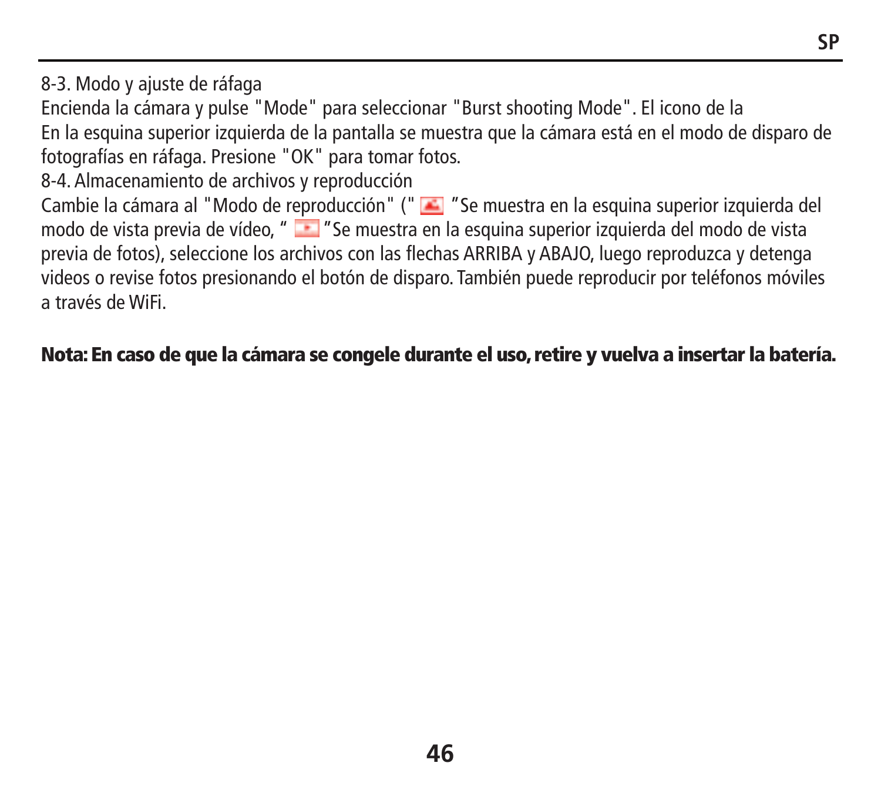8-3. Modo y ajuste de ráfaga

Encienda la cámara y pulse "Mode" para seleccionar "Burst shooting Mode". El icono de la En la esquina superior izquierda de la pantalla se muestra que la cámara está en el modo de disparo de fotografías en ráfaga. Presione "OK" para tomar fotos.

8-4. Almacenamiento de archivos y reproducción

Cambie la cámara al "Modo de reproducción" (" ”Se muestra en la esquina superior izquierda del modo de vista previa de vídeo, “ ”Se muestra en la esquina superior izquierda del modo de vista previa de fotos), seleccione los archivos con las flechas ARRIBA y ABAJO, luego reproduzca y detenga videos o revise fotos presionando el botón de disparo. También puede reproducir por teléfonos móviles a través de WiFi.

**Nota: En caso de que la cámara se congele durante el uso, retire y vuelva a insertar la batería.**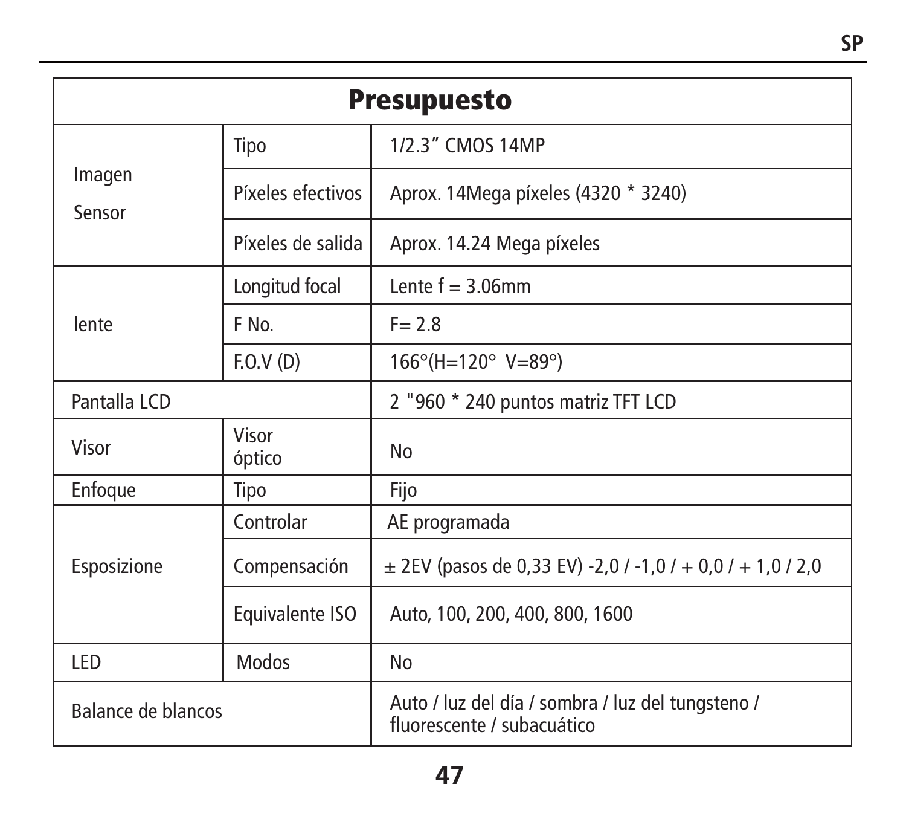| Presupuesto | | |
|---|---|---|
| Imagen Sensor | Tipo | 1/2.3" CMOS 14MP |
| | Píxeles efectivos | Aprox. 14Mega píxeles (4320 * 3240) |
| | Píxeles de salida | Aprox. 14.24 Mega píxeles |
| lente | Longitud focal | Lente f = 3.06mm |
| | F No. | F= 2.8 |
| | F.O.V (D) | 166°(H=120° V=89°) |
| Pantalla LCD | | 2 "960 * 240 puntos matriz TFT LCD |
| Visor | Visor óptico | No |
| Enfoque | Tipo | Fijo |
| Esposizione | Controlar | AE programada |
| | Compensación | ± 2EV (pasos de 0,33 EV) -2,0 / -1,0 / + 0,0 / + 1,0 / 2,0 |
| | Equivalente ISO | Auto, 100, 200, 400, 800, 1600 |
| LED | Modos | No |
| Balance de blancos | | Auto / luz del día / sombra / luz del tungsteno / fluorescente / subacuático |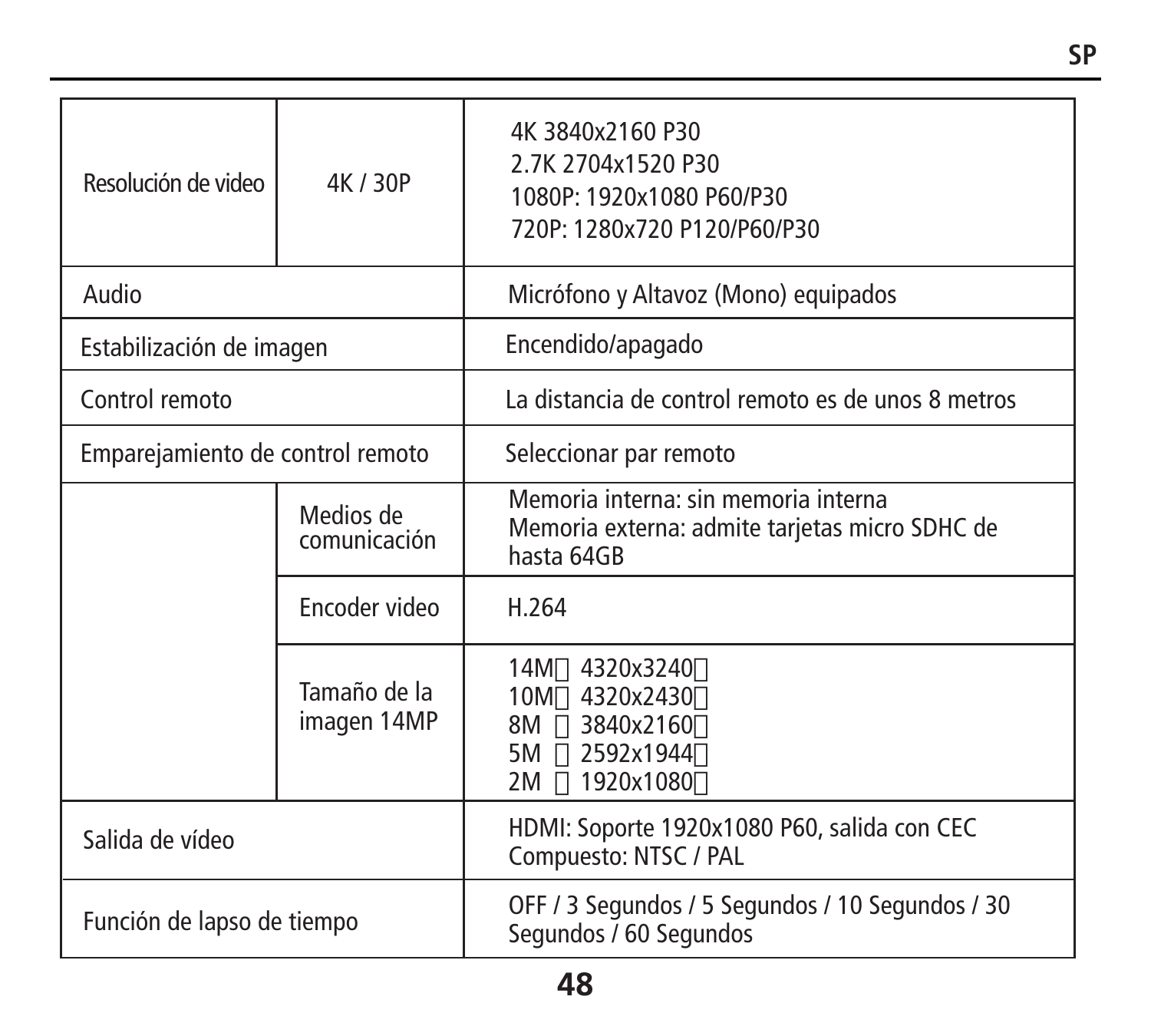| | | |
|---|---|---|
| Resolución de video | 4K / 30P | 4K 3840x2160 P30<br>2.7K 2704x1520 P30<br>1080P: 1920x1080 P60/P30<br>720P: 1280x720 P120/P60/P30 |
| Audio | | Micrófono y Altavoz (Mono) equipados |
| Estabilización de imagen | | Encendido/apagado |
| Control remoto | | La distancia de control remoto es de unos 8 metros |
| Emparejamiento de control remoto | | Seleccionar par remoto |
| | Medios de comunicación | Memoria interna: sin memoria interna<br>Memoria externa: admite tarjetas micro SDHC de hasta 64GB |
| | Encoder video | H.264 |
| | Tamaño de la imagen 14MP | 14M 4320x3240<br>10M 4320x2430<br>8M 3840x2160<br>5M 2592x1944<br>2M 1920x1080 |
| Salida de vídeo | | HDMI: Soporte 1920x1080 P60, salida con CEC<br>Compuesto: NTSC / PAL |
| Función de lapso de tiempo | | OFF / 3 Segundos / 5 Segundos / 10 Segundos / 30 Segundos / 60 Segundos |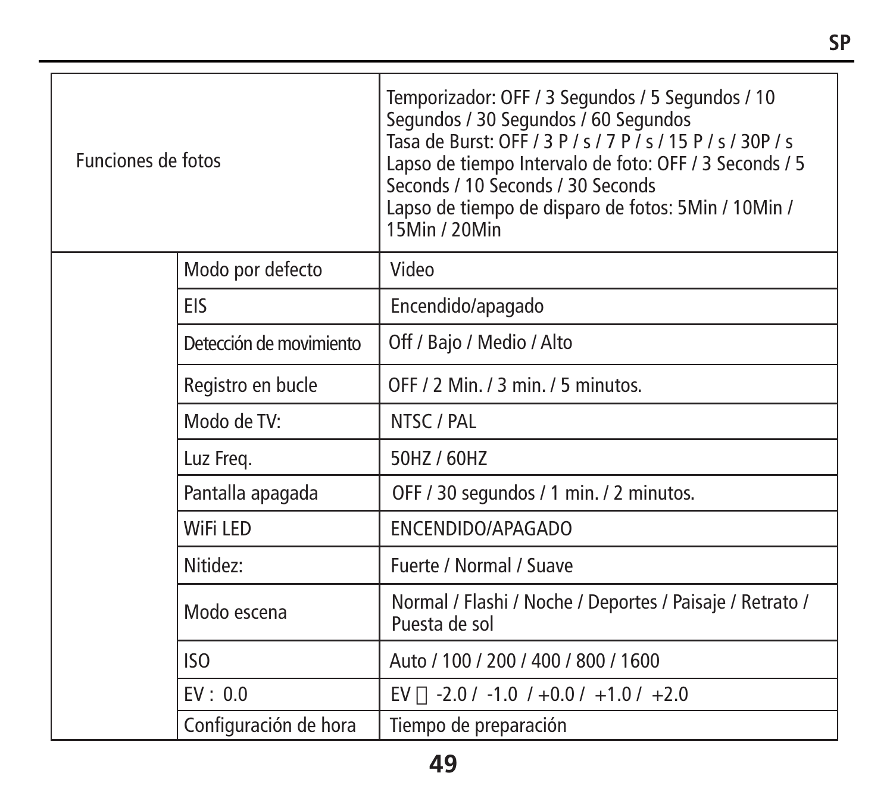| Funciones de fotos | | Temporizador: OFF / 3 Segundos / 5 Segundos / 10 Segundos / 30 Segundos / 60 Segundos<br>Tasa de Burst: OFF / 3 P / s / 7 P / s / 15 P / s / 30P / s<br>Lapso de tiempo Intervalo de foto: OFF / 3 Seconds / 5 Seconds / 10 Seconds / 30 Seconds<br>Lapso de tiempo de disparo de fotos: 5Min / 10Min / 15Min / 20Min |
|---|---|---|
| | Modo por defecto | Video |
| | EIS | Encendido/apagado |
| | Detección de movimiento | Off / Bajo / Medio / Alto |
| | Registro en bucle | OFF / 2 Min. / 3 min. / 5 minutos. |
| | Modo de TV: | NTSC / PAL |
| | Luz Freq. | 50HZ / 60HZ |
| | Pantalla apagada | OFF / 30 segundos / 1 min. / 2 minutos. |
| | WiFi LED | ENCENDIDO/APAGADO |
| | Nitidez: | Fuerte / Normal / Suave |
| | Modo escena | Normal / Flashi / Noche / Deportes / Paisaje / Retrato / Puesta de sol |
| | ISO | Auto / 100 / 200 / 400 / 800 / 1600 |
| | EV : 0.0 | EV  -2.0 / -1.0 / +0.0 / +1.0 / +2.0 |
| | Configuración de hora | Tiempo de preparación |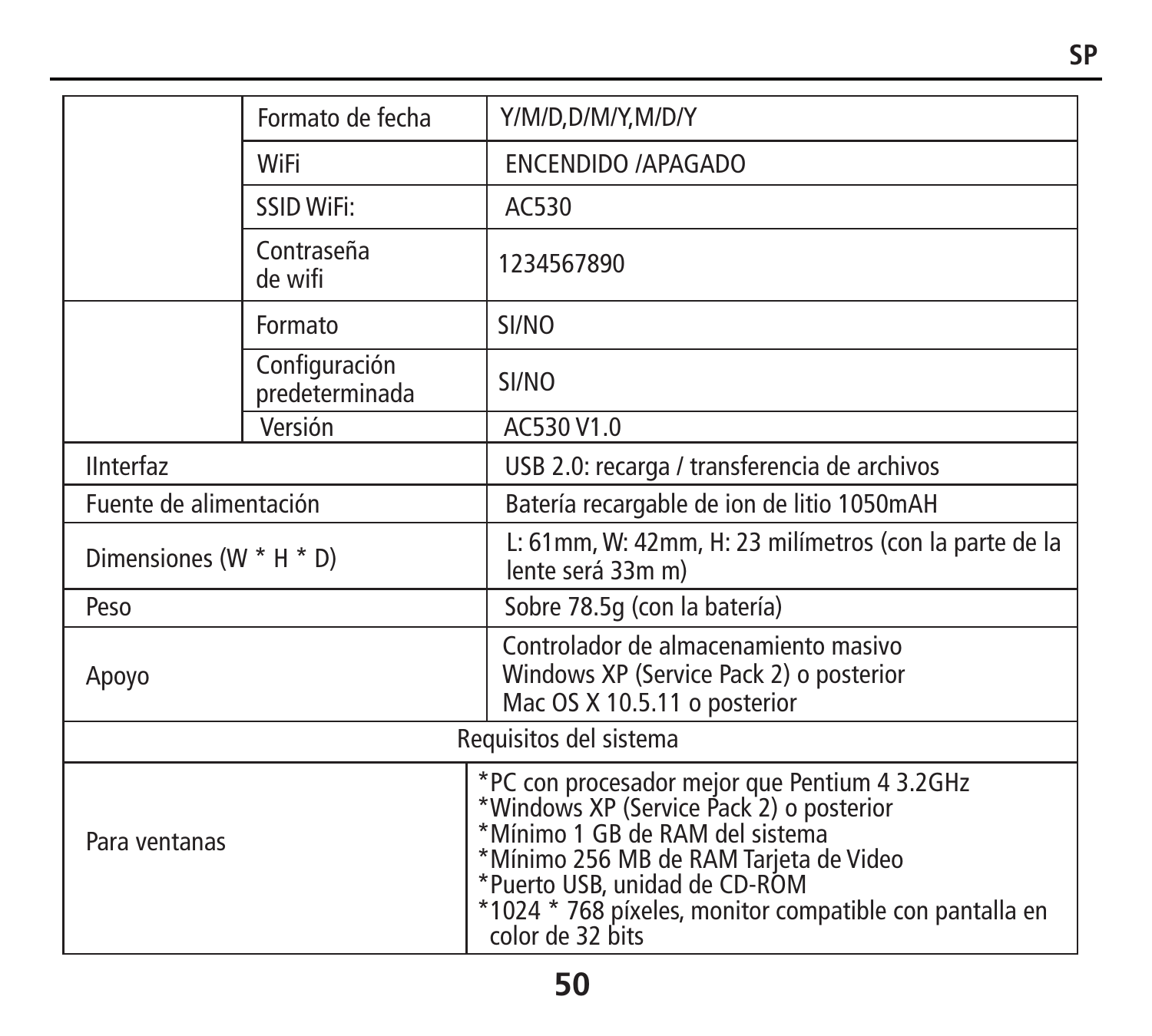|  | Formato de fecha | Y/M/D,D/M/Y,M/D/Y |
|---|---|---|
|  | WiFi | ENCENDIDO /APAGADO |
|  | SSID WiFi: | AC530 |
|  | Contraseña de wifi | 1234567890 |
|  | Formato | SI/NO |
|  | Configuración predeterminada | SI/NO |
|  | Versión | AC530 V1.0 |
| IInterfaz | | USB 2.0: recarga / transferencia de archivos |
| Fuente de alimentación | | Batería recargable de ion de litio 1050mAH |
| Dimensiones (W * H * D) | | L: 61mm, W: 42mm, H: 23 milímetros (con la parte de la lente será 33m m) |
| Peso | | Sobre 78.5g (con la batería) |
| Apoyo | | Controlador de almacenamiento masivo<br>Windows XP (Service Pack 2) o posterior<br>Mac OS X 10.5.11 o posterior |
| Requisitos del sistema | | |
| Para ventanas | | *PC con procesador mejor que Pentium 4 3.2GHz<br>*Windows XP (Service Pack 2) o posterior<br>*Mínimo 1 GB de RAM del sistema<br>*Mínimo 256 MB de RAM Tarjeta de Video<br>*Puerto USB, unidad de CD-ROM<br>*1024 * 768 píxeles, monitor compatible con pantalla en color de 32 bits |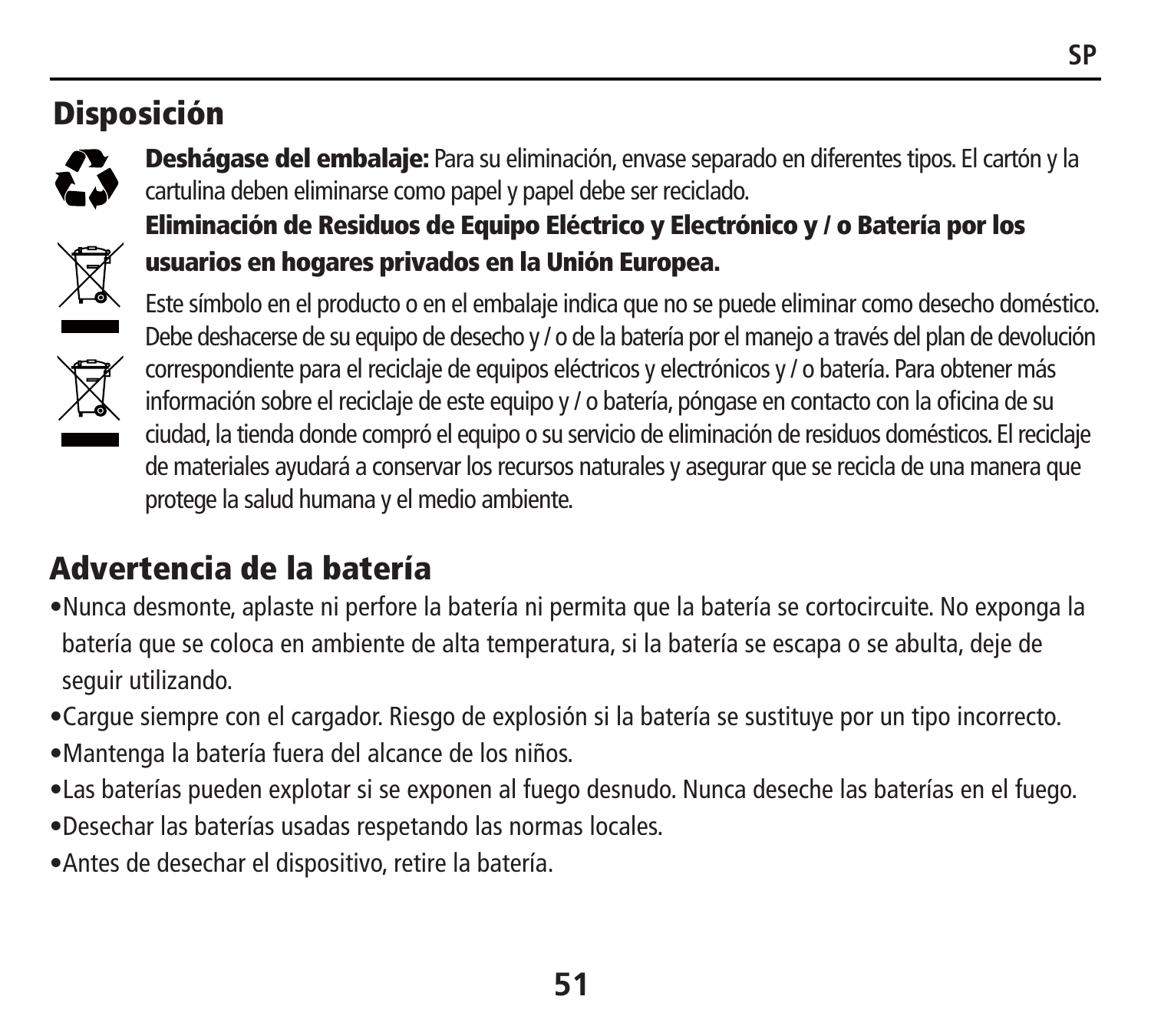## Disposición

**Deshágase del embalaje:** Para su eliminación, envase separado en diferentes tipos. El cartón y la cartulina deben eliminarse como papel y papel debe ser reciclado.

**Eliminación de Residuos de Equipo Eléctrico y Electrónico y / o Batería por los usuarios en hogares privados en la Unión Europea.**

Este símbolo en el producto o en el embalaje indica que no se puede eliminar como desecho doméstico. Debe deshacerse de su equipo de desecho y / o de la batería por el manejo a través del plan de devolución correspondiente para el reciclaje de equipos eléctricos y electrónicos y / o batería. Para obtener más información sobre el reciclaje de este equipo y / o batería, póngase en contacto con la oficina de su ciudad, la tienda donde compró el equipo o su servicio de eliminación de residuos domésticos. El reciclaje de materiales ayudará a conservar los recursos naturales y asegurar que se recicla de una manera que protege la salud humana y el medio ambiente.

## Advertencia de la batería

- Nunca desmonte, aplaste ni perfore la batería ni permita que la batería se cortocircuite. No exponga la batería que se coloca en ambiente de alta temperatura, si la batería se escapa o se abulta, deje de seguir utilizando.
- Cargue siempre con el cargador. Riesgo de explosión si la batería se sustituye por un tipo incorrecto.
- Mantenga la batería fuera del alcance de los niños.
- Las baterías pueden explotar si se exponen al fuego desnudo. Nunca deseche las baterías en el fuego.
- Desechar las baterías usadas respetando las normas locales.
- Antes de desechar el dispositivo, retire la batería.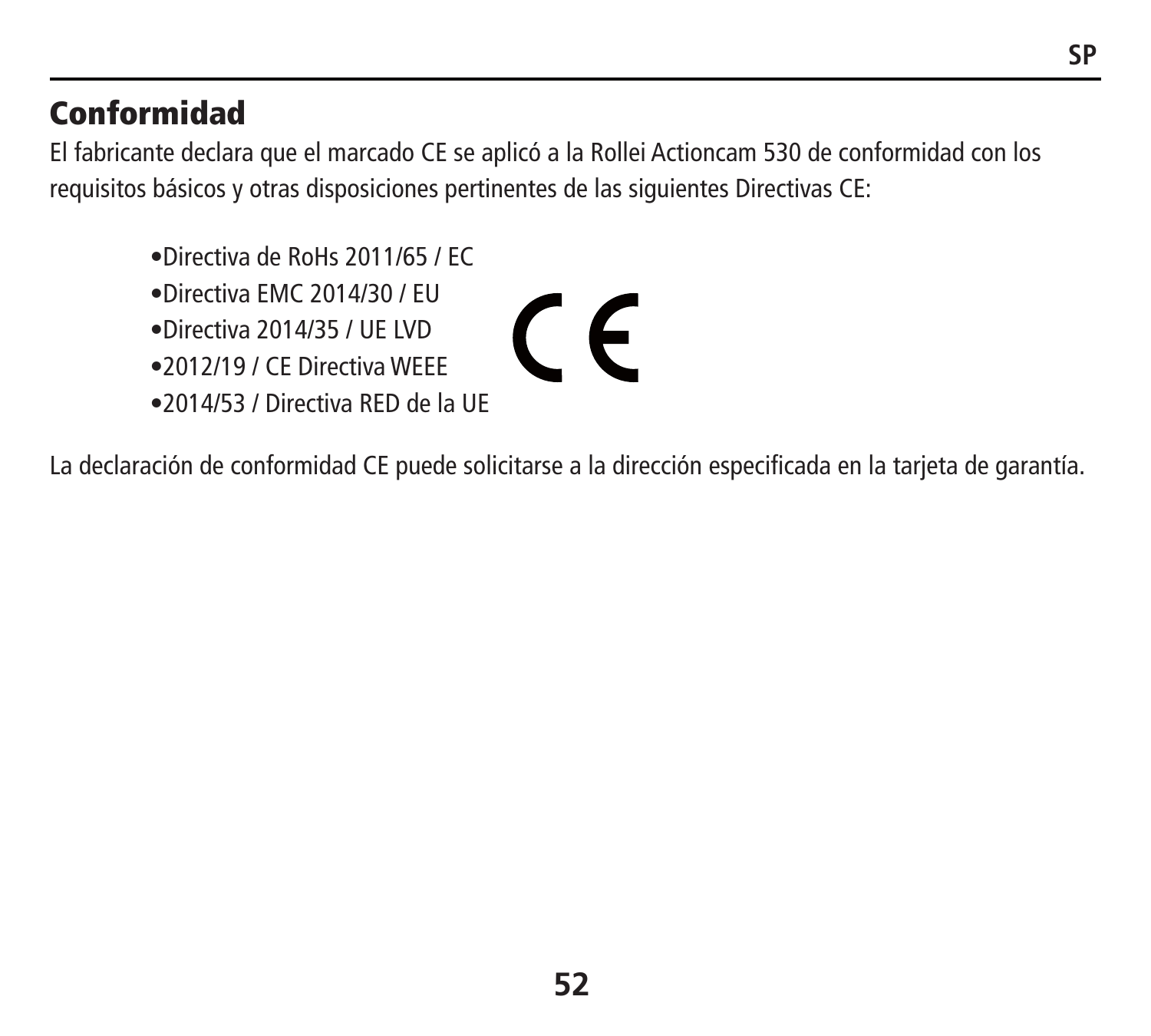## Conformidad

El fabricante declara que el marcado CE se aplicó a la Rollei Actioncam 530 de conformidad con los requisitos básicos y otras disposiciones pertinentes de las siguientes Directivas CE:

- Directiva de RoHs 2011/65 / EC
- Directiva EMC 2014/30 / EU
- Directiva 2014/35 / UE LVD
- 2012/19 / CE Directiva WEEE
- 2014/53 / Directiva RED de la UE

La declaración de conformidad CE puede solicitarse a la dirección especificada en la tarjeta de garantía.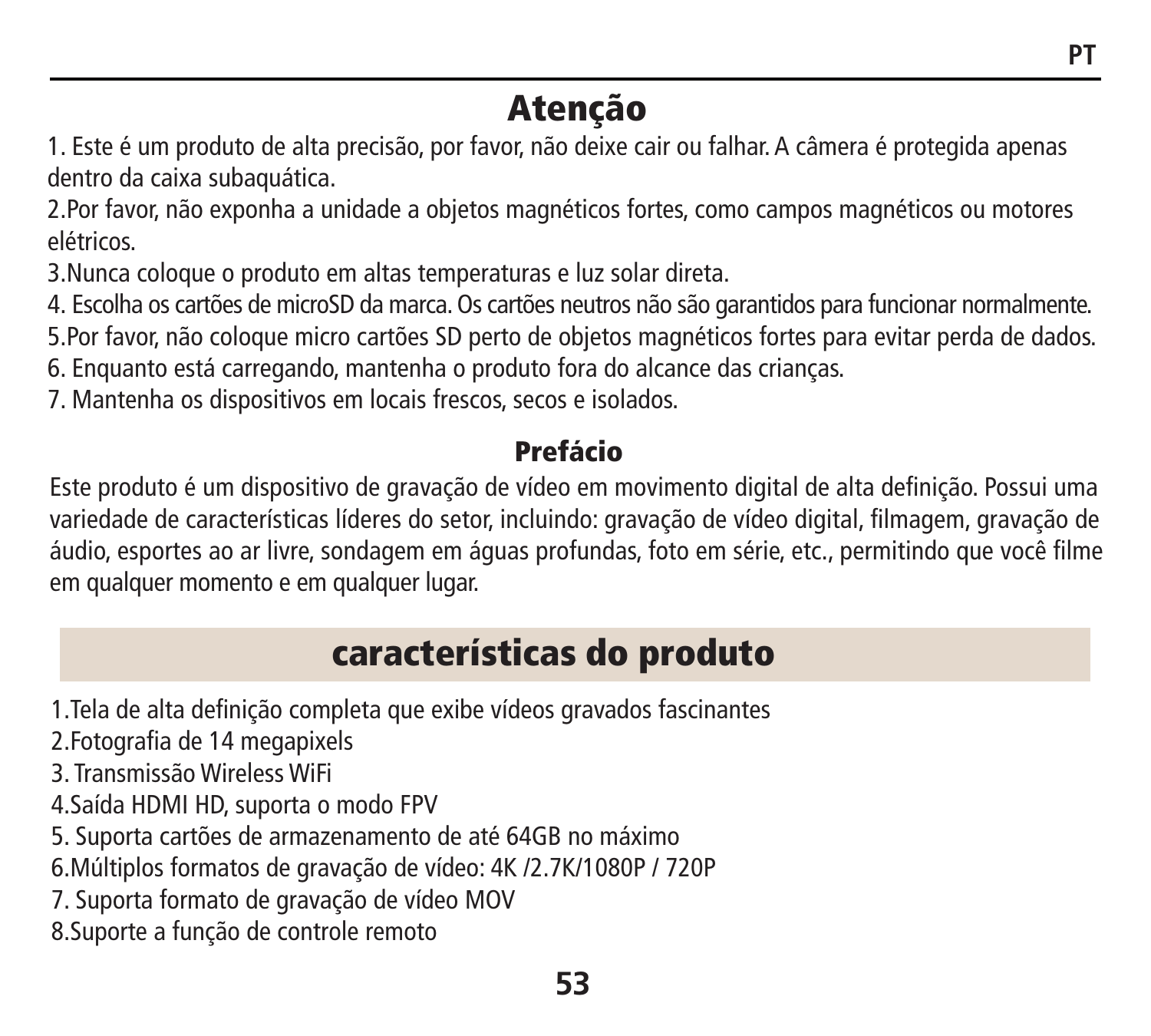# Atenção

1. Este é um produto de alta precisão, por favor, não deixe cair ou falhar. A câmera é protegida apenas dentro da caixa subaquática.
2. Por favor, não exponha a unidade a objetos magnéticos fortes, como campos magnéticos ou motores elétricos.
3. Nunca coloque o produto em altas temperaturas e luz solar direta.
4. Escolha os cartões de microSD da marca. Os cartões neutros não são garantidos para funcionar normalmente.
5. Por favor, não coloque micro cartões SD perto de objetos magnéticos fortes para evitar perda de dados.
6. Enquanto está carregando, mantenha o produto fora do alcance das crianças.
7. Mantenha os dispositivos em locais frescos, secos e isolados.

## Prefácio

Este produto é um dispositivo de gravação de vídeo em movimento digital de alta definição. Possui uma variedade de características líderes do setor, incluindo: gravação de vídeo digital, filmagem, gravação de áudio, esportes ao ar livre, sondagem em águas profundas, foto em série, etc., permitindo que você filme em qualquer momento e em qualquer lugar.

# características do produto

1. Tela de alta definição completa que exibe vídeos gravados fascinantes
2. Fotografia de 14 megapixels
3. Transmissão Wireless WiFi
4. Saída HDMI HD, suporta o modo FPV
5. Suporta cartões de armazenamento de até 64GB no máximo
6. Múltiplos formatos de gravação de vídeo: 4K /2.7K/1080P / 720P
7. Suporta formato de gravação de vídeo MOV
8. Suporte a função de controle remoto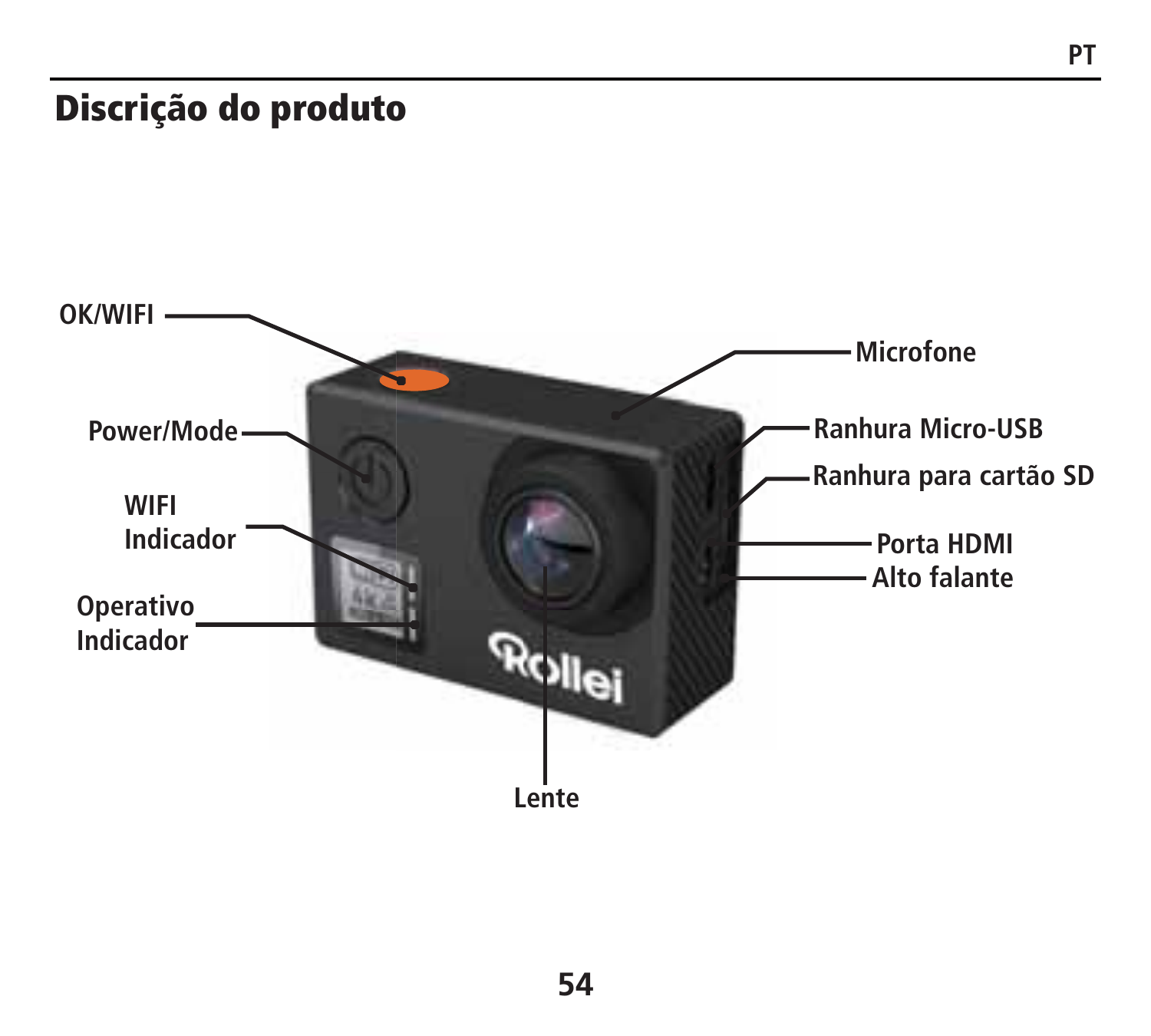# Discrição do produto

OK/WIFI

Power/Mode

WIFI Indicador

Operativo Indicador

Microfone

Ranhura Micro-USB

Ranhura para cartão SD

Porta HDMI

Alto falante

Lente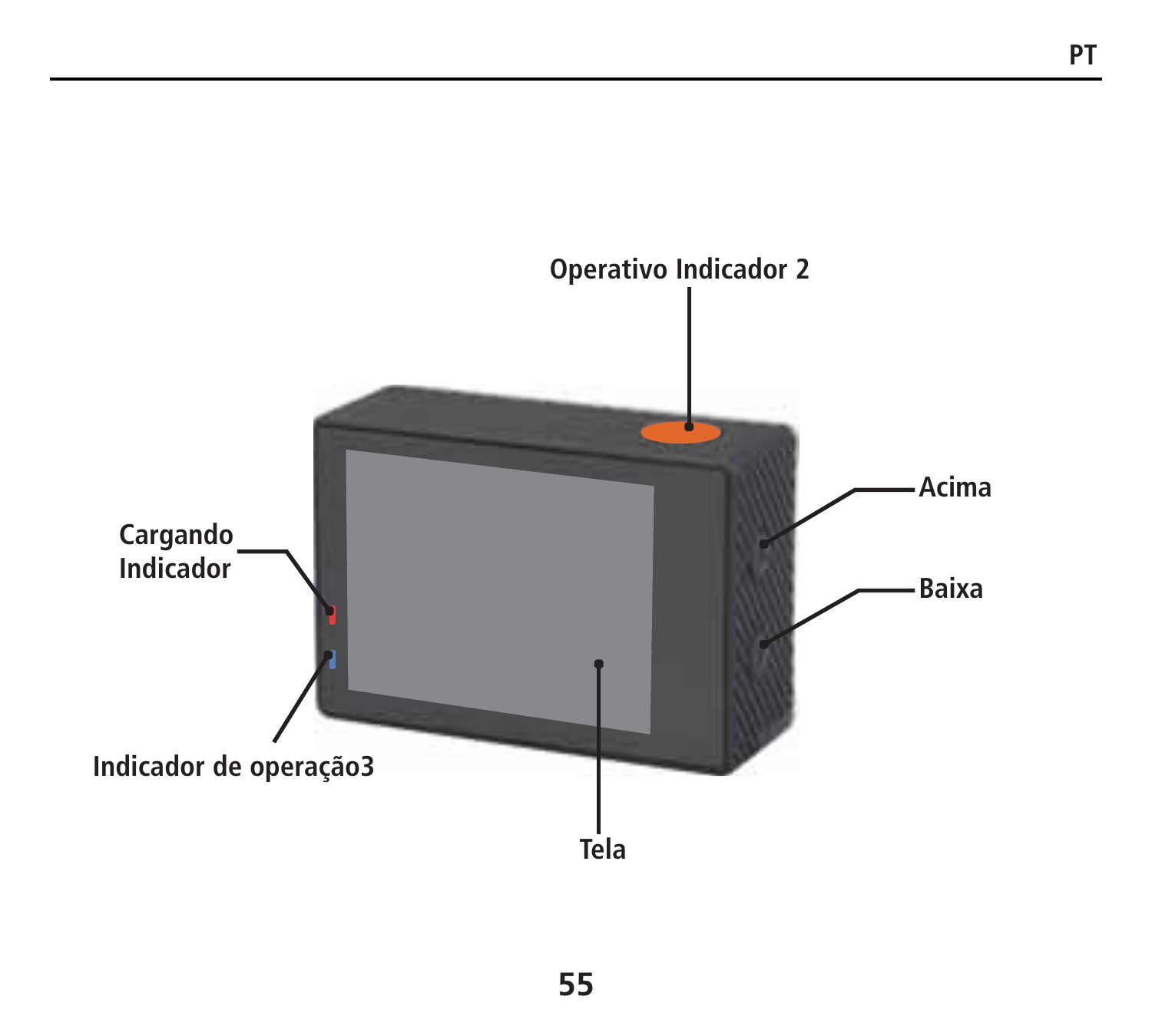Operativo Indicador 2

Acima

Cargando
Indicador

Baixa

Indicador de operação3

Tela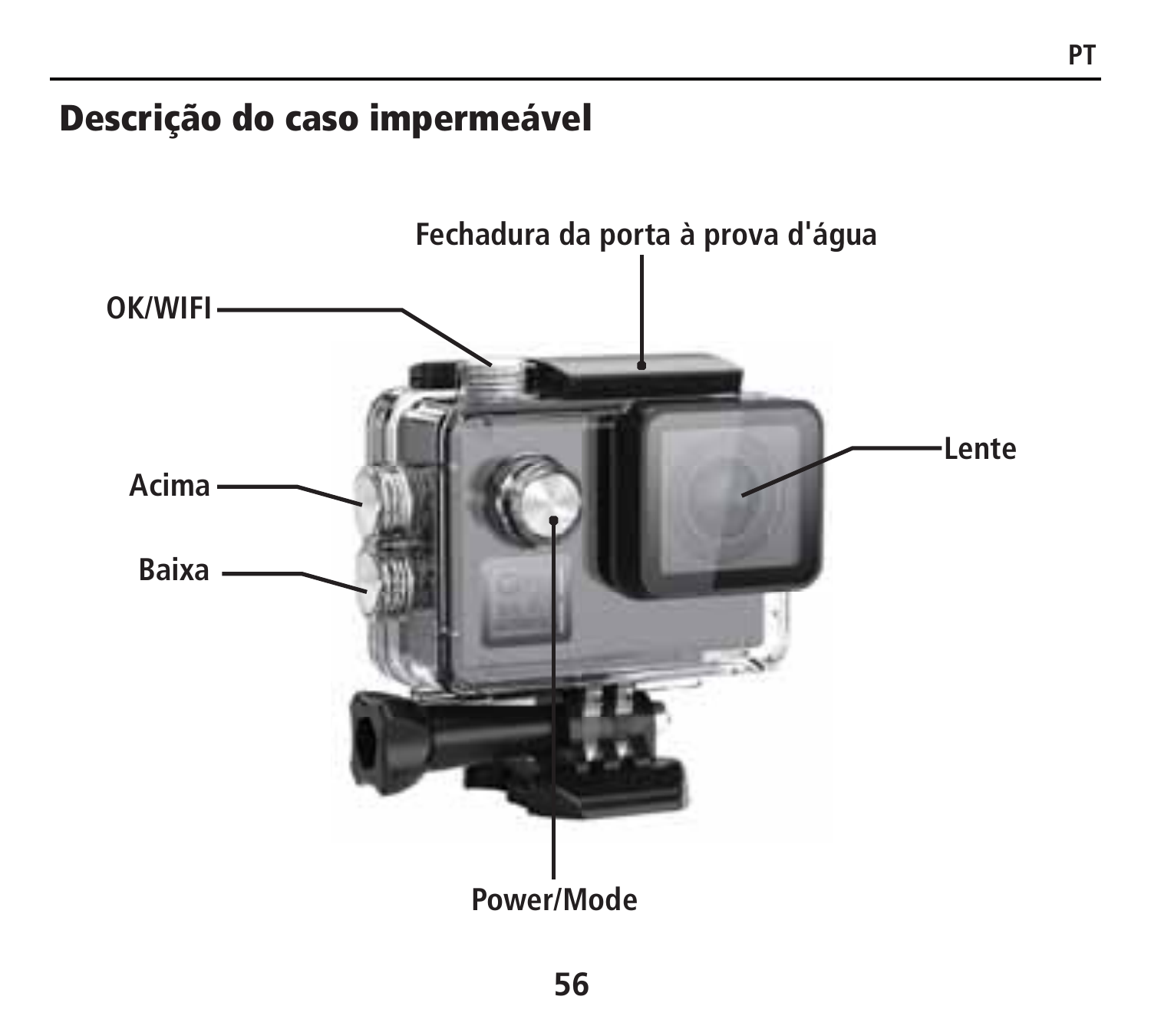## Descrição do caso impermeável

Fechadura da porta à prova d'água

OK/WIFI

Acima

Baixa

Lente

Power/Mode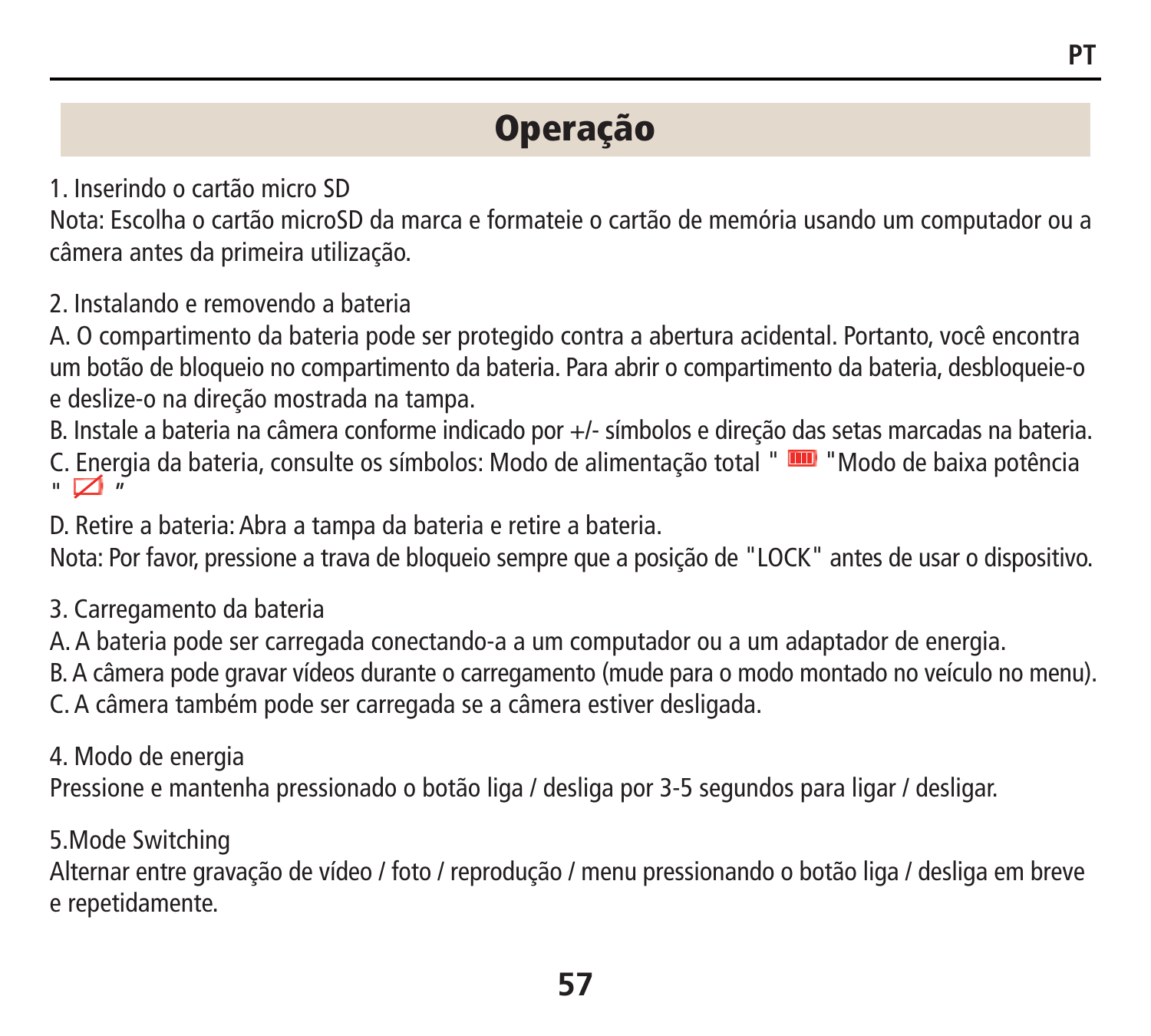# Operação

1. Inserindo o cartão micro SD

Nota: Escolha o cartão microSD da marca e formateie o cartão de memória usando um computador ou a câmera antes da primeira utilização.

2. Instalando e removendo a bateria

A. O compartimento da bateria pode ser protegido contra a abertura acidental. Portanto, você encontra um botão de bloqueio no compartimento da bateria. Para abrir o compartimento da bateria, desbloqueie-o e deslize-o na direção mostrada na tampa.

B. Instale a bateria na câmera conforme indicado por +/- símbolos e direção das setas marcadas na bateria.

C. Energia da bateria, consulte os símbolos: Modo de alimentação total " " "Modo de baixa potência " "

D. Retire a bateria: Abra a tampa da bateria e retire a bateria.

Nota: Por favor, pressione a trava de bloqueio sempre que a posição de "LOCK" antes de usar o dispositivo.

3. Carregamento da bateria

A. A bateria pode ser carregada conectando-a a um computador ou a um adaptador de energia.

B. A câmera pode gravar vídeos durante o carregamento (mude para o modo montado no veículo no menu).

C. A câmera também pode ser carregada se a câmera estiver desligada.

4. Modo de energia

Pressione e mantenha pressionado o botão liga / desliga por 3-5 segundos para ligar / desligar.

5.Mode Switching

Alternar entre gravação de vídeo / foto / reprodução / menu pressionando o botão liga / desliga em breve e repetidamente.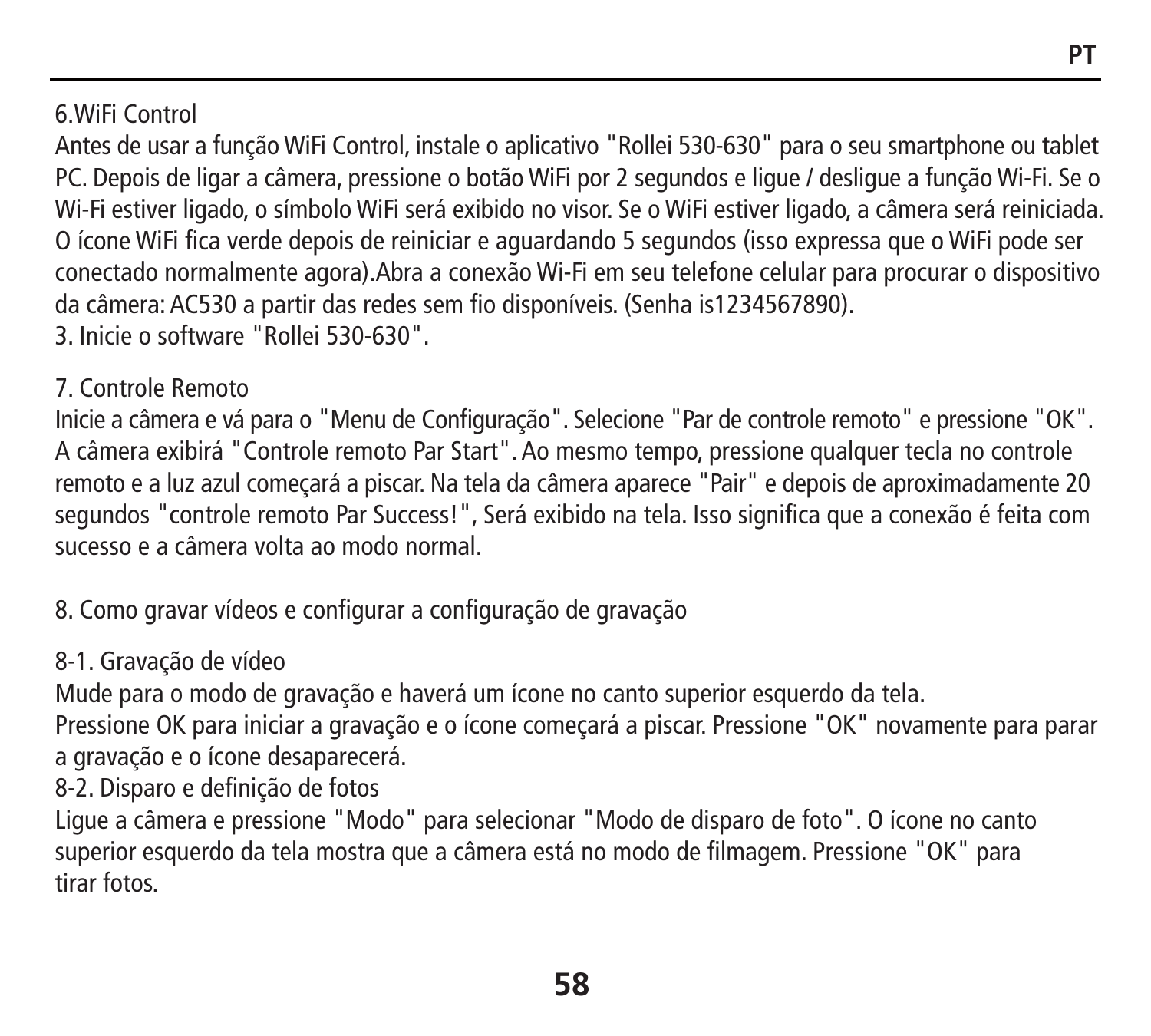6.WiFi Control

Antes de usar a função WiFi Control, instale o aplicativo "Rollei 530-630" para o seu smartphone ou tablet PC. Depois de ligar a câmera, pressione o botão WiFi por 2 segundos e ligue / desligue a função Wi-Fi. Se o Wi-Fi estiver ligado, o símbolo WiFi será exibido no visor. Se o WiFi estiver ligado, a câmera será reiniciada. O ícone WiFi fica verde depois de reiniciar e aguardando 5 segundos (isso expressa que o WiFi pode ser conectado normalmente agora).Abra a conexão Wi-Fi em seu telefone celular para procurar o dispositivo da câmera: AC530 a partir das redes sem fio disponíveis. (Senha is1234567890).

3. Inicie o software "Rollei 530-630".

7. Controle Remoto

Inicie a câmera e vá para o "Menu de Configuração". Selecione "Par de controle remoto" e pressione "OK". A câmera exibirá "Controle remoto Par Start". Ao mesmo tempo, pressione qualquer tecla no controle remoto e a luz azul começará a piscar. Na tela da câmera aparece "Pair" e depois de aproximadamente 20 segundos "controle remoto Par Success!", Será exibido na tela. Isso significa que a conexão é feita com sucesso e a câmera volta ao modo normal.

8. Como gravar vídeos e configurar a configuração de gravação

8-1. Gravação de vídeo

Mude para o modo de gravação e haverá um ícone no canto superior esquerdo da tela.
Pressione OK para iniciar a gravação e o ícone começará a piscar. Pressione "OK" novamente para parar a gravação e o ícone desaparecerá.

8-2. Disparo e definição de fotos

Ligue a câmera e pressione "Modo" para selecionar "Modo de disparo de foto". O ícone no canto superior esquerdo da tela mostra que a câmera está no modo de filmagem. Pressione "OK" para tirar fotos.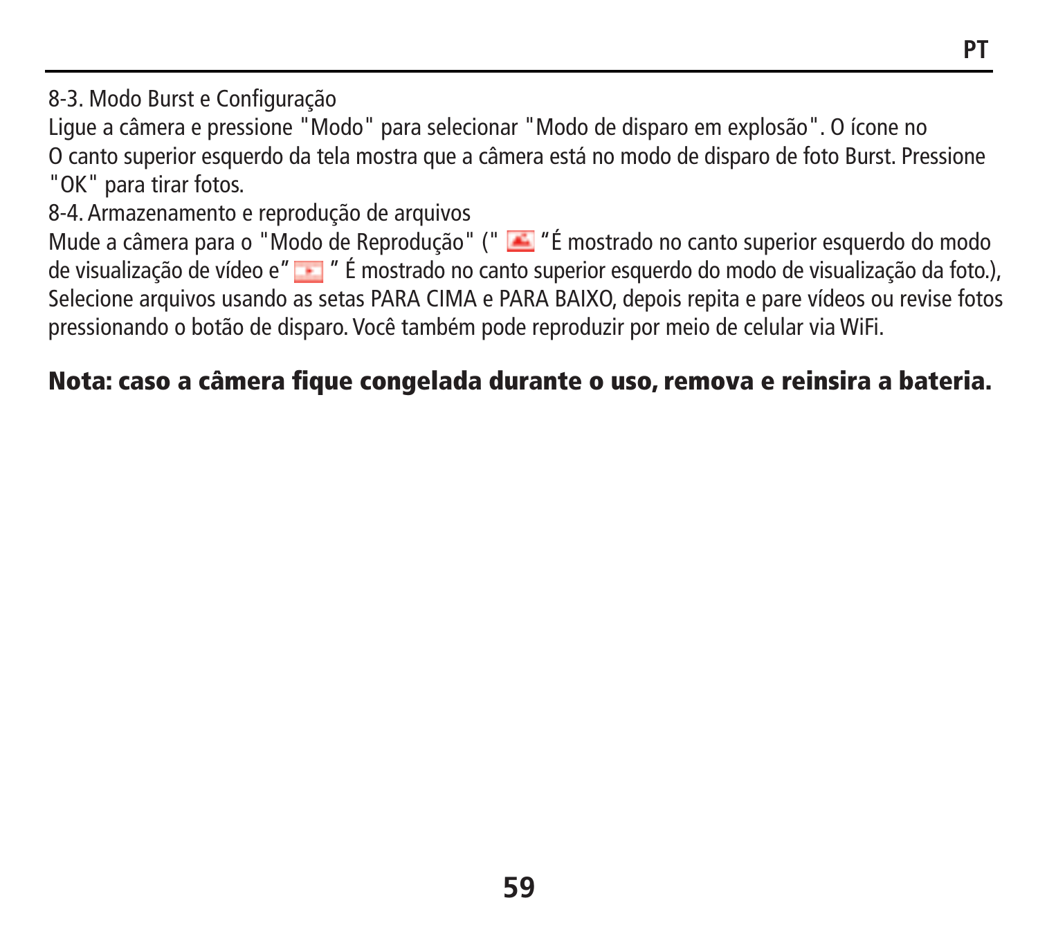8-3. Modo Burst e Configuração

Ligue a câmera e pressione "Modo" para selecionar "Modo de disparo em explosão". O ícone no O canto superior esquerdo da tela mostra que a câmera está no modo de disparo de foto Burst. Pressione "OK" para tirar fotos.

8-4. Armazenamento e reprodução de arquivos

Mude a câmera para o "Modo de Reprodução" (" “É mostrado no canto superior esquerdo do modo de visualização de vídeo e” ” É mostrado no canto superior esquerdo do modo de visualização da foto.), Selecione arquivos usando as setas PARA CIMA e PARA BAIXO, depois repita e pare vídeos ou revise fotos pressionando o botão de disparo. Você também pode reproduzir por meio de celular via WiFi.

**Nota: caso a câmera fique congelada durante o uso, remova e reinsira a bateria.**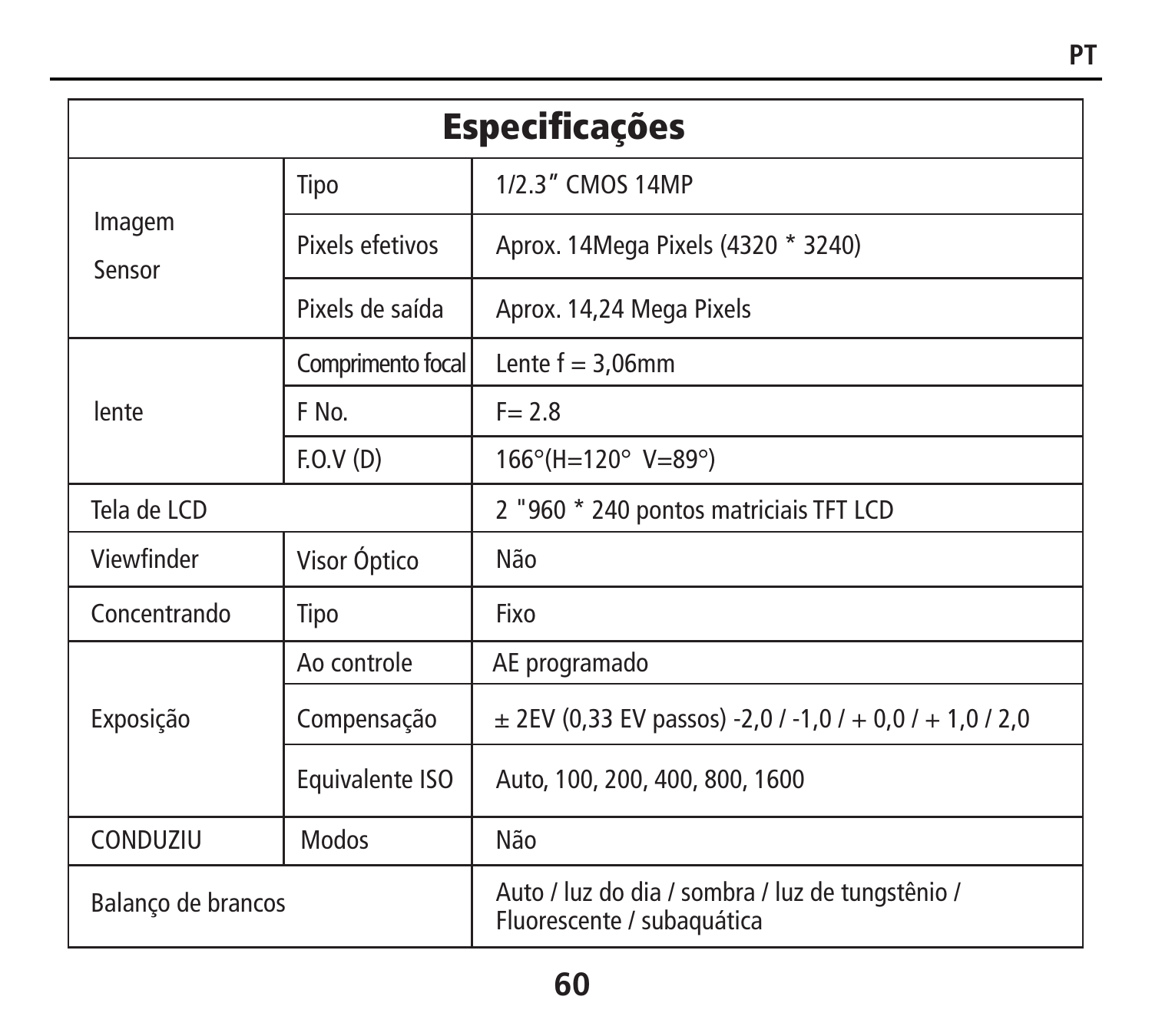# Especificações

| | | |
|---|---|---|
| Imagem Sensor | Tipo | 1/2.3" CMOS 14MP |
| | Pixels efetivos | Aprox. 14Mega Pixels (4320 * 3240) |
| | Pixels de saída | Aprox. 14,24 Mega Pixels |
| lente | Comprimento focal | Lente f = 3,06mm |
| | F No. | F= 2.8 |
| | F.O.V (D) | 166°(H=120° V=89°) |
| Tela de LCD | | 2 "960 * 240 pontos matriciais TFT LCD |
| Viewfinder | Visor Óptico | Não |
| Concentrando | Tipo | Fixo |
| Exposição | Ao controle | AE programado |
| | Compensação | ± 2EV (0,33 EV passos) -2,0 / -1,0 / + 0,0 / + 1,0 / 2,0 |
| | Equivalente ISO | Auto, 100, 200, 400, 800, 1600 |
| CONDUZIU | Modos | Não |
| Balanço de brancos | | Auto / luz do dia / sombra / luz de tungstênio / Fluorescente / subaquática |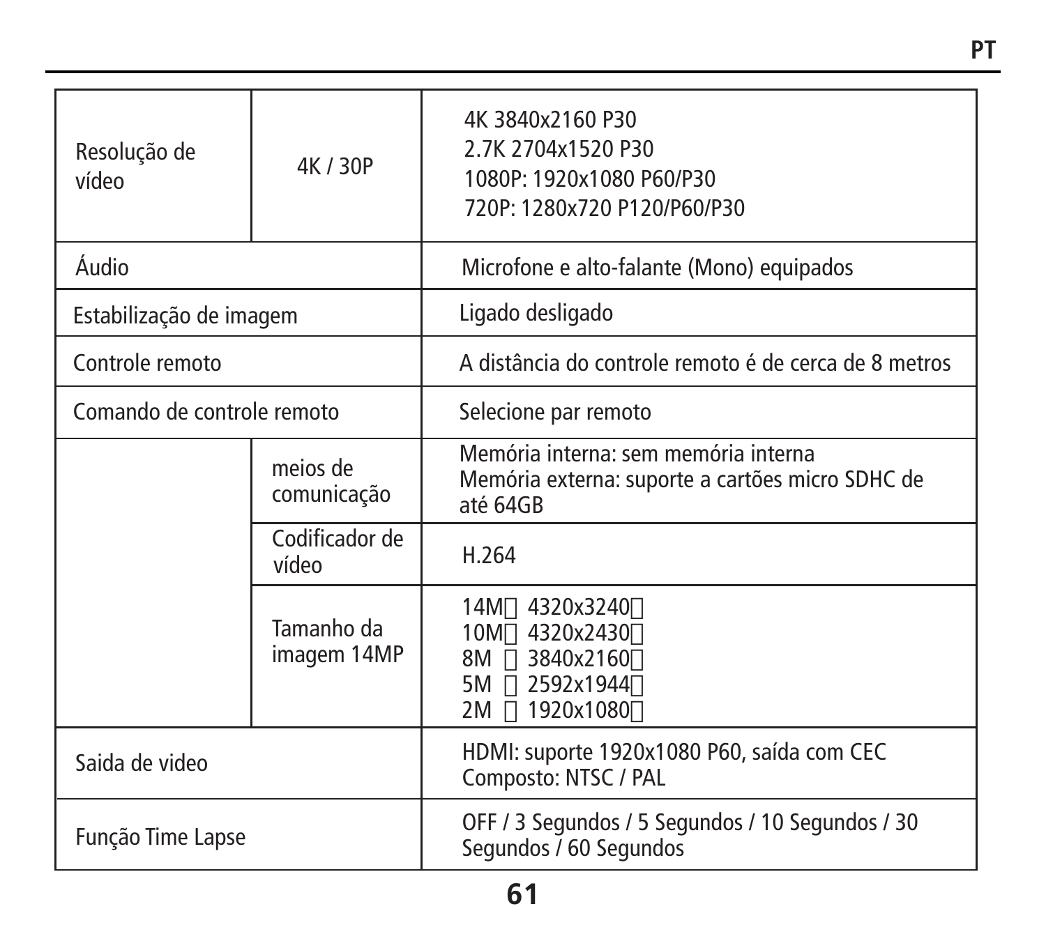| | | |
|---|---|---|
| Resolução de vídeo | 4K / 30P | 4K 3840x2160 P30<br>2.7K 2704x1520 P30<br>1080P: 1920x1080 P60/P30<br>720P: 1280x720 P120/P60/P30 |
| Áudio | | Microfone e alto-falante (Mono) equipados |
| Estabilização de imagem | | Ligado desligado |
| Controle remoto | | A distância do controle remoto é de cerca de 8 metros |
| Comando de controle remoto | | Selecione par remoto |
| | meios de comunicação | Memória interna: sem memória interna<br>Memória externa: suporte a cartões micro SDHC de até 64GB |
| | Codificador de vídeo | H.264 |
| | Tamanho da imagem 14MP | 14M 4320x3240<br>10M 4320x2430<br>8M 3840x2160<br>5M 2592x1944<br>2M 1920x1080 |
| Saida de video | | HDMI: suporte 1920x1080 P60, saída com CEC<br>Composto: NTSC / PAL |
| Função Time Lapse | | OFF / 3 Segundos / 5 Segundos / 10 Segundos / 30 Segundos / 60 Segundos |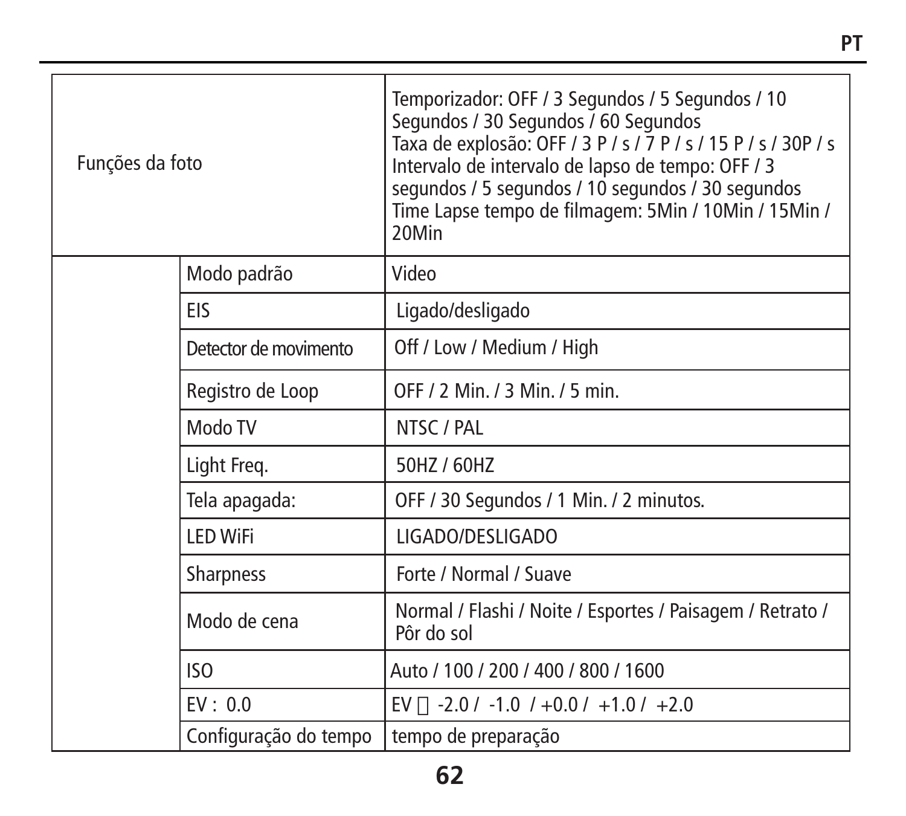| | | |
|---|---|---|
| Funções da foto | | Temporizador: OFF / 3 Segundos / 5 Segundos / 10 Segundos / 30 Segundos / 60 Segundos<br>Taxa de explosão: OFF / 3 P / s / 7 P / s / 15 P / s / 30P / s<br>Intervalo de intervalo de lapso de tempo: OFF / 3 segundos / 5 segundos / 10 segundos / 30 segundos<br>Time Lapse tempo de filmagem: 5Min / 10Min / 15Min / 20Min |
| | Modo padrão | Video |
| | EIS | Ligado/desligado |
| | Detector de movimento | Off / Low / Medium / High |
| | Registro de Loop | OFF / 2 Min. / 3 Min. / 5 min. |
| | Modo TV | NTSC / PAL |
| | Light Freq. | 50HZ / 60HZ |
| | Tela apagada: | OFF / 30 Segundos / 1 Min. / 2 minutos. |
| | LED WiFi | LIGADO/DESLIGADO |
| | Sharpness | Forte / Normal / Suave |
| | Modo de cena | Normal / Flashi / Noite / Esportes / Paisagem / Retrato / Pôr do sol |
| | ISO | Auto / 100 / 200 / 400 / 800 / 1600 |
| | EV : 0.0 | EV  -2.0 / -1.0 / +0.0 / +1.0 / +2.0 |
| | Configuração do tempo | tempo de preparação |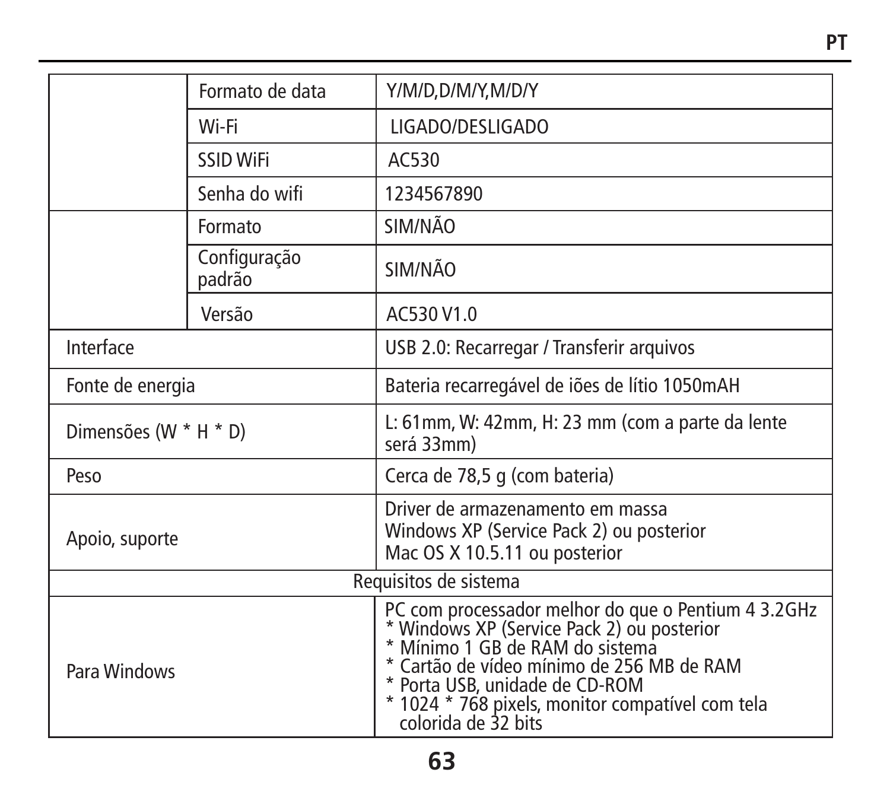| | | |
|---|---|---|
| | Formato de data | Y/M/D,D/M/Y,M/D/Y |
| | Wi-Fi | LIGADO/DESLIGADO |
| | SSID WiFi | AC530 |
| | Senha do wifi | 1234567890 |
| | Formato | SIM/NÃO |
| | Configuração padrão | SIM/NÃO |
| | Versão | AC530 V1.0 |
| Interface | | USB 2.0: Recarregar / Transferir arquivos |
| Fonte de energia | | Bateria recarregável de iões de lítio 1050mAH |
| Dimensões (W * H * D) | | L: 61mm, W: 42mm, H: 23 mm (com a parte da lente será 33mm) |
| Peso | | Cerca de 78,5 g (com bateria) |
| Apoio, suporte | | Driver de armazenamento em massa<br>Windows XP (Service Pack 2) ou posterior<br>Mac OS X 10.5.11 ou posterior |
| Requisitos de sistema | | |
| Para Windows | | PC com processador melhor do que o Pentium 4 3.2GHz<br>* Windows XP (Service Pack 2) ou posterior<br>* Mínimo 1 GB de RAM do sistema<br>* Cartão de vídeo mínimo de 256 MB de RAM<br>* Porta USB, unidade de CD-ROM<br>* 1024 * 768 pixels, monitor compatível com tela colorida de 32 bits |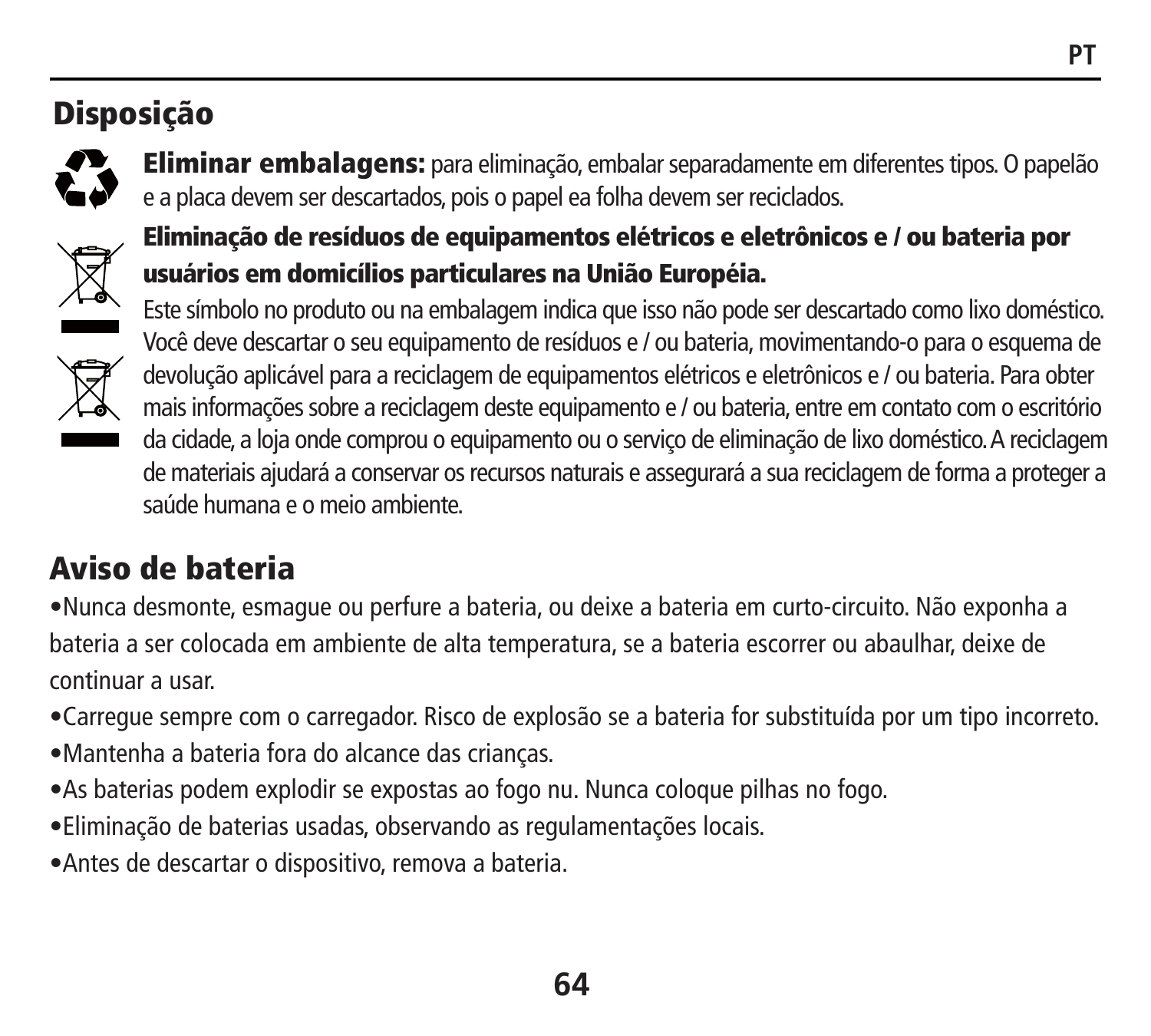## Disposição

**Eliminar embalagens:** para eliminação, embalar separadamente em diferentes tipos. O papelão e a placa devem ser descartados, pois o papel ea folha devem ser reciclados.

**Eliminação de resíduos de equipamentos elétricos e eletrônicos e / ou bateria por usuários em domicílios particulares na União Européia.**

Este símbolo no produto ou na embalagem indica que isso não pode ser descartado como lixo doméstico. Você deve descartar o seu equipamento de resíduos e / ou bateria, movimentando-o para o esquema de devolução aplicável para a reciclagem de equipamentos elétricos e eletrônicos e / ou bateria. Para obter mais informações sobre a reciclagem deste equipamento e / ou bateria, entre em contato com o escritório da cidade, a loja onde comprou o equipamento ou o serviço de eliminação de lixo doméstico. A reciclagem de materiais ajudará a conservar os recursos naturais e assegurará a sua reciclagem de forma a proteger a saúde humana e o meio ambiente.

## Aviso de bateria

- Nunca desmonte, esmague ou perfure a bateria, ou deixe a bateria em curto-circuito. Não exponha a bateria a ser colocada em ambiente de alta temperatura, se a bateria escorrer ou abaulhar, deixe de continuar a usar.
- Carregue sempre com o carregador. Risco de explosão se a bateria for substituída por um tipo incorreto.
- Mantenha a bateria fora do alcance das crianças.
- As baterias podem explodir se expostas ao fogo nu. Nunca coloque pilhas no fogo.
- Eliminação de baterias usadas, observando as regulamentações locais.
- Antes de descartar o dispositivo, remova a bateria.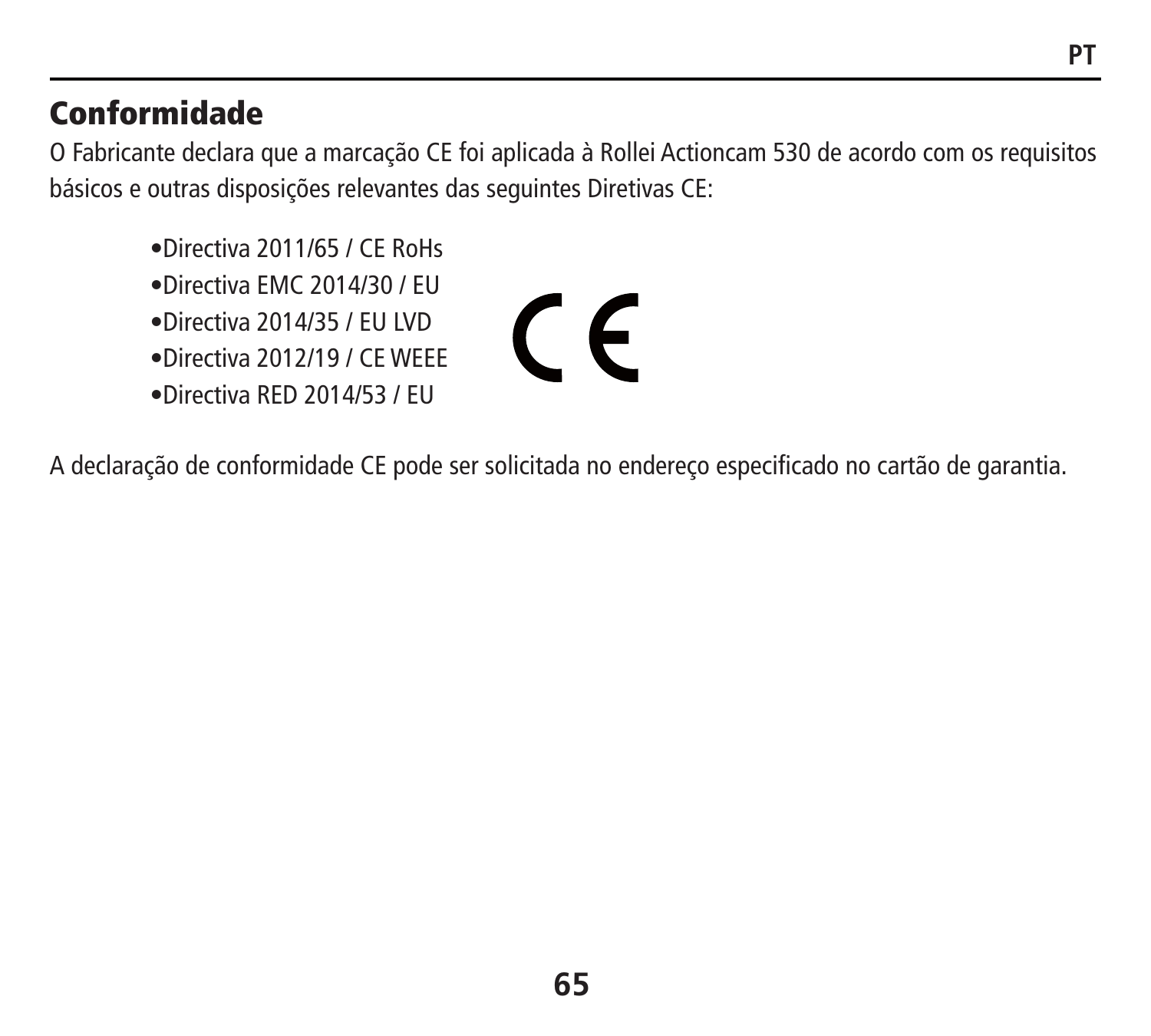## Conformidade

O Fabricante declara que a marcação CE foi aplicada à Rollei Actioncam 530 de acordo com os requisitos básicos e outras disposições relevantes das seguintes Diretivas CE:

- Directiva 2011/65 / CE RoHs
- Directiva EMC 2014/30 / EU
- Directiva 2014/35 / EU LVD
- Directiva 2012/19 / CE WEEE
- Directiva RED 2014/53 / EU

A declaração de conformidade CE pode ser solicitada no endereço especificado no cartão de garantia.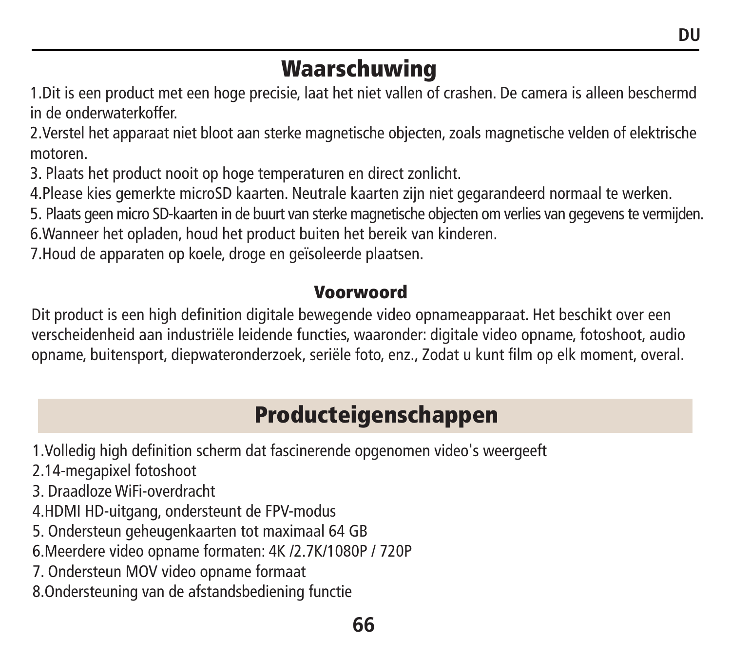# Waarschuwing

1.Dit is een product met een hoge precisie, laat het niet vallen of crashen. De camera is alleen beschermd in de onderwaterkoffer.

2.Verstel het apparaat niet bloot aan sterke magnetische objecten, zoals magnetische velden of elektrische motoren.

3. Plaats het product nooit op hoge temperaturen en direct zonlicht.

4.Please kies gemerkte microSD kaarten. Neutrale kaarten zijn niet gegarandeerd normaal te werken.

5. Plaats geen micro SD-kaarten in de buurt van sterke magnetische objecten om verlies van gegevens te vermijden.

6.Wanneer het opladen, houd het product buiten het bereik van kinderen.

7.Houd de apparaten op koele, droge en geïsoleerde plaatsen.

## Voorwoord

Dit product is een high definition digitale bewegende video opnameapparaat. Het beschikt over een verscheidenheid aan industriële leidende functies, waaronder: digitale video opname, fotoshoot, audio opname, buitensport, diepwateronderzoek, seriële foto, enz., Zodat u kunt film op elk moment, overal.

# Producteigenschappen

1.Volledig high definition scherm dat fascinerende opgenomen video's weergeeft

2.14-megapixel fotoshoot

3. Draadloze WiFi-overdracht

4.HDMI HD-uitgang, ondersteunt de FPV-modus

5. Ondersteun geheugenkaarten tot maximaal 64 GB

6.Meerdere video opname formaten: 4K /2.7K/1080P / 720P

7. Ondersteun MOV video opname formaat

8.Ondersteuning van de afstandsbediening functie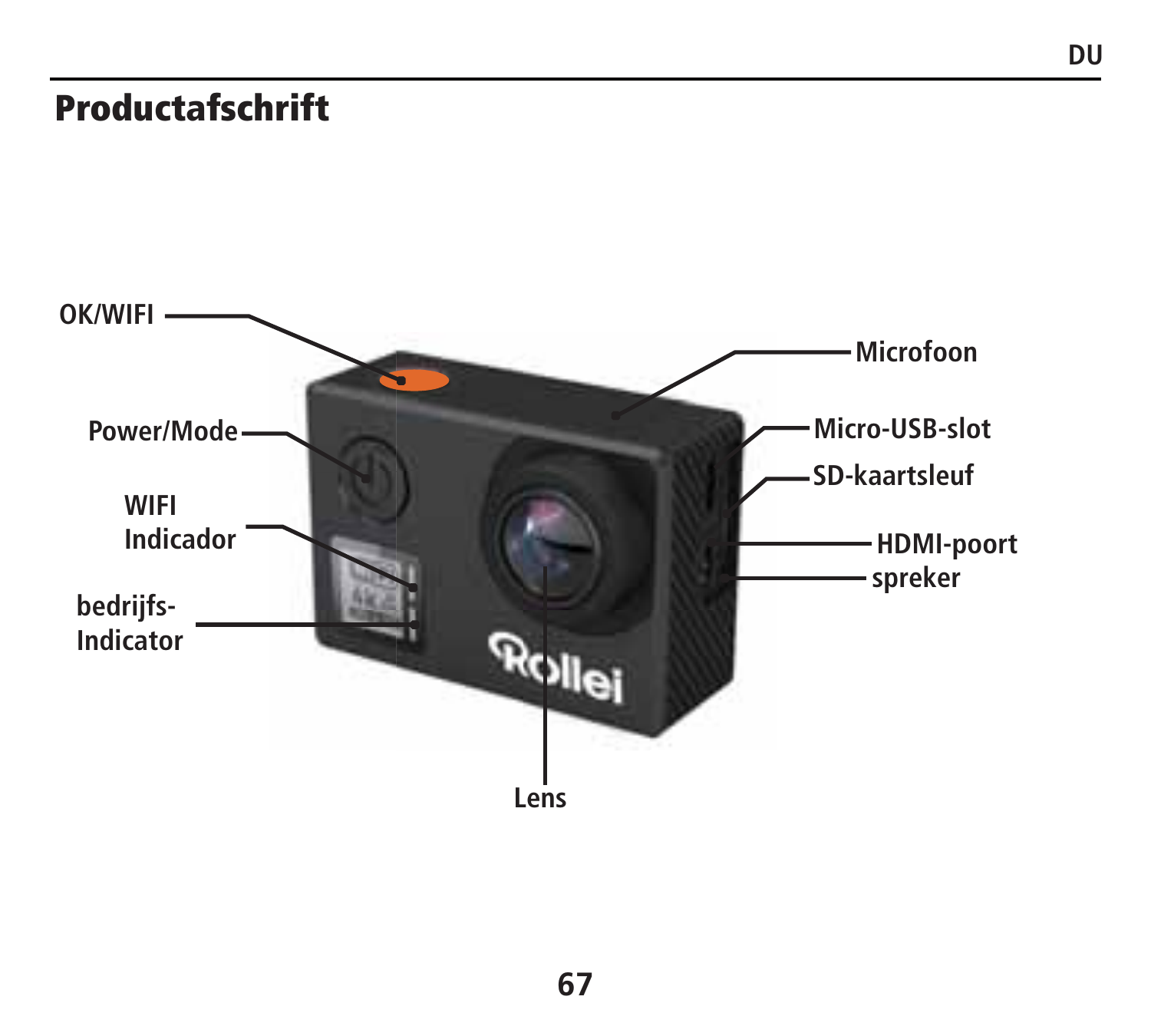# Productafschrift

OK/WIFI

Power/Mode

WIFI Indicador

bedrijfs-Indicator

Microfoon

Micro-USB-slot

SD-kaartsleuf

HDMI-poort

spreker

Lens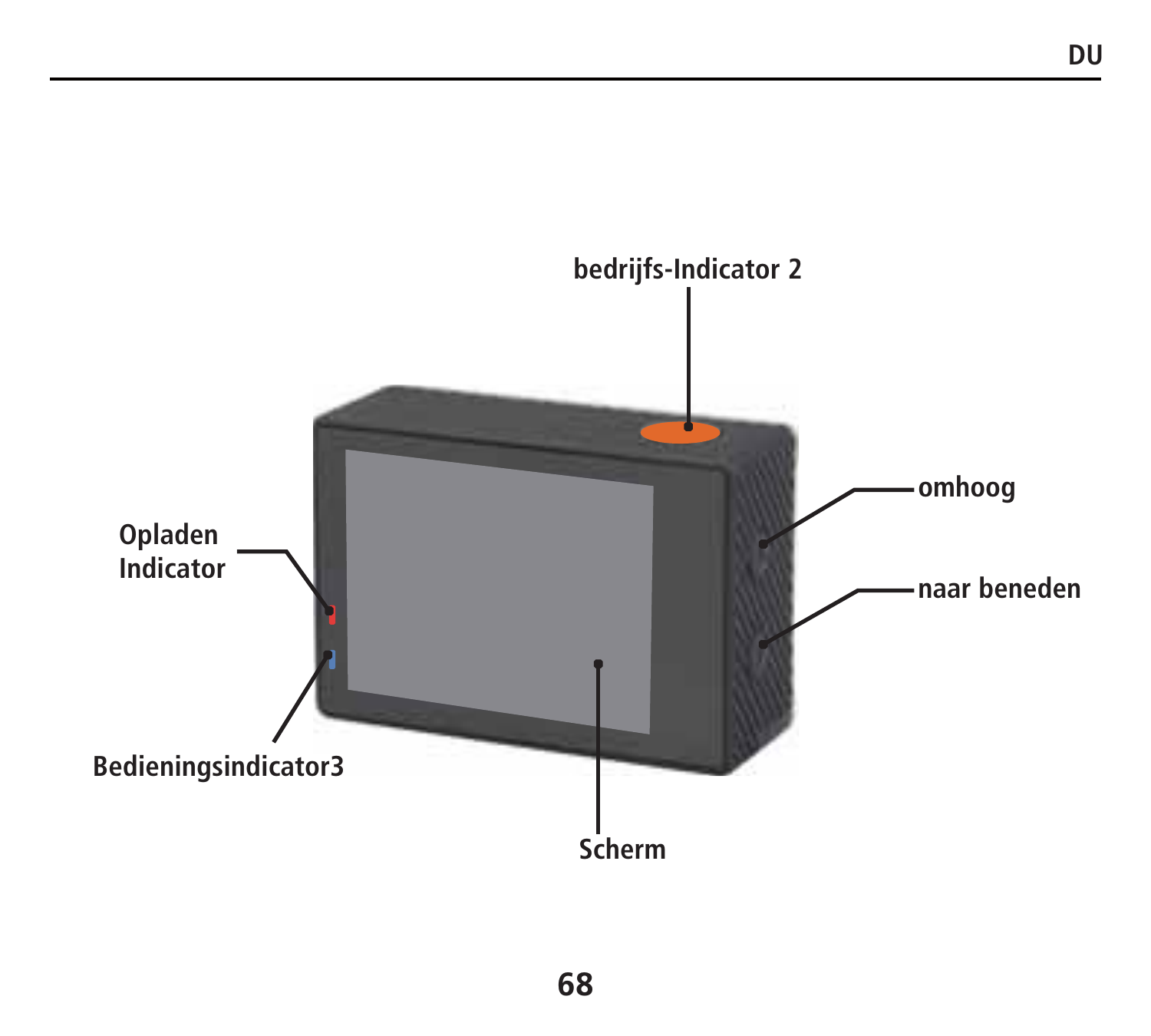bedrijfs-Indicator 2

Opladen Indicator

omhoog

naar beneden

Bedieningsindicator3

Scherm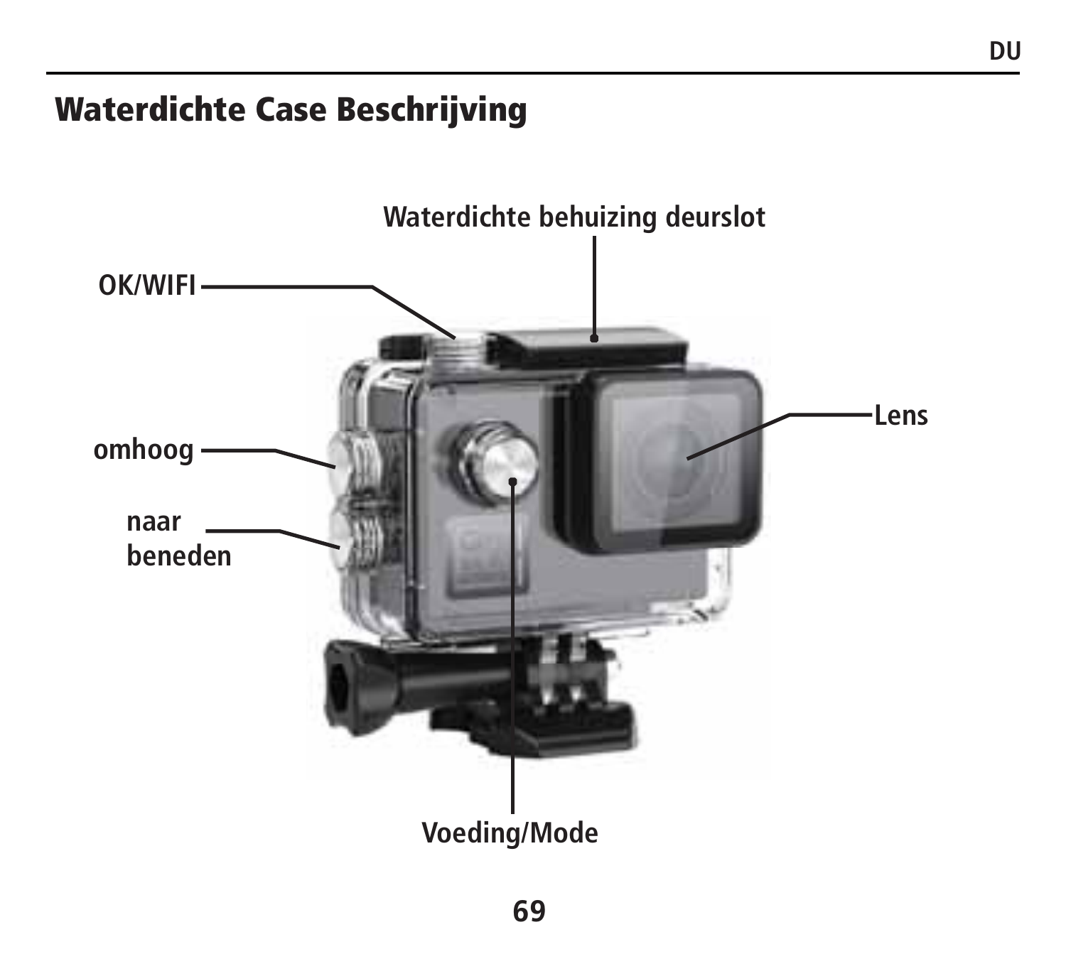# Waterdichte Case Beschrijving

Waterdichte behuizing deurslot

OK/WIFI

Lens

omhoog

naar beneden

Voeding/Mode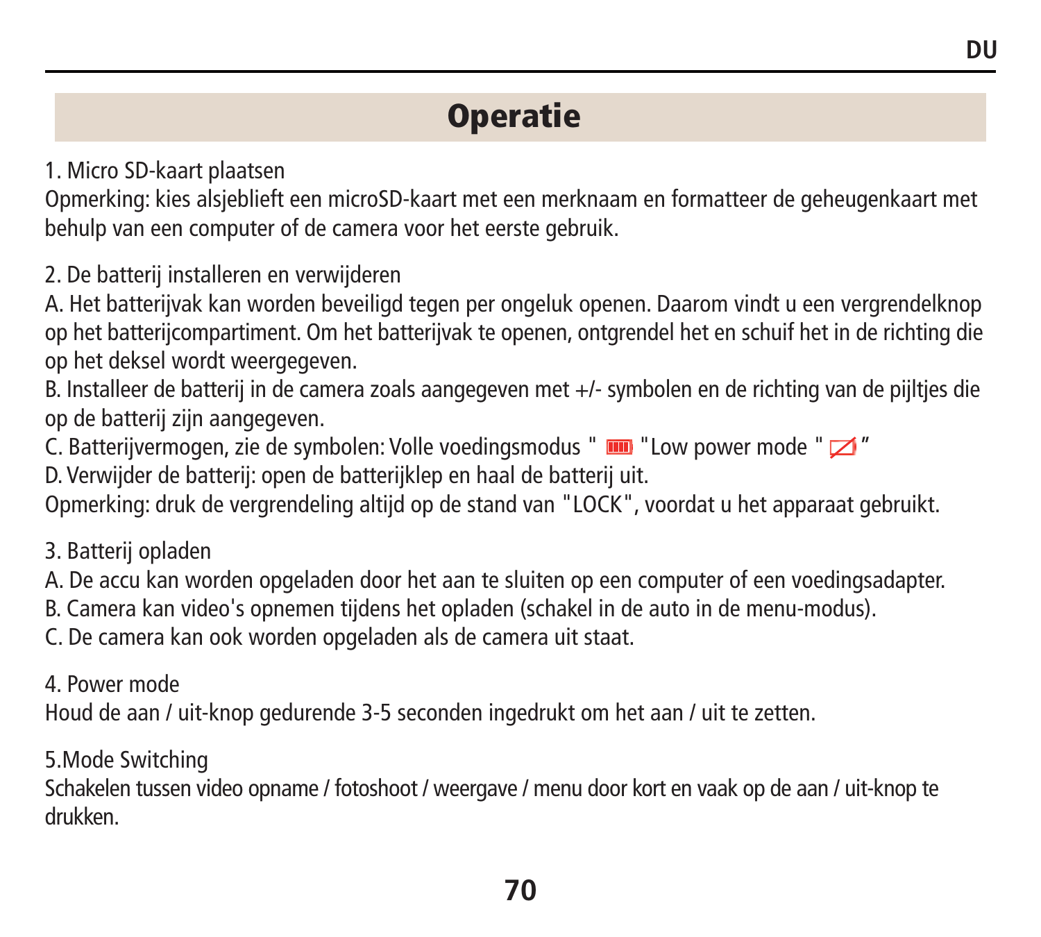# Operatie

1. Micro SD-kaart plaatsen

Opmerking: kies alsjeblieft een microSD-kaart met een merknaam en formatteer de geheugenkaart met behulp van een computer of de camera voor het eerste gebruik.

2. De batterij installeren en verwijderen

A. Het batterijvak kan worden beveiligd tegen per ongeluk openen. Daarom vindt u een vergrendelknop op het batterijcompartiment. Om het batterijvak te openen, ontgrendel het en schuif het in de richting die op het deksel wordt weergegeven.

B. Installeer de batterij in de camera zoals aangegeven met +/- symbolen en de richting van de pijltjes die op de batterij zijn aangegeven.

C. Batterijvermogen, zie de symbolen: Volle voedingsmodus " " "Low power mode " "

D. Verwijder de batterij: open de batterijklep en haal de batterij uit.

Opmerking: druk de vergrendeling altijd op de stand van "LOCK", voordat u het apparaat gebruikt.

3. Batterij opladen

A. De accu kan worden opgeladen door het aan te sluiten op een computer of een voedingsadapter.

B. Camera kan video's opnemen tijdens het opladen (schakel in de auto in de menu-modus).

C. De camera kan ook worden opgeladen als de camera uit staat.

4. Power mode

Houd de aan / uit-knop gedurende 3-5 seconden ingedrukt om het aan / uit te zetten.

5.Mode Switching

Schakelen tussen video opname / fotoshoot / weergave / menu door kort en vaak op de aan / uit-knop te drukken.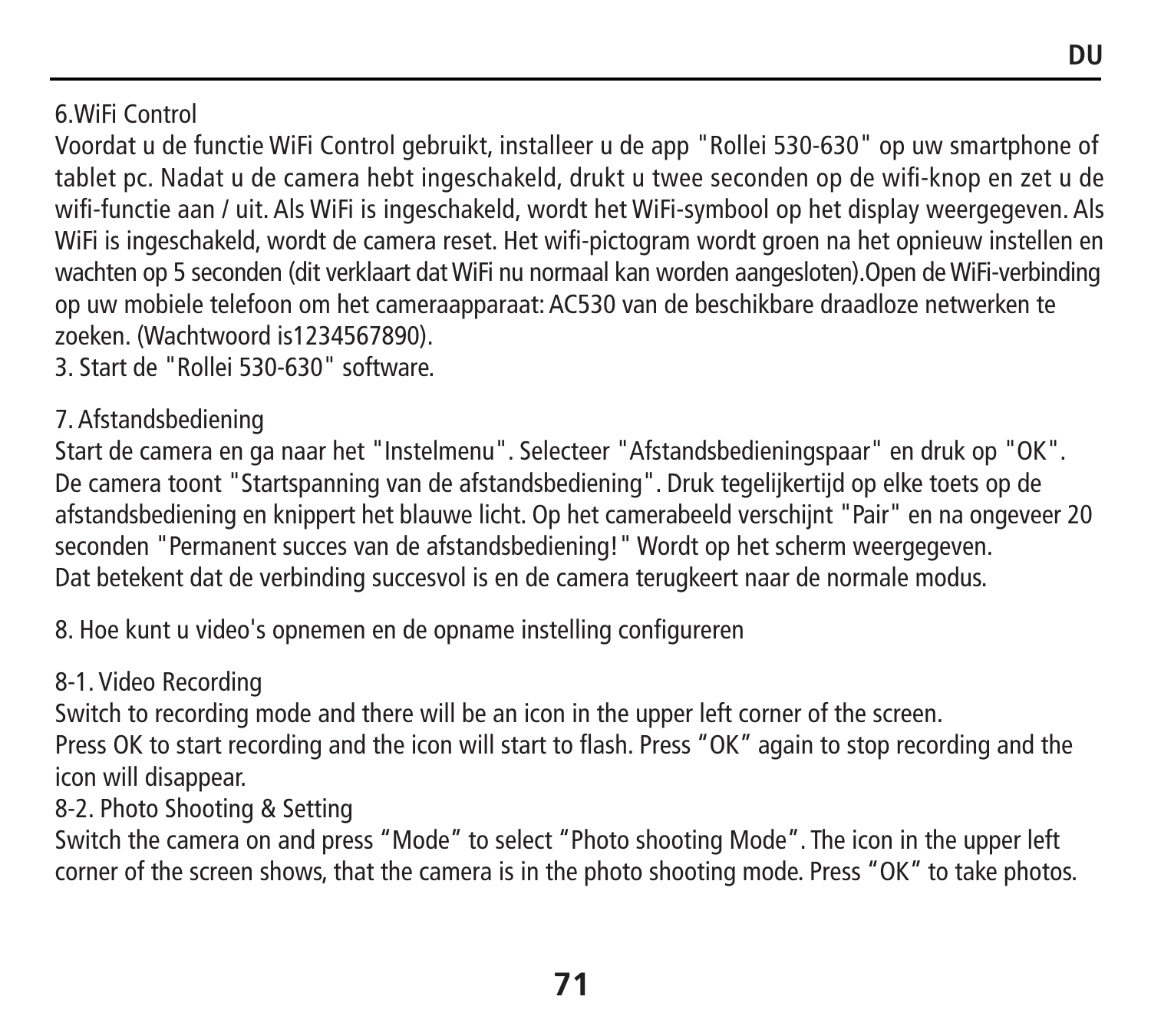6.WiFi Control

Voordat u de functie WiFi Control gebruikt, installeer u de app "Rollei 530-630" op uw smartphone of tablet pc. Nadat u de camera hebt ingeschakeld, drukt u twee seconden op de wifi-knop en zet u de wifi-functie aan / uit. Als WiFi is ingeschakeld, wordt het WiFi-symbool op het display weergegeven. Als WiFi is ingeschakeld, wordt de camera reset. Het wifi-pictogram wordt groen na het opnieuw instellen en wachten op 5 seconden (dit verklaart dat WiFi nu normaal kan worden aangesloten).Open de WiFi-verbinding op uw mobiele telefoon om het cameraapparaat: AC530 van de beschikbare draadloze netwerken te zoeken. (Wachtwoord is1234567890).

3. Start de "Rollei 530-630" software.

7. Afstandsbediening

Start de camera en ga naar het "Instelmenu". Selecteer "Afstandsbedieningspaar" en druk op "OK". De camera toont "Startspanning van de afstandsbediening". Druk tegelijkertijd op elke toets op de afstandsbediening en knippert het blauwe licht. Op het camerabeeld verschijnt "Pair" en na ongeveer 20 seconden "Permanent succes van de afstandsbediening!" Wordt op het scherm weergegeven.
Dat betekent dat de verbinding succesvol is en de camera terugkeert naar de normale modus.

8. Hoe kunt u video's opnemen en de opname instelling configureren

8-1. Video Recording

Switch to recording mode and there will be an icon in the upper left corner of the screen.
Press OK to start recording and the icon will start to flash. Press “OK” again to stop recording and the icon will disappear.

8-2. Photo Shooting & Setting

Switch the camera on and press “Mode” to select “Photo shooting Mode”. The icon in the upper left corner of the screen shows, that the camera is in the photo shooting mode. Press “OK” to take photos.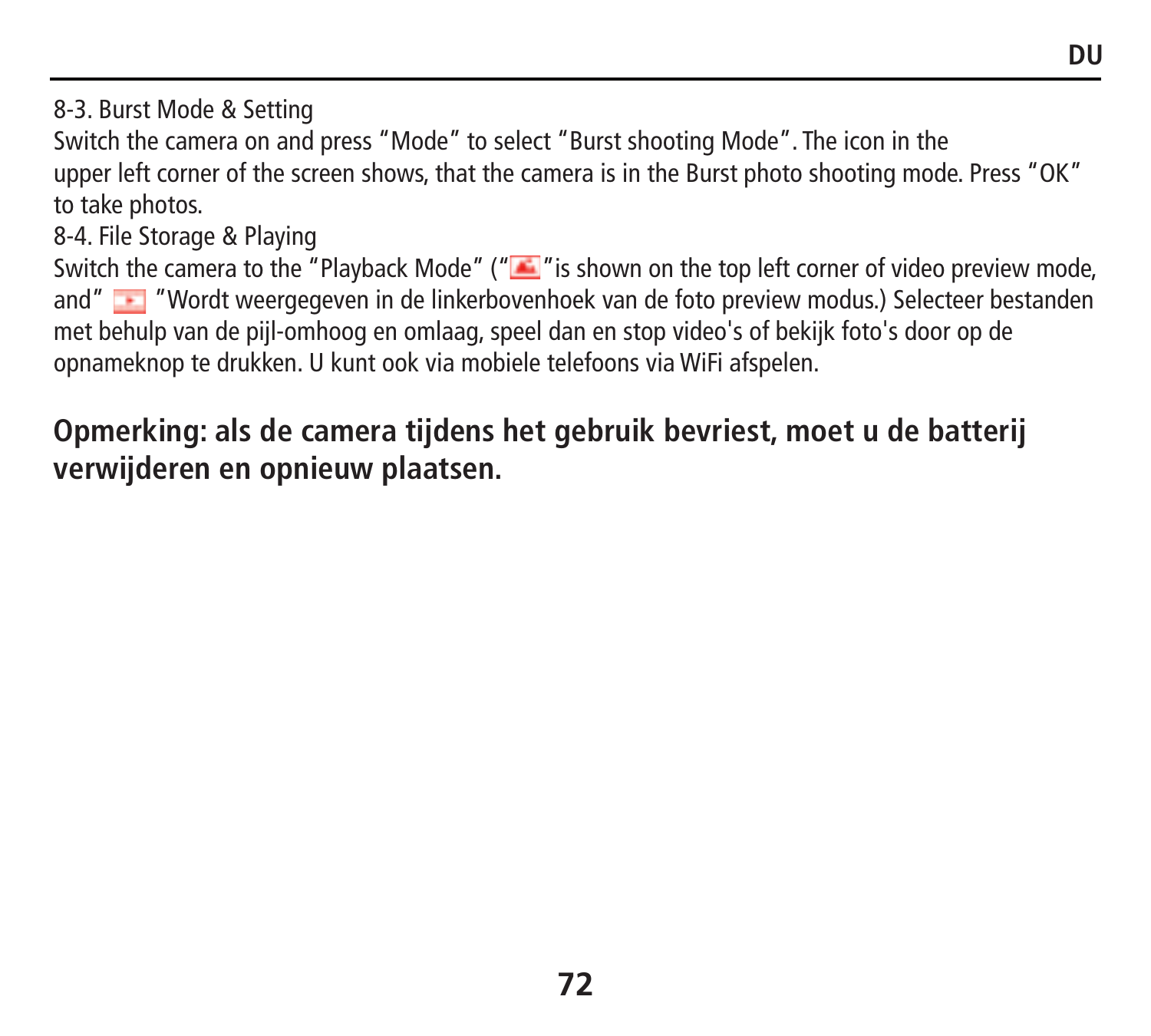8-3. Burst Mode & Setting

Switch the camera on and press “Mode” to select “Burst shooting Mode”. The icon in the upper left corner of the screen shows, that the camera is in the Burst photo shooting mode. Press “OK” to take photos.

8-4. File Storage & Playing

Switch the camera to the “Playback Mode” (“ ”is shown on the top left corner of video preview mode, and” ”Wordt weergegeven in de linkerbovenhoek van de foto preview modus.) Selecteer bestanden met behulp van de pijl-omhoog en omlaag, speel dan en stop video's of bekijk foto's door op de opnameknop te drukken. U kunt ook via mobiele telefoons via WiFi afspelen.

**Opmerking: als de camera tijdens het gebruik bevriest, moet u de batterij verwijderen en opnieuw plaatsen.**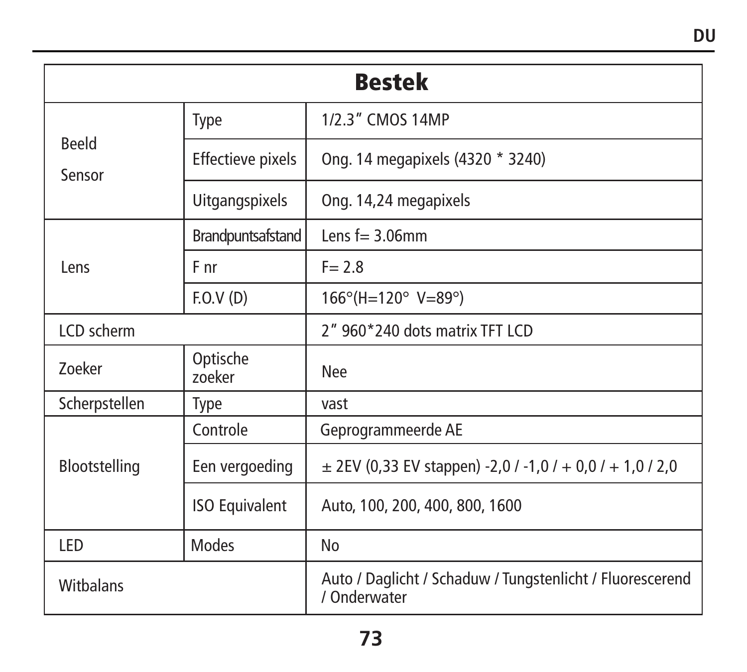| Bestek | | |
|---|---|---|
| Beeld Sensor | Type | 1/2.3" CMOS 14MP |
| | Effectieve pixels | Ong. 14 megapixels (4320 * 3240) |
| | Uitgangspixels | Ong. 14,24 megapixels |
| Lens | Brandpuntsafstand | Lens f= 3.06mm |
| | F nr | F= 2.8 |
| | F.O.V (D) | 166°(H=120° V=89°) |
| LCD scherm | | 2" 960*240 dots matrix TFT LCD |
| Zoeker | Optische zoeker | Nee |
| Scherpstellen | Type | vast |
| Blootstelling | Controle | Geprogrammeerde AE |
| | Een vergoeding | ± 2EV (0,33 EV stappen) -2,0 / -1,0 / + 0,0 / + 1,0 / 2,0 |
| | ISO Equivalent | Auto, 100, 200, 400, 800, 1600 |
| LED | Modes | No |
| Witbalans | | Auto / Daglicht / Schaduw / Tungstenlicht / Fluorescerend / Onderwater |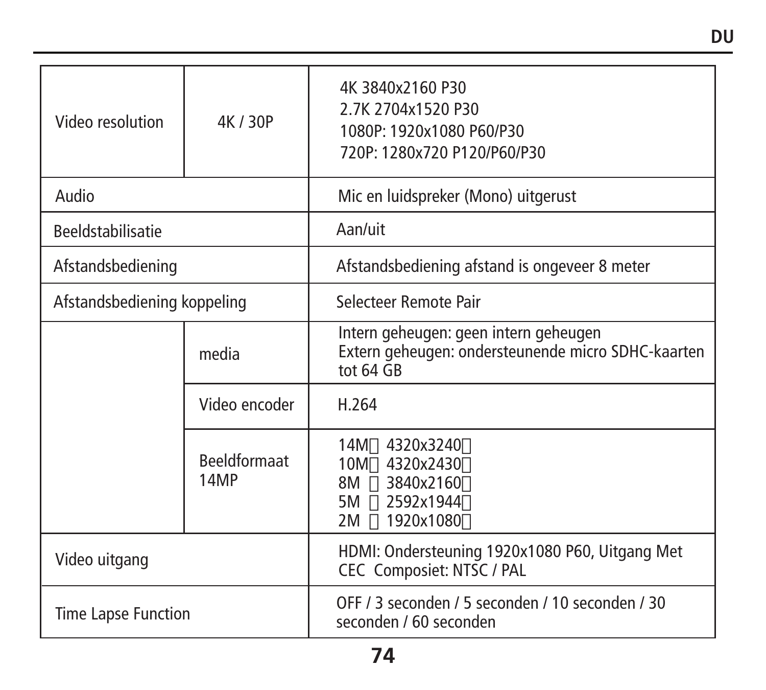| | | |
|---|---|---|
| Video resolution | 4K / 30P | 4K 3840x2160 P30<br>2.7K 2704x1520 P30<br>1080P: 1920x1080 P60/P30<br>720P: 1280x720 P120/P60/P30 |
| Audio | | Mic en luidspreker (Mono) uitgerust |
| Beeldstabilisatie | | Aan/uit |
| Afstandsbediening | | Afstandsbediening afstand is ongeveer 8 meter |
| Afstandsbediening koppeling | | Selecteer Remote Pair |
| | media | Intern geheugen: geen intern geheugen<br>Extern geheugen: ondersteunende micro SDHC-kaarten tot 64 GB |
| | Video encoder | H.264 |
| | Beeldformaat 14MP | 14M 4320x3240<br>10M 4320x2430<br>8M 3840x2160<br>5M 2592x1944<br>2M 1920x1080 |
| Video uitgang | | HDMI: Ondersteuning 1920x1080 P60, Uitgang Met CEC Composiet: NTSC / PAL |
| Time Lapse Function | | OFF / 3 seconden / 5 seconden / 10 seconden / 30 seconden / 60 seconden |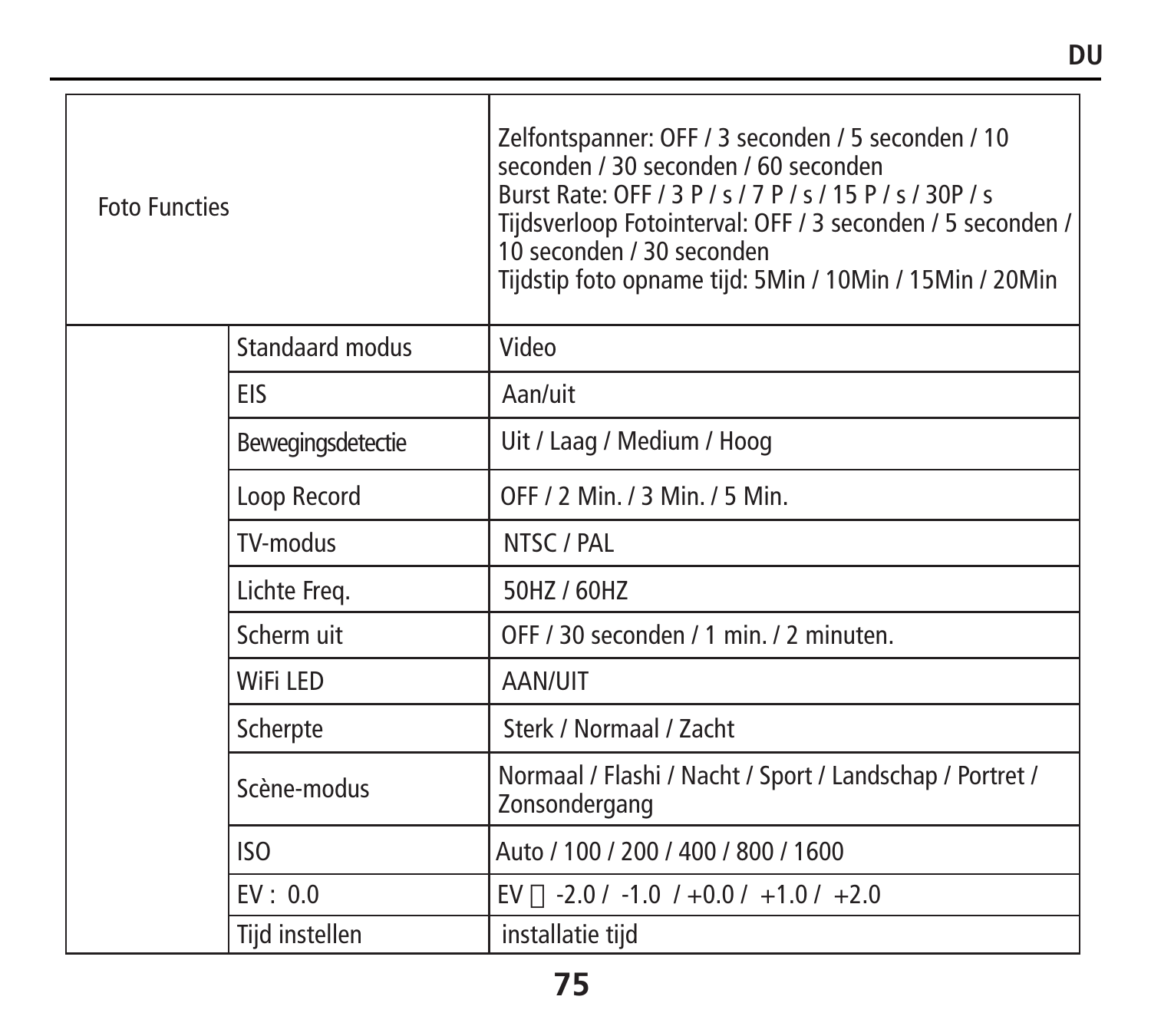| | | |
|---|---|---|
| Foto Functies | | Zelfontspanner: OFF / 3 seconden / 5 seconden / 10 seconden / 30 seconden / 60 seconden<br>Burst Rate: OFF / 3 P / s / 7 P / s / 15 P / s / 30P / s<br>Tijdsverloop Fotointerval: OFF / 3 seconden / 5 seconden / 10 seconden / 30 seconden<br>Tijdstip foto opname tijd: 5Min / 10Min / 15Min / 20Min |
| | Standaard modus | Video |
| | EIS | Aan/uit |
| | Bewegingsdetectie | Uit / Laag / Medium / Hoog |
| | Loop Record | OFF / 2 Min. / 3 Min. / 5 Min. |
| | TV-modus | NTSC / PAL |
| | Lichte Freq. | 50HZ / 60HZ |
| | Scherm uit | OFF / 30 seconden / 1 min. / 2 minuten. |
| | WiFi LED | AAN/UIT |
| | Scherpte | Sterk / Normaal / Zacht |
| | Scène-modus | Normaal / Flashi / Nacht / Sport / Landschap / Portret / Zonsondergang |
| | ISO | Auto / 100 / 200 / 400 / 800 / 1600 |
| | EV : 0.0 | EV  -2.0 / -1.0 / +0.0 / +1.0 / +2.0 |
| | Tijd instellen | installatie tijd |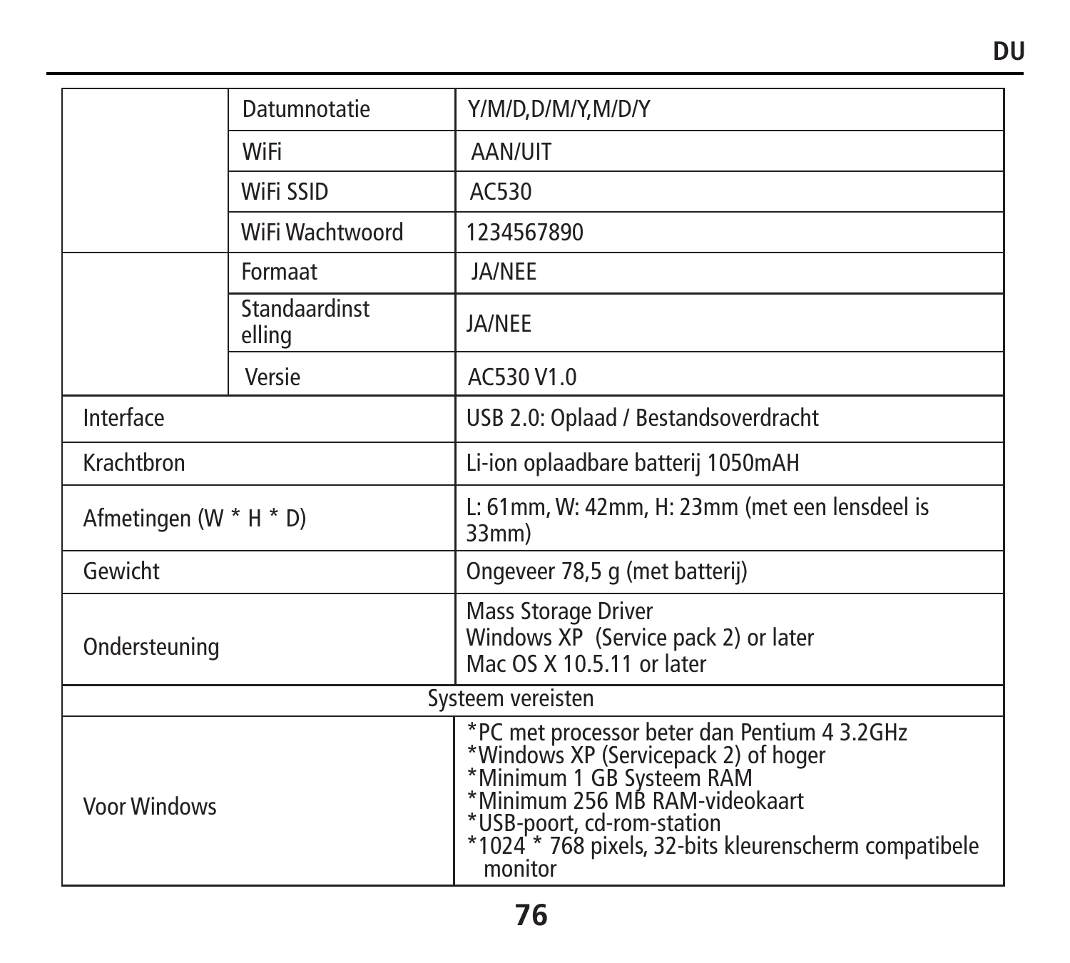| | | |
|---|---|---|
| | Datumnotatie | Y/M/D,D/M/Y,M/D/Y |
| | WiFi | AAN/UIT |
| | WiFi SSID | AC530 |
| | WiFi Wachtwoord | 1234567890 |
| | Formaat | JA/NEE |
| | Standaardinstelling | JA/NEE |
| | Versie | AC530 V1.0 |
| Interface | | USB 2.0: Oplaad / Bestandsoverdracht |
| Krachtbron | | Li-ion oplaadbare batterij 1050mAH |
| Afmetingen (W * H * D) | | L: 61mm, W: 42mm, H: 23mm (met een lensdeel is 33mm) |
| Gewicht | | Ongeveer 78,5 g (met batterij) |
| Ondersteuning | | Mass Storage Driver<br>Windows XP (Service pack 2) or later<br>Mac OS X 10.5.11 or later |
| Systeem vereisten | | |
| Voor Windows | | *PC met processor beter dan Pentium 4 3.2GHz<br>*Windows XP (Servicepack 2) of hoger<br>*Minimum 1 GB Systeem RAM<br>*Minimum 256 MB RAM-videokaart<br>*USB-poort, cd-rom-station<br>*1024 * 768 pixels, 32-bits kleurenscherm compatibele monitor |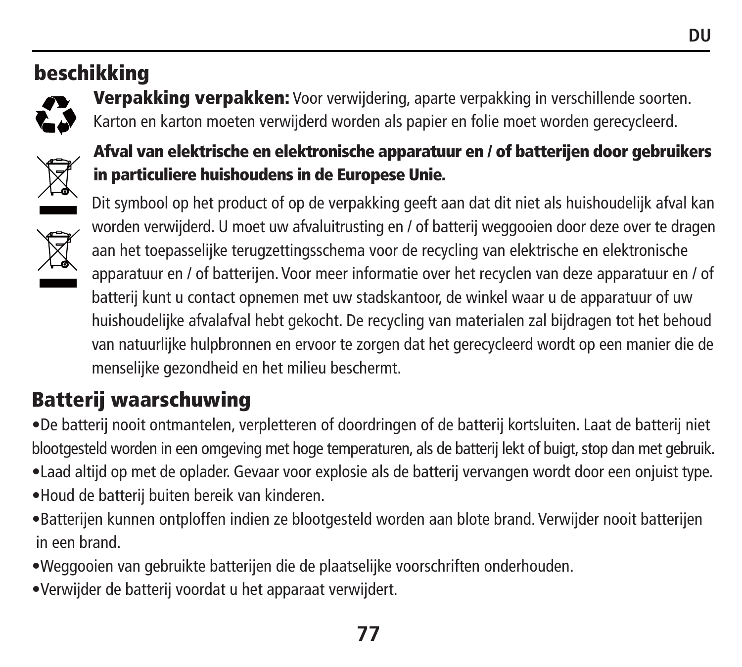## beschikking

**Verpakking verpakken:** Voor verwijdering, aparte verpakking in verschillende soorten. Karton en karton moeten verwijderd worden als papier en folie moet worden gerecycleerd.

**Afval van elektrische en elektronische apparatuur en / of batterijen door gebruikers in particuliere huishoudens in de Europese Unie.**

Dit symbool op het product of op de verpakking geeft aan dat dit niet als huishoudelijk afval kan worden verwijderd. U moet uw afvaluitrusting en / of batterij weggooien door deze over te dragen aan het toepasselijke terugzettingsschema voor de recycling van elektrische en elektronische apparatuur en / of batterijen. Voor meer informatie over het recyclen van deze apparatuur en / of batterij kunt u contact opnemen met uw stadskantoor, de winkel waar u de apparatuur of uw huishoudelijke afvalafval hebt gekocht. De recycling van materialen zal bijdragen tot het behoud van natuurlijke hulpbronnen en ervoor te zorgen dat het gerecycleerd wordt op een manier die de menselijke gezondheid en het milieu beschermt.

## Batterij waarschuwing

- De batterij nooit ontmantelen, verpletteren of doordringen of de batterij kortsluiten. Laat de batterij niet blootgesteld worden in een omgeving met hoge temperaturen, als de batterij lekt of buigt, stop dan met gebruik.
- Laad altijd op met de oplader. Gevaar voor explosie als de batterij vervangen wordt door een onjuist type.
- Houd de batterij buiten bereik van kinderen.
- Batterijen kunnen ontploffen indien ze blootgesteld worden aan blote brand. Verwijder nooit batterijen in een brand.
- Weggooien van gebruikte batterijen die de plaatselijke voorschriften onderhouden.
- Verwijder de batterij voordat u het apparaat verwijdert.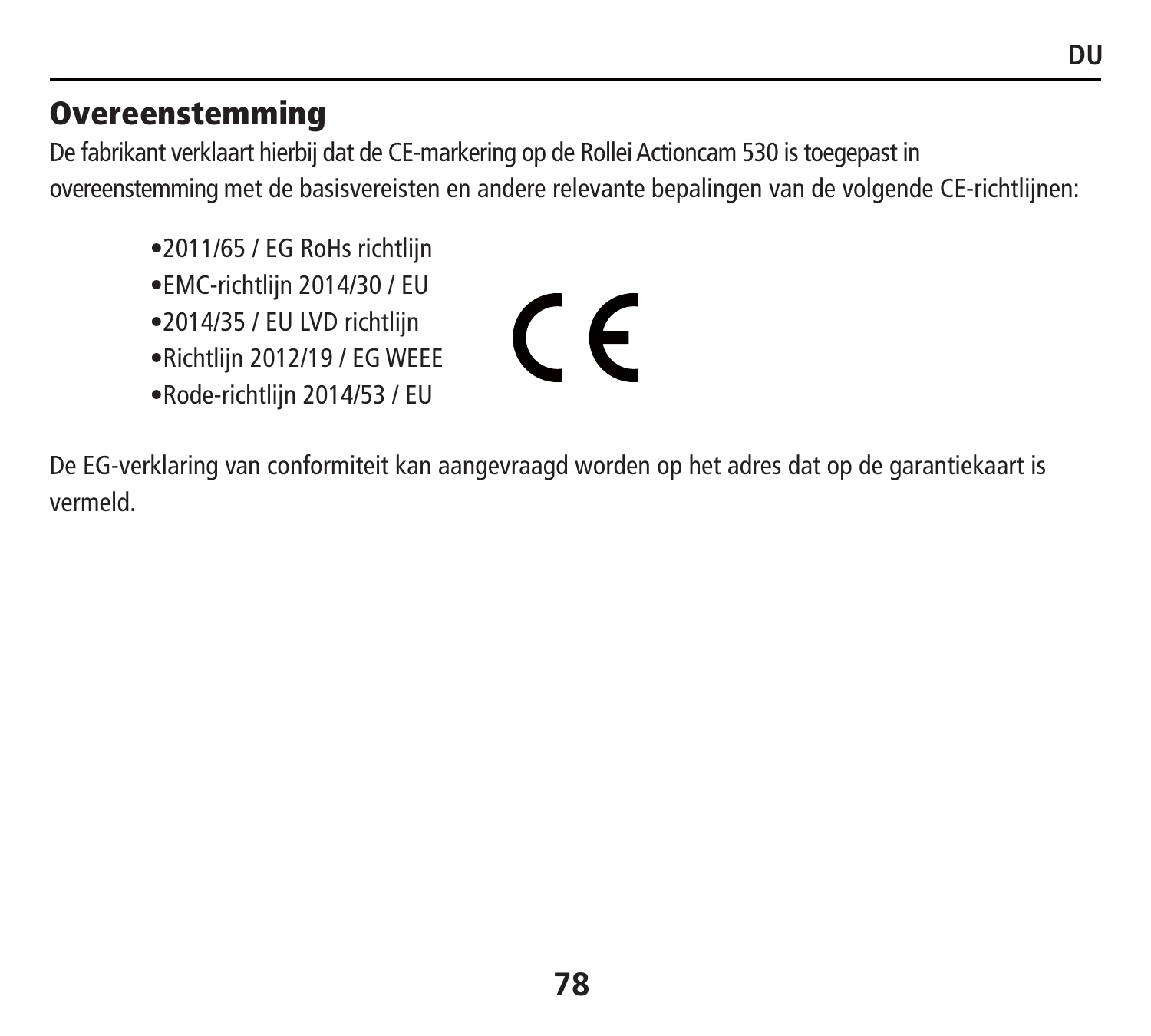## Overeenstemming

De fabrikant verklaart hierbij dat de CE-markering op de Rollei Actioncam 530 is toegepast in overeenstemming met de basisvereisten en andere relevante bepalingen van de volgende CE-richtlijnen:

- 2011/65 / EG RoHs richtlijn
- EMC-richtlijn 2014/30 / EU
- 2014/35 / EU LVD richtlijn
- Richtlijn 2012/19 / EG WEEE
- Rode-richtlijn 2014/53 / EU

De EG-verklaring van conformiteit kan aangevraagd worden op het adres dat op de garantiekaart is vermeld.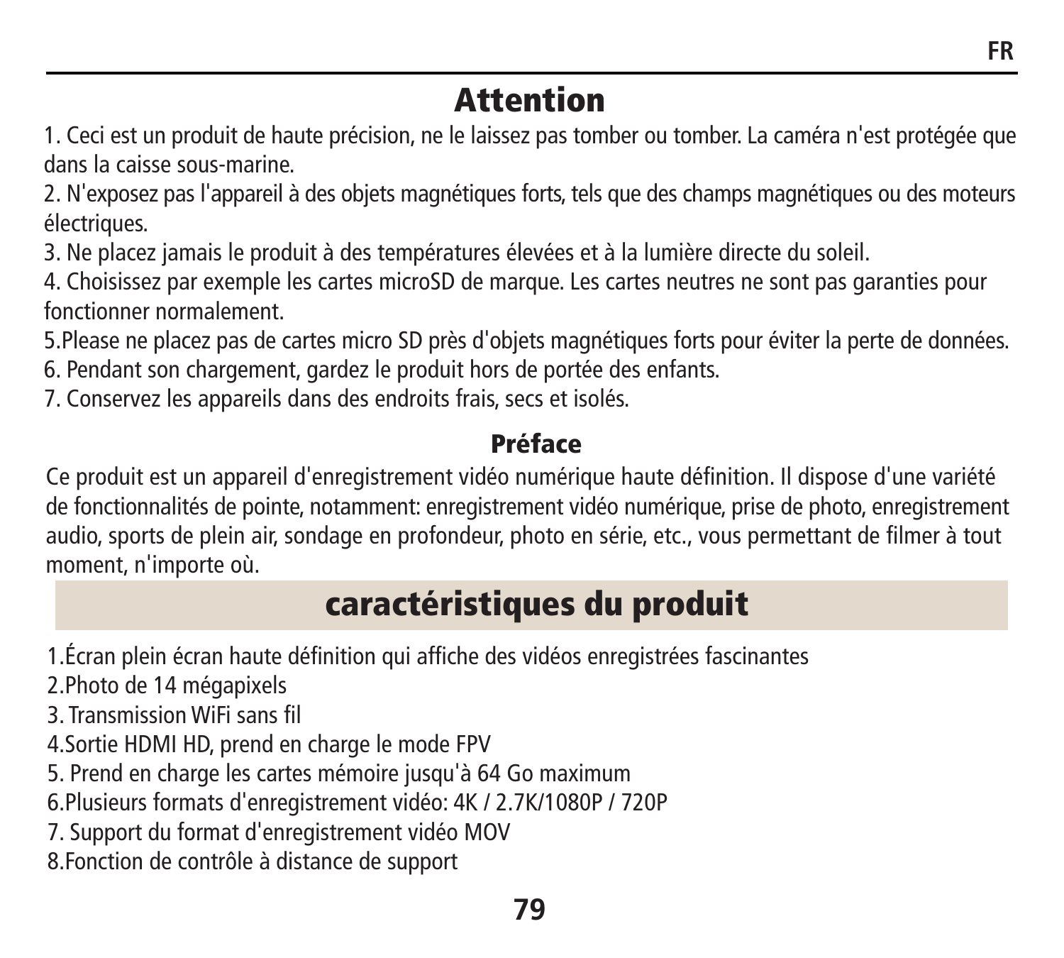# Attention

1. Ceci est un produit de haute précision, ne le laissez pas tomber ou tomber. La caméra n'est protégée que dans la caisse sous-marine.
2. N'exposez pas l'appareil à des objets magnétiques forts, tels que des champs magnétiques ou des moteurs électriques.
3. Ne placez jamais le produit à des températures élevées et à la lumière directe du soleil.
4. Choisissez par exemple les cartes microSD de marque. Les cartes neutres ne sont pas garanties pour fonctionner normalement.
5. Please ne placez pas de cartes micro SD près d'objets magnétiques forts pour éviter la perte de données.
6. Pendant son chargement, gardez le produit hors de portée des enfants.
7. Conservez les appareils dans des endroits frais, secs et isolés.

## Préface

Ce produit est un appareil d'enregistrement vidéo numérique haute définition. Il dispose d'une variété de fonctionnalités de pointe, notamment: enregistrement vidéo numérique, prise de photo, enregistrement audio, sports de plein air, sondage en profondeur, photo en série, etc., vous permettant de filmer à tout moment, n'importe où.

# caractéristiques du produit

1. Écran plein écran haute définition qui affiche des vidéos enregistrées fascinantes
2. Photo de 14 mégapixels
3. Transmission WiFi sans fil
4. Sortie HDMI HD, prend en charge le mode FPV
5. Prend en charge les cartes mémoire jusqu'à 64 Go maximum
6. Plusieurs formats d'enregistrement vidéo: 4K / 2.7K/1080P / 720P
7. Support du format d'enregistrement vidéo MOV
8. Fonction de contrôle à distance de support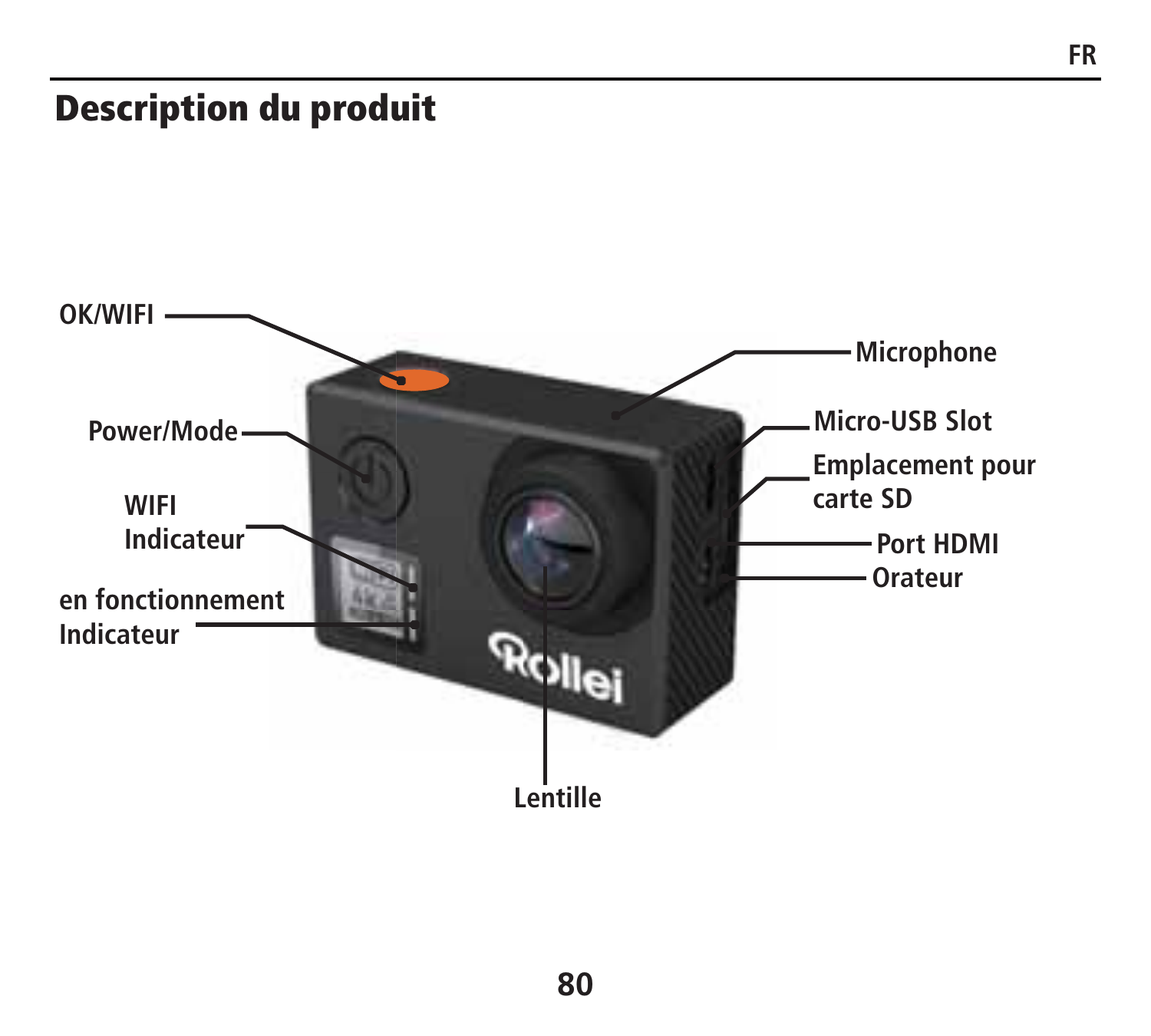# Description du produit

OK/WIFI

Power/Mode

WIFI Indicateur

en fonctionnement Indicateur

Microphone

Micro-USB Slot

Emplacement pour carte SD

Port HDMI

Orateur

Lentille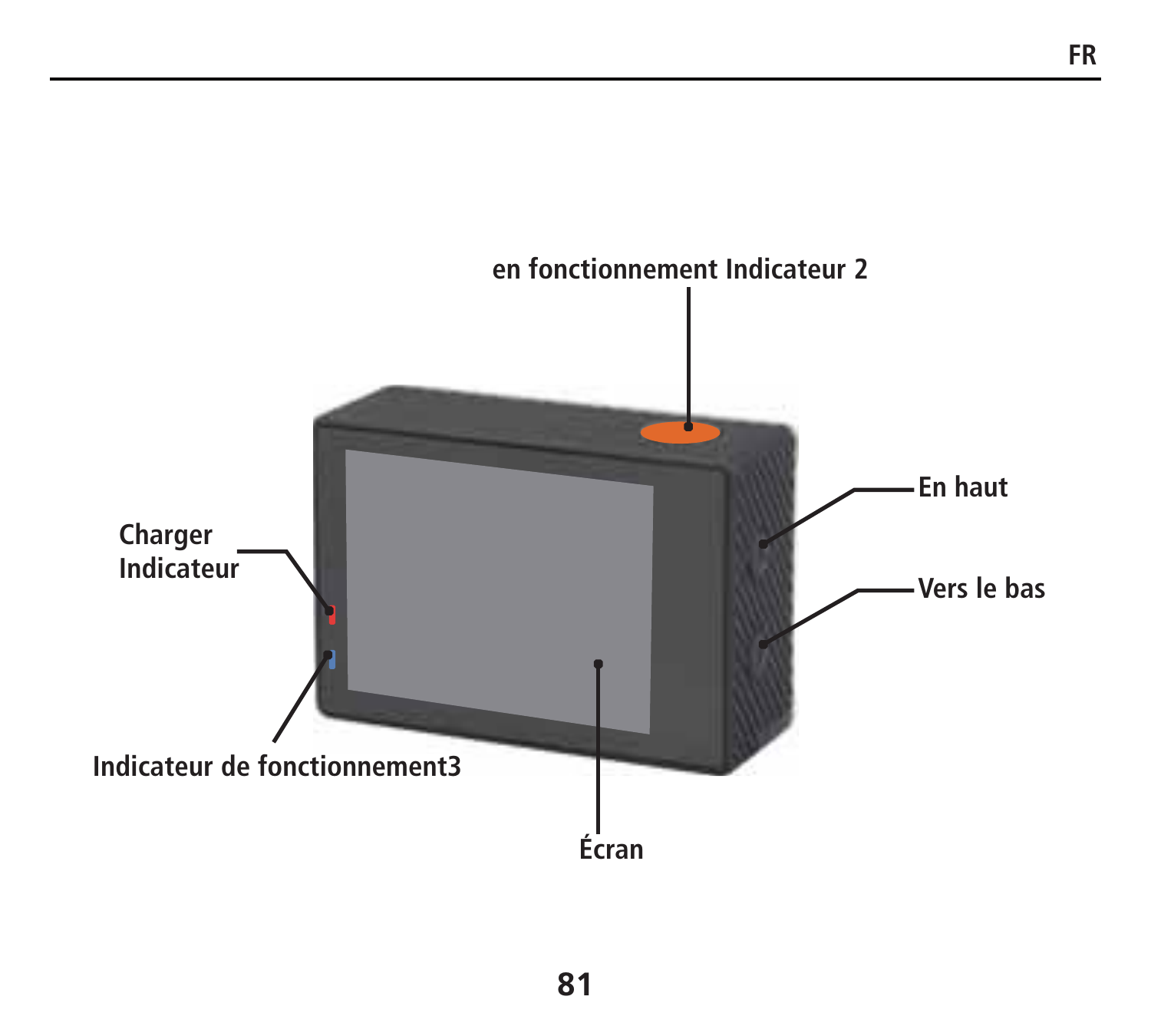en fonctionnement Indicateur 2

Charger Indicateur

En haut

Vers le bas

Indicateur de fonctionnement3

Écran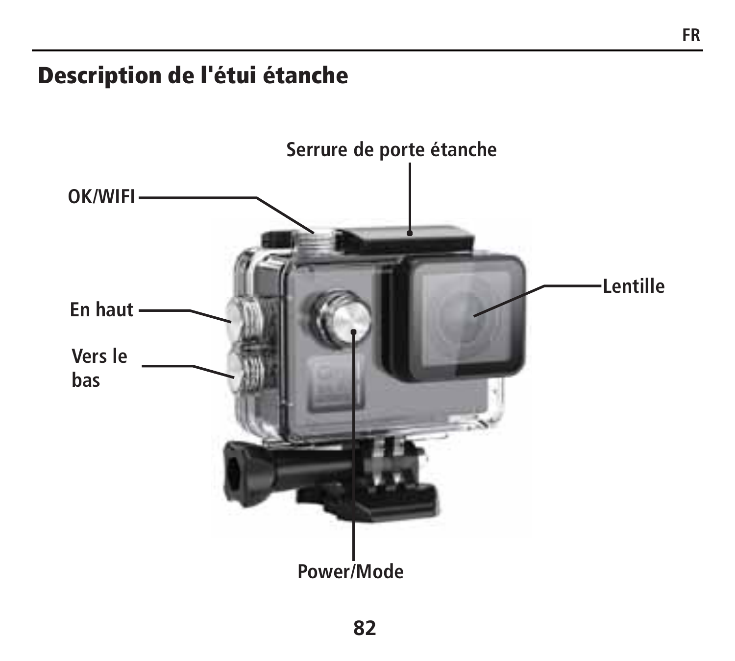# Description de l'étui étanche

Serrure de porte étanche

OK/WIFI

Lentille

En haut

Vers le bas

Power/Mode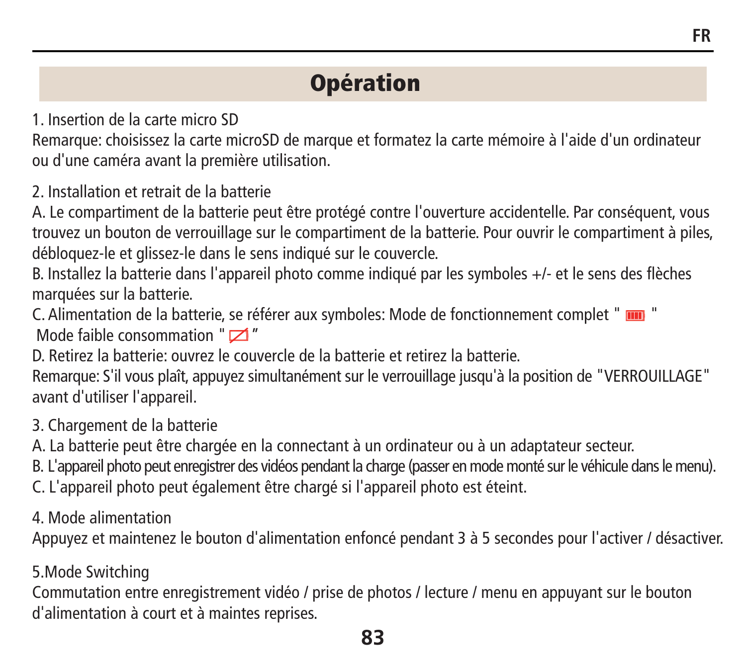# Opération

1. Insertion de la carte micro SD

Remarque: choisissez la carte microSD de marque et formatez la carte mémoire à l'aide d'un ordinateur ou d'une caméra avant la première utilisation.

2. Installation et retrait de la batterie

A. Le compartiment de la batterie peut être protégé contre l'ouverture accidentelle. Par conséquent, vous trouvez un bouton de verrouillage sur le compartiment de la batterie. Pour ouvrir le compartiment à piles, débloquez-le et glissez-le dans le sens indiqué sur le couvercle.

B. Installez la batterie dans l'appareil photo comme indiqué par les symboles +/- et le sens des flèches marquées sur la batterie.

C. Alimentation de la batterie, se référer aux symboles: Mode de fonctionnement complet " " Mode faible consommation " "

D. Retirez la batterie: ouvrez le couvercle de la batterie et retirez la batterie.

Remarque: S'il vous plaît, appuyez simultanément sur le verrouillage jusqu'à la position de "VERROUILLAGE" avant d'utiliser l'appareil.

3. Chargement de la batterie

A. La batterie peut être chargée en la connectant à un ordinateur ou à un adaptateur secteur.

B. L'appareil photo peut enregistrer des vidéos pendant la charge (passer en mode monté sur le véhicule dans le menu).

C. L'appareil photo peut également être chargé si l'appareil photo est éteint.

4. Mode alimentation

Appuyez et maintenez le bouton d'alimentation enfoncé pendant 3 à 5 secondes pour l'activer / désactiver.

5.Mode Switching

Commutation entre enregistrement vidéo / prise de photos / lecture / menu en appuyant sur le bouton d'alimentation à court et à maintes reprises.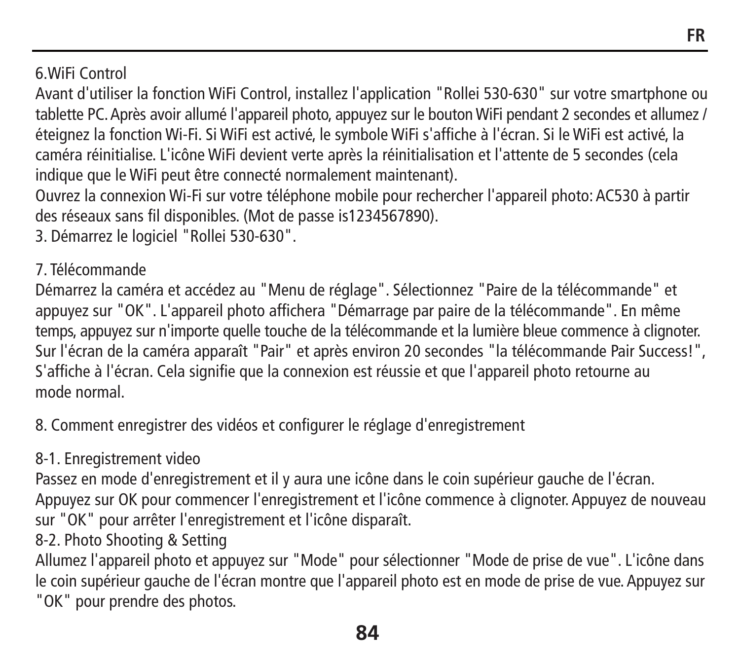6.WiFi Control

Avant d'utiliser la fonction WiFi Control, installez l'application "Rollei 530-630" sur votre smartphone ou tablette PC. Après avoir allumé l'appareil photo, appuyez sur le bouton WiFi pendant 2 secondes et allumez / éteignez la fonction Wi-Fi. Si WiFi est activé, le symbole WiFi s'affiche à l'écran. Si le WiFi est activé, la caméra réinitialise. L'icône WiFi devient verte après la réinitialisation et l'attente de 5 secondes (cela indique que le WiFi peut être connecté normalement maintenant).

Ouvrez la connexion Wi-Fi sur votre téléphone mobile pour rechercher l'appareil photo: AC530 à partir des réseaux sans fil disponibles. (Mot de passe is1234567890).

3. Démarrez le logiciel "Rollei 530-630".

7. Télécommande

Démarrez la caméra et accédez au "Menu de réglage". Sélectionnez "Paire de la télécommande" et appuyez sur "OK". L'appareil photo affichera "Démarrage par paire de la télécommande". En même temps, appuyez sur n'importe quelle touche de la télécommande et la lumière bleue commence à clignoter. Sur l'écran de la caméra apparaît "Pair" et après environ 20 secondes "la télécommande Pair Success!", S'affiche à l'écran. Cela signifie que la connexion est réussie et que l'appareil photo retourne au mode normal.

8. Comment enregistrer des vidéos et configurer le réglage d'enregistrement

8-1. Enregistrement video

Passez en mode d'enregistrement et il y aura une icône dans le coin supérieur gauche de l'écran. Appuyez sur OK pour commencer l'enregistrement et l'icône commence à clignoter. Appuyez de nouveau sur "OK" pour arrêter l'enregistrement et l'icône disparaît.

8-2. Photo Shooting & Setting

Allumez l'appareil photo et appuyez sur "Mode" pour sélectionner "Mode de prise de vue". L'icône dans le coin supérieur gauche de l'écran montre que l'appareil photo est en mode de prise de vue. Appuyez sur "OK" pour prendre des photos.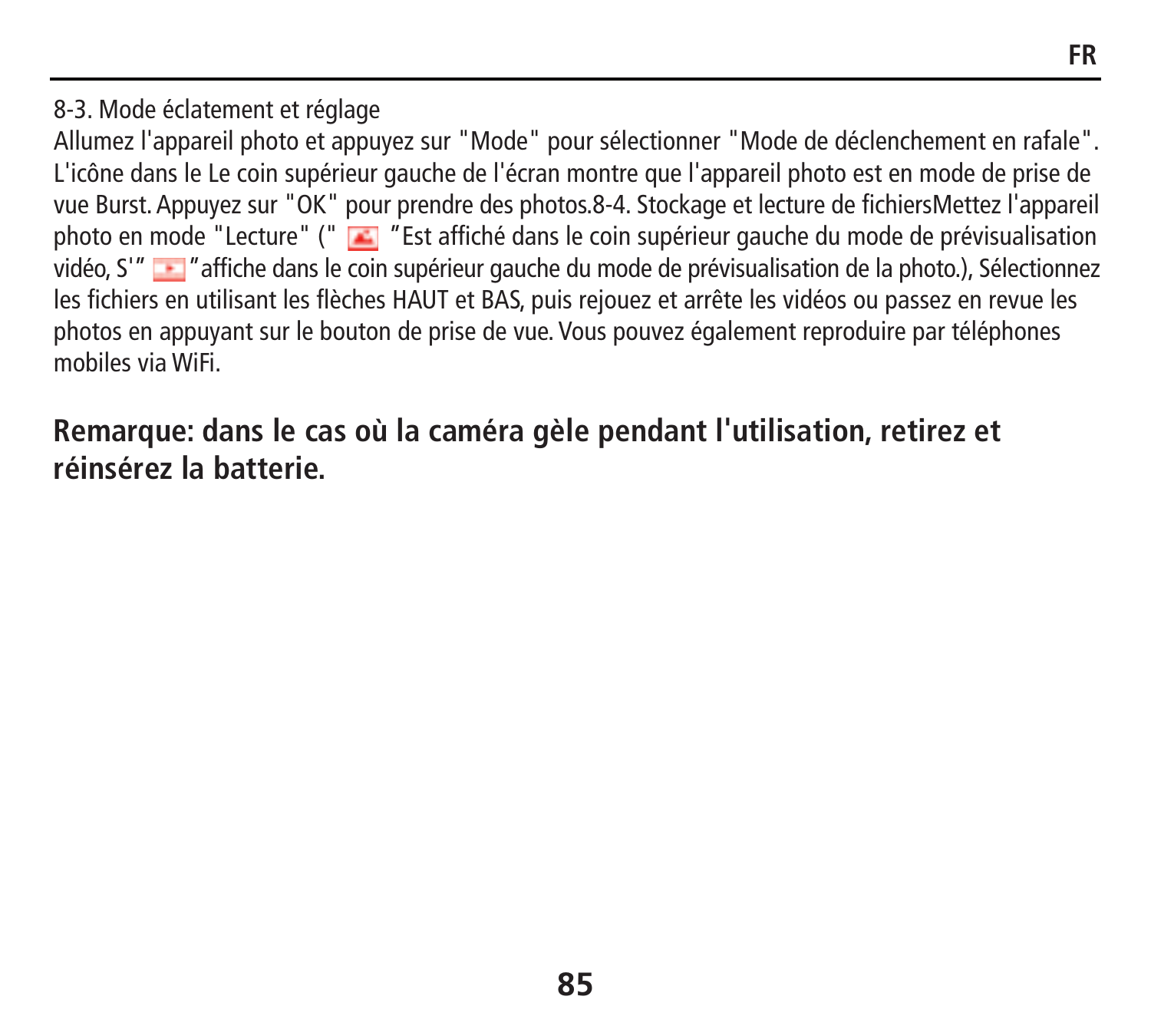8-3. Mode éclatement et réglage

Allumez l'appareil photo et appuyez sur "Mode" pour sélectionner "Mode de déclenchement en rafale". L'icône dans le Le coin supérieur gauche de l'écran montre que l'appareil photo est en mode de prise de vue Burst. Appuyez sur "OK" pour prendre des photos.8-4. Stockage et lecture de fichiersMettez l'appareil photo en mode "Lecture" (" ”Est affiché dans le coin supérieur gauche du mode de prévisualisation vidéo, S'” ”affiche dans le coin supérieur gauche du mode de prévisualisation de la photo.), Sélectionnez les fichiers en utilisant les flèches HAUT et BAS, puis rejouez et arrête les vidéos ou passez en revue les photos en appuyant sur le bouton de prise de vue. Vous pouvez également reproduire par téléphones mobiles via WiFi.

**Remarque: dans le cas où la caméra gèle pendant l'utilisation, retirez et réinsérez la batterie.**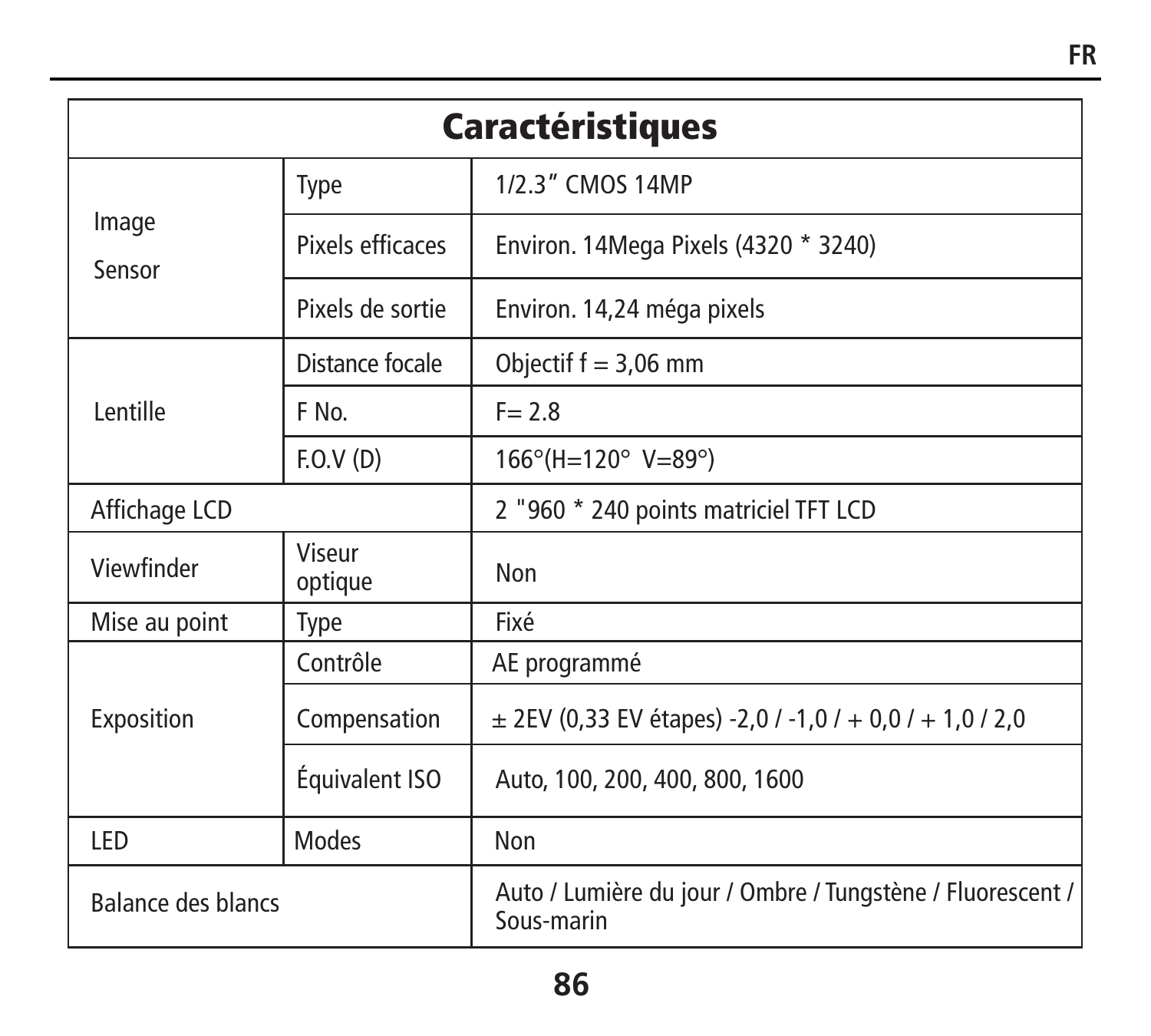| Caractéristiques | | |
|---|---|---|
| Image Sensor | Type | 1/2.3” CMOS 14MP |
| | Pixels efficaces | Environ. 14Mega Pixels (4320 * 3240) |
| | Pixels de sortie | Environ. 14,24 méga pixels |
| Lentille | Distance focale | Objectif f = 3,06 mm |
| | F No. | F= 2.8 |
| | F.O.V (D) | 166°(H=120° V=89°) |
| Affichage LCD | | 2 "960 * 240 points matriciel TFT LCD |
| Viewfinder | Viseur optique | Non |
| Mise au point | Type | Fixé |
| Exposition | Contrôle | AE programmé |
| | Compensation | ± 2EV (0,33 EV étapes) -2,0 / -1,0 / + 0,0 / + 1,0 / 2,0 |
| | Équivalent ISO | Auto, 100, 200, 400, 800, 1600 |
| LED | Modes | Non |
| Balance des blancs | | Auto / Lumière du jour / Ombre / Tungstène / Fluorescent / Sous-marin |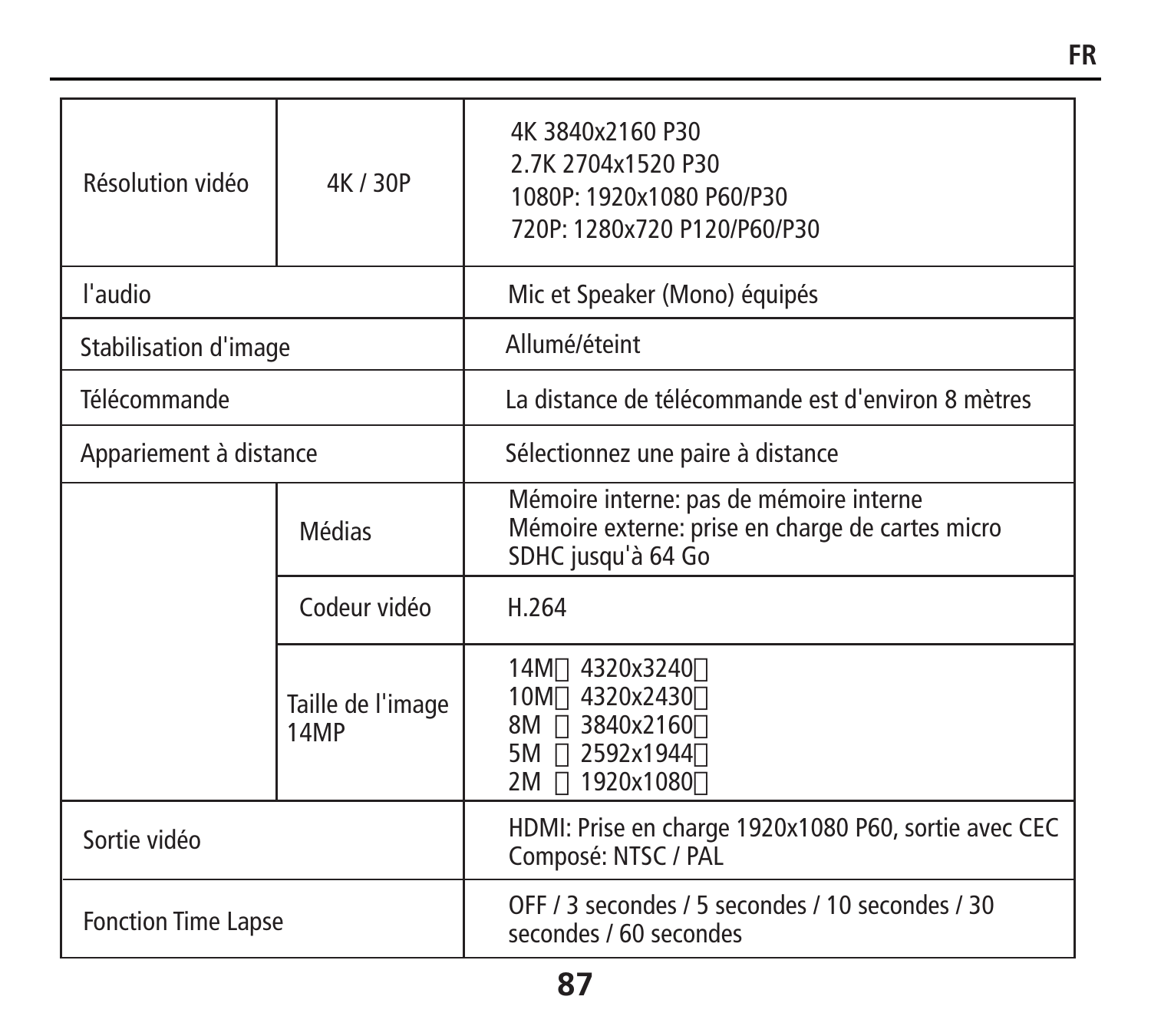| | | |
|---|---|---|
| Résolution vidéo | 4K / 30P | 4K 3840x2160 P30<br>2.7K 2704x1520 P30<br>1080P: 1920x1080 P60/P30<br>720P: 1280x720 P120/P60/P30 |
| l'audio | | Mic et Speaker (Mono) équipés |
| Stabilisation d'image | | Allumé/éteint |
| Télécommande | | La distance de télécommande est d'environ 8 mètres |
| Appariement à distance | | Sélectionnez une paire à distance |
| | Médias | Mémoire interne: pas de mémoire interne<br>Mémoire externe: prise en charge de cartes micro SDHC jusqu'à 64 Go |
| | Codeur vidéo | H.264 |
| | Taille de l'image 14MP | 14M 4320x3240<br>10M 4320x2430<br>8M 3840x2160<br>5M 2592x1944<br>2M 1920x1080 |
| Sortie vidéo | | HDMI: Prise en charge 1920x1080 P60, sortie avec CEC<br>Composé: NTSC / PAL |
| Fonction Time Lapse | | OFF / 3 secondes / 5 secondes / 10 secondes / 30 secondes / 60 secondes |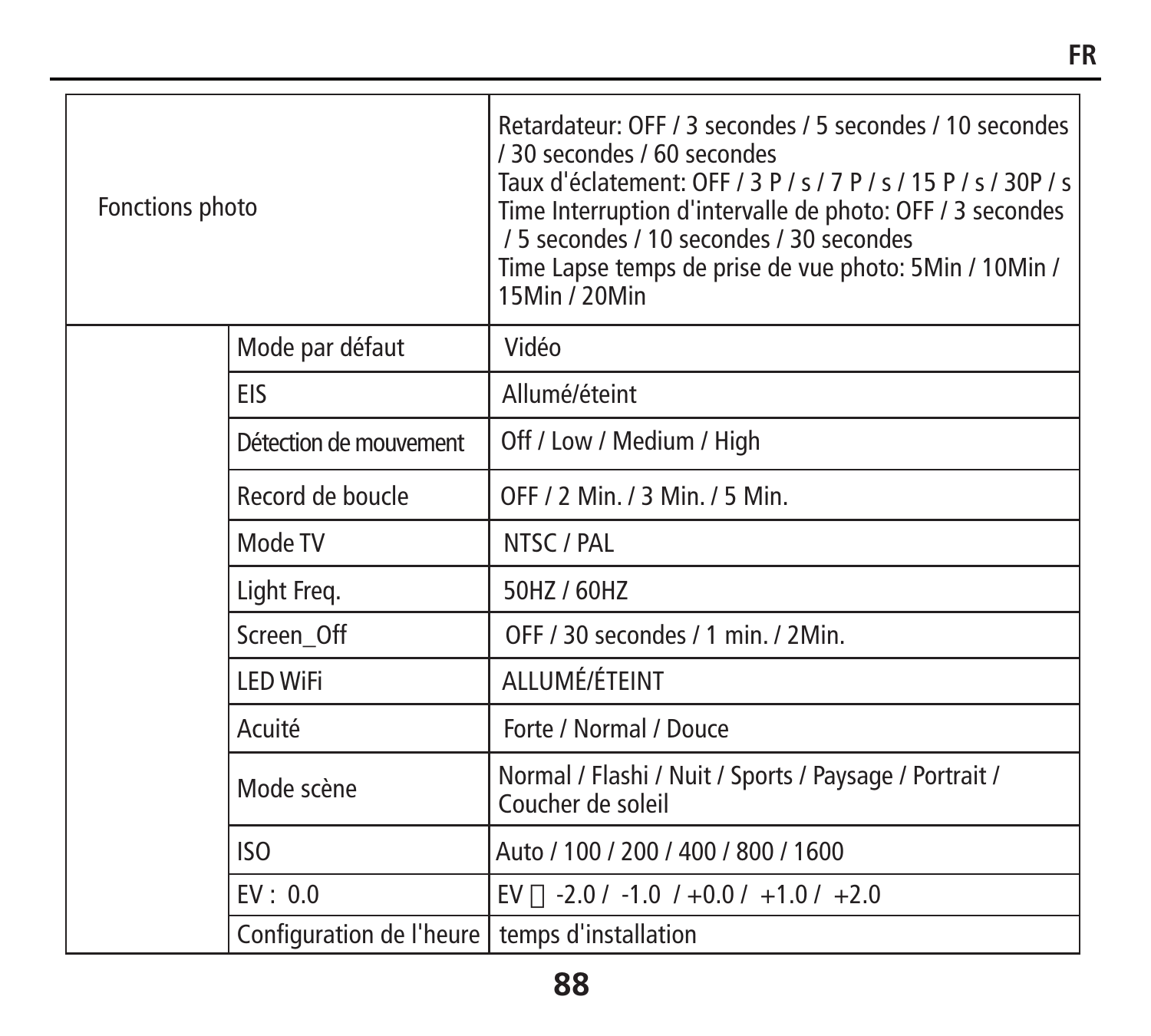| | | |
|---|---|---|
| Fonctions photo | | Retardateur: OFF / 3 secondes / 5 secondes / 10 secondes / 30 secondes / 60 secondes<br>Taux d'éclatement: OFF / 3 P / s / 7 P / s / 15 P / s / 30P / s<br>Time Interruption d'intervalle de photo: OFF / 3 secondes / 5 secondes / 10 secondes / 30 secondes<br>Time Lapse temps de prise de vue photo: 5Min / 10Min / 15Min / 20Min |
| | Mode par défaut | Vidéo |
| | EIS | Allumé/éteint |
| | Détection de mouvement | Off / Low / Medium / High |
| | Record de boucle | OFF / 2 Min. / 3 Min. / 5 Min. |
| | Mode TV | NTSC / PAL |
| | Light Freq. | 50HZ / 60HZ |
| | Screen_Off | OFF / 30 secondes / 1 min. / 2Min. |
| | LED WiFi | ALLUMÉ/ÉTEINT |
| | Acuité | Forte / Normal / Douce |
| | Mode scène | Normal / Flashi / Nuit / Sports / Paysage / Portrait / Coucher de soleil |
| | ISO | Auto / 100 / 200 / 400 / 800 / 1600 |
| | EV : 0.0 | EV  -2.0 / -1.0 / +0.0 / +1.0 / +2.0 |
| | Configuration de l'heure | temps d'installation |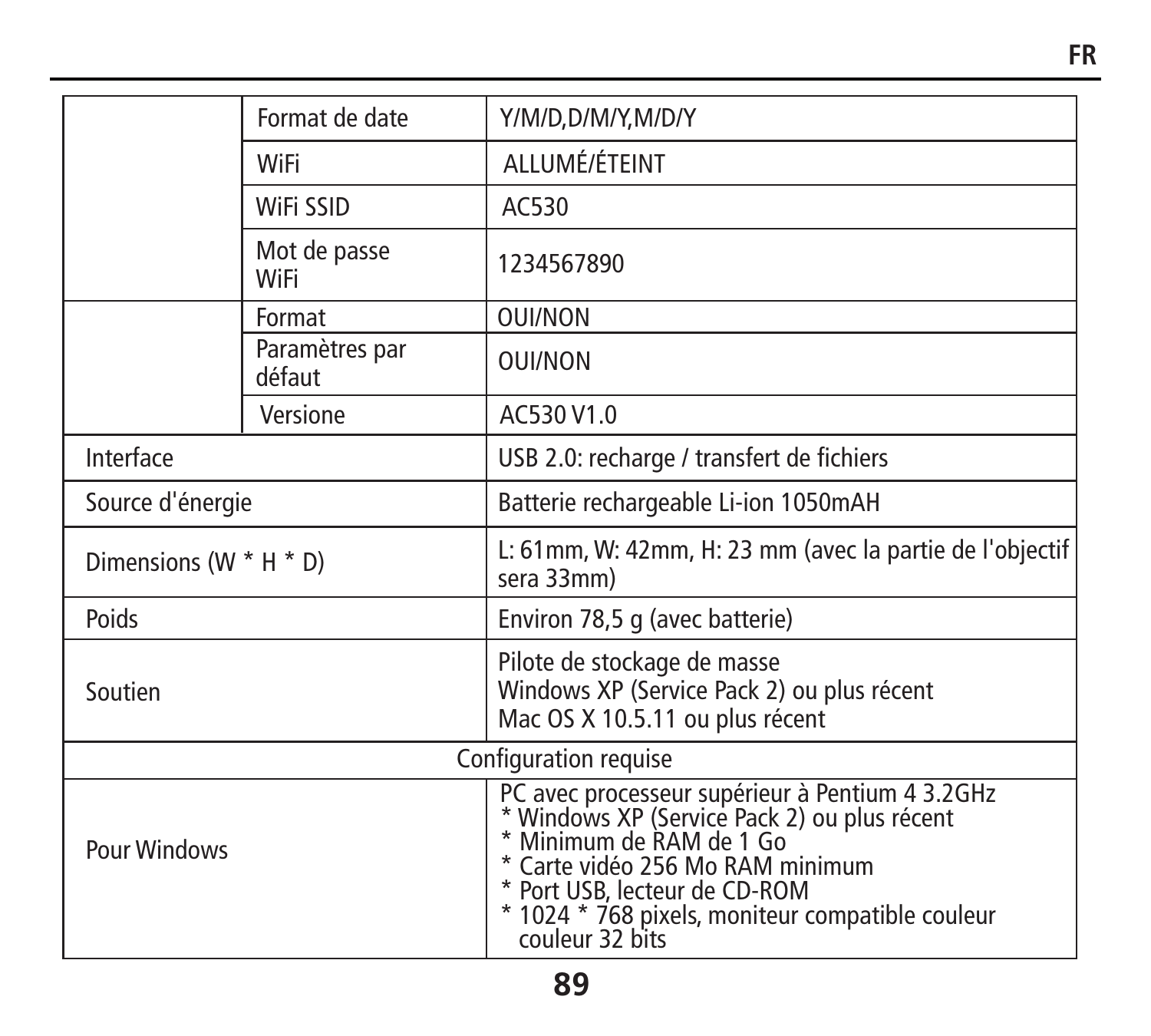| | | |
|---|---|---|
| | Format de date | Y/M/D,D/M/Y,M/D/Y |
| | WiFi | ALLUMÉ/ÉTEINT |
| | WiFi SSID | AC530 |
| | Mot de passe WiFi | 1234567890 |
| | Format | OUI/NON |
| | Paramètres par défaut | OUI/NON |
| | Versione | AC530 V1.0 |
| Interface | | USB 2.0: recharge / transfert de fichiers |
| Source d'énergie | | Batterie rechargeable Li-ion 1050mAH |
| Dimensions (W * H * D) | | L: 61mm, W: 42mm, H: 23 mm (avec la partie de l'objectif sera 33mm) |
| Poids | | Environ 78,5 g (avec batterie) |
| Soutien | | Pilote de stockage de masse<br>Windows XP (Service Pack 2) ou plus récent<br>Mac OS X 10.5.11 ou plus récent |
| Configuration requise | | |
| Pour Windows | | PC avec processeur supérieur à Pentium 4 3.2GHz<br>* Windows XP (Service Pack 2) ou plus récent<br>* Minimum de RAM de 1 Go<br>* Carte vidéo 256 Mo RAM minimum<br>* Port USB, lecteur de CD-ROM<br>* 1024 * 768 pixels, moniteur compatible couleur couleur 32 bits |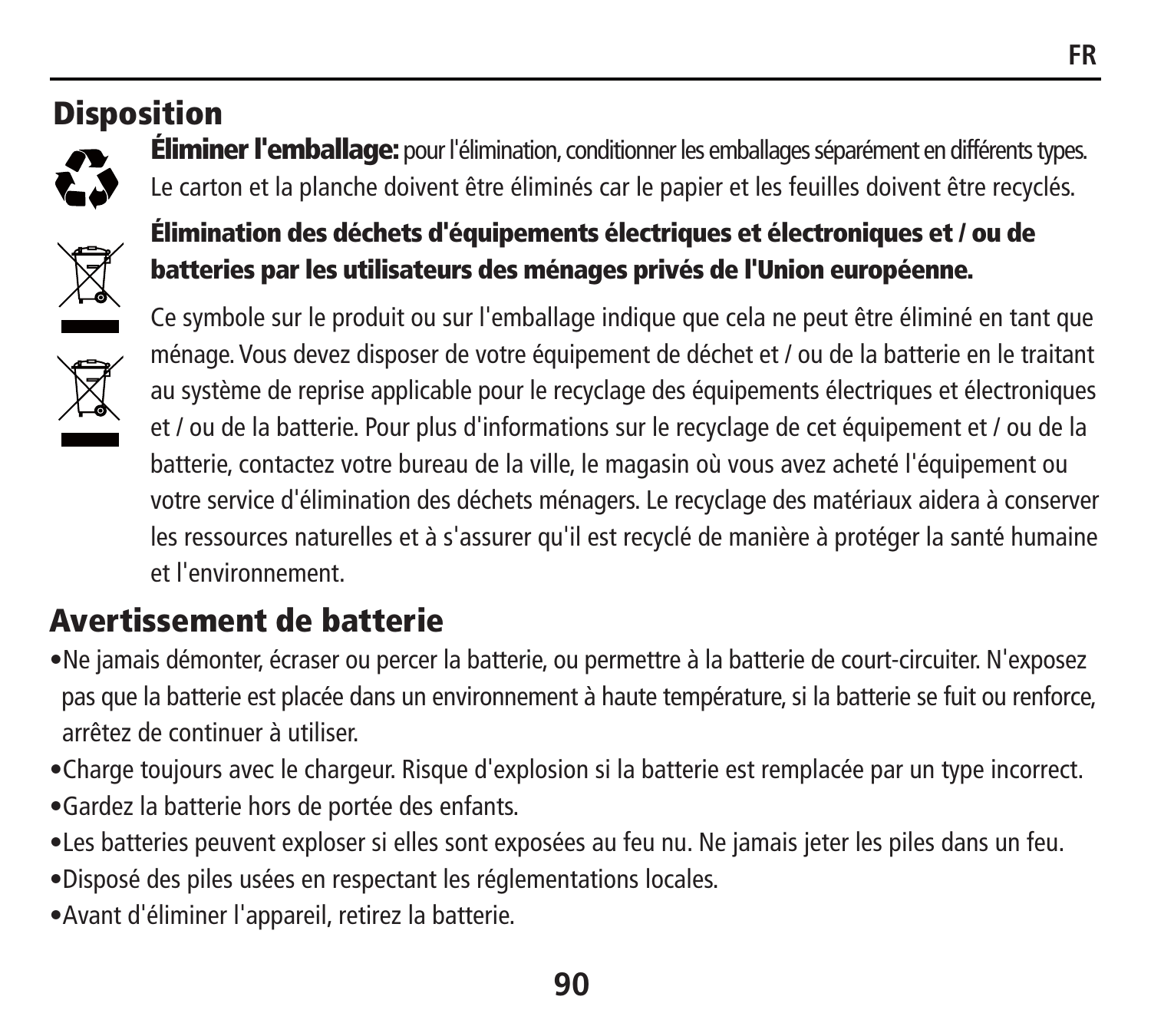## Disposition

**Éliminer l'emballage:** pour l'élimination, conditionner les emballages séparément en différents types. Le carton et la planche doivent être éliminés car le papier et les feuilles doivent être recyclés.

**Élimination des déchets d'équipements électriques et électroniques et / ou de batteries par les utilisateurs des ménages privés de l'Union européenne.**

Ce symbole sur le produit ou sur l'emballage indique que cela ne peut être éliminé en tant que ménage. Vous devez disposer de votre équipement de déchet et / ou de la batterie en le traitant au système de reprise applicable pour le recyclage des équipements électriques et électroniques et / ou de la batterie. Pour plus d'informations sur le recyclage de cet équipement et / ou de la batterie, contactez votre bureau de la ville, le magasin où vous avez acheté l'équipement ou votre service d'élimination des déchets ménagers. Le recyclage des matériaux aidera à conserver les ressources naturelles et à s'assurer qu'il est recyclé de manière à protéger la santé humaine et l'environnement.

## Avertissement de batterie

- Ne jamais démonter, écraser ou percer la batterie, ou permettre à la batterie de court-circuiter. N'exposez pas que la batterie est placée dans un environnement à haute température, si la batterie se fuit ou renforce, arrêtez de continuer à utiliser.
- Charge toujours avec le chargeur. Risque d'explosion si la batterie est remplacée par un type incorrect.
- Gardez la batterie hors de portée des enfants.
- Les batteries peuvent exploser si elles sont exposées au feu nu. Ne jamais jeter les piles dans un feu.
- Disposé des piles usées en respectant les réglementations locales.
- Avant d'éliminer l'appareil, retirez la batterie.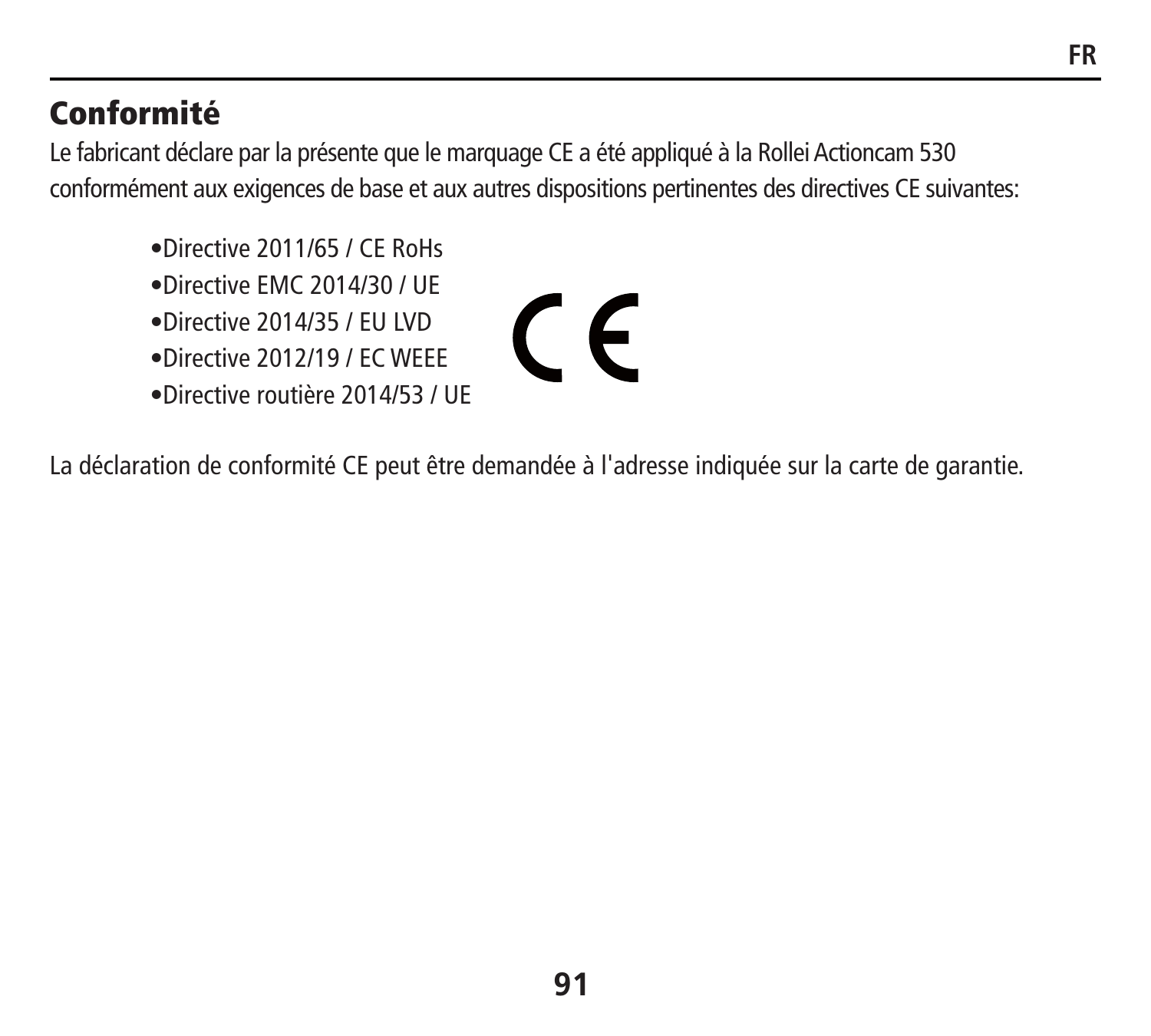## Conformité

Le fabricant déclare par la présente que le marquage CE a été appliqué à la Rollei Actioncam 530 conformément aux exigences de base et aux autres dispositions pertinentes des directives CE suivantes:

- Directive 2011/65 / CE RoHs
- Directive EMC 2014/30 / UE
- Directive 2014/35 / EU LVD
- Directive 2012/19 / EC WEEE
- Directive routière 2014/53 / UE

La déclaration de conformité CE peut être demandée à l'adresse indiquée sur la carte de garantie.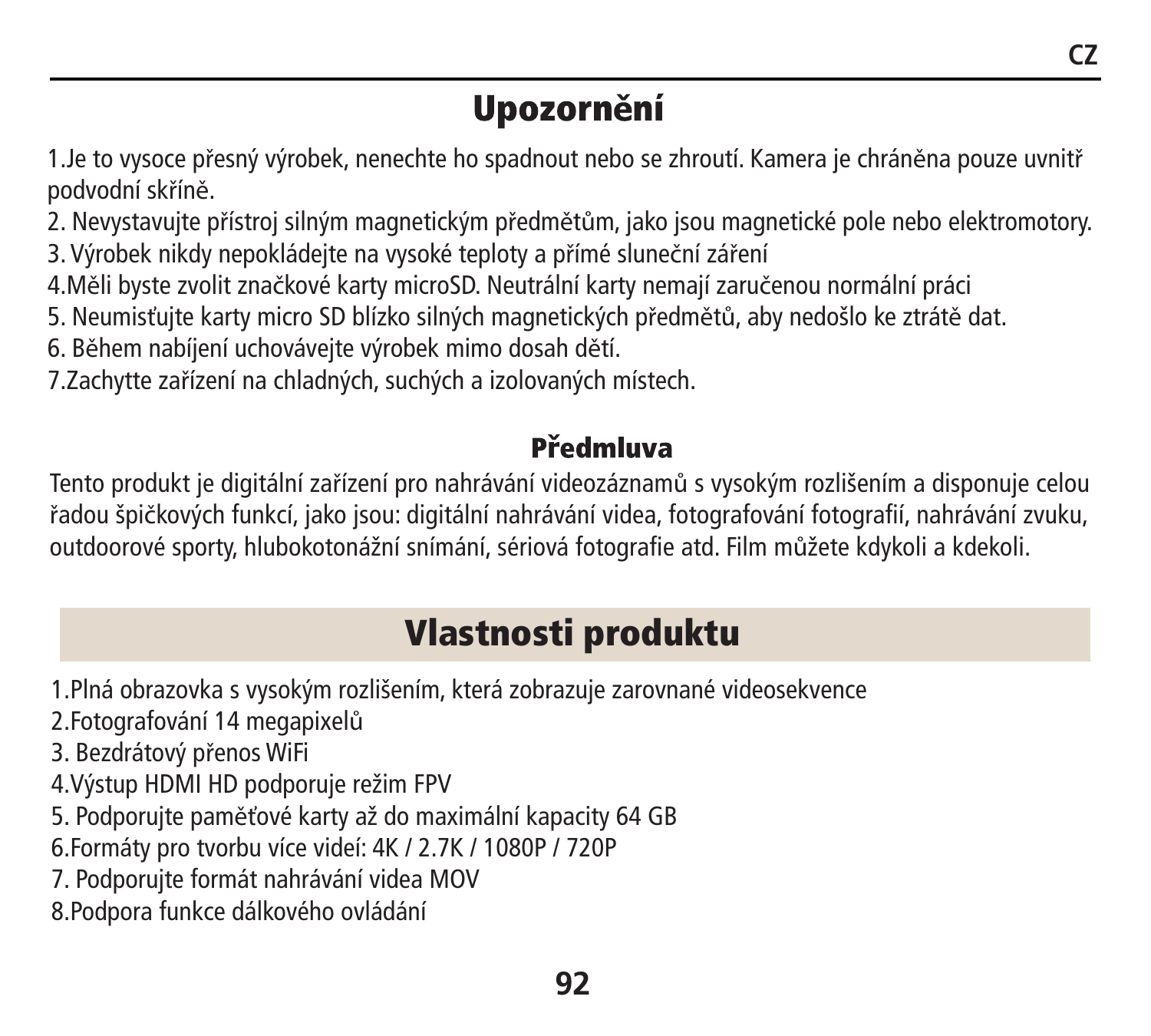# Upozornění

1.Je to vysoce přesný výrobek, nenechte ho spadnout nebo se zhroutí. Kamera je chráněna pouze uvnitř podvodní skříně.
2. Nevystavujte přístroj silným magnetickým předmětům, jako jsou magnetické pole nebo elektromotory.
3. Výrobek nikdy nepokládejte na vysoké teploty a přímé sluneční záření
4.Měli byste zvolit značkové karty microSD. Neutrální karty nemají zaručenou normální práci
5. Neumisťujte karty micro SD blízko silných magnetických předmětů, aby nedošlo ke ztrátě dat.
6. Během nabíjení uchovávejte výrobek mimo dosah dětí.
7.Zachytte zařízení na chladných, suchých a izolovaných místech.

## Předmluva

Tento produkt je digitální zařízení pro nahrávání videozáznamů s vysokým rozlišením a disponuje celou řadou špičkových funkcí, jako jsou: digitální nahrávání videa, fotografování fotografií, nahrávání zvuku, outdoorové sporty, hlubokotonážní snímání, sériová fotografie atd. Film můžete kdykoli a kdekoli.

# Vlastnosti produktu

1.Plná obrazovka s vysokým rozlišením, která zobrazuje zarovnané videosekvence
2.Fotografování 14 megapixelů
3. Bezdrátový přenos WiFi
4.Výstup HDMI HD podporuje režim FPV
5. Podporujte paměťové karty až do maximální kapacity 64 GB
6.Formáty pro tvorbu více videí: 4K / 2.7K / 1080P / 720P
7. Podporujte formát nahrávání videa MOV
8.Podpora funkce dálkového ovládání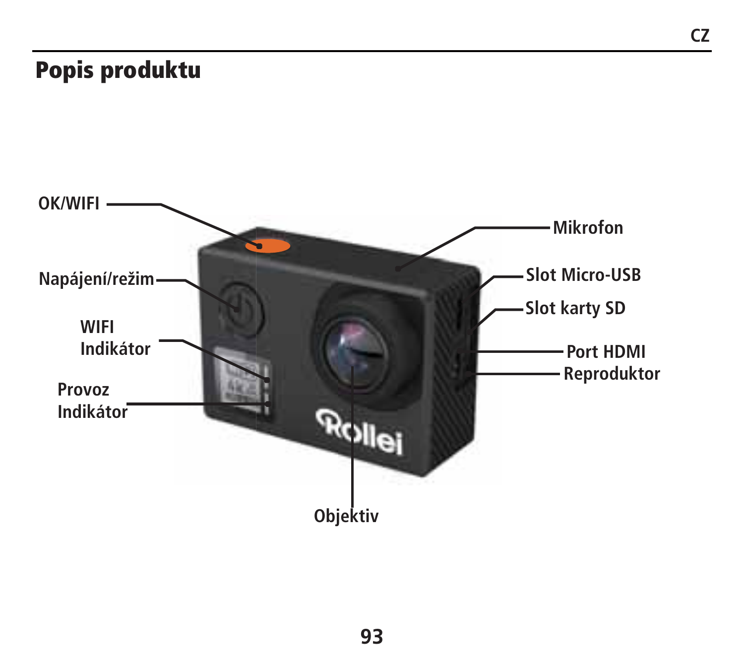# Popis produktu

OK/WIFI

Napájení/režim

WIFI Indikátor

Provoz Indikátor

Mikrofon

Slot Micro-USB

Slot karty SD

Port HDMI

Reproduktor

Objektiv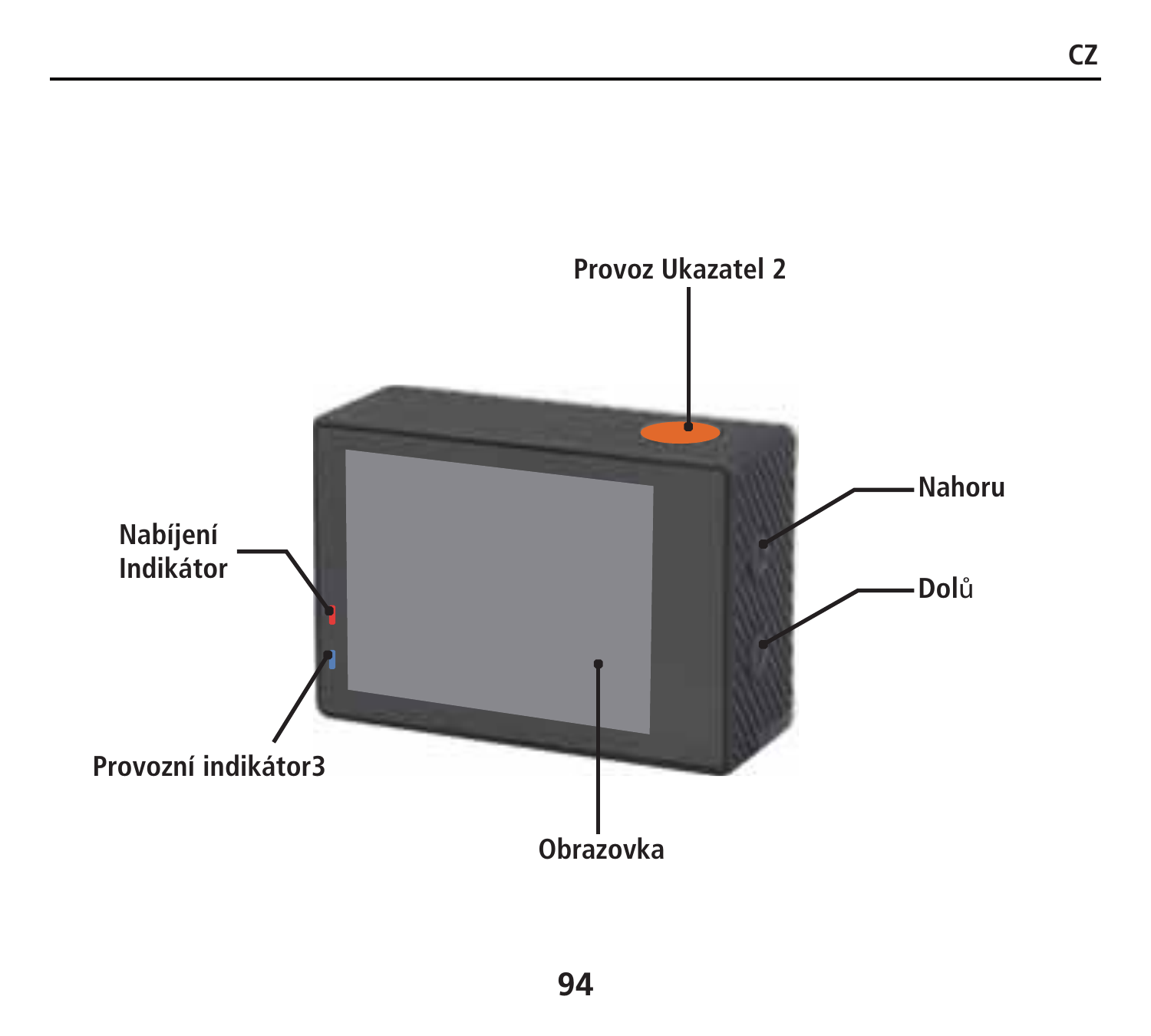Provoz Ukazatel 2

Nahoru

Nabíjení Indikátor

Dolů

Provozní indikátor3

Obrazovka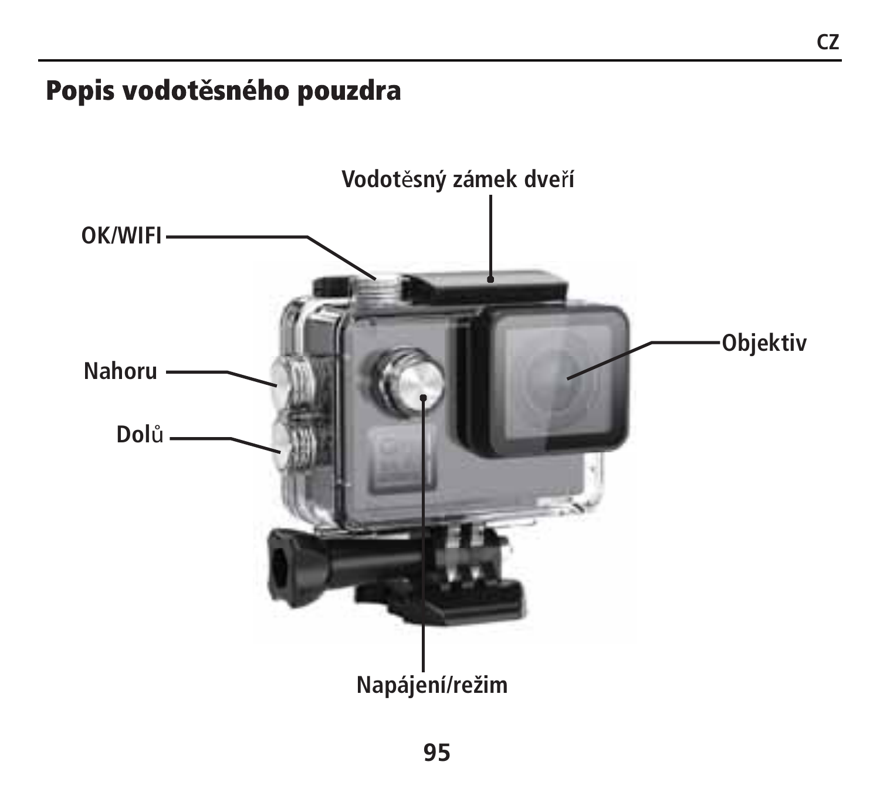# Popis vodotěsného pouzdra

Vodotěsný zámek dveří

OK/WIFI

Objektiv

Nahoru

Dolů

Napájení/režim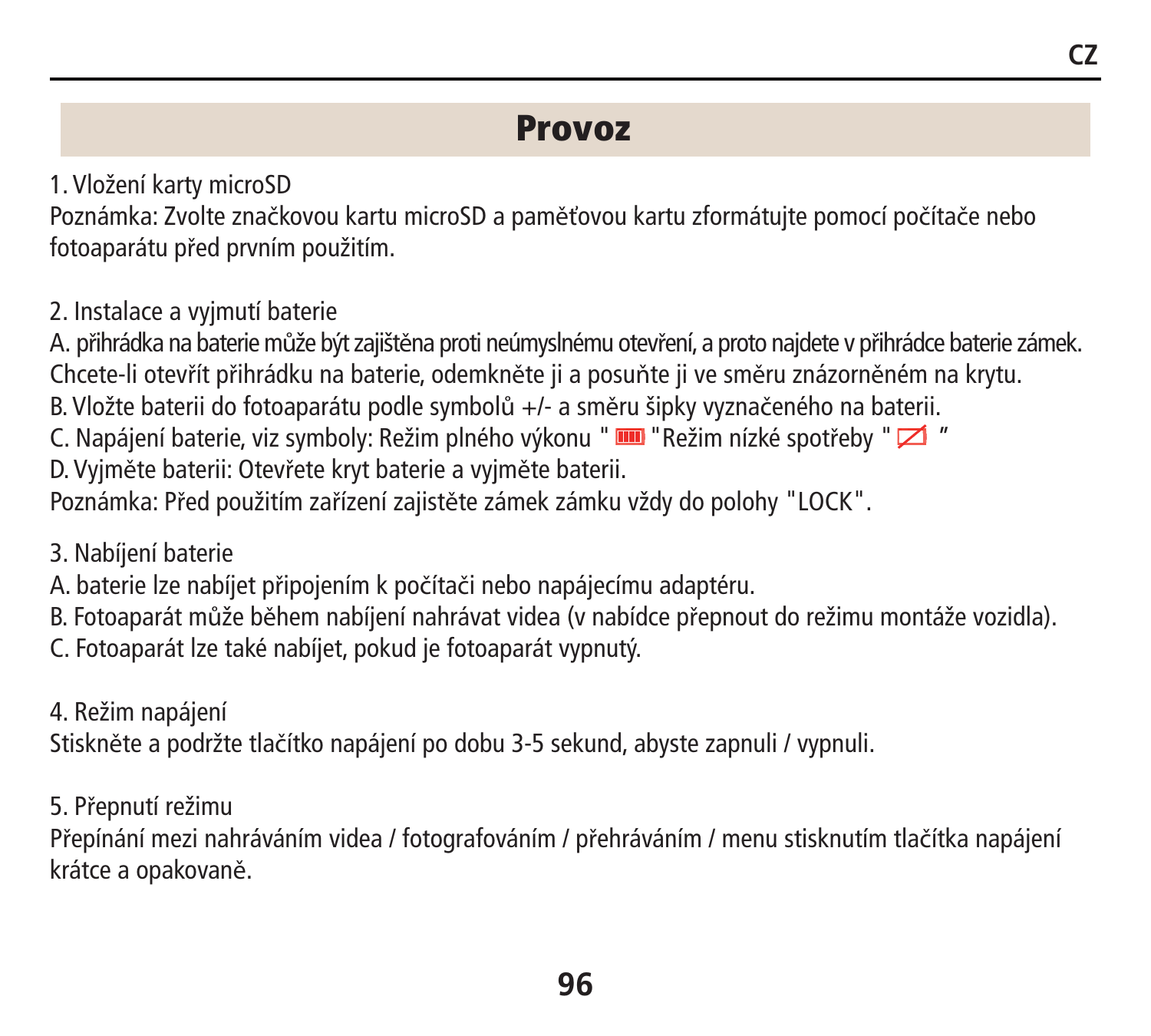# Provoz

1. Vložení karty microSD
Poznámka: Zvolte značkovou kartu microSD a paměťovou kartu zformátujte pomocí počítače nebo fotoaparátu před prvním použitím.

2. Instalace a vyjmutí baterie
A. přihrádka na baterie může být zajištěna proti neúmyslnému otevření, a proto najdete v přihrádce baterie zámek. Chcete-li otevřít přihrádku na baterie, odemkněte ji a posuňte ji ve směru znázorněném na krytu.
B. Vložte baterii do fotoaparátu podle symbolů +/- a směru šipky vyznačeného na baterii.
C. Napájení baterie, viz symboly: Režim plného výkonu " " Režim nízké spotřeby " "
D. Vyjměte baterii: Otevřete kryt baterie a vyjměte baterii.
Poznámka: Před použitím zařízení zajistěte zámek zámku vždy do polohy "LOCK".

3. Nabíjení baterie
A. baterie lze nabíjet připojením k počítači nebo napájecímu adaptéru.
B. Fotoaparát může během nabíjení nahrávat videa (v nabídce přepnout do režimu montáže vozidla).
C. Fotoaparát lze také nabíjet, pokud je fotoaparát vypnutý.

4. Režim napájení
Stiskněte a podržte tlačítko napájení po dobu 3-5 sekund, abyste zapnuli / vypnuli.

5. Přepnutí režimu
Přepínání mezi nahráváním videa / fotografováním / přehráváním / menu stisknutím tlačítka napájení krátce a opakovaně.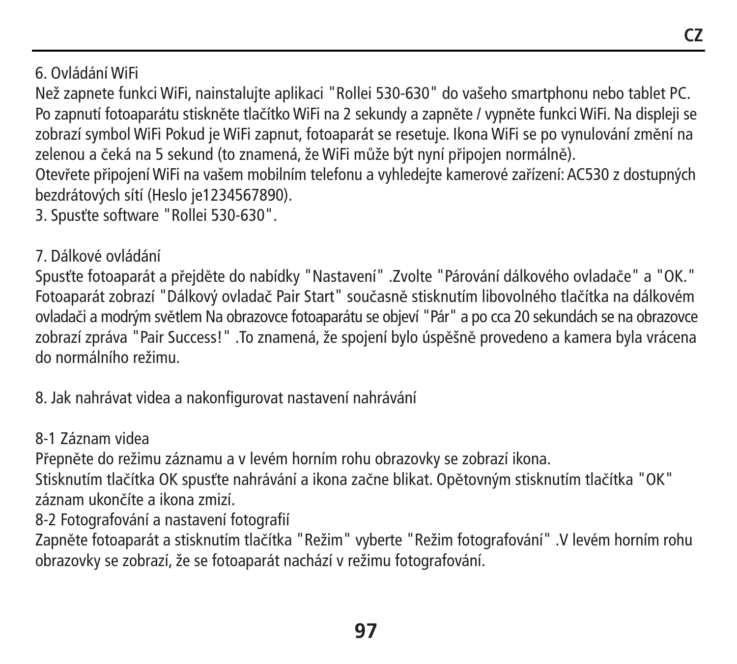6. Ovládání WiFi

Než zapnete funkci WiFi, nainstalujte aplikaci "Rollei 530-630" do vašeho smartphonu nebo tablet PC. Po zapnutí fotoaparátu stiskněte tlačítko WiFi na 2 sekundy a zapněte / vypněte funkci WiFi. Na displeji se zobrazí symbol WiFi Pokud je WiFi zapnut, fotoaparát se resetuje. Ikona WiFi se po vynulování změní na zelenou a čeká na 5 sekund (to znamená, že WiFi může být nyní připojen normálně).
Otevřete připojení WiFi na vašem mobilním telefonu a vyhledejte kamerové zařízení: AC530 z dostupných bezdrátových sítí (Heslo je1234567890).
3. Spusťte software "Rollei 530-630".

7. Dálkové ovládání

Spusťte fotoaparát a přejděte do nabídky "Nastavení" .Zvolte "Párování dálkového ovladače" a "OK." Fotoaparát zobrazí "Dálkový ovladač Pair Start" současně stisknutím libovolného tlačítka na dálkovém ovladači a modrým světlem Na obrazovce fotoaparátu se objeví "Pár" a po cca 20 sekundách se na obrazovce zobrazí zpráva "Pair Success!" .To znamená, že spojení bylo úspěšně provedeno a kamera byla vrácena do normálního režimu.

8. Jak nahrávat videa a nakonfigurovat nastavení nahrávání

8-1 Záznam videa

Přepněte do režimu záznamu a v levém horním rohu obrazovky se zobrazí ikona.
Stisknutím tlačítka OK spusťte nahrávání a ikona začne blikat. Opětovným stisknutím tlačítka "OK" záznam ukončíte a ikona zmizí.

8-2 Fotografování a nastavení fotografií

Zapněte fotoaparát a stisknutím tlačítka "Režim" vyberte "Režim fotografování" .V levém horním rohu obrazovky se zobrazí, že se fotoaparát nachází v režimu fotografování.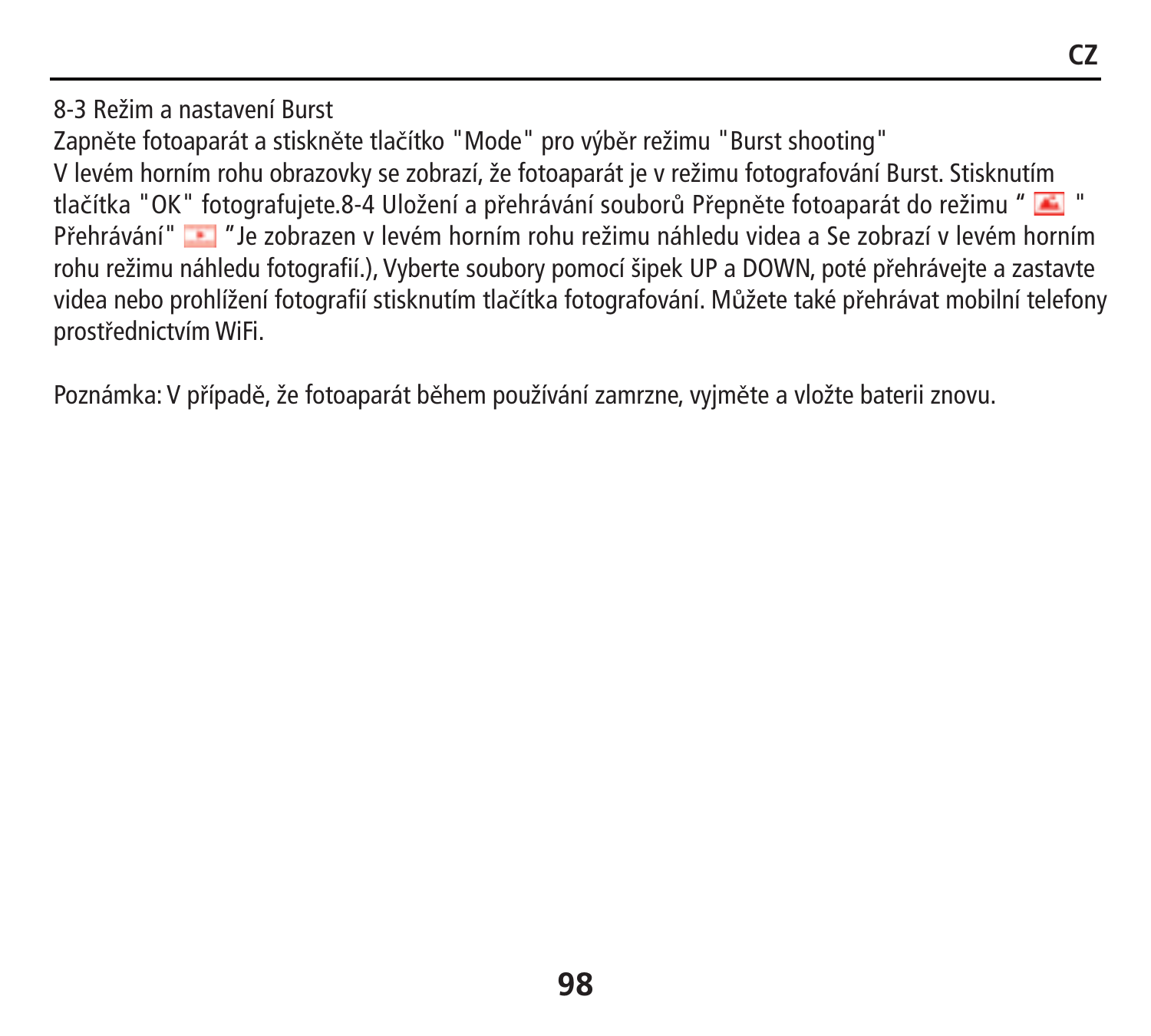8-3 Režim a nastavení Burst

Zapněte fotoaparát a stiskněte tlačítko "Mode" pro výběr režimu "Burst shooting"

V levém horním rohu obrazovky se zobrazí, že fotoaparát je v režimu fotografování Burst. Stisknutím tlačítka "OK" fotografujete.8-4 Uložení a přehrávání souborů Přepněte fotoaparát do režimu " " Přehrávání" "Je zobrazen v levém horním rohu režimu náhledu videa a Se zobrazí v levém horním rohu režimu náhledu fotografií.), Vyberte soubory pomocí šipek UP a DOWN, poté přehrávejte a zastavte videa nebo prohlížení fotografií stisknutím tlačítka fotografování. Můžete také přehrávat mobilní telefony prostřednictvím WiFi.

Poznámka: V případě, že fotoaparát během používání zamrzne, vyjměte a vložte baterii znovu.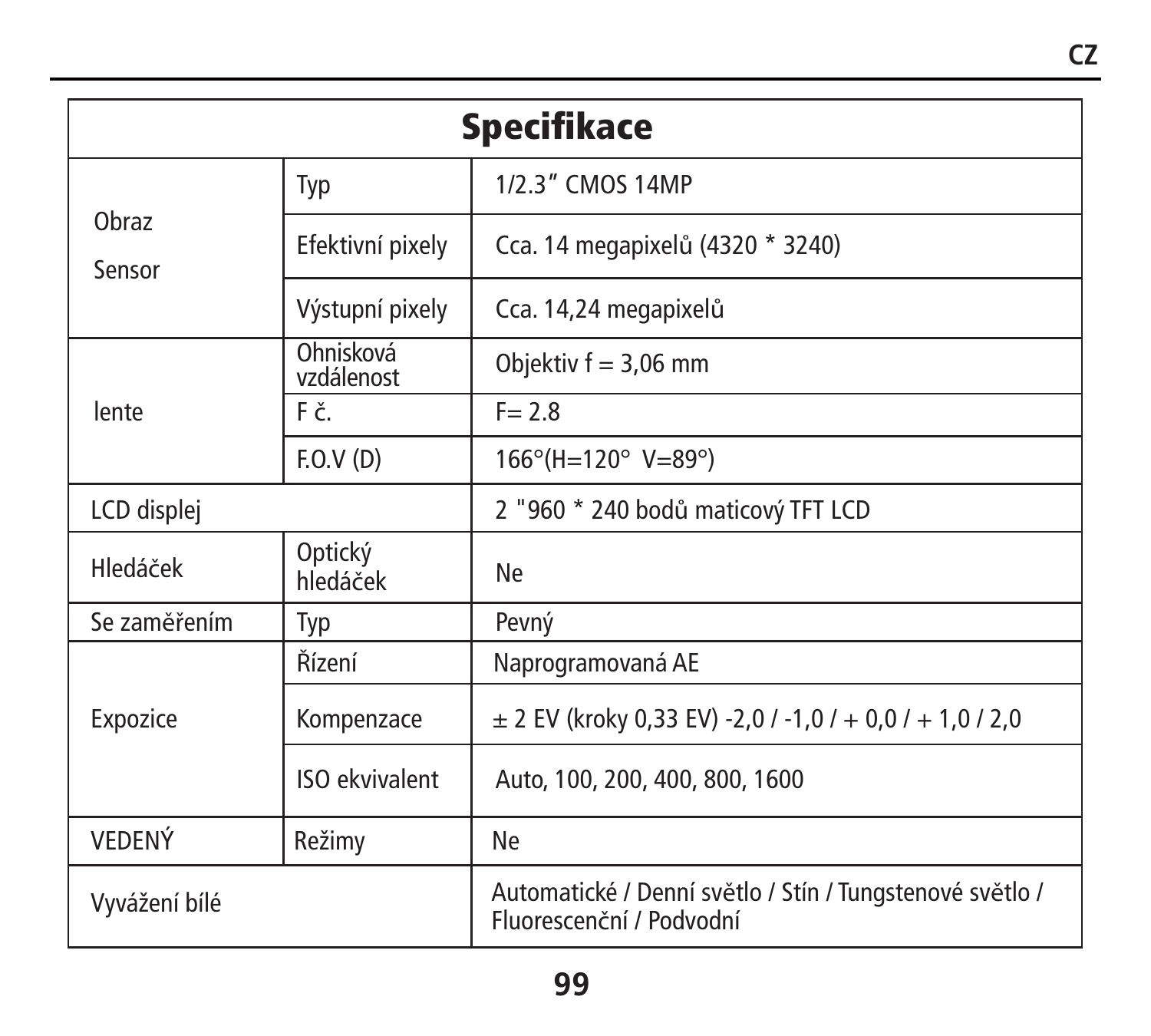| Specifikace | | |
|---|---|---|
| Obraz Sensor | Typ | 1/2.3” CMOS 14MP |
| | Efektivní pixely | Cca. 14 megapixelů (4320 * 3240) |
| | Výstupní pixely | Cca. 14,24 megapixelů |
| lente | Ohnisková vzdálenost | Objektiv f = 3,06 mm |
| | F č. | F= 2.8 |
| | F.O.V (D) | 166°(H=120° V=89°) |
| LCD displej | | 2 "960 * 240 bodů maticový TFT LCD |
| Hledáček | Optický hledáček | Ne |
| Se zaměřením | Typ | Pevný |
| Expozice | Řízení | Naprogramovaná AE |
| | Kompenzace | ± 2 EV (kroky 0,33 EV) -2,0 / -1,0 / + 0,0 / + 1,0 / 2,0 |
| | ISO ekvivalent | Auto, 100, 200, 400, 800, 1600 |
| VEDENÝ | Režimy | Ne |
| Vyvážení bílé | | Automatické / Denní světlo / Stín / Tungstenové světlo / Fluorescenční / Podvodní |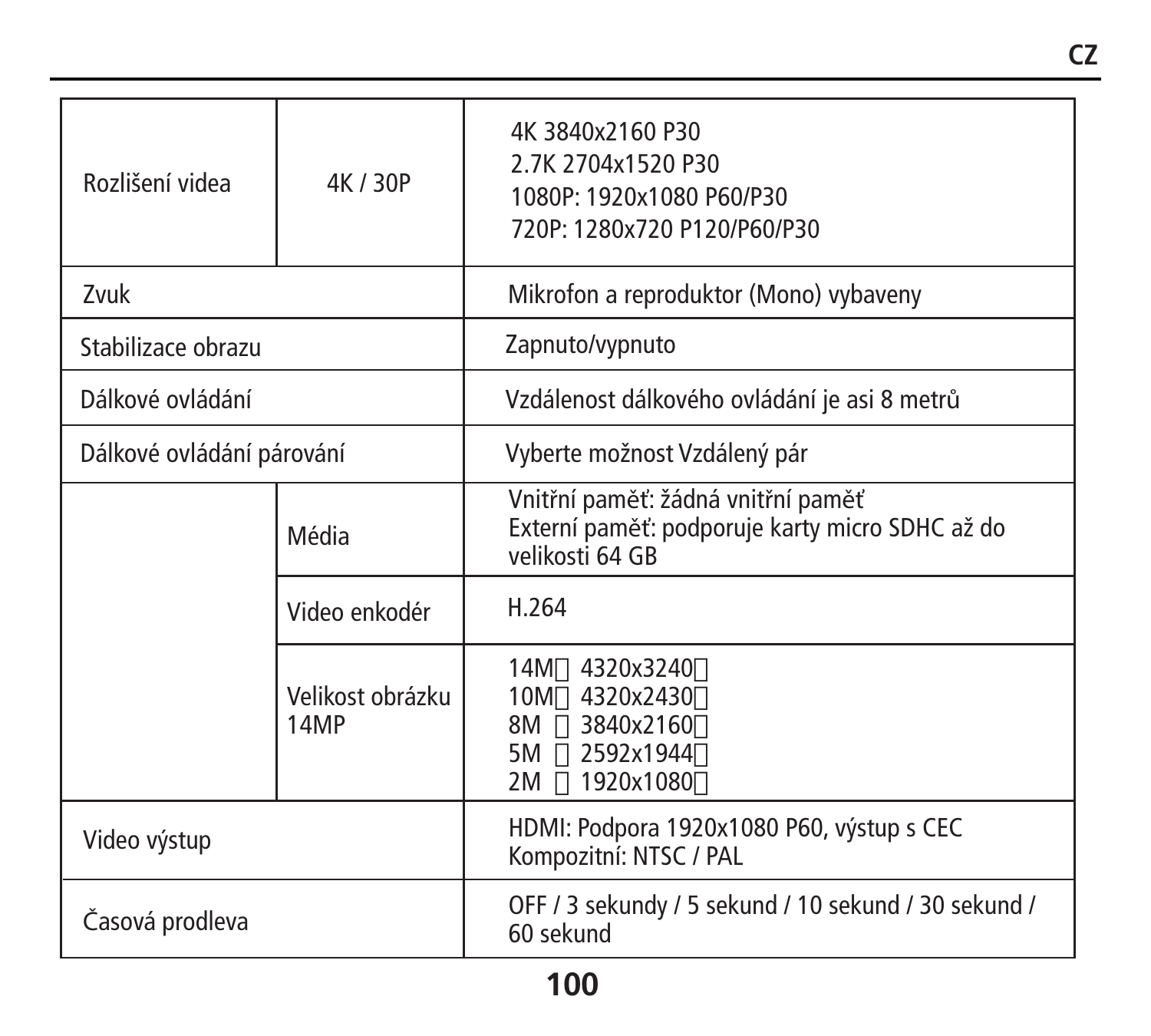| | | |
|---|---|---|
| Rozlišení videa | 4K / 30P | 4K 3840x2160 P30<br>2.7K 2704x1520 P30<br>1080P: 1920x1080 P60/P30<br>720P: 1280x720 P120/P60/P30 |
| Zvuk | | Mikrofon a reproduktor (Mono) vybaveny |
| Stabilizace obrazu | | Zapnuto/vypnuto |
| Dálkové ovládání | | Vzdálenost dálkového ovládání je asi 8 metrů |
| Dálkové ovládání párování | | Vyberte možnost Vzdálený pár |
| | Média | Vnitřní paměť: žádná vnitřní paměť<br>Externí paměť: podporuje karty micro SDHC až do velikosti 64 GB |
| | Video enkodér | H.264 |
| | Velikost obrázku 14MP | 14M 4320x3240<br>10M 4320x2430<br>8M 3840x2160<br>5M 2592x1944<br>2M 1920x1080 |
| Video výstup | | HDMI: Podpora 1920x1080 P60, výstup s CEC<br>Kompozitní: NTSC / PAL |
| Časová prodleva | | OFF / 3 sekundy / 5 sekund / 10 sekund / 30 sekund / 60 sekund |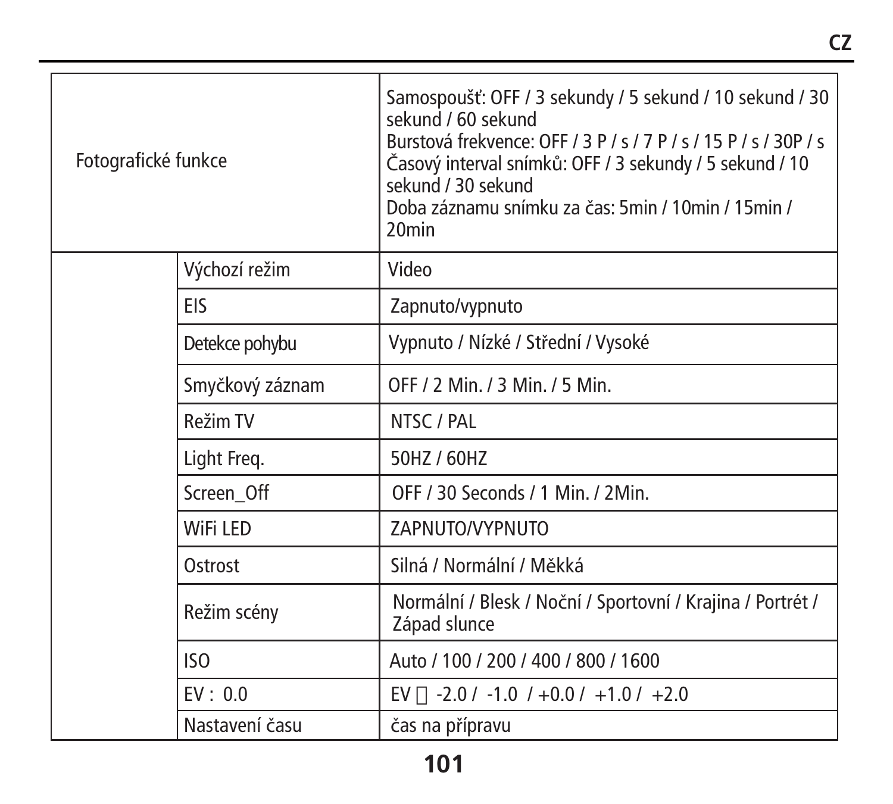| | | |
|---|---|---|
| Fotografické funkce | | Samospoušť: OFF / 3 sekundy / 5 sekund / 10 sekund / 30 sekund / 60 sekund<br>Burstová frekvence: OFF / 3 P / s / 7 P / s / 15 P / s / 30P / s<br>Časový interval snímků: OFF / 3 sekundy / 5 sekund / 10 sekund / 30 sekund<br>Doba záznamu snímku za čas: 5min / 10min / 15min / 20min |
| | Výchozí režim | Video |
| | EIS | Zapnuto/vypnuto |
| | Detekce pohybu | Vypnuto / Nízké / Střední / Vysoké |
| | Smyčkový záznam | OFF / 2 Min. / 3 Min. / 5 Min. |
| | Režim TV | NTSC / PAL |
| | Light Freq. | 50HZ / 60HZ |
| | Screen_Off | OFF / 30 Seconds / 1 Min. / 2Min. |
| | WiFi LED | ZAPNUTO/VYPNUTO |
| | Ostrost | Silná / Normální / Měkká |
| | Režim scény | Normální / Blesk / Noční / Sportovní / Krajina / Portrét / Západ slunce |
| | ISO | Auto / 100 / 200 / 400 / 800 / 1600 |
| | EV : 0.0 | EV  -2.0 / -1.0 / +0.0 / +1.0 / +2.0 |
| | Nastavení času | čas na přípravu |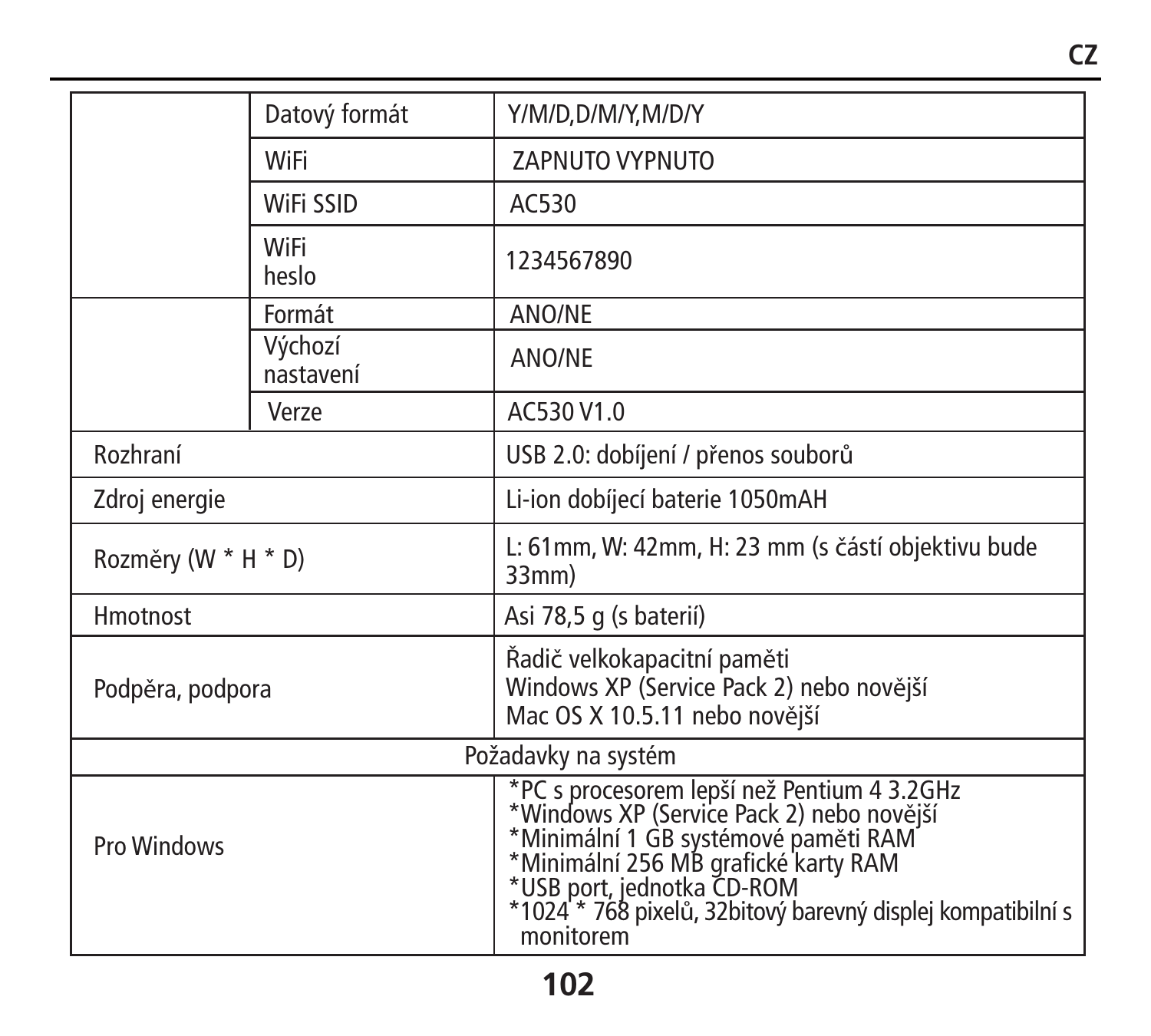| | | |
|---|---|---|
| | Datový formát | Y/M/D,D/M/Y,M/D/Y |
| | WiFi | ZAPNUTO VYPNUTO |
| | WiFi SSID | AC530 |
| | WiFi heslo | 1234567890 |
| | Formát | ANO/NE |
| | Výchozí nastavení | ANO/NE |
| | Verze | AC530 V1.0 |
| Rozhraní | | USB 2.0: dobíjení / přenos souborů |
| Zdroj energie | | Li-ion dobíjecí baterie 1050mAH |
| Rozměry (W * H * D) | | L: 61mm, W: 42mm, H: 23 mm (s částí objektivu bude 33mm) |
| Hmotnost | | Asi 78,5 g (s baterií) |
| Podpěra, podpora | | Řadič velkokapacitní paměti<br>Windows XP (Service Pack 2) nebo novější<br>Mac OS X 10.5.11 nebo novější |
| Požadavky na systém | | |
| Pro Windows | | *PC s procesorem lepší než Pentium 4 3.2GHz<br>*Windows XP (Service Pack 2) nebo novější<br>*Minimální 1 GB systémové paměti RAM<br>*Minimální 256 MB grafické karty RAM<br>*USB port, jednotka CD-ROM<br>*1024 * 768 pixelů, 32bitový barevný displej kompatibilní s monitorem |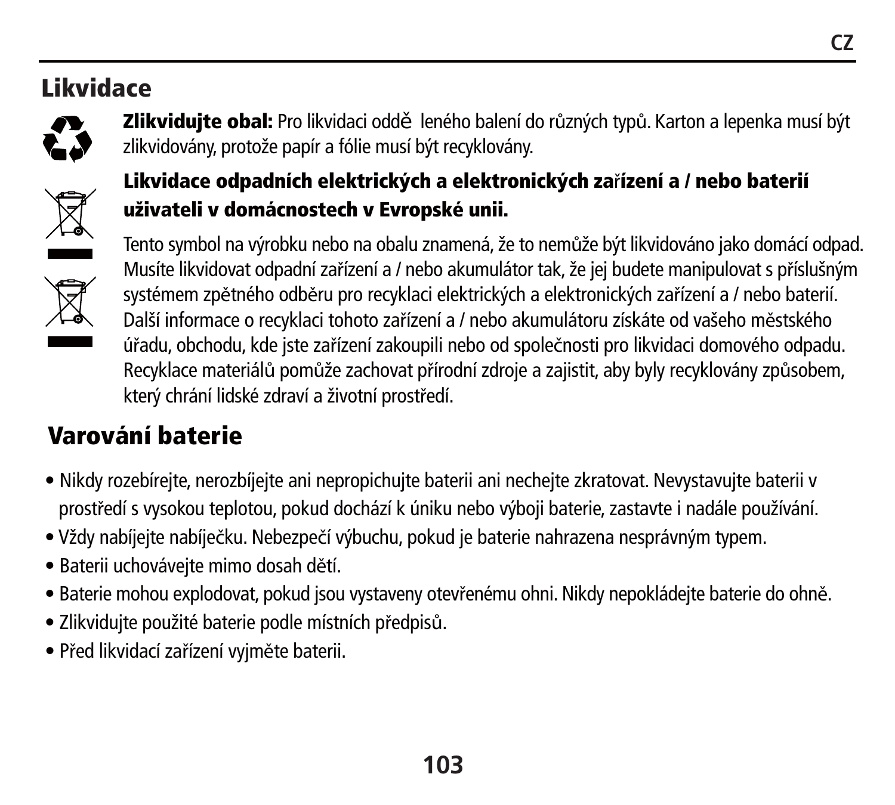## Likvidace

**Zlikvidujte obal:** Pro likvidaci oddě leného balení do různých typů. Karton a lepenka musí být zlikvidovány, protože papír a fólie musí být recyklovány.

**Likvidace odpadních elektrických a elektronických zařízení a / nebo baterií uživateli v domácnostech v Evropské unii.**

Tento symbol na výrobku nebo na obalu znamená, že to nemůže být likvidováno jako domácí odpad. Musíte likvidovat odpadní zařízení a / nebo akumulátor tak, že jej budete manipulovat s příslušným systémem zpětného odběru pro recyklaci elektrických a elektronických zařízení a / nebo baterií. Další informace o recyklaci tohoto zařízení a / nebo akumulátoru získáte od vašeho městského úřadu, obchodu, kde jste zařízení zakoupili nebo od společnosti pro likvidaci domového odpadu. Recyklace materiálů pomůže zachovat přírodní zdroje a zajistit, aby byly recyklovány způsobem, který chrání lidské zdraví a životní prostředí.

## Varování baterie

- Nikdy rozebírejte, nerozbíjejte ani nepropichujte baterii ani nechejte zkratovat. Nevystavujte baterii v prostředí s vysokou teplotou, pokud dochází k úniku nebo výboji baterie, zastavte i nadále používání.
- Vždy nabíjejte nabíječku. Nebezpečí výbuchu, pokud je baterie nahrazena nesprávným typem.
- Baterii uchovávejte mimo dosah dětí.
- Baterie mohou explodovat, pokud jsou vystaveny otevřenému ohni. Nikdy nepokládejte baterie do ohně.
- Zlikvidujte použité baterie podle místních předpisů.
- Před likvidací zařízení vyjměte baterii.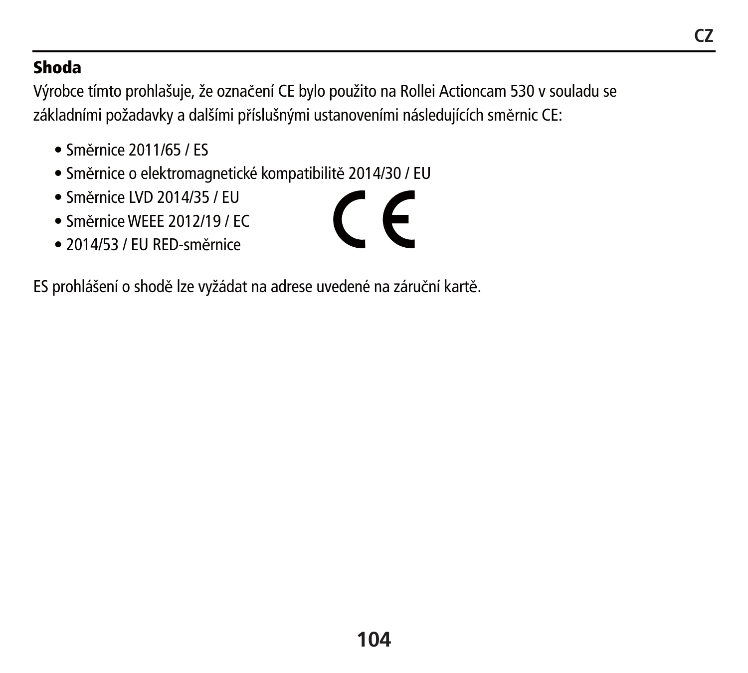## Shoda

Výrobce tímto prohlašuje, že označení CE bylo použito na Rollei Actioncam 530 v souladu se základními požadavky a dalšími příslušnými ustanoveními následujících směrnic CE:

- Směrnice 2011/65 / ES
- Směrnice o elektromagnetické kompatibilitě 2014/30 / EU
- Směrnice LVD 2014/35 / EU
- Směrnice WEEE 2012/19 / EC
- 2014/53 / EU RED-směrnice

ES prohlášení o shodě lze vyžádat na adrese uvedené na záruční kartě.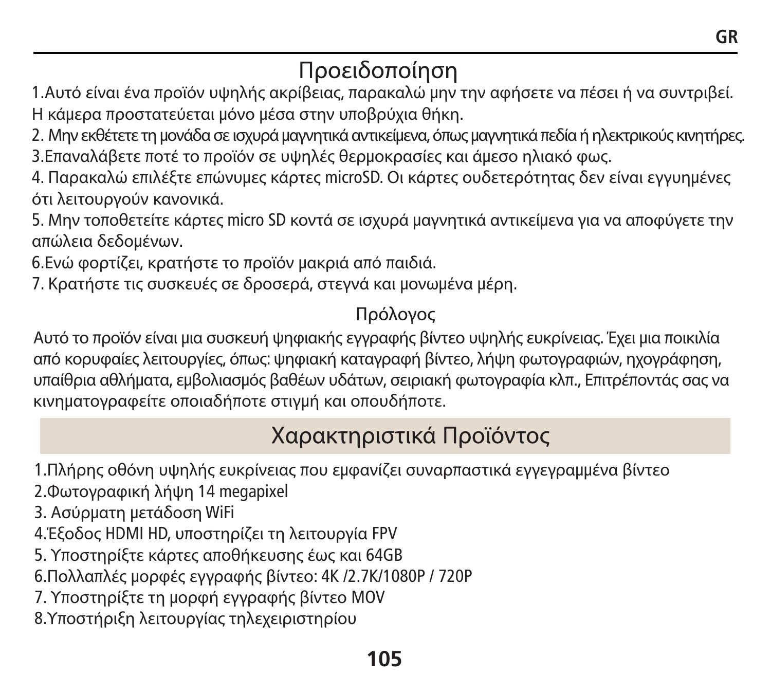# Προειδοποίηση

1.Αυτό είναι ένα προϊόν υψηλής ακρίβειας, παρακαλώ μην την αφήσετε να πέσει ή να συντριβεί. Η κάμερα προστατεύεται μόνο μέσα στην υποβρύχια θήκη.

2. Μην εκθέτετε τη μονάδα σε ισχυρά μαγνητικά αντικείμενα, όπως μαγνητικά πεδία ή ηλεκτρικούς κινητήρες.

3.Επαναλάβετε ποτέ το προϊόν σε υψηλές θερμοκρασίες και άμεσο ηλιακό φως.

4. Παρακαλώ επιλέξτε επώνυμες κάρτες microSD. Οι κάρτες ουδετερότητας δεν είναι εγγυημένες ότι λειτουργούν κανονικά.

5. Μην τοποθετείτε κάρτες micro SD κοντά σε ισχυρά μαγνητικά αντικείμενα για να αποφύγετε την απώλεια δεδομένων.

6.Ενώ φορτίζει, κρατήστε το προϊόν μακριά από παιδιά.

7. Κρατήστε τις συσκευές σε δροσερά, στεγνά και μονωμένα μέρη.

## Πρόλογος

Αυτό το προϊόν είναι μια συσκευή ψηφιακής εγγραφής βίντεο υψηλής ευκρίνειας. Έχει μια ποικιλία από κορυφαίες λειτουργίες, όπως: ψηφιακή καταγραφή βίντεο, λήψη φωτογραφιών, ηχογράφηση, υπαίθρια αθλήματα, εμβολιασμός βαθέων υδάτων, σειριακή φωτογραφία κλπ., Επιτρέποντάς σας να κινηματογραφείτε οποιαδήποτε στιγμή και οπουδήποτε.

# Χαρακτηριστικά Προϊόντος

1.Πλήρης οθόνη υψηλής ευκρίνειας που εμφανίζει συναρπαστικά εγγεγραμμένα βίντεο

2.Φωτογραφική λήψη 14 megapixel

3. Ασύρματη μετάδοση WiFi

4.Έξοδος HDMI HD, υποστηρίζει τη λειτουργία FPV

5. Υποστηρίξτε κάρτες αποθήκευσης έως και 64GB

6.Πολλαπλές μορφές εγγραφής βίντεο: 4K /2.7K/1080P / 720P

7. Υποστηρίξτε τη μορφή εγγραφής βίντεο MOV

8.Υποστήριξη λειτουργίας τηλεχειριστηρίου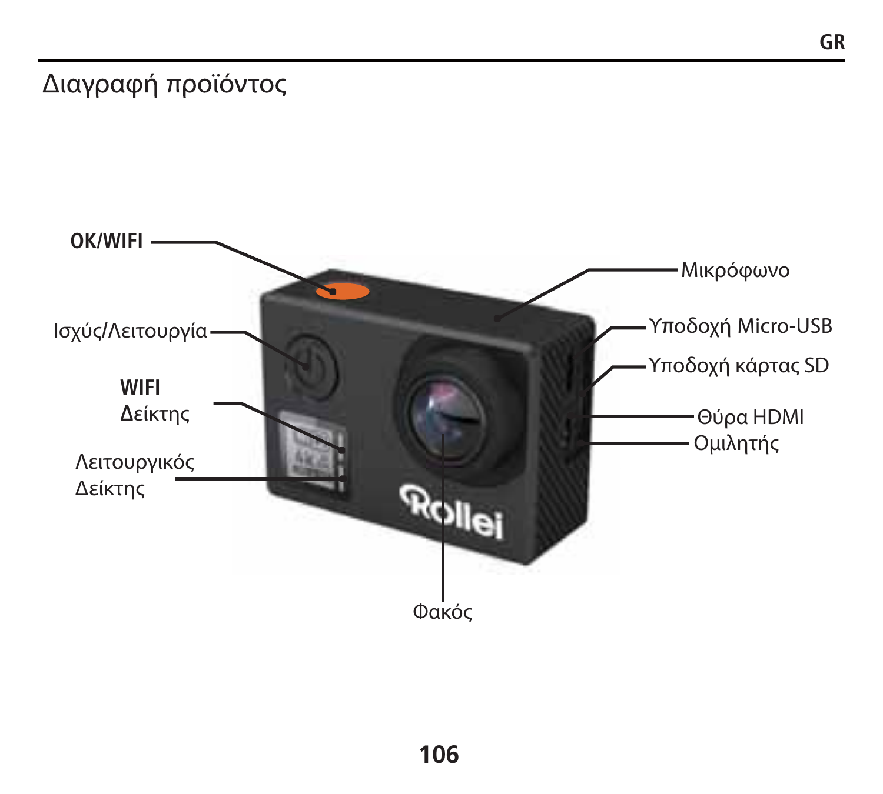# Διαγραφή προϊόντος

**OK/WIFI**

Ισχύς/Λειτουργία

**WIFI**
Δείκτης

Λειτουργικός
Δείκτης

Μικρόφωνο

Υποδοχή Micro-USB

Υποδοχή κάρτας SD

Θύρα HDMI

Ομιλητής

Φακός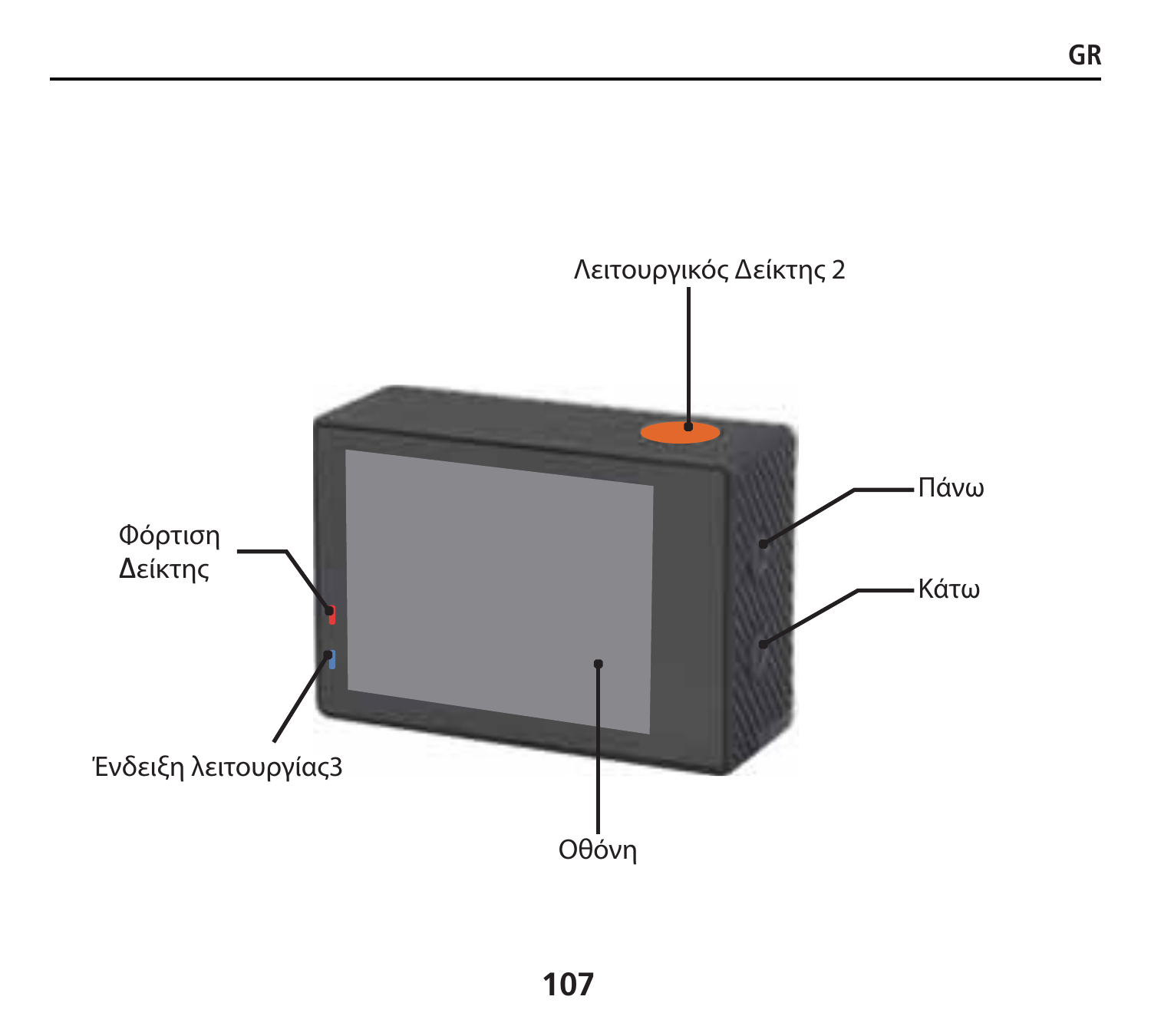Λειτουργικός Δείκτης 2

Φόρτιση Δείκτης

Πάνω

Κάτω

Ένδειξη λειτουργίας3

Οθόνη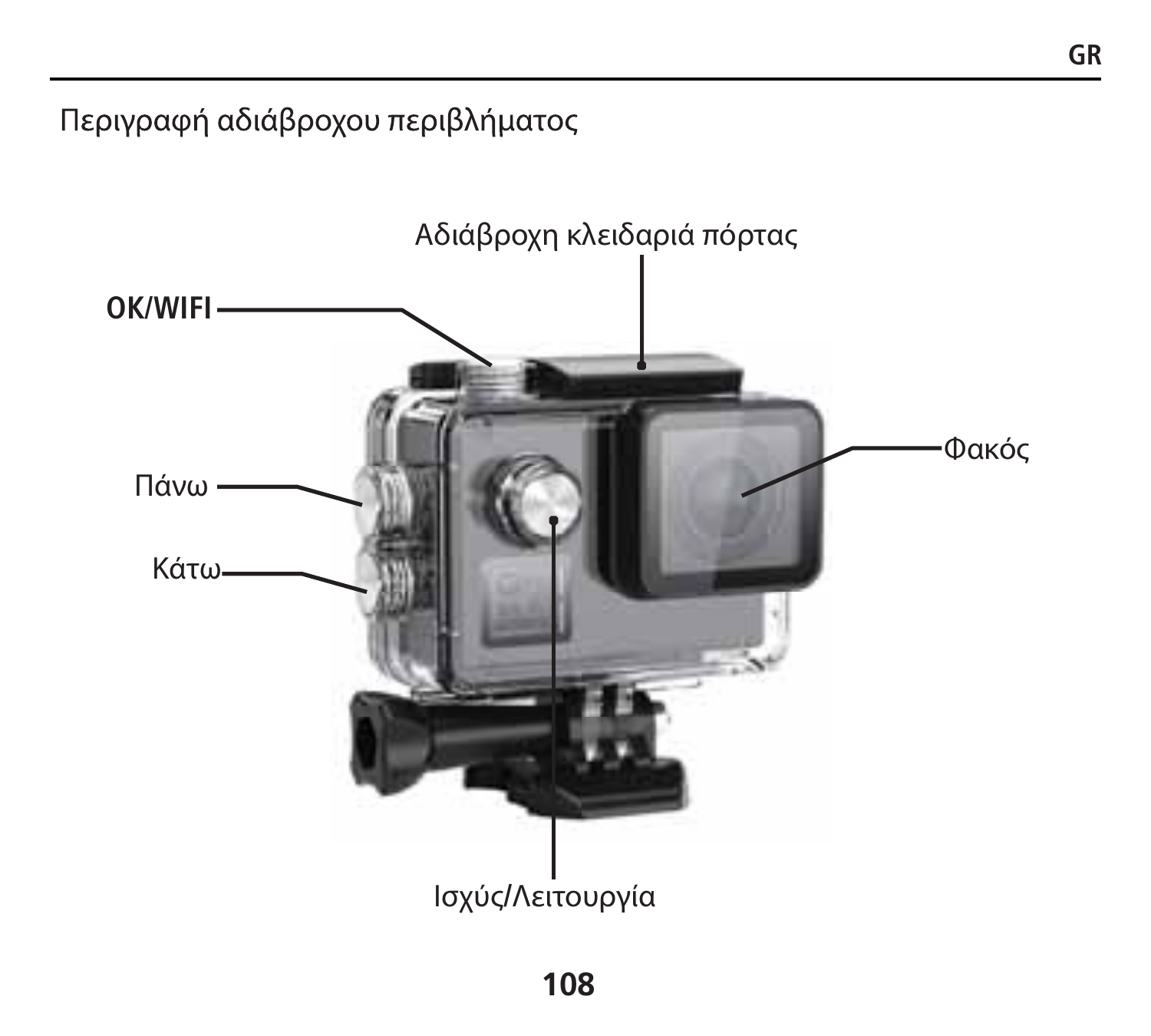Περιγραφή αδιάβροχου περιβλήματος

Αδιάβροχη κλειδαριά πόρτας

**OK/WIFI**

Φακός

Πάνω

Κάτω

Ισχύς/Λειτουργία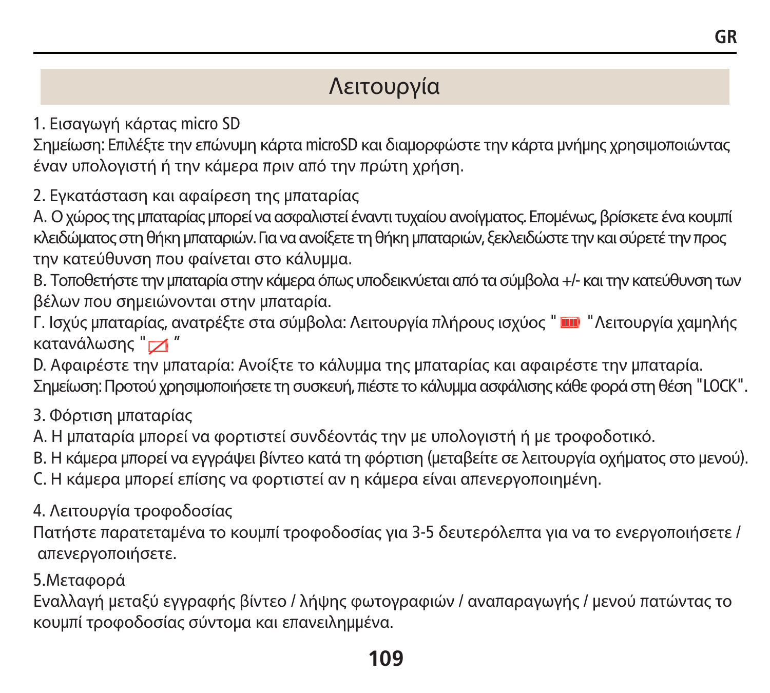## Λειτουργία

1. Εισαγωγή κάρτας micro SD

Σημείωση: Επιλέξτε την επώνυμη κάρτα microSD και διαμορφώστε την κάρτα μνήμης χρησιμοποιώντας έναν υπολογιστή ή την κάμερα πριν από την πρώτη χρήση.

2. Εγκατάσταση και αφαίρεση της μπαταρίας

A. Ο χώρος της μπαταρίας μπορεί να ασφαλιστεί έναντι τυχαίου ανοίγματος. Επομένως, βρίσκετε ένα κουμπί κλειδώματος στη θήκη μπαταριών. Για να ανοίξετε τη θήκη μπαταριών, ξεκλειδώστε την και σύρετέ την προς την κατεύθυνση που φαίνεται στο κάλυμμα.

B. Τοποθετήστε την μπαταρία στην κάμερα όπως υποδεικνύεται από τα σύμβολα +/- και την κατεύθυνση των βέλων που σημειώνονται στην μπαταρία.

Γ. Ισχύς μπαταρίας, ανατρέξτε στα σύμβολα: Λειτουργία πλήρους ισχύος " " Λειτουργία χαμηλής κατανάλωσης " "

D. Αφαιρέστε την μπαταρία: Ανοίξτε το κάλυμμα της μπαταρίας και αφαιρέστε την μπαταρία.

Σημείωση: Προτού χρησιμοποιήσετε τη συσκευή, πιέστε το κάλυμμα ασφάλισης κάθε φορά στη θέση "LOCK".

3. Φόρτιση μπαταρίας

A. Η μπαταρία μπορεί να φορτιστεί συνδέοντάς την με υπολογιστή ή με τροφοδοτικό.

B. Η κάμερα μπορεί να εγγράψει βίντεο κατά τη φόρτιση (μεταβείτε σε λειτουργία οχήματος στο μενού).

C. Η κάμερα μπορεί επίσης να φορτιστεί αν η κάμερα είναι απενεργοποιημένη.

4. Λειτουργία τροφοδοσίας

Πατήστε παρατεταμένα το κουμπί τροφοδοσίας για 3-5 δευτερόλεπτα για να το ενεργοποιήσετε / απενεργοποιήσετε.

5.Μεταφορά

Εναλλαγή μεταξύ εγγραφής βίντεο / λήψης φωτογραφιών / αναπαραγωγής / μενού πατώντας το κουμπί τροφοδοσίας σύντομα και επανειλημμένα.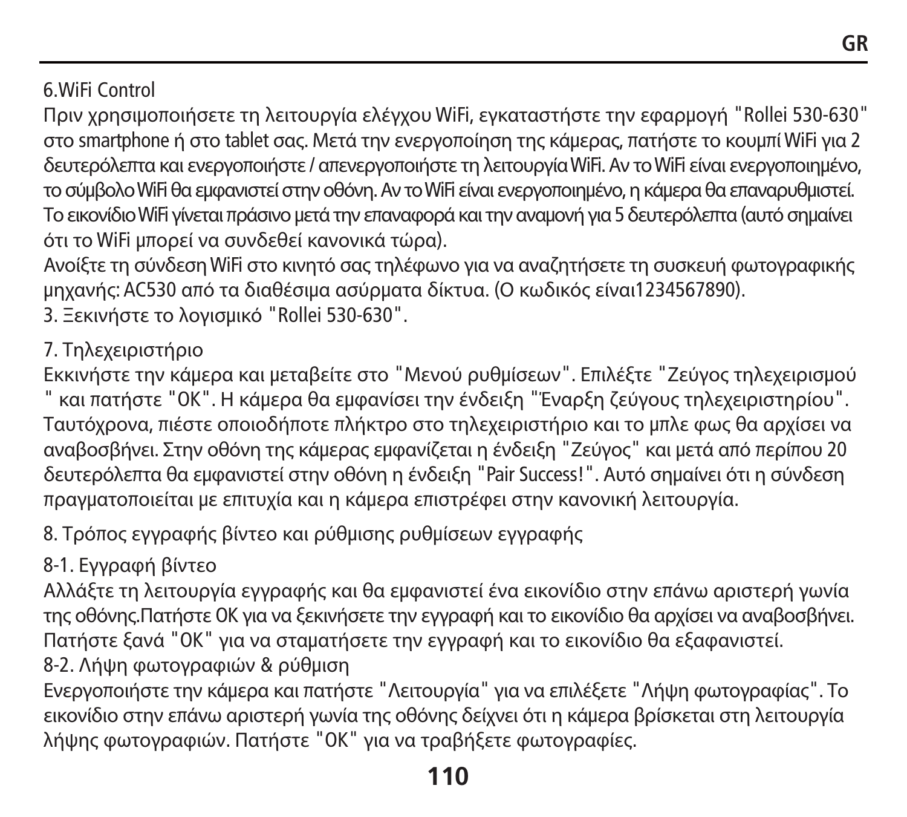6.WiFi Control

Πριν χρησιμοποιήσετε τη λειτουργία ελέγχου WiFi, εγκαταστήστε την εφαρμογή "Rollei 530-630" στο smartphone ή στο tablet σας. Μετά την ενεργοποίηση της κάμερας, πατήστε το κουμπί WiFi για 2 δευτερόλεπτα και ενεργοποιήστε / απενεργοποιήστε τη λειτουργία WiFi. Αν το WiFi είναι ενεργοποιημένο, το σύμβολο WiFi θα εμφανιστεί στην οθόνη. Αν το WiFi είναι ενεργοποιημένο, η κάμερα θα επαναρυθμιστεί. Το εικονίδιο WiFi γίνεται πράσινο μετά την επαναφορά και την αναμονή για 5 δευτερόλεπτα (αυτό σημαίνει ότι το WiFi μπορεί να συνδεθεί κανονικά τώρα).

Ανοίξτε τη σύνδεση WiFi στο κινητό σας τηλέφωνο για να αναζητήσετε τη συσκευή φωτογραφικής μηχανής: AC530 από τα διαθέσιμα ασύρματα δίκτυα. (Ο κωδικός είναι1234567890).

3. Ξεκινήστε το λογισμικό "Rollei 530-630".

7. Τηλεχειριστήριο

Εκκινήστε την κάμερα και μεταβείτε στο "Μενού ρυθμίσεων". Επιλέξτε "Ζεύγος τηλεχειρισμού " και πατήστε "OK". Η κάμερα θα εμφανίσει την ένδειξη "Έναρξη ζεύγους τηλεχειριστηρίου". Ταυτόχρονα, πιέστε οποιοδήποτε πλήκτρο στο τηλεχειριστήριο και το μπλε φως θα αρχίσει να αναβοσβήνει. Στην οθόνη της κάμερας εμφανίζεται η ένδειξη "Ζεύγος" και μετά από περίπου 20 δευτερόλεπτα θα εμφανιστεί στην οθόνη η ένδειξη "Pair Success!". Αυτό σημαίνει ότι η σύνδεση πραγματοποιείται με επιτυχία και η κάμερα επιστρέφει στην κανονική λειτουργία.

8. Τρόπος εγγραφής βίντεο και ρύθμισης ρυθμίσεων εγγραφής

8-1. Εγγραφή βίντεο

Αλλάξτε τη λειτουργία εγγραφής και θα εμφανιστεί ένα εικονίδιο στην επάνω αριστερή γωνία της οθόνης.Πατήστε OK για να ξεκινήσετε την εγγραφή και το εικονίδιο θα αρχίσει να αναβοσβήνει. Πατήστε ξανά "OK" για να σταματήσετε την εγγραφή και το εικονίδιο θα εξαφανιστεί.

8-2. Λήψη φωτογραφιών & ρύθμιση

Ενεργοποιήστε την κάμερα και πατήστε "Λειτουργία" για να επιλέξετε "Λήψη φωτογραφίας". Το εικονίδιο στην επάνω αριστερή γωνία της οθόνης δείχνει ότι η κάμερα βρίσκεται στη λειτουργία λήψης φωτογραφιών. Πατήστε "OK" για να τραβήξετε φωτογραφίες.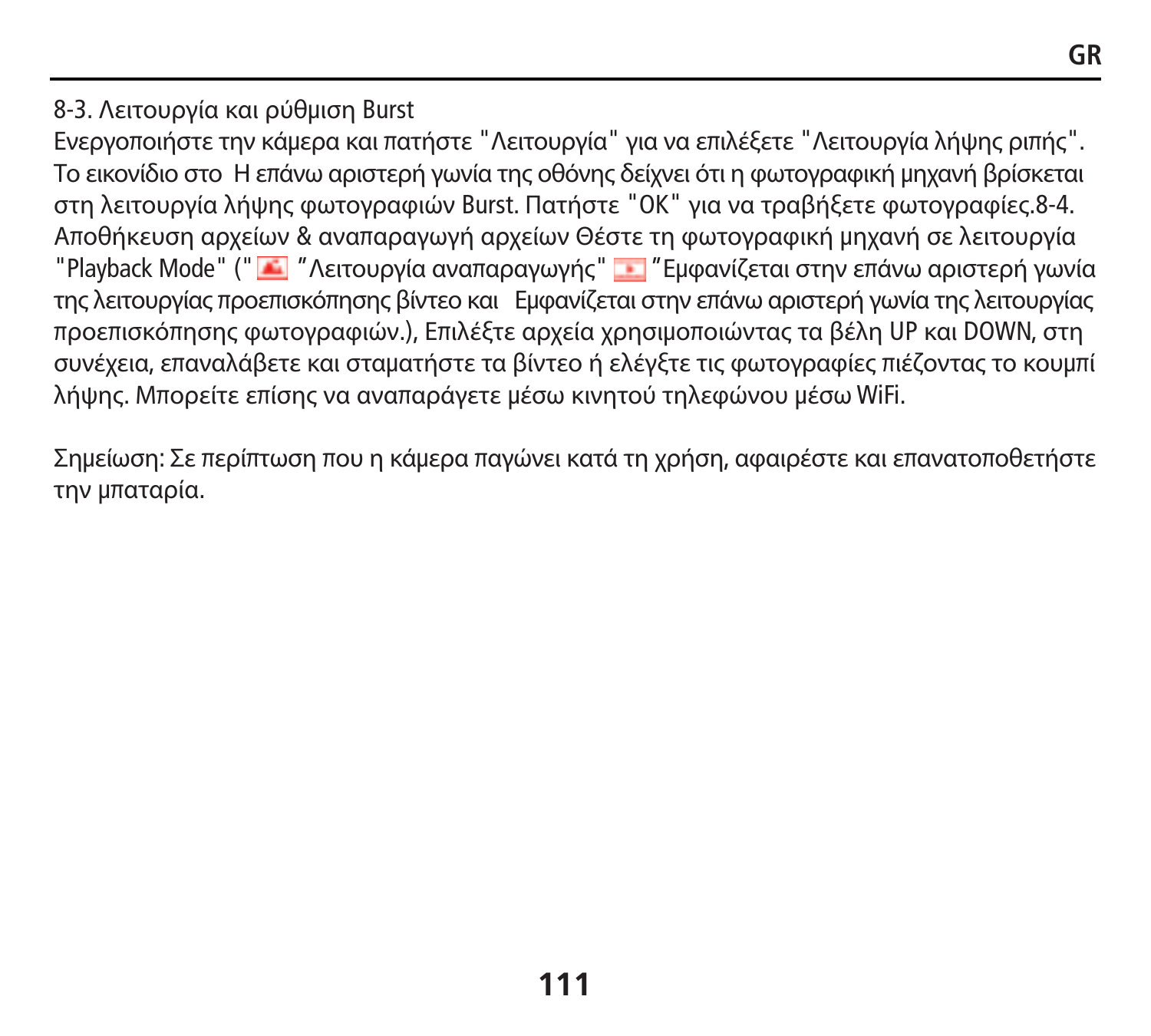8-3. Λειτουργία και ρύθμιση Burst

Ενεργοποιήστε την κάμερα και πατήστε "Λειτουργία" για να επιλέξετε "Λειτουργία λήψης ριπής". Το εικονίδιο στο H επάνω αριστερή γωνία της οθόνης δείχνει ότι η φωτογραφική μηχανή βρίσκεται στη λειτουργία λήψης φωτογραφιών Burst. Πατήστε "OK" για να τραβήξετε φωτογραφίες.8-4. Αποθήκευση αρχείων & αναπαραγωγή αρχείων Θέστε τη φωτογραφική μηχανή σε λειτουργία "Playback Mode" (" ”Λειτουργία αναπαραγωγής" ”Εμφανίζεται στην επάνω αριστερή γωνία της λειτουργίας προεπισκόπησης βίντεο και Εμφανίζεται στην επάνω αριστερή γωνία της λειτουργίας προεπισκόπησης φωτογραφιών.), Επιλέξτε αρχεία χρησιμοποιώντας τα βέλη UP και DOWN, στη συνέχεια, επαναλάβετε και σταματήστε τα βίντεο ή ελέγξτε τις φωτογραφίες πιέζοντας το κουμπί λήψης. Μπορείτε επίσης να αναπαράγετε μέσω κινητού τηλεφώνου μέσω WiFi.

Σημείωση: Σε περίπτωση που η κάμερα παγώνει κατά τη χρήση, αφαιρέστε και επανατοποθετήστε την μπαταρία.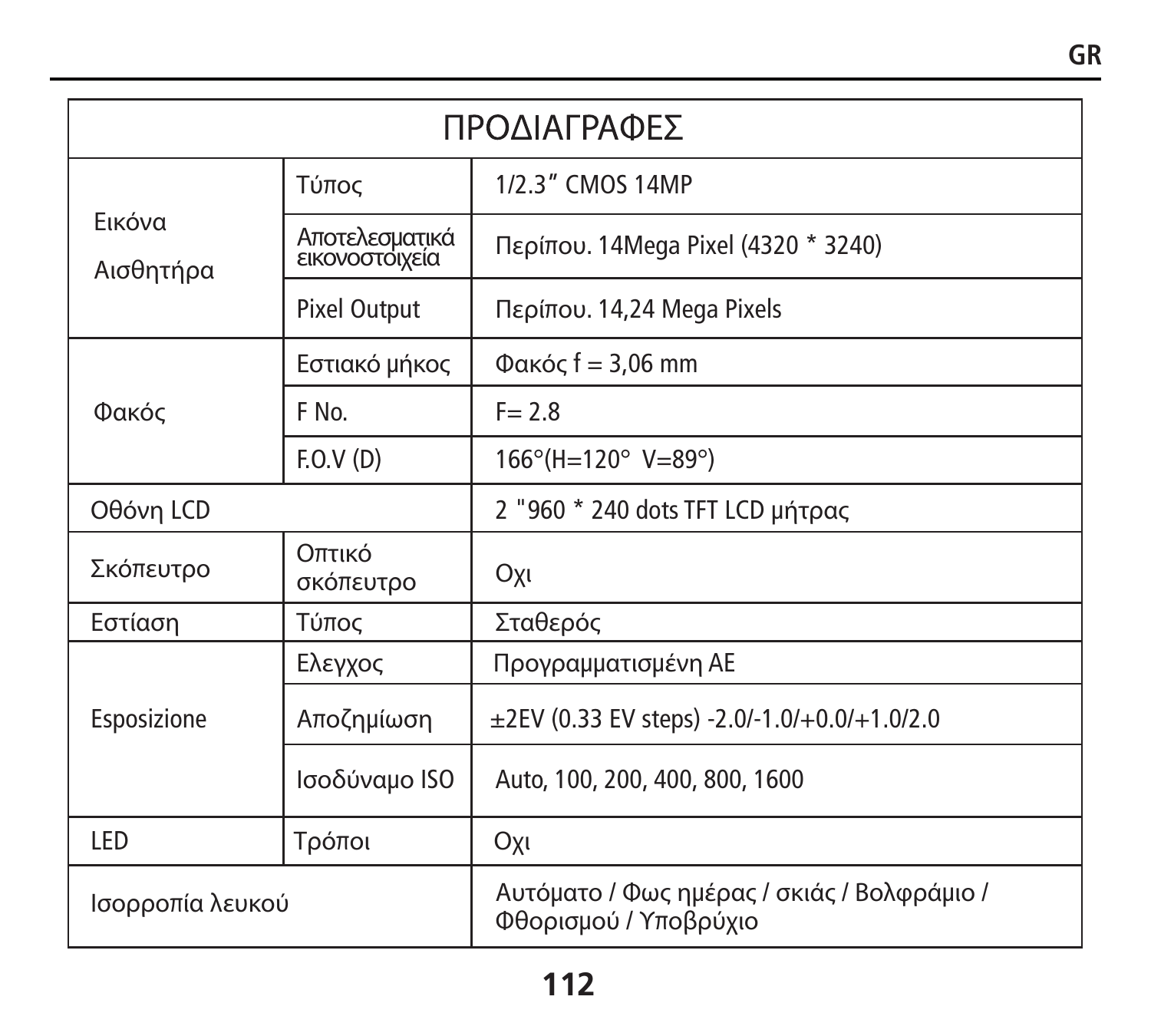| ΠΡΟΔΙΑΓΡΑΦΕΣ | | |
|---|---|---|
| Εικόνα Αισθητήρα | Τύπος | 1/2.3" CMOS 14MP |
| | Αποτελεσματικά εικονοστοιχεία | Περίπου. 14Mega Pixel (4320 * 3240) |
| | Pixel Output | Περίπου. 14,24 Mega Pixels |
| Φακός | Εστιακό μήκος | Φακός f = 3,06 mm |
| | F No. | F= 2.8 |
| | F.O.V (D) | 166°(H=120° V=89°) |
| Οθόνη LCD | | 2 "960 * 240 dots TFT LCD μήτρας |
| Σκόπευτρο | Οπτικό σκόπευτρο | Οχι |
| Εστίαση | Τύπος | Σταθερός |
| Esposizione | Ελεγχος | Προγραμματισμένη AE |
| | Αποζημίωση | ±2EV (0.33 EV steps) -2.0/-1.0/+0.0/+1.0/2.0 |
| | Ισοδύναμο ISO | Auto, 100, 200, 400, 800, 1600 |
| LED | Τρόποι | Οχι |
| Ισορροπία λευκού | | Αυτόματο / Φως ημέρας / σκιάς / Βολφράμιο / Φθορισμού / Υποβρύχιο |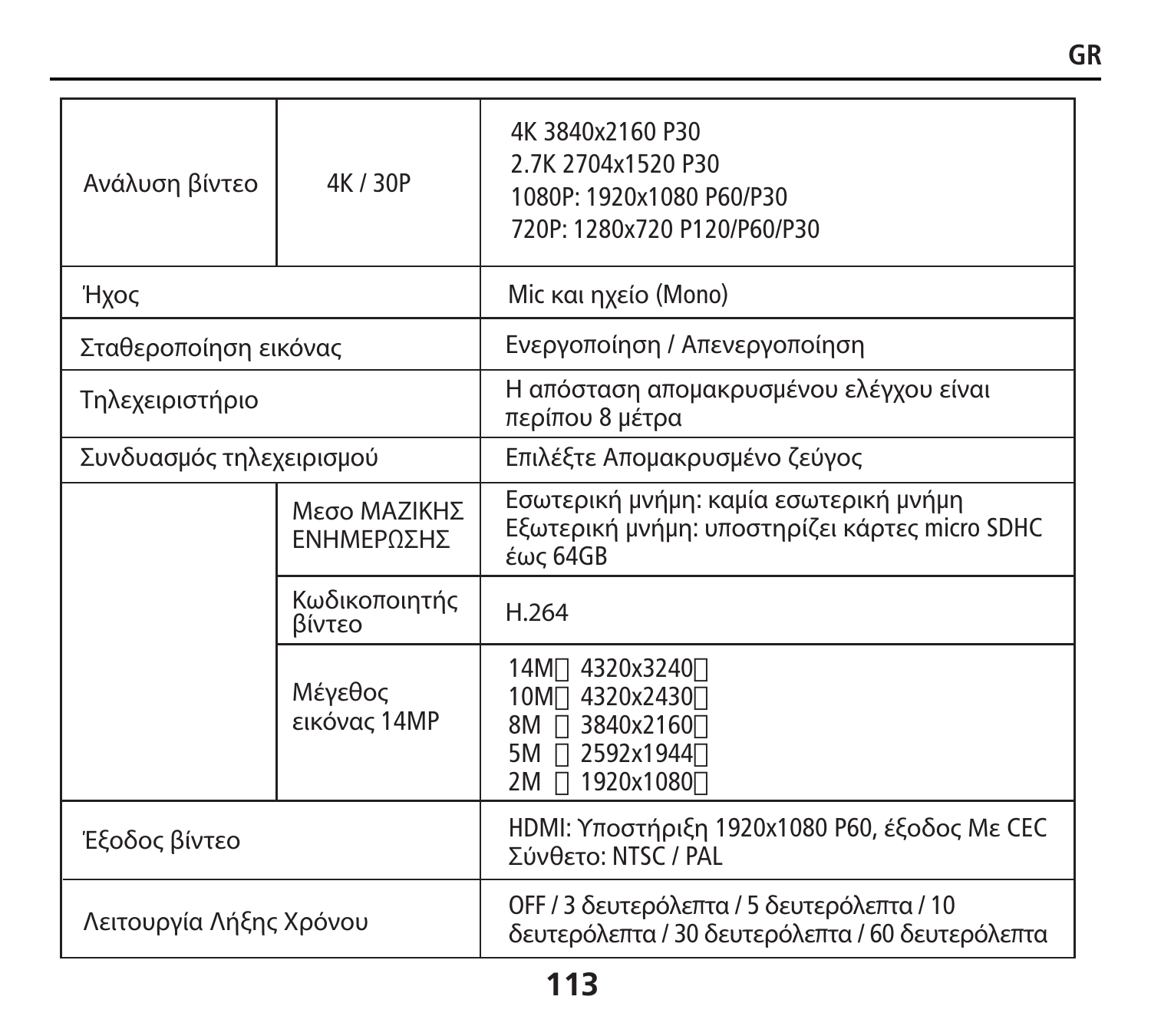| | | |
|---|---|---|
| Ανάλυση βίντεο | 4K / 30P | 4K 3840x2160 P30<br>2.7K 2704x1520 P30<br>1080P: 1920x1080 P60/P30<br>720P: 1280x720 P120/P60/P30 |
| Ήχος | | Mic και ηχείο (Mono) |
| Σταθεροποίηση εικόνας | | Ενεργοποίηση / Απενεργοποίηση |
| Τηλεχειριστήριο | | Η απόσταση απομακρυσμένου ελέγχου είναι περίπου 8 μέτρα |
| Συνδυασμός τηλεχειρισμού | | Επιλέξτε Απομακρυσμένο ζεύγος |
| | Μεσο ΜΑΖΙΚΗΣ ΕΝΗΜΕΡΩΣΗΣ | Εσωτερική μνήμη: καμία εσωτερική μνήμη<br>Εξωτερική μνήμη: υποστηρίζει κάρτες micro SDHC έως 64GB |
| | Κωδικοποιητής βίντεο | H.264 |
| | Μέγεθος εικόνας 14MP | 14M 4320x3240<br>10M 4320x2430<br>8M 3840x2160<br>5M 2592x1944<br>2M 1920x1080 |
| Έξοδος βίντεο | | HDMI: Υποστήριξη 1920x1080 P60, έξοδος Με CEC<br>Σύνθετο: NTSC / PAL |
| Λειτουργία Λήξης Χρόνου | | OFF / 3 δευτερόλεπτα / 5 δευτερόλεπτα / 10 δευτερόλεπτα / 30 δευτερόλεπτα / 60 δευτερόλεπτα |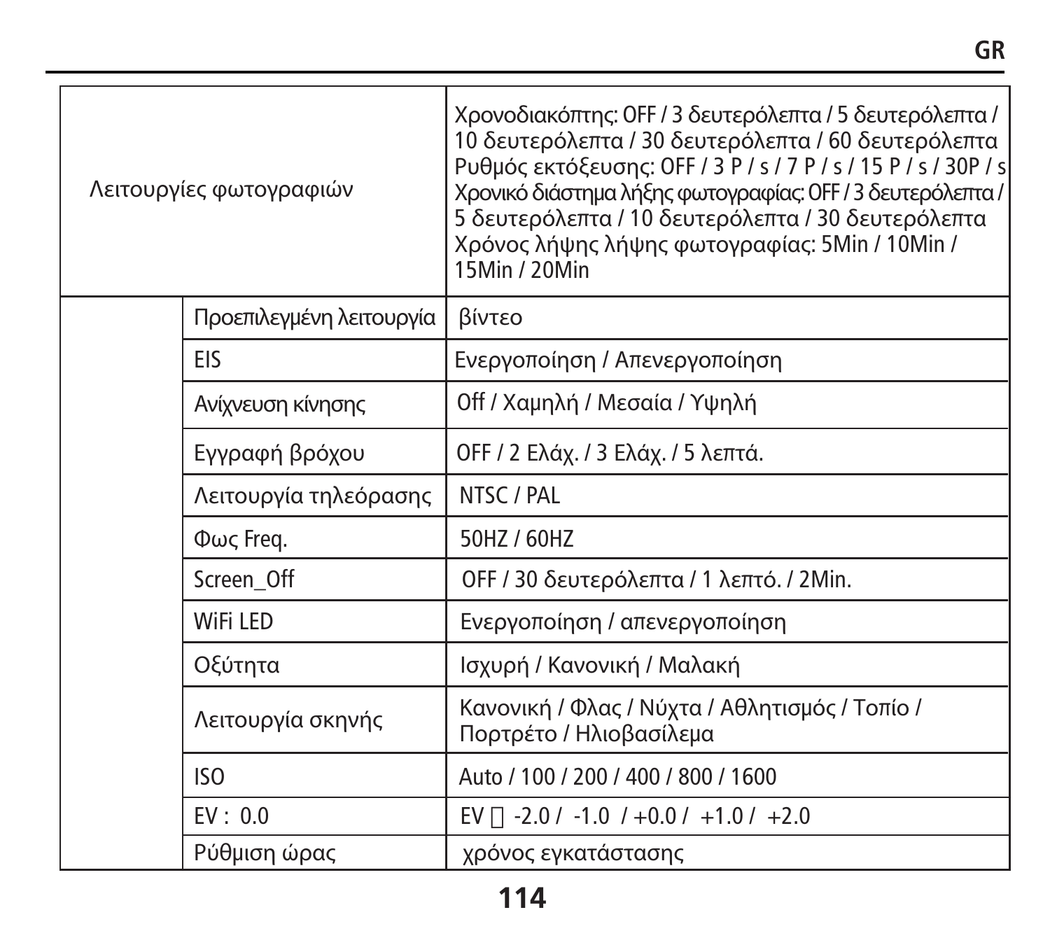| Λειτουργίες φωτογραφιών | | Χρονοδιακόπτης: OFF / 3 δευτερόλεπτα / 5 δευτερόλεπτα / 10 δευτερόλεπτα / 30 δευτερόλεπτα / 60 δευτερόλεπτα<br>Ρυθμός εκτόξευσης: OFF / 3 P / s / 7 P / s / 15 P / s / 30P / s<br>Χρονικό διάστημα λήξης φωτογραφίας: OFF / 3 δευτερόλεπτα / 5 δευτερόλεπτα / 10 δευτερόλεπτα / 30 δευτερόλεπτα<br>Χρόνος λήψης λήψης φωτογραφίας: 5Min / 10Min / 15Min / 20Min |
|---|---|---|
| | Προεπιλεγμένη λειτουργία | βίντεο |
| | EIS | Ενεργοποίηση / Απενεργοποίηση |
| | Ανίχνευση κίνησης | Off / Χαμηλή / Μεσαία / Υψηλή |
| | Εγγραφή βρόχου | OFF / 2 Ελάχ. / 3 Ελάχ. / 5 λεπτά. |
| | Λειτουργία τηλεόρασης | NTSC / PAL |
| | Φως Freq. | 50HZ / 60HZ |
| | Screen_Off | OFF / 30 δευτερόλεπτα / 1 λεπτό. / 2Min. |
| | WiFi LED | Ενεργοποίηση / απενεργοποίηση |
| | Οξύτητα | Ισχυρή / Κανονική / Μαλακή |
| | Λειτουργία σκηνής | Κανονική / Φλας / Νύχτα / Αθλητισμός / Τοπίο / Πορτρέτο / Ηλιοβασίλεμα |
| | ISO | Auto / 100 / 200 / 400 / 800 / 1600 |
| | EV : 0.0 | EV  -2.0 / -1.0 / +0.0 / +1.0 / +2.0 |
| | Ρύθμιση ώρας | χρόνος εγκατάστασης |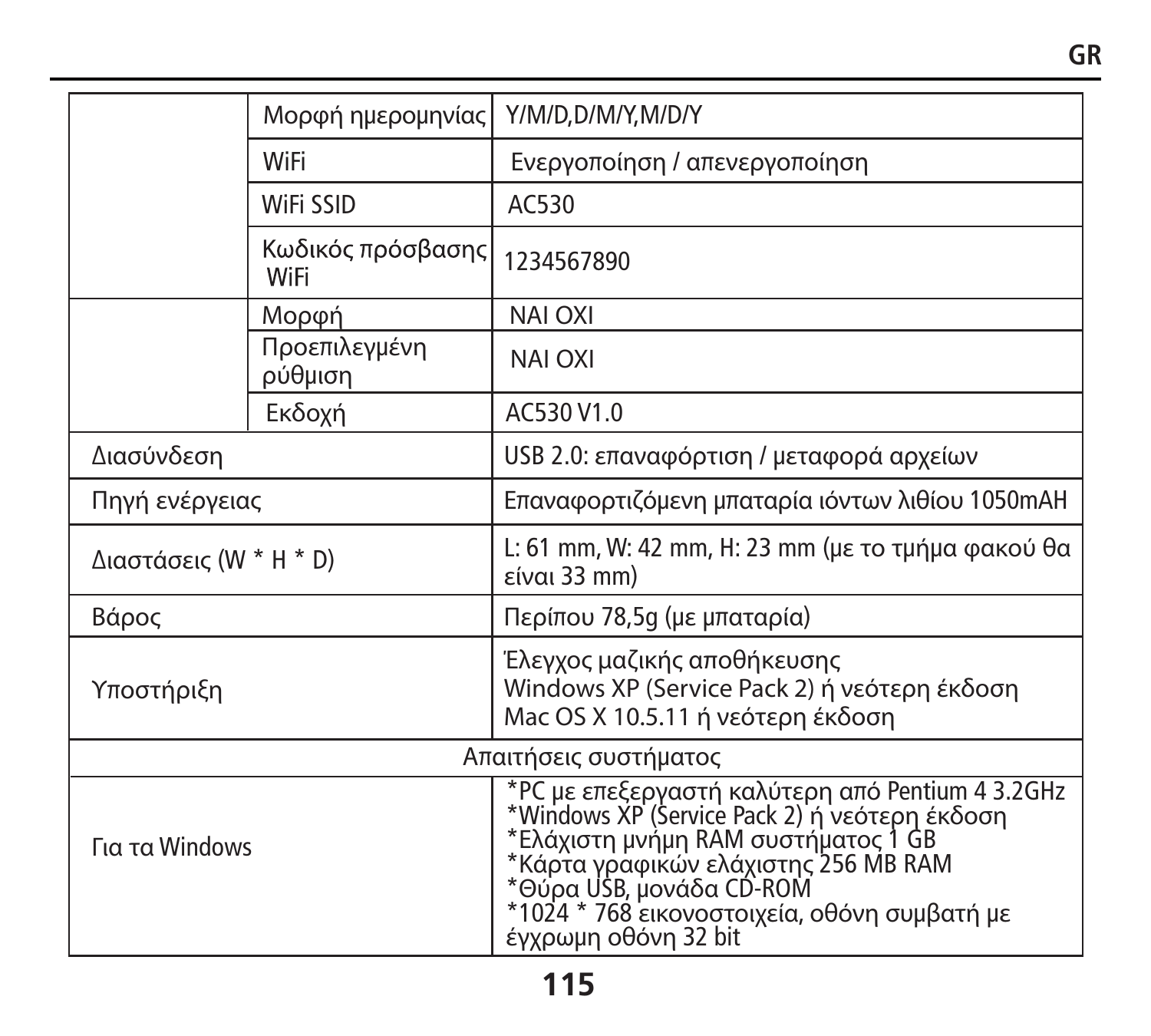| | | |
|---|---|---|
| | Μορφή ημερομηνίας | Y/M/D,D/M/Y,M/D/Y |
| | WiFi | Ενεργοποίηση / απενεργοποίηση |
| | WiFi SSID | AC530 |
| | Κωδικός πρόσβασης WiFi | 1234567890 |
| | Μορφή | NAI OXI |
| | Προεπιλεγμένη ρύθμιση | NAI OXI |
| | Εκδοχή | AC530 V1.0 |
| Διασύνδεση | | USB 2.0: επαναφόρτιση / μεταφορά αρχείων |
| Πηγή ενέργειας | | Επαναφορτιζόμενη μπαταρία ιόντων λιθίου 1050mAH |
| Διαστάσεις (W * H * D) | | L: 61 mm, W: 42 mm, H: 23 mm (με το τμήμα φακού θα είναι 33 mm) |
| Βάρος | | Περίπου 78,5g (με μπαταρία) |
| Υποστήριξη | | Έλεγχος μαζικής αποθήκευσης<br>Windows XP (Service Pack 2) ή νεότερη έκδοση<br>Mac OS X 10.5.11 ή νεότερη έκδοση |
| Απαιτήσεις συστήματος | | |
| Για τα Windows | | *PC με επεξεργαστή καλύτερη από Pentium 4 3.2GHz<br>*Windows XP (Service Pack 2) ή νεότερη έκδοση<br>*Ελάχιστη μνήμη RAM συστήματος 1 GB<br>*Κάρτα γραφικών ελάχιστης 256 MB RAM<br>*Θύρα USB, μονάδα CD-ROM<br>*1024 * 768 εικονοστοιχεία, οθόνη συμβατή με έγχρωμη οθόνη 32 bit |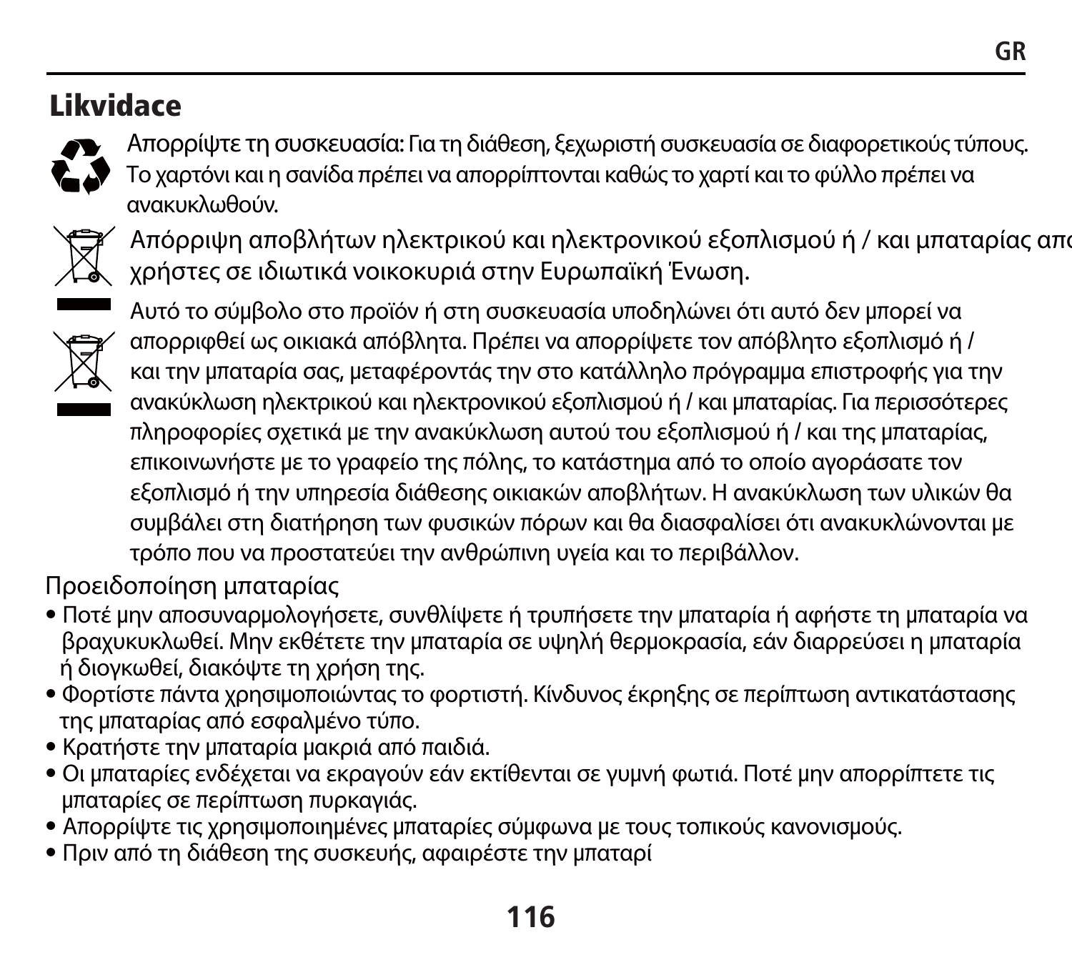## Likvidace

Απορρίψτε τη συσκευασία: Για τη διάθεση, ξεχωριστή συσκευασία σε διαφορετικούς τύπους. Το χαρτόνι και η σανίδα πρέπει να απορρίπτονται καθώς το χαρτί και το φύλλο πρέπει να ανακυκλωθούν.

Απόρριψη αποβλήτων ηλεκτρικού και ηλεκτρονικού εξοπλισμού ή / και μπαταρίας απο χρήστες σε ιδιωτικά νοικοκυριά στην Ευρωπαϊκή Ένωση.

Αυτό το σύμβολο στο προϊόν ή στη συσκευασία υποδηλώνει ότι αυτό δεν μπορεί να απορριφθεί ως οικιακά απόβλητα. Πρέπει να απορρίψετε τον απόβλητο εξοπλισμό ή / και την μπαταρία σας, μεταφέροντάς την στο κατάλληλο πρόγραμμα επιστροφής για την ανακύκλωση ηλεκτρικού και ηλεκτρονικού εξοπλισμού ή / και μπαταρίας. Για περισσότερες πληροφορίες σχετικά με την ανακύκλωση αυτού του εξοπλισμού ή / και της μπαταρίας, επικοινωνήστε με το γραφείο της πόλης, το κατάστημα από το οποίο αγοράσατε τον εξοπλισμό ή την υπηρεσία διάθεσης οικιακών αποβλήτων. Η ανακύκλωση των υλικών θα συμβάλει στη διατήρηση των φυσικών πόρων και θα διασφαλίσει ότι ανακυκλώνονται με τρόπο που να προστατεύει την ανθρώπινη υγεία και το περιβάλλον.

Προειδοποίηση μπαταρίας

- Ποτέ μην αποσυναρμολογήσετε, συνθλίψετε ή τρυπήσετε την μπαταρία ή αφήστε τη μπαταρία να βραχυκυκλωθεί. Μην εκθέτετε την μπαταρία σε υψηλή θερμοκρασία, εάν διαρρεύσει η μπαταρία ή διογκωθεί, διακόψτε τη χρήση της.
- Φορτίστε πάντα χρησιμοποιώντας το φορτιστή. Κίνδυνος έκρηξης σε περίπτωση αντικατάστασης της μπαταρίας από εσφαλμένο τύπο.
- Κρατήστε την μπαταρία μακριά από παιδιά.
- Οι μπαταρίες ενδέχεται να εκραγούν εάν εκτίθενται σε γυμνή φωτιά. Ποτέ μην απορρίπτετε τις μπαταρίες σε περίπτωση πυρκαγιάς.
- Απορρίψτε τις χρησιμοποιημένες μπαταρίες σύμφωνα με τους τοπικούς κανονισμούς.
- Πριν από τη διάθεση της συσκευής, αφαιρέστε την μπαταρί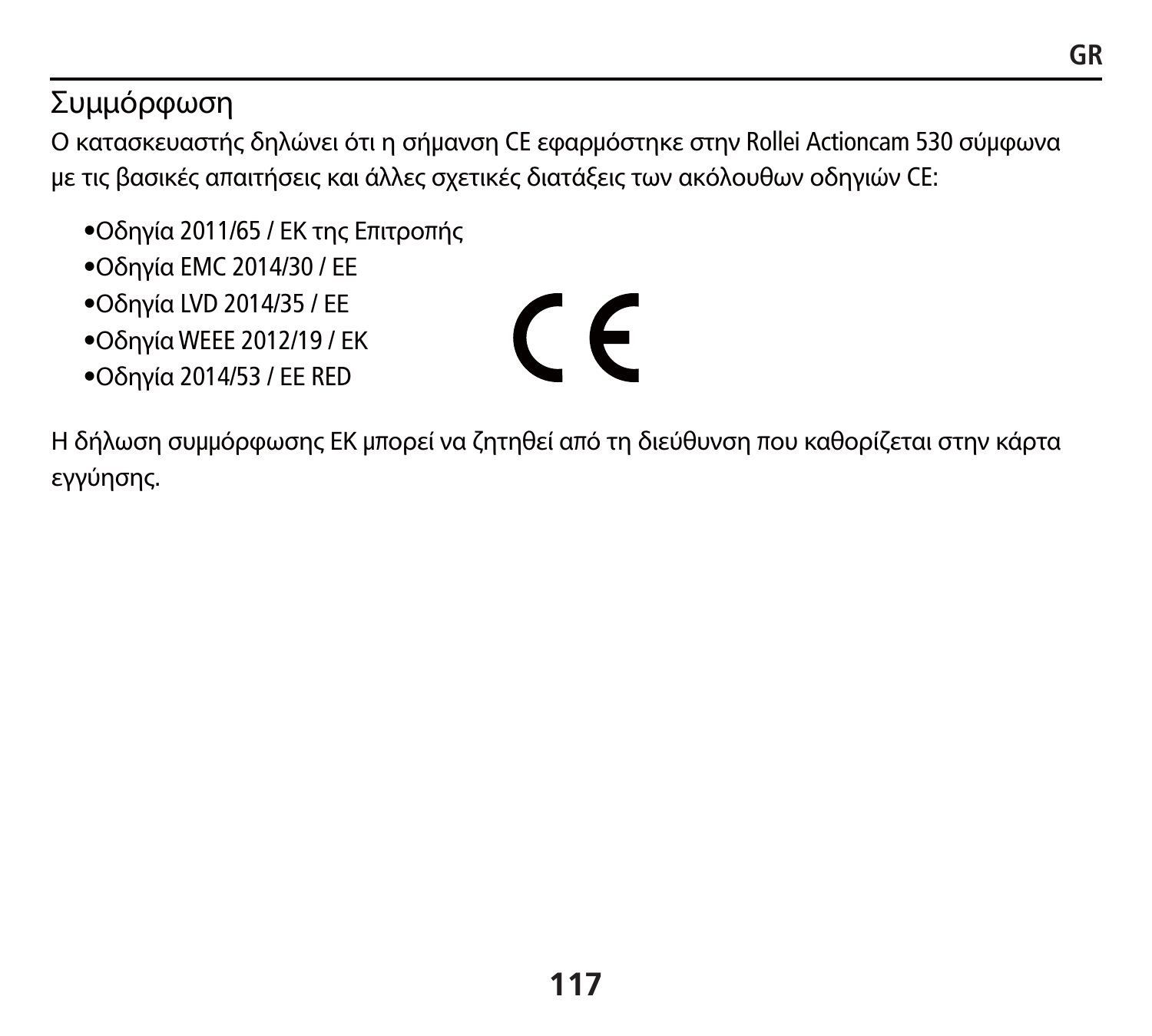## Συμμόρφωση

Ο κατασκευαστής δηλώνει ότι η σήμανση CE εφαρμόστηκε στην Rollei Actioncam 530 σύμφωνα με τις βασικές απαιτήσεις και άλλες σχετικές διατάξεις των ακόλουθων οδηγιών CE:

- Οδηγία 2011/65 / EK της Επιτροπής
- Οδηγία EMC 2014/30 / EE
- Οδηγία LVD 2014/35 / EE
- Οδηγία WEEE 2012/19 / EK
- Οδηγία 2014/53 / EE RED

Η δήλωση συμμόρφωσης EK μπορεί να ζητηθεί από τη διεύθυνση που καθορίζεται στην κάρτα εγγύησης.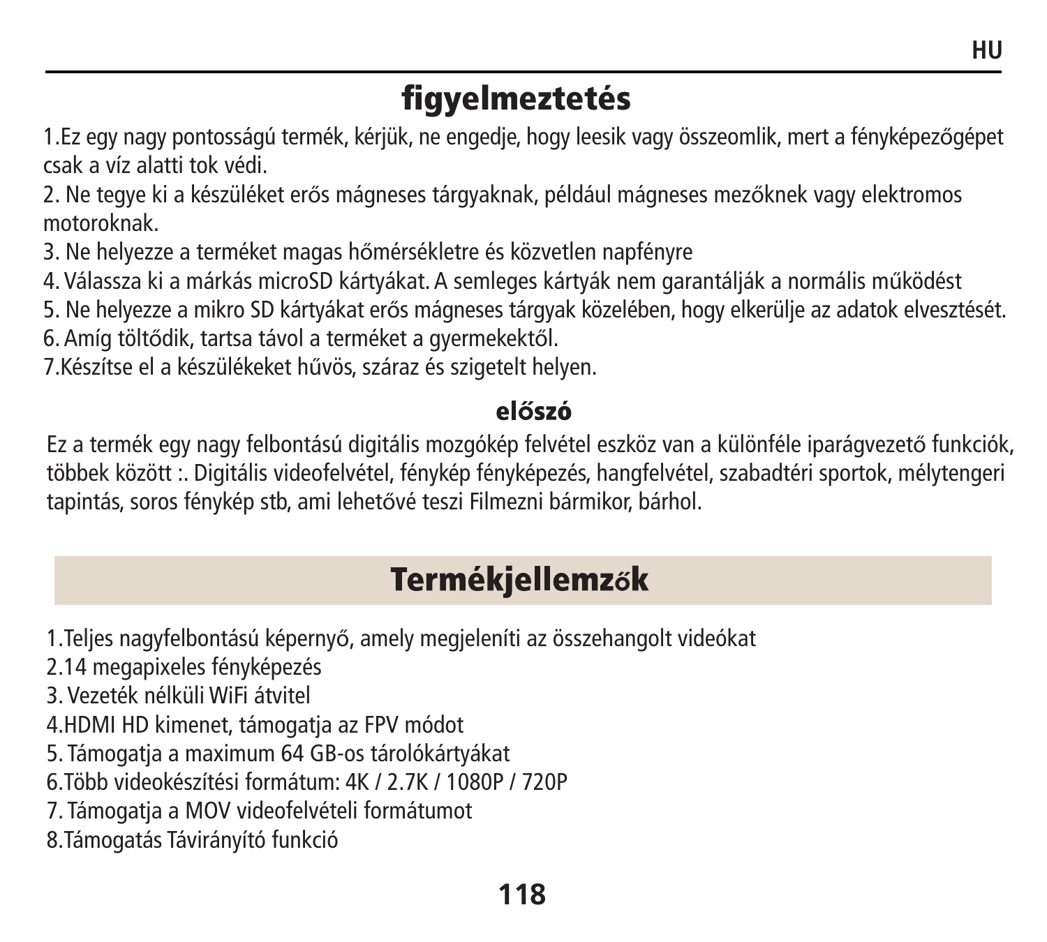# figyelmeztetés

1.Ez egy nagy pontosságú termék, kérjük, ne engedje, hogy leesik vagy összeomlik, mert a fényképezőgépet csak a víz alatti tok védi.

2. Ne tegye ki a készüléket erős mágneses tárgyaknak, például mágneses mezőknek vagy elektromos motoroknak.

3. Ne helyezze a terméket magas hőmérsékletre és közvetlen napfényre

4. Válassza ki a márkás microSD kártyákat. A semleges kártyák nem garantálják a normális működést

5. Ne helyezze a mikro SD kártyákat erős mágneses tárgyak közelében, hogy elkerülje az adatok elvesztését.

6. Amíg töltődik, tartsa távol a terméket a gyermekektől.

7.Készítse el a készülékeket hűvös, száraz és szigetelt helyen.

### előszó

Ez a termék egy nagy felbontású digitális mozgókép felvétel eszköz van a különféle iparágvezető funkciók, többek között :. Digitális videofelvétel, fénykép fényképezés, hangfelvétel, szabadtéri sportok, mélytengeri tapintás, soros fénykép stb, ami lehetővé teszi Filmezni bármikor, bárhol.

## Termékjellemzők

1.Teljes nagyfelbontású képernyő, amely megjeleníti az összehangolt videókat

2.14 megapixeles fényképezés

3. Vezeték nélküli WiFi átvitel

4.HDMI HD kimenet, támogatja az FPV módot

5. Támogatja a maximum 64 GB-os tárolókártyákat

6.Több videokészítési formátum: 4K / 2.7K / 1080P / 720P

7. Támogatja a MOV videofelvételi formátumot

8.Támogatás Távirányító funkció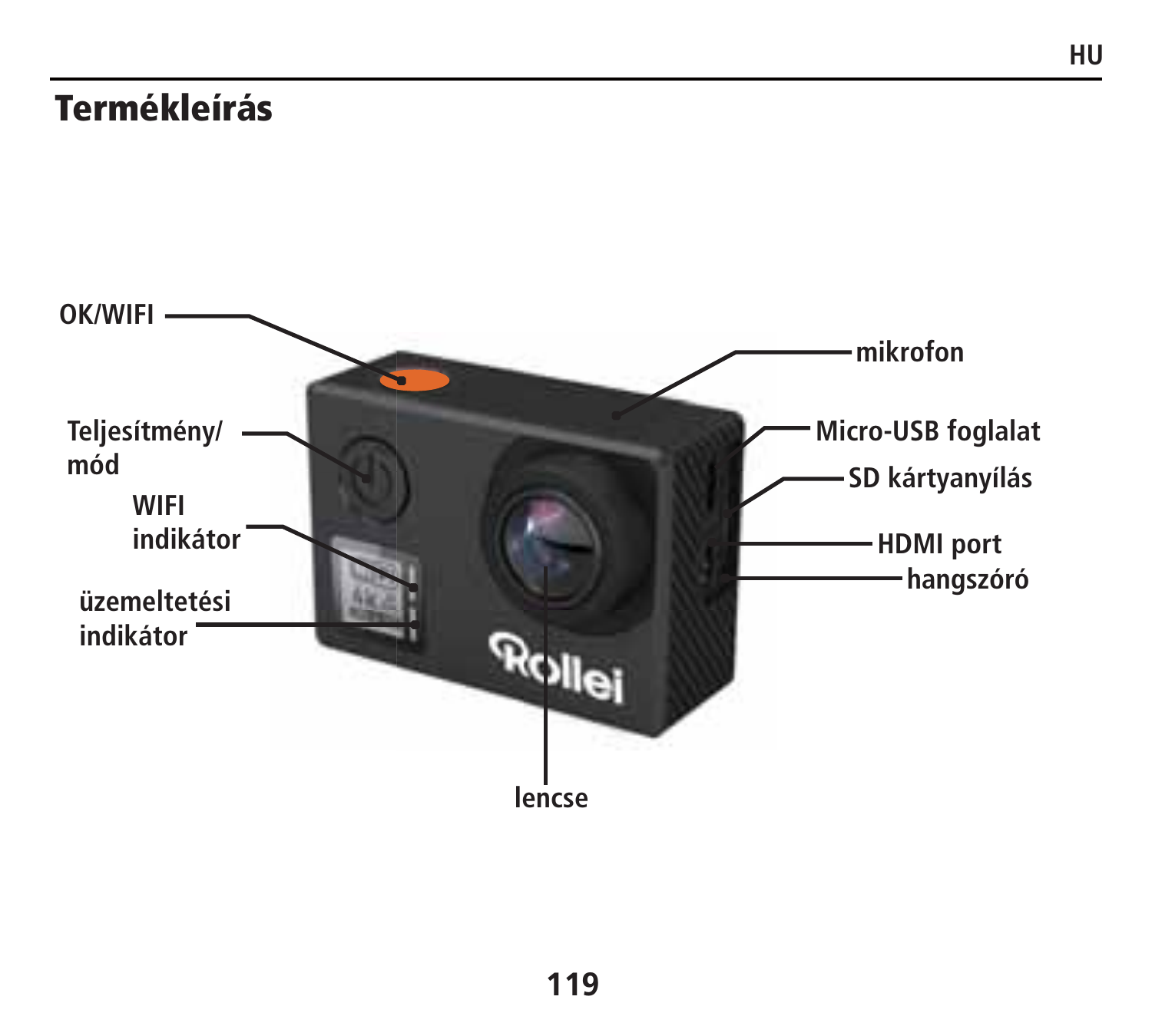# Termékleírás

OK/WIFI

Teljesítmény/ mód

WIFI indikátor

üzemeltetési indikátor

mikrofon

Micro-USB foglalat

SD kártyanyílás

HDMI port

hangszóró

lencse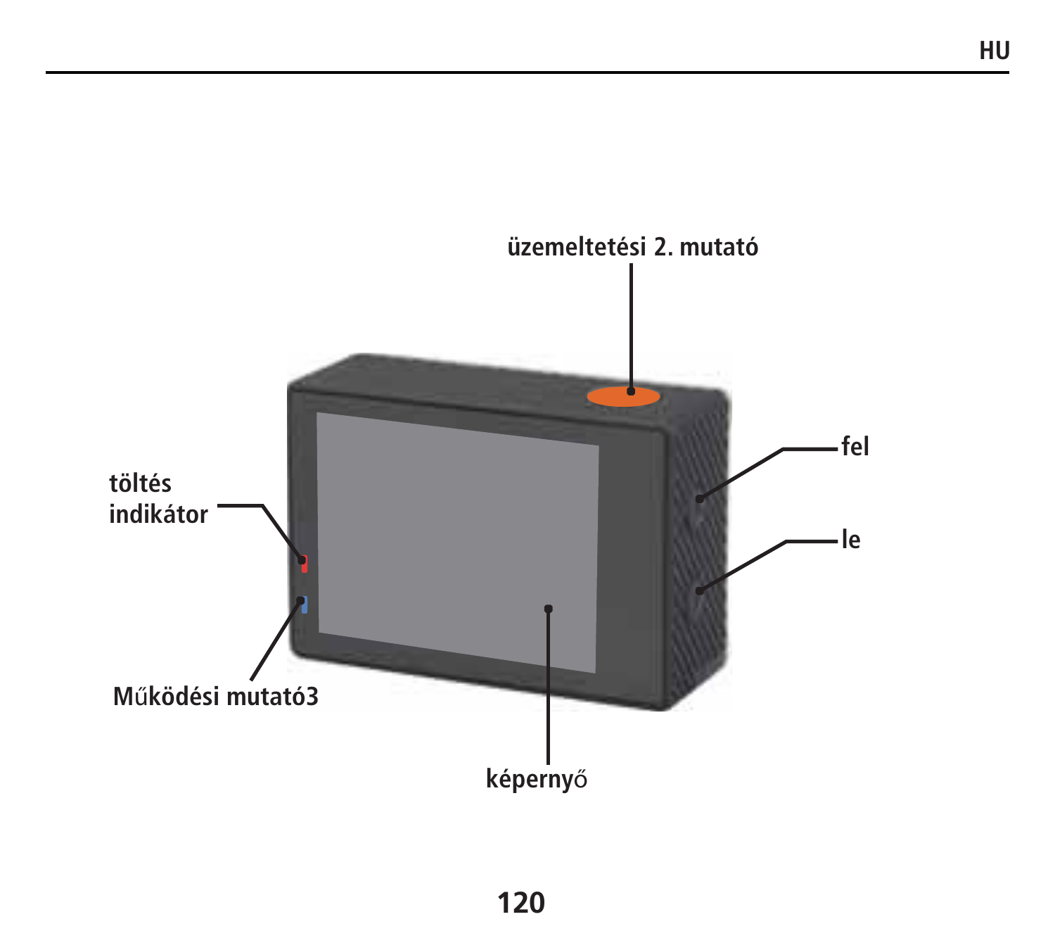üzemeltetési 2. mutató

töltés indikátor

fel

le

Működési mutató3

képernyő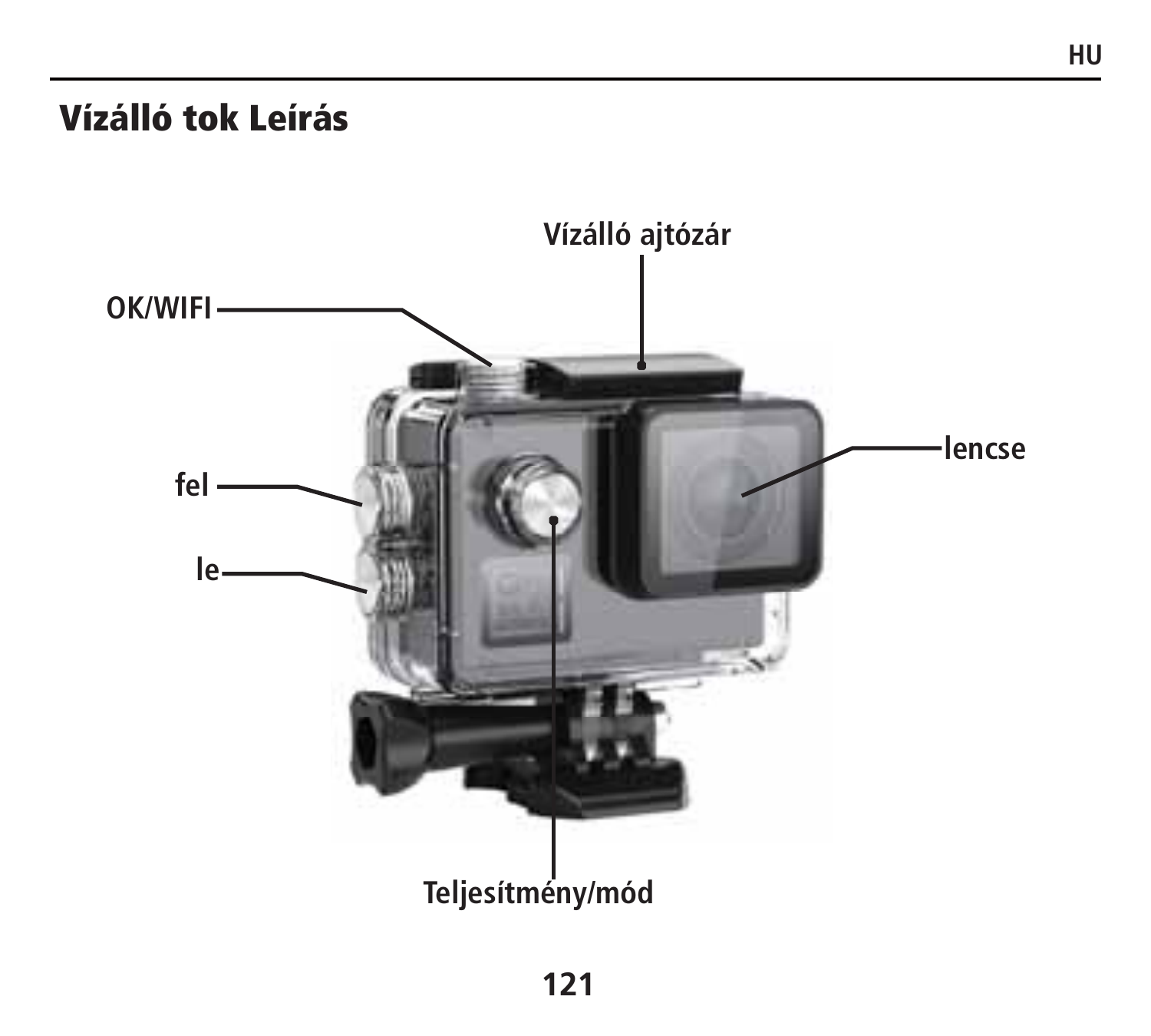## Vízálló tok Leírás

Vízálló ajtózár

OK/WIFI

lencse

fel

le

Teljesítmény/mód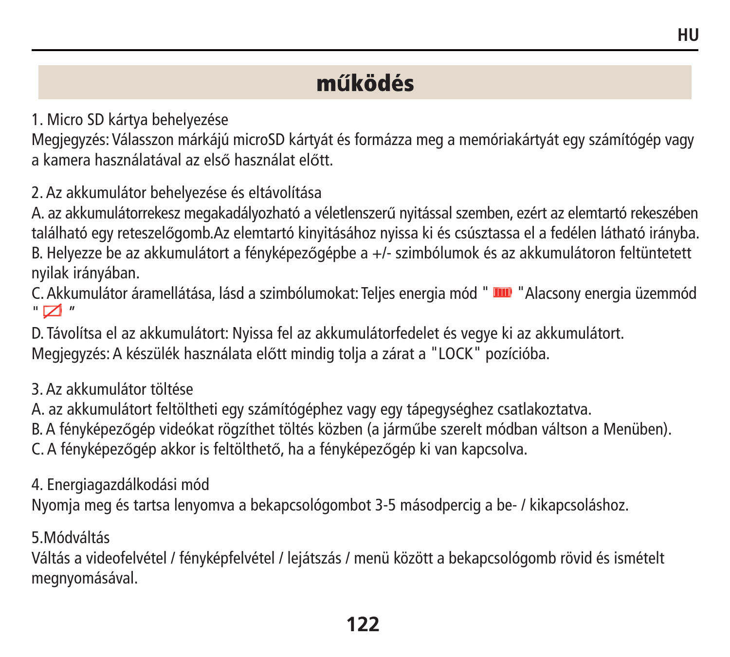## működés

1. Micro SD kártya behelyezése

Megjegyzés: Válasszon márkájú microSD kártyát és formázza meg a memóriakártyát egy számítógép vagy a kamera használatával az első használat előtt.

2. Az akkumulátor behelyezése és eltávolítása

A. az akkumulátorrekesz megakadályozható a véletlenszerű nyitással szemben, ezért az elemtartó rekeszében található egy reteszelőgomb.Az elemtartó kinyitásához nyissa ki és csúsztassa el a fedélen látható irányba.

B. Helyezze be az akkumulátort a fényképezőgépbe a +/- szimbólumok és az akkumulátoron feltüntetett nyilak irányában.

C. Akkumulátor áramellátása, lásd a szimbólumokat: Teljes energia mód " " "Alacsony energia üzemmód " "

D. Távolítsa el az akkumulátort: Nyissa fel az akkumulátorfedelet és vegye ki az akkumulátort.

Megjegyzés: A készülék használata előtt mindig tolja a zárat a "LOCK" pozícióba.

3. Az akkumulátor töltése

A. az akkumulátort feltöltheti egy számítógéphez vagy egy tápegységhez csatlakoztatva.

B. A fényképezőgép videókat rögzíthet töltés közben (a járműbe szerelt módban váltson a Menüben).

C. A fényképezőgép akkor is feltölthető, ha a fényképezőgép ki van kapcsolva.

4. Energiagazdálkodási mód

Nyomja meg és tartsa lenyomva a bekapcsológombot 3-5 másodpercig a be- / kikapcsoláshoz.

5.Módváltás

Váltás a videofelvétel / fényképfelvétel / lejátszás / menü között a bekapcsológomb rövid és ismételt megnyomásával.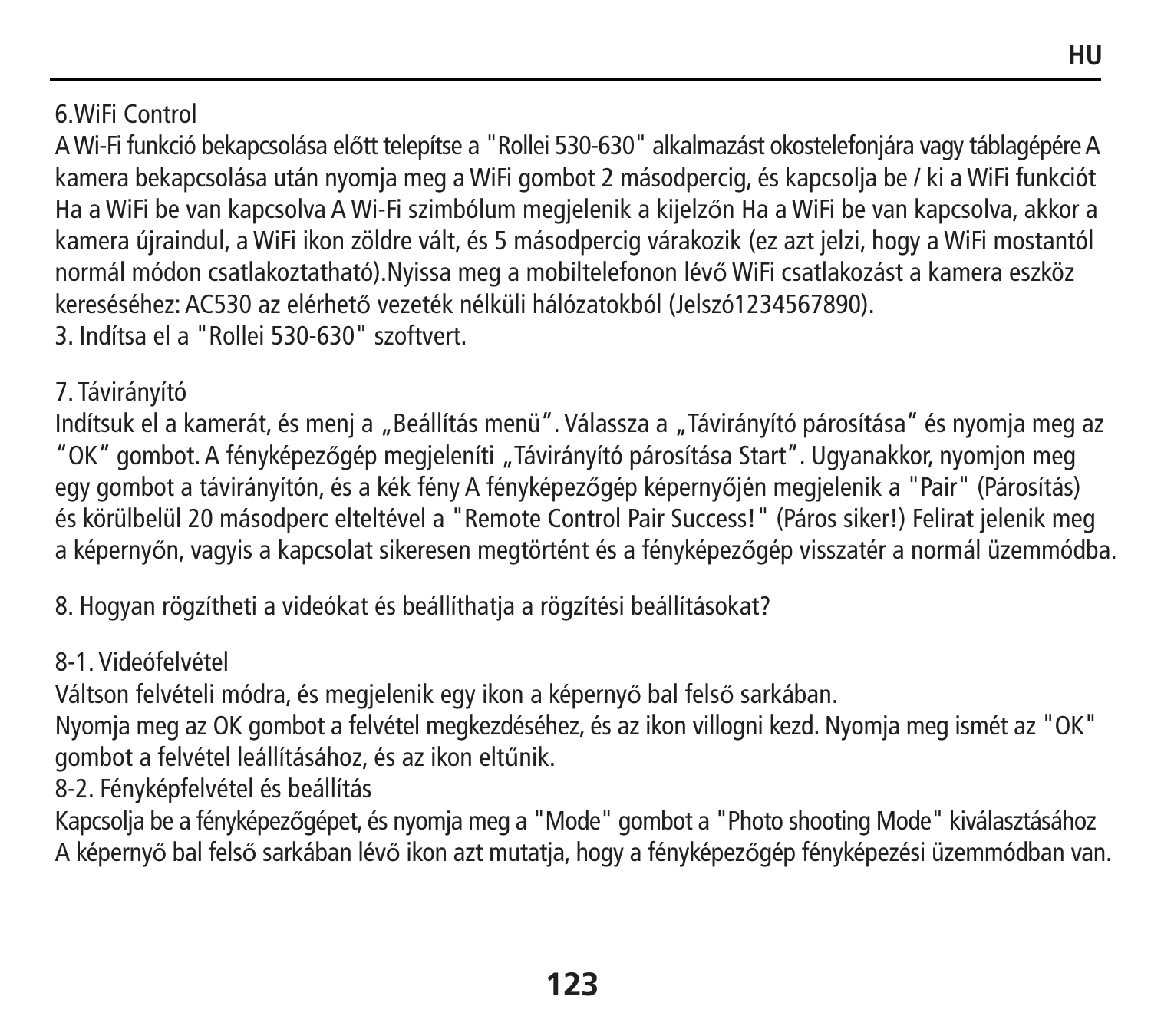6.WiFi Control

A Wi-Fi funkció bekapcsolása előtt telepítse a "Rollei 530-630" alkalmazást okostelefonjára vagy táblagépére A kamera bekapcsolása után nyomja meg a WiFi gombot 2 másodpercig, és kapcsolja be / ki a WiFi funkciót Ha a WiFi be van kapcsolva A Wi-Fi szimbólum megjelenik a kijelzőn Ha a WiFi be van kapcsolva, akkor a kamera újraindul, a WiFi ikon zöldre vált, és 5 másodpercig várakozik (ez azt jelzi, hogy a WiFi mostantól normál módon csatlakoztatható).Nyissa meg a mobiltelefonon lévő WiFi csatlakozást a kamera eszköz kereséséhez: AC530 az elérhető vezeték nélküli hálózatokból (Jelszó1234567890).

3. Indítsa el a "Rollei 530-630" szoftvert.

7. Távirányító

Indítsuk el a kamerát, és menj a „Beállítás menü". Válassza a „Távirányító párosítása" és nyomja meg az "OK" gombot. A fényképezőgép megjeleníti „Távirányító párosítása Start". Ugyanakkor, nyomjon meg egy gombot a távirányítón, és a kék fény A fényképezőgép képernyőjén megjelenik a "Pair" (Párosítás) és körülbelül 20 másodperc elteltével a "Remote Control Pair Success!" (Páros siker!) Felirat jelenik meg a képernyőn, vagyis a kapcsolat sikeresen megtörtént és a fényképezőgép visszatér a normál üzemmódba.

8. Hogyan rögzítheti a videókat és beállíthatja a rögzítési beállításokat?

8-1. Videófelvétel

Váltson felvételi módra, és megjelenik egy ikon a képernyő bal felső sarkában.

Nyomja meg az OK gombot a felvétel megkezdéséhez, és az ikon villogni kezd. Nyomja meg ismét az "OK" gombot a felvétel leállításához, és az ikon eltűnik.

8-2. Fényképfelvétel és beállítás

Kapcsolja be a fényképezőgépet, és nyomja meg a "Mode" gombot a "Photo shooting Mode" kiválasztásához A képernyő bal felső sarkában lévő ikon azt mutatja, hogy a fényképezőgép fényképezési üzemmódban van.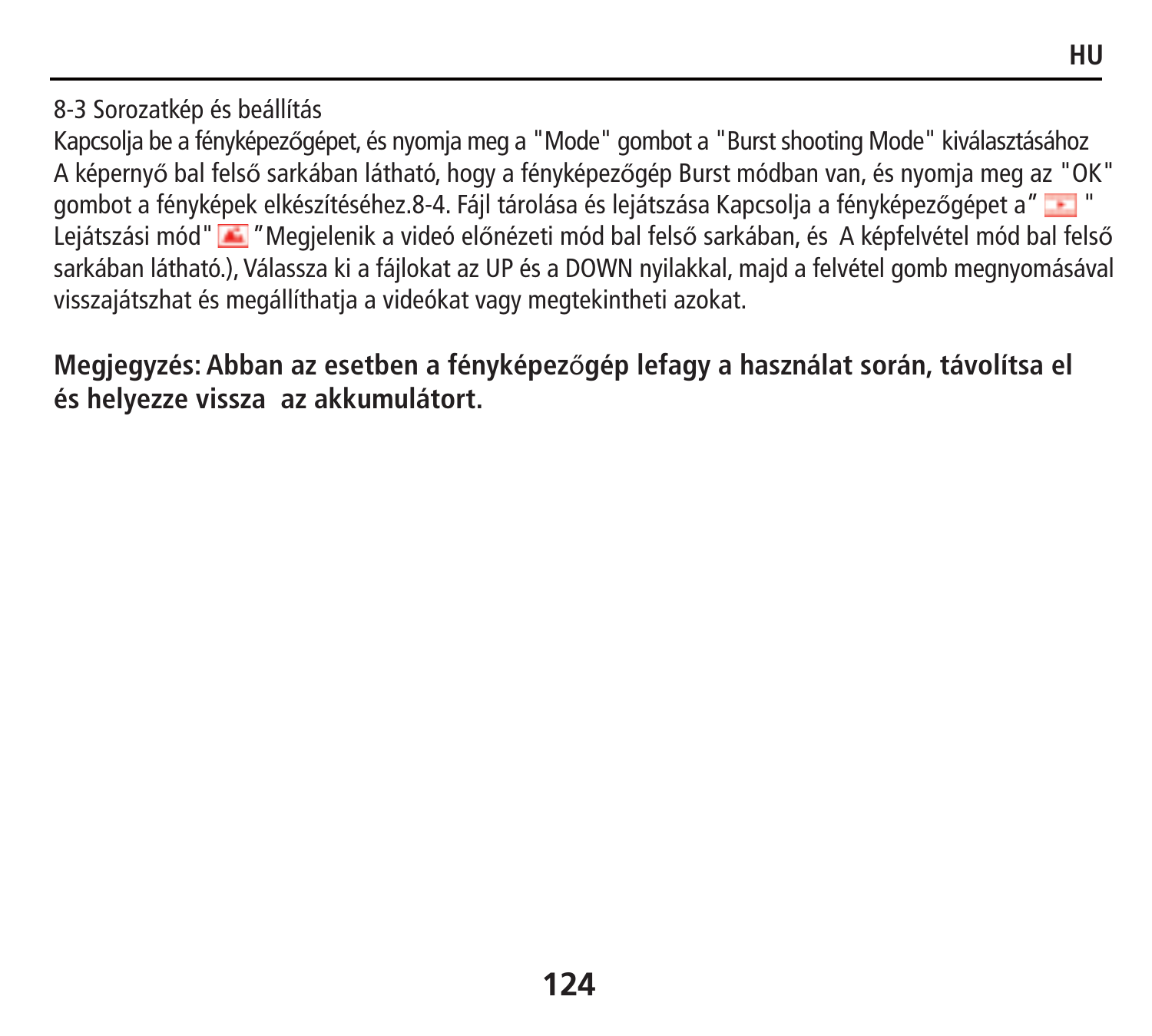8-3 Sorozatkép és beállítás

Kapcsolja be a fényképezőgépet, és nyomja meg a "Mode" gombot a "Burst shooting Mode" kiválasztásához A képernyő bal felső sarkában látható, hogy a fényképezőgép Burst módban van, és nyomja meg az "OK" gombot a fényképek elkészítéséhez.8-4. Fájl tárolása és lejátszása Kapcsolja a fényképezőgépet a" " Lejátszási mód" "Megjelenik a videó előnézeti mód bal felső sarkában, és A képfelvétel mód bal felső sarkában látható.), Válassza ki a fájlokat az UP és a DOWN nyilakkal, majd a felvétel gomb megnyomásával visszajátszhat és megállíthatja a videókat vagy megtekintheti azokat.

**Megjegyzés: Abban az esetben a fényképezőgép lefagy a használat során, távolítsa el és helyezze vissza az akkumulátort.**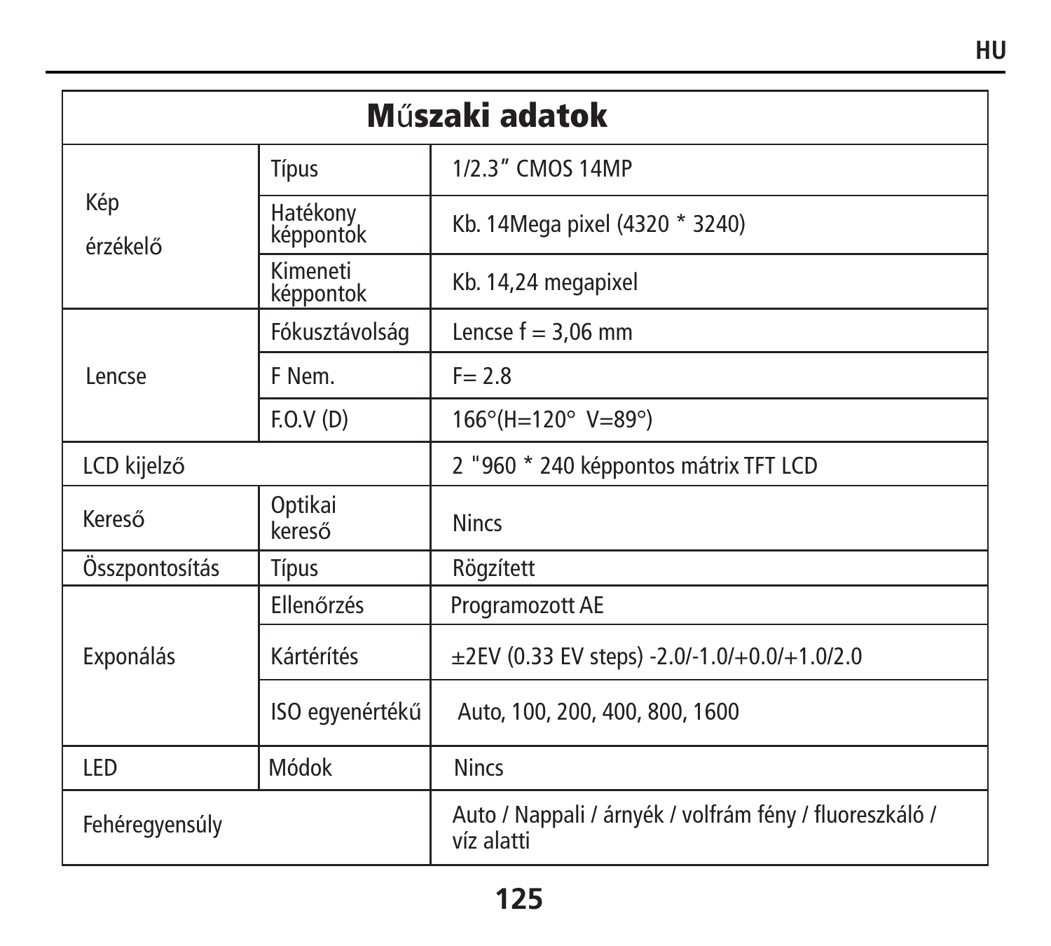# Műszaki adatok

| | | |
|---|---|---|
| Kép érzékelő | Típus | 1/2.3” CMOS 14MP |
| | Hatékony képpontok | Kb. 14Mega pixel (4320 * 3240) |
| | Kimeneti képpontok | Kb. 14,24 megapixel |
| Lencse | Fókusztávolság | Lencse f = 3,06 mm |
| | F Nem. | F= 2.8 |
| | F.O.V (D) | 166°(H=120° V=89°) |
| LCD kijelző | | 2 "960 * 240 képpontos mátrix TFT LCD |
| Kereső | Optikai kereső | Nincs |
| Összpontosítás | Típus | Rögzített |
| Exponálás | Ellenőrzés | Programozott AE |
| | Kártérítés | ±2EV (0.33 EV steps) -2.0/-1.0/+0.0/+1.0/2.0 |
| | ISO egyenértékű | Auto, 100, 200, 400, 800, 1600 |
| LED | Módok | Nincs |
| Fehéregyensúly | | Auto / Nappali / árnyék / volfrám fény / fluoreszkáló / víz alatti |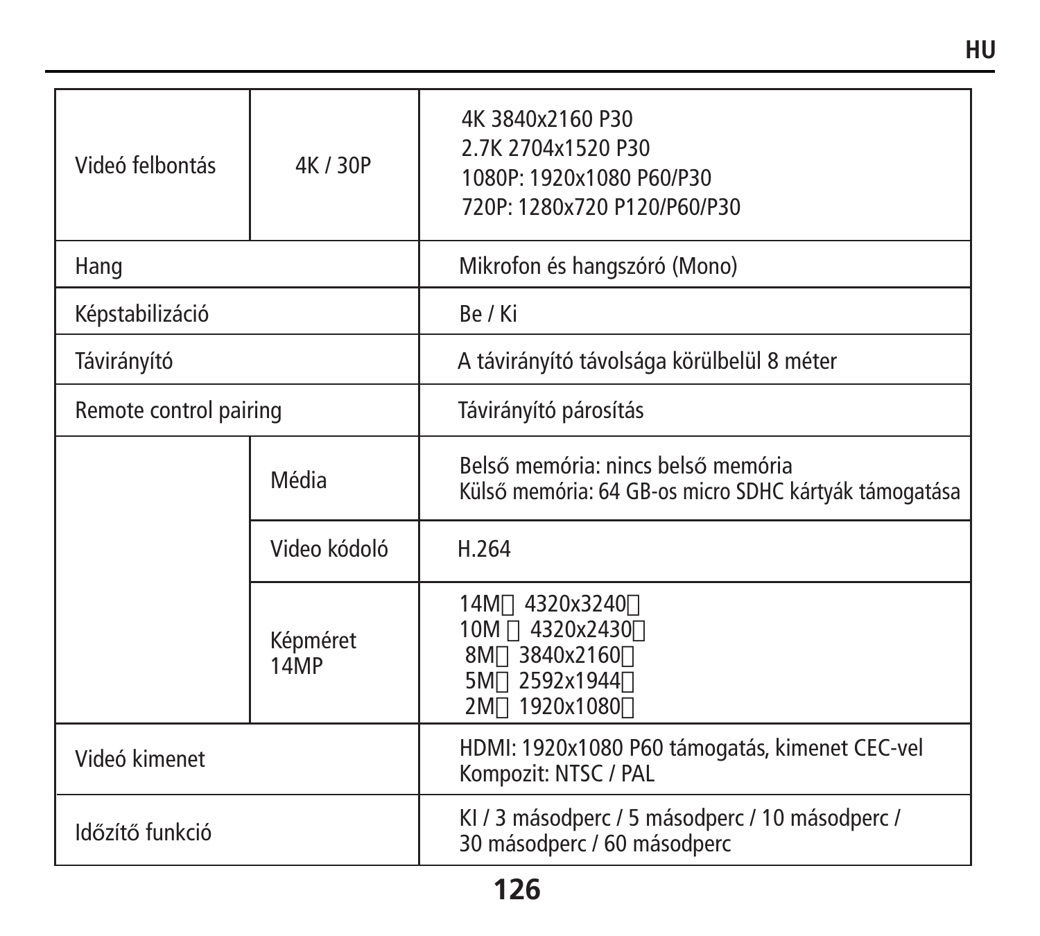| | | |
|---|---|---|
| Videó felbontás | 4K / 30P | 4K 3840x2160 P30<br>2.7K 2704x1520 P30<br>1080P: 1920x1080 P60/P30<br>720P: 1280x720 P120/P60/P30 |
| Hang | | Mikrofon és hangszóró (Mono) |
| Képstabilizáció | | Be / Ki |
| Távirányító | | A távirányító távolsága körülbelül 8 méter |
| Remote control pairing | | Távirányító párosítás |
| | Média | Belső memória: nincs belső memória<br>Külső memória: 64 GB-os micro SDHC kártyák támogatása |
| | Video kódoló | H.264 |
| | Képméret 14MP | 14M 4320x3240<br>10M 4320x2430<br>8M 3840x2160<br>5M 2592x1944<br>2M 1920x1080 |
| Videó kimenet | | HDMI: 1920x1080 P60 támogatás, kimenet CEC-vel<br>Kompozit: NTSC / PAL |
| Időzítő funkció | | KI / 3 másodperc / 5 másodperc / 10 másodperc / 30 másodperc / 60 másodperc |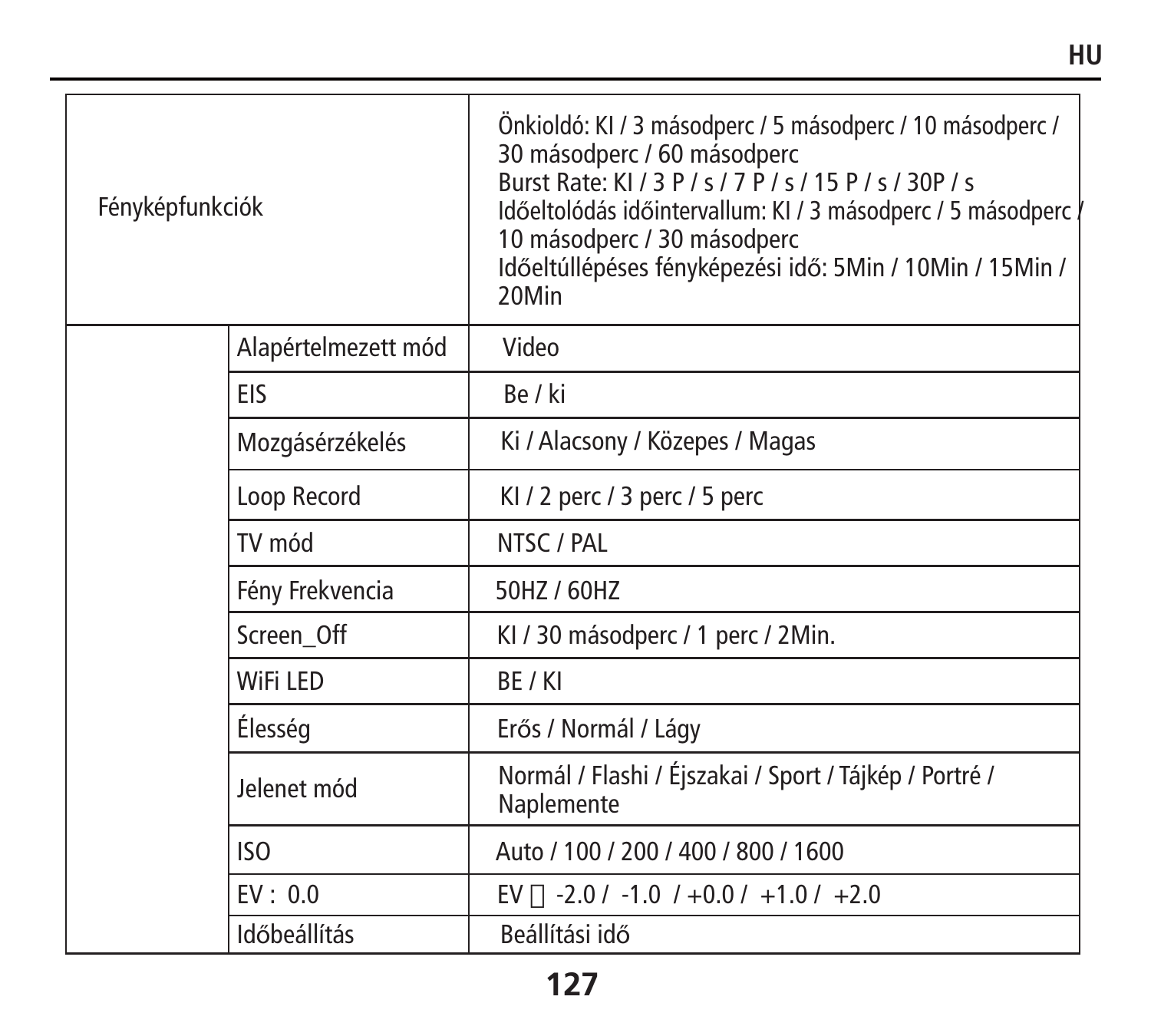| | | |
|---|---|---|
| Fényképfunkciók | | Önkioldó: KI / 3 másodperc / 5 másodperc / 10 másodperc / 30 másodperc / 60 másodperc<br>Burst Rate: KI / 3 P / s / 7 P / s / 15 P / s / 30P / s<br>Időeltolódás időintervallum: KI / 3 másodperc / 5 másodperc / 10 másodperc / 30 másodperc<br>Időeltúllépéses fényképezési idő: 5Min / 10Min / 15Min / 20Min |
| | Alapértelmezett mód | Video |
| | EIS | Be / ki |
| | Mozgásérzékelés | Ki / Alacsony / Közepes / Magas |
| | Loop Record | KI / 2 perc / 3 perc / 5 perc |
| | TV mód | NTSC / PAL |
| | Fény Frekvencia | 50HZ / 60HZ |
| | Screen_Off | KI / 30 másodperc / 1 perc / 2Min. |
| | WiFi LED | BE / KI |
| | Élesség | Erős / Normál / Lágy |
| | Jelenet mód | Normál / Flashi / Éjszakai / Sport / Tájkép / Portré / Naplemente |
| | ISO | Auto / 100 / 200 / 400 / 800 / 1600 |
| | EV : 0.0 | EV  -2.0 / -1.0 / +0.0 / +1.0 / +2.0 |
| | Időbeállítás | Beállítási idő |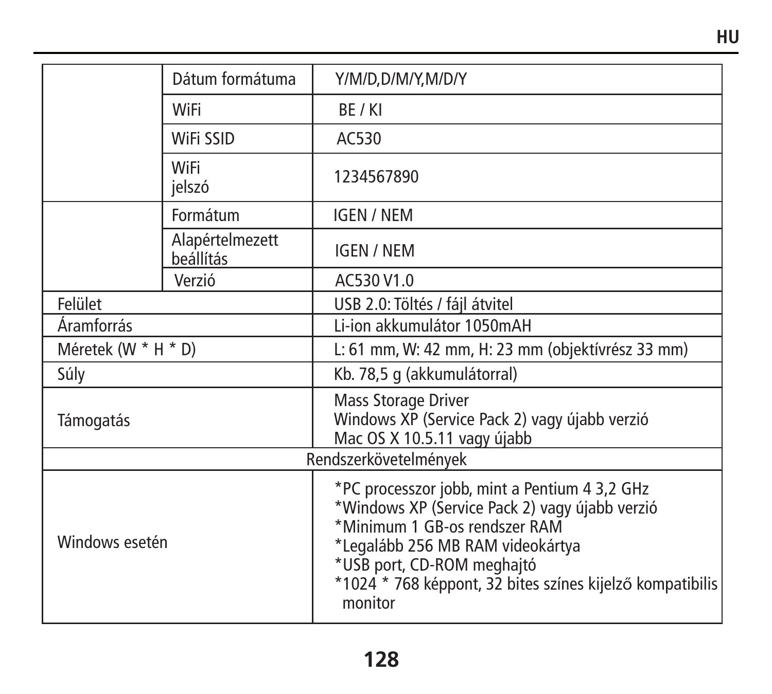| | | |
|---|---|---|
| | Dátum formátuma | Y/M/D,D/M/Y,M/D/Y |
| | WiFi | BE / KI |
| | WiFi SSID | AC530 |
| | WiFi jelszó | 1234567890 |
| | Formátum | IGEN / NEM |
| | Alapértelmezett beállítás | IGEN / NEM |
| | Verzió | AC530 V1.0 |
| Felület | | USB 2.0: Töltés / fájl átvitel |
| Áramforrás | | Li-ion akkumulátor 1050mAH |
| Méretek (W * H * D) | | L: 61 mm, W: 42 mm, H: 23 mm (objektívrész 33 mm) |
| Súly | | Kb. 78,5 g (akkumulátorral) |
| Támogatás | | Mass Storage Driver<br>Windows XP (Service Pack 2) vagy újabb verzió<br>Mac OS X 10.5.11 vagy újabb |
| Rendszerkövetelmények | | |
| Windows esetén | | *PC processzor jobb, mint a Pentium 4 3,2 GHz<br>*Windows XP (Service Pack 2) vagy újabb verzió<br>*Minimum 1 GB-os rendszer RAM<br>*Legalább 256 MB RAM videokártya<br>*USB port, CD-ROM meghajtó<br>*1024 * 768 képpont, 32 bites színes kijelző kompatibilis monitor |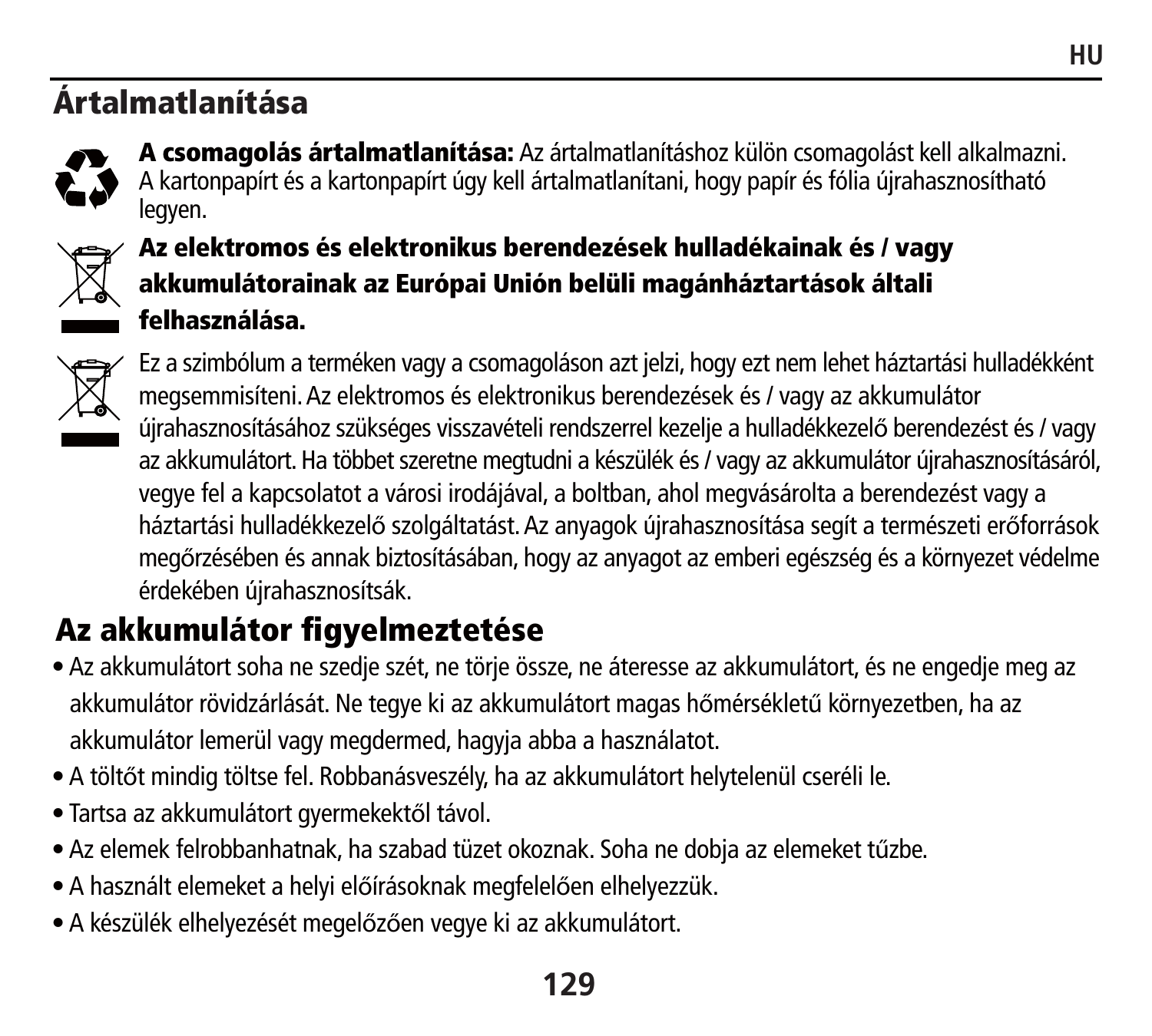## Ártalmatlanítása

**A csomagolás ártalmatlanítása:** Az ártalmatlanításhoz külön csomagolást kell alkalmazni. A kartonpapírt és a kartonpapírt úgy kell ártalmatlanítani, hogy papír és fólia újrahasznosítható legyen.

**Az elektromos és elektronikus berendezések hulladékainak és / vagy akkumulátorainak az Európai Unión belüli magánháztartások általi felhasználása.**

Ez a szimbólum a terméken vagy a csomagoláson azt jelzi, hogy ezt nem lehet háztartási hulladékként megsemmisíteni. Az elektromos és elektronikus berendezések és / vagy az akkumulátor újrahasznosításához szükséges visszavételi rendszerrel kezelje a hulladékkezelő berendezést és / vagy az akkumulátort. Ha többet szeretne megtudni a készülék és / vagy az akkumulátor újrahasznosításáról, vegye fel a kapcsolatot a városi irodájával, a boltban, ahol megvásárolta a berendezést vagy a háztartási hulladékkezelő szolgáltatást. Az anyagok újrahasznosítása segít a természeti erőforrások megőrzésében és annak biztosításában, hogy az anyagot az emberi egészség és a környezet védelme érdekében újrahasznosítsák.

## Az akkumulátor figyelmeztetése

- Az akkumulátort soha ne szedje szét, ne törje össze, ne áteresse az akkumulátort, és ne engedje meg az akkumulátor rövidzárlását. Ne tegye ki az akkumulátort magas hőmérsékletű környezetben, ha az akkumulátor lemerül vagy megdermed, hagyja abba a használatot.
- A töltőt mindig töltse fel. Robbanásveszély, ha az akkumulátort helytelenül cseréli le.
- Tartsa az akkumulátort gyermekektől távol.
- Az elemek felrobbanhatnak, ha szabad tüzet okoznak. Soha ne dobja az elemeket tűzbe.
- A használt elemeket a helyi előírásoknak megfelelően elhelyezzük.
- A készülék elhelyezését megelőzően vegye ki az akkumulátort.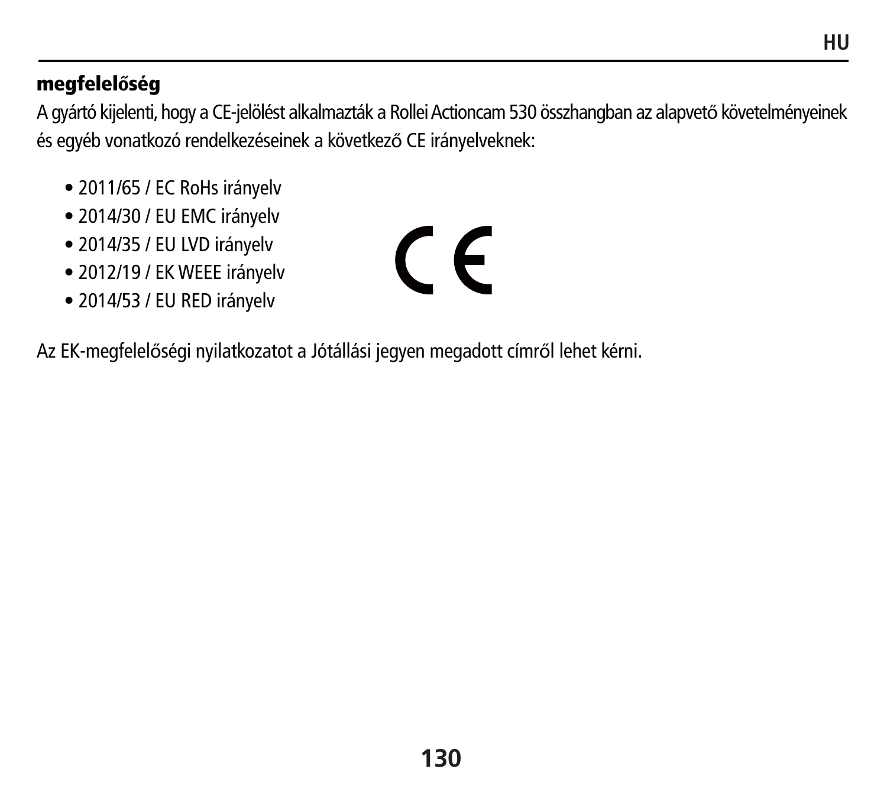## megfelelőség

A gyártó kijelenti, hogy a CE-jelölést alkalmazták a Rollei Actioncam 530 összhangban az alapvető követelményeinek és egyéb vonatkozó rendelkezéseinek a következő CE irányelveknek:

- 2011/65 / EC RoHs irányelv
- 2014/30 / EU EMC irányelv
- 2014/35 / EU LVD irányelv
- 2012/19 / EK WEEE irányelv
- 2014/53 / EU RED irányelv

Az EK-megfelelőségi nyilatkozatot a Jótállási jegyen megadott címről lehet kérni.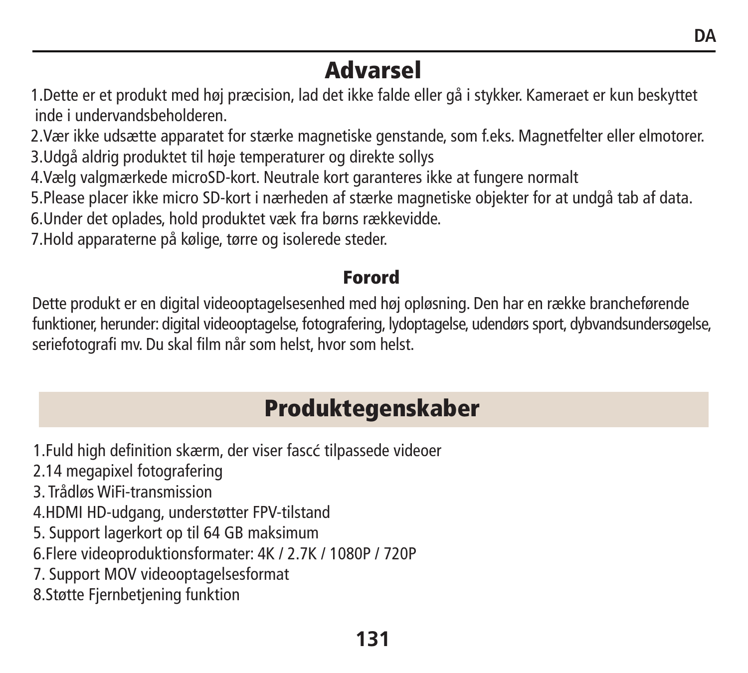# Advarsel

1.Dette er et produkt med høj præcision, lad det ikke falde eller gå i stykker. Kameraet er kun beskyttet inde i undervandsbeholderen.
2.Vær ikke udsætte apparatet for stærke magnetiske genstande, som f.eks. Magnetfelter eller elmotorer.
3.Udgå aldrig produktet til høje temperaturer og direkte sollys
4.Vælg valgmærkede microSD-kort. Neutrale kort garanteres ikke at fungere normalt
5.Please placer ikke micro SD-kort i nærheden af stærke magnetiske objekter for at undgå tab af data.
6.Under det oplades, hold produktet væk fra børns rækkevidde.
7.Hold apparaterne på kølige, tørre og isolerede steder.

## Forord

Dette produkt er en digital videooptagelsesenhed med høj opløsning. Den har en række brancheførende funktioner, herunder: digital videooptagelse, fotografering, lydoptagelse, udendørs sport, dybvandsundersøgelse, seriefotografi mv. Du skal film når som helst, hvor som helst.

# Produktegenskaber

1.Fuld high definition skærm, der viser fascć tilpassede videoer
2.14 megapixel fotografering
3. Trådløs WiFi-transmission
4.HDMI HD-udgang, understøtter FPV-tilstand
5. Support lagerkort op til 64 GB maksimum
6.Flere videoproduktionsformater: 4K / 2.7K / 1080P / 720P
7. Support MOV videooptagelsesformat
8.Støtte Fjernbetjening funktion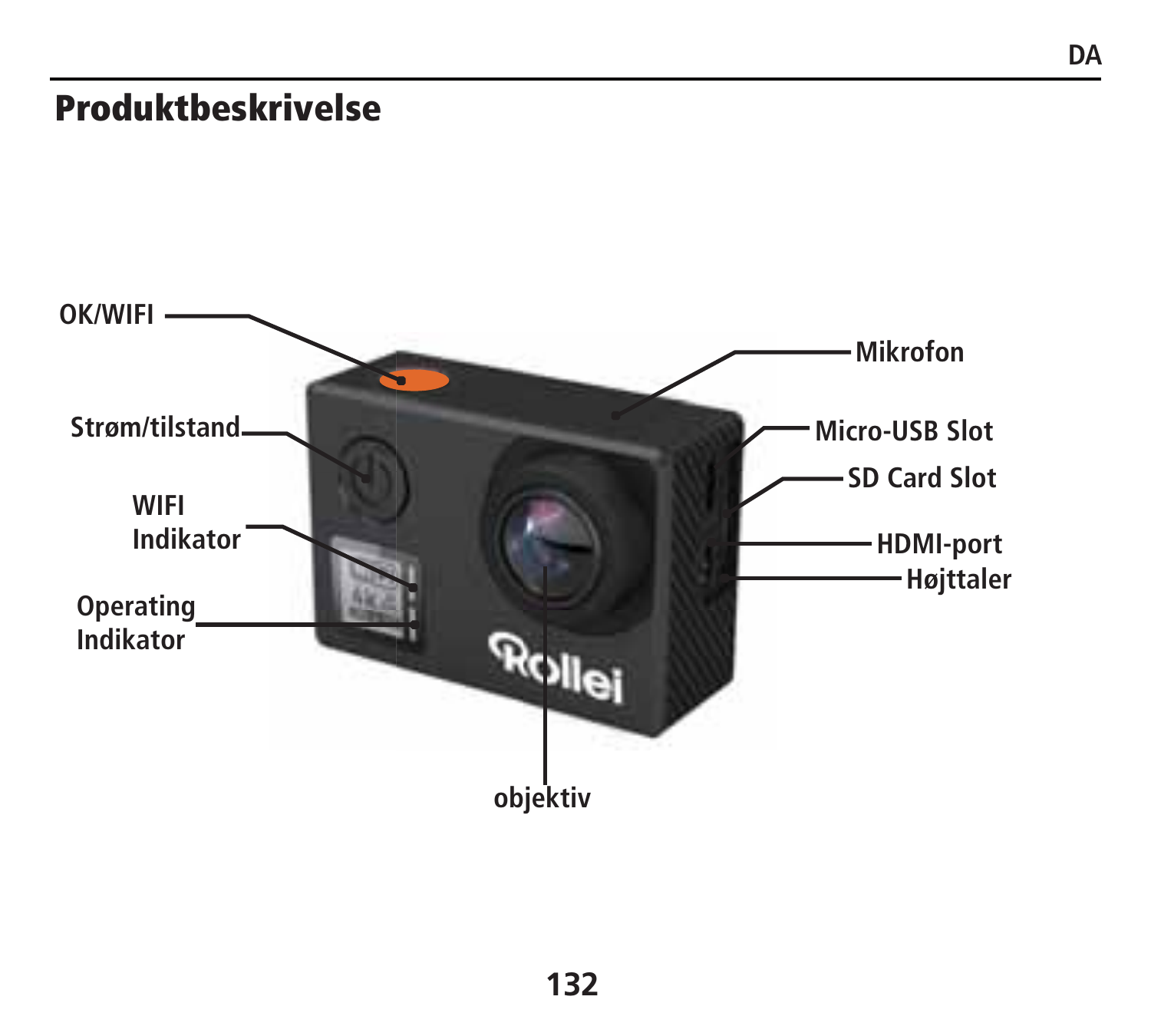# Produktbeskrivelse

OK/WIFI

Strøm/tilstand

WIFI Indikator

Operating Indikator

Mikrofon

Micro-USB Slot

SD Card Slot

HDMI-port

Højttaler

objektiv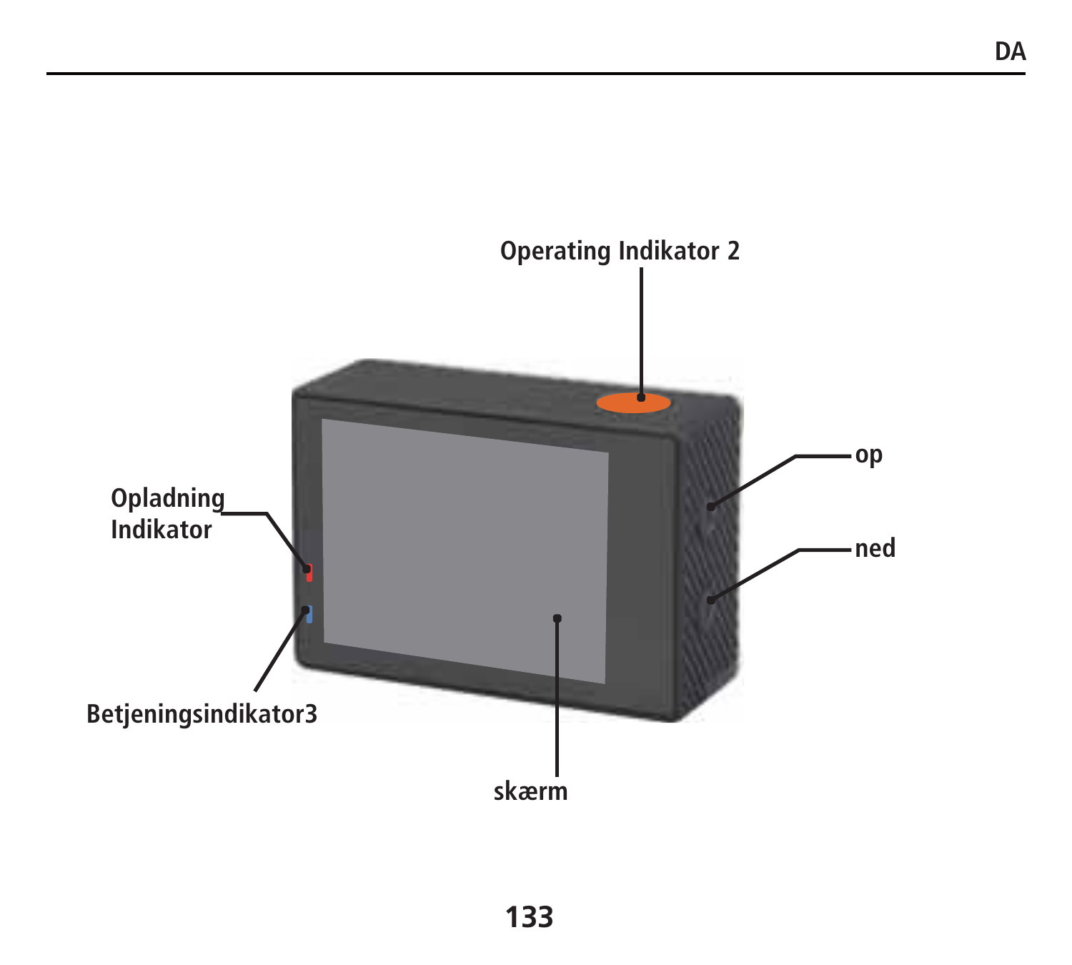Operating Indikator 2

Opladning Indikator

op

ned

Betjeningsindikator3

skærm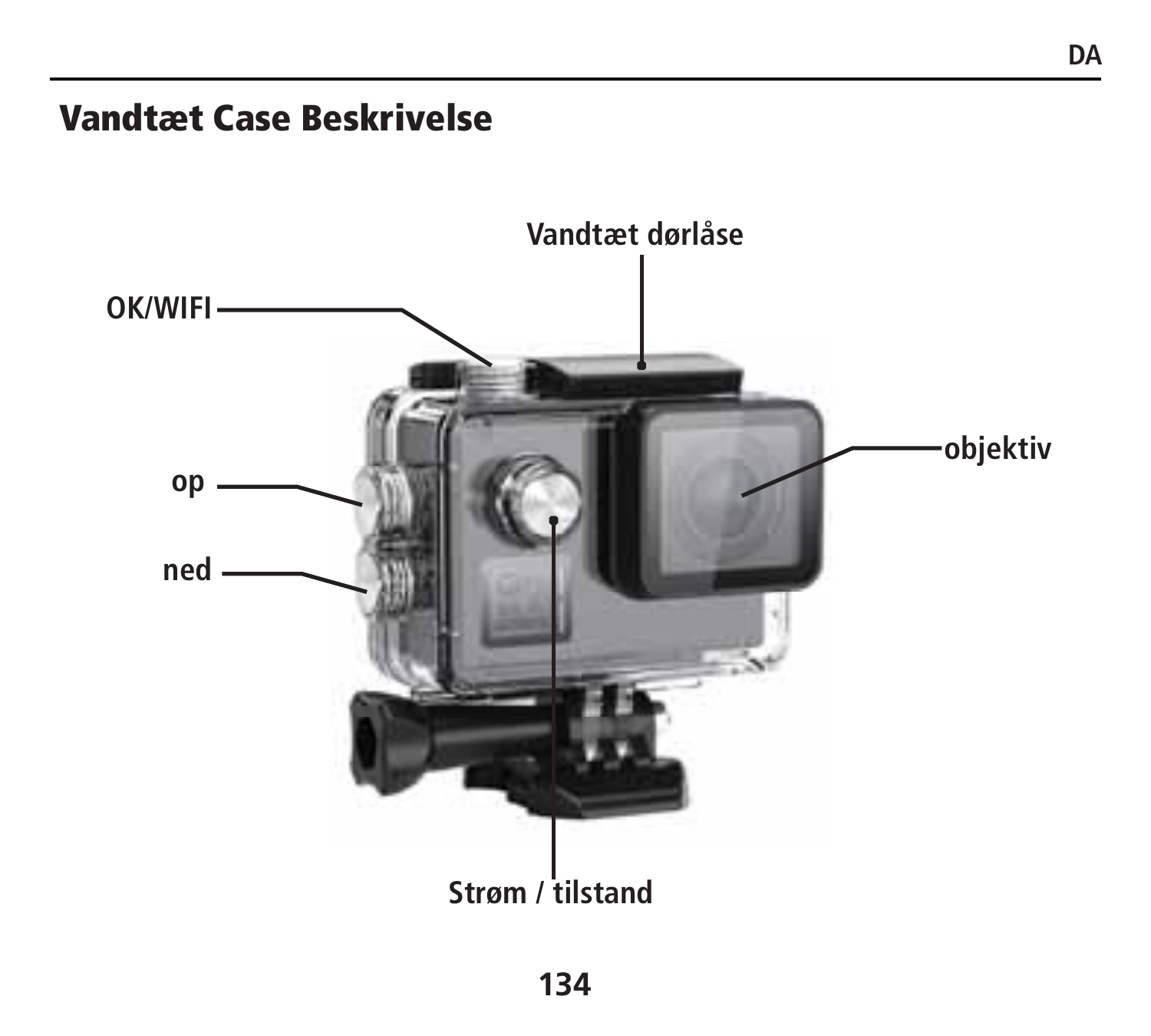# Vandtæt Case Beskrivelse

Vandtæt dørlåse

OK/WIFI

op

ned

objektiv

Strøm / tilstand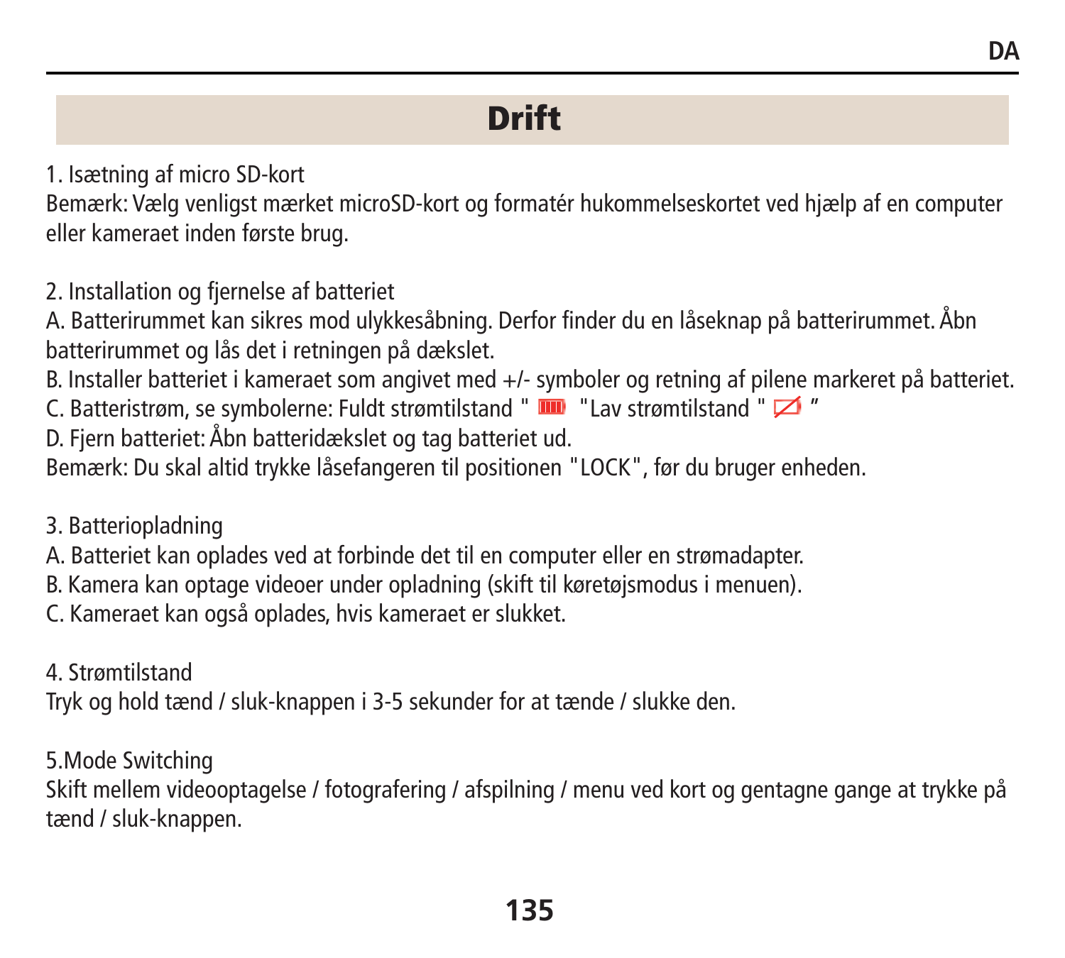# Drift

1. Isætning af micro SD-kort

Bemærk: Vælg venligst mærket microSD-kort og formatér hukommelseskortet ved hjælp af en computer eller kameraet inden første brug.

2. Installation og fjernelse af batteriet

A. Batterirummet kan sikres mod ulykkesåbning. Derfor finder du en låseknap på batterirummet. Åbn batterirummet og lås det i retningen på dækslet.

B. Installer batteriet i kameraet som angivet med +/- symboler og retning af pilene markeret på batteriet.

C. Batteristrøm, se symbolerne: Fuldt strømtilstand " " "Lav strømtilstand " "

D. Fjern batteriet: Åbn batteridækslet og tag batteriet ud.

Bemærk: Du skal altid trykke låsefangeren til positionen "LOCK", før du bruger enheden.

3. Batteriopladning

A. Batteriet kan oplades ved at forbinde det til en computer eller en strømadapter.

B. Kamera kan optage videoer under opladning (skift til køretøjsmodus i menuen).

C. Kameraet kan også oplades, hvis kameraet er slukket.

4. Strømtilstand

Tryk og hold tænd / sluk-knappen i 3-5 sekunder for at tænde / slukke den.

5.Mode Switching

Skift mellem videooptagelse / fotografering / afspilning / menu ved kort og gentagne gange at trykke på tænd / sluk-knappen.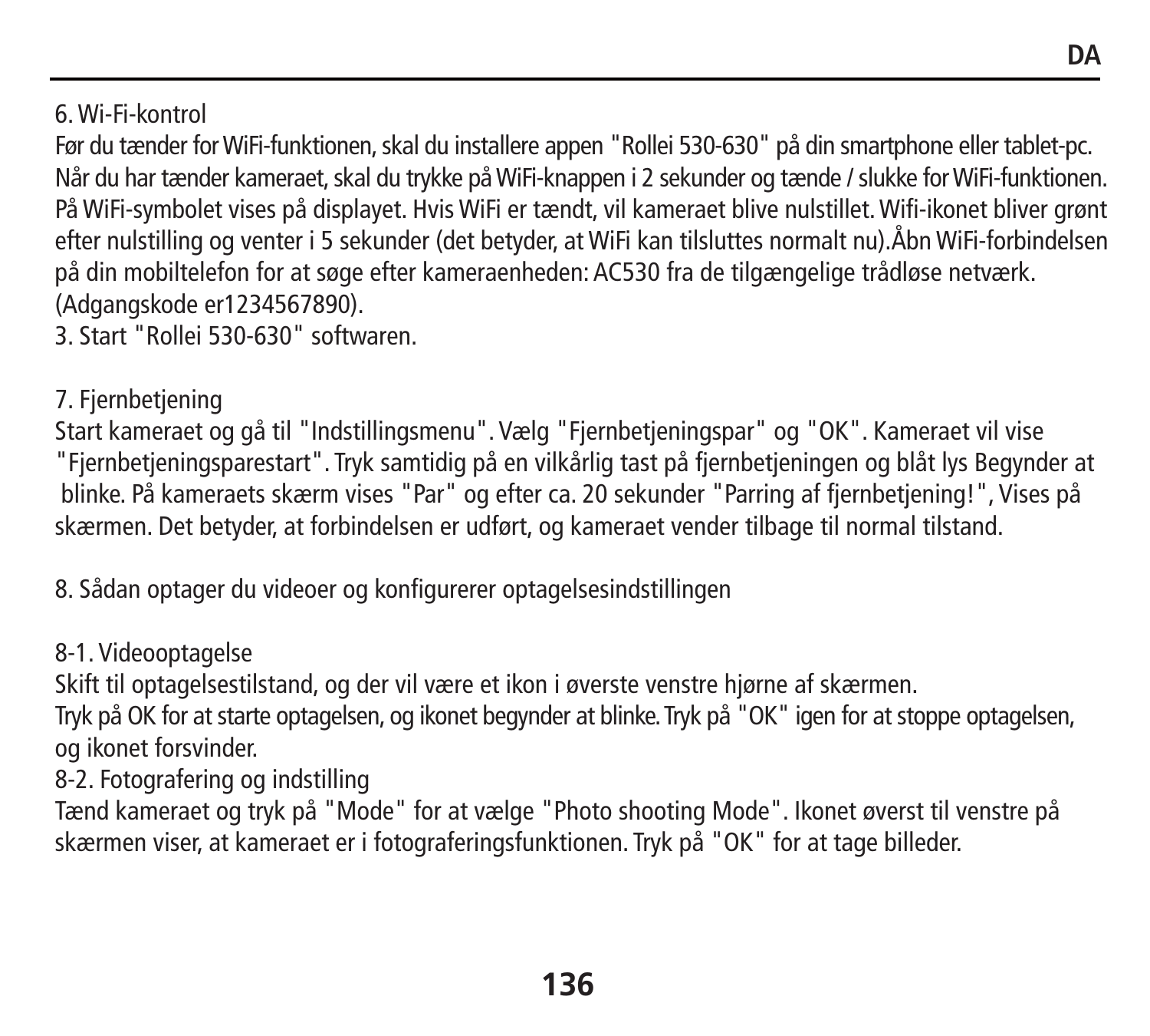6. Wi-Fi-kontrol

Før du tænder for WiFi-funktionen, skal du installere appen "Rollei 530-630" på din smartphone eller tablet-pc. Når du har tænder kameraet, skal du trykke på WiFi-knappen i 2 sekunder og tænde / slukke for WiFi-funktionen. På WiFi-symbolet vises på displayet. Hvis WiFi er tændt, vil kameraet blive nulstillet. Wifi-ikonet bliver grønt efter nulstilling og venter i 5 sekunder (det betyder, at WiFi kan tilsluttes normalt nu).Åbn WiFi-forbindelsen på din mobiltelefon for at søge efter kameraenheden: AC530 fra de tilgængelige trådløse netværk. (Adgangskode er1234567890).

3. Start "Rollei 530-630" softwaren.

7. Fjernbetjening

Start kameraet og gå til "Indstillingsmenu". Vælg "Fjernbetjeningspar" og "OK". Kameraet vil vise "Fjernbetjeningsparestart". Tryk samtidig på en vilkårlig tast på fjernbetjeningen og blåt lys Begynder at blinke. På kameraets skærm vises "Par" og efter ca. 20 sekunder "Parring af fjernbetjening!", Vises på skærmen. Det betyder, at forbindelsen er udført, og kameraet vender tilbage til normal tilstand.

8. Sådan optager du videoer og konfigurerer optagelsesindstillingen

8-1. Videooptagelse

Skift til optagelsestilstand, og der vil være et ikon i øverste venstre hjørne af skærmen.
Tryk på OK for at starte optagelsen, og ikonet begynder at blinke. Tryk på "OK" igen for at stoppe optagelsen, og ikonet forsvinder.

8-2. Fotografering og indstilling

Tænd kameraet og tryk på "Mode" for at vælge "Photo shooting Mode". Ikonet øverst til venstre på skærmen viser, at kameraet er i fotograferingsfunktionen. Tryk på "OK" for at tage billeder.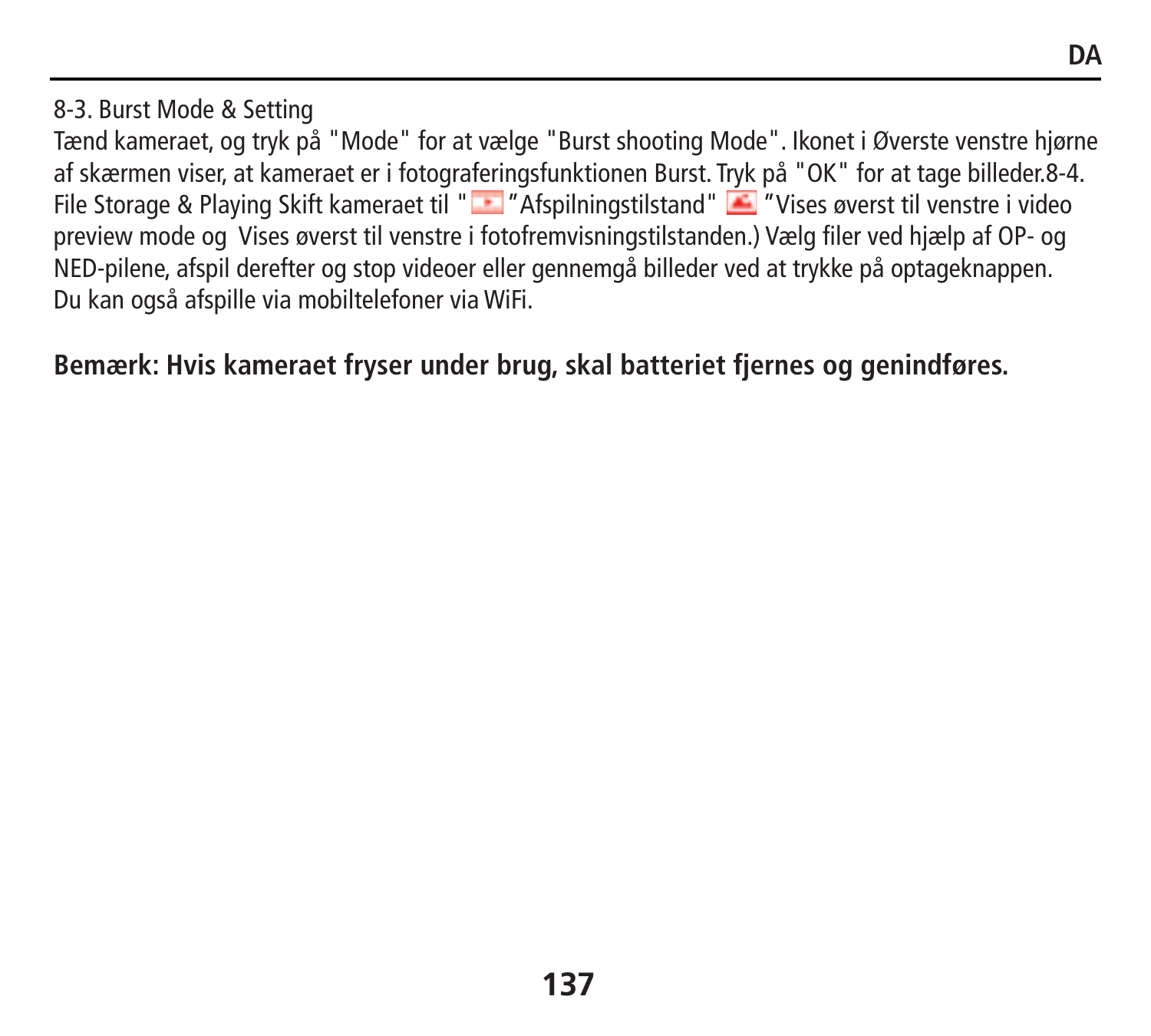8-3. Burst Mode & Setting

Tænd kameraet, og tryk på "Mode" for at vælge "Burst shooting Mode". Ikonet i Øverste venstre hjørne af skærmen viser, at kameraet er i fotograferingsfunktionen Burst. Tryk på "OK" for at tage billeder.8-4. File Storage & Playing Skift kameraet til " "Afspilningstilstand" "Vises øverst til venstre i video preview mode og Vises øverst til venstre i fotofremvisningstilstanden.) Vælg filer ved hjælp af OP- og NED-pilene, afspil derefter og stop videoer eller gennemgå billeder ved at trykke på optageknappen. Du kan også afspille via mobiltelefoner via WiFi.

**Bemærk: Hvis kameraet fryser under brug, skal batteriet fjernes og genindføres.**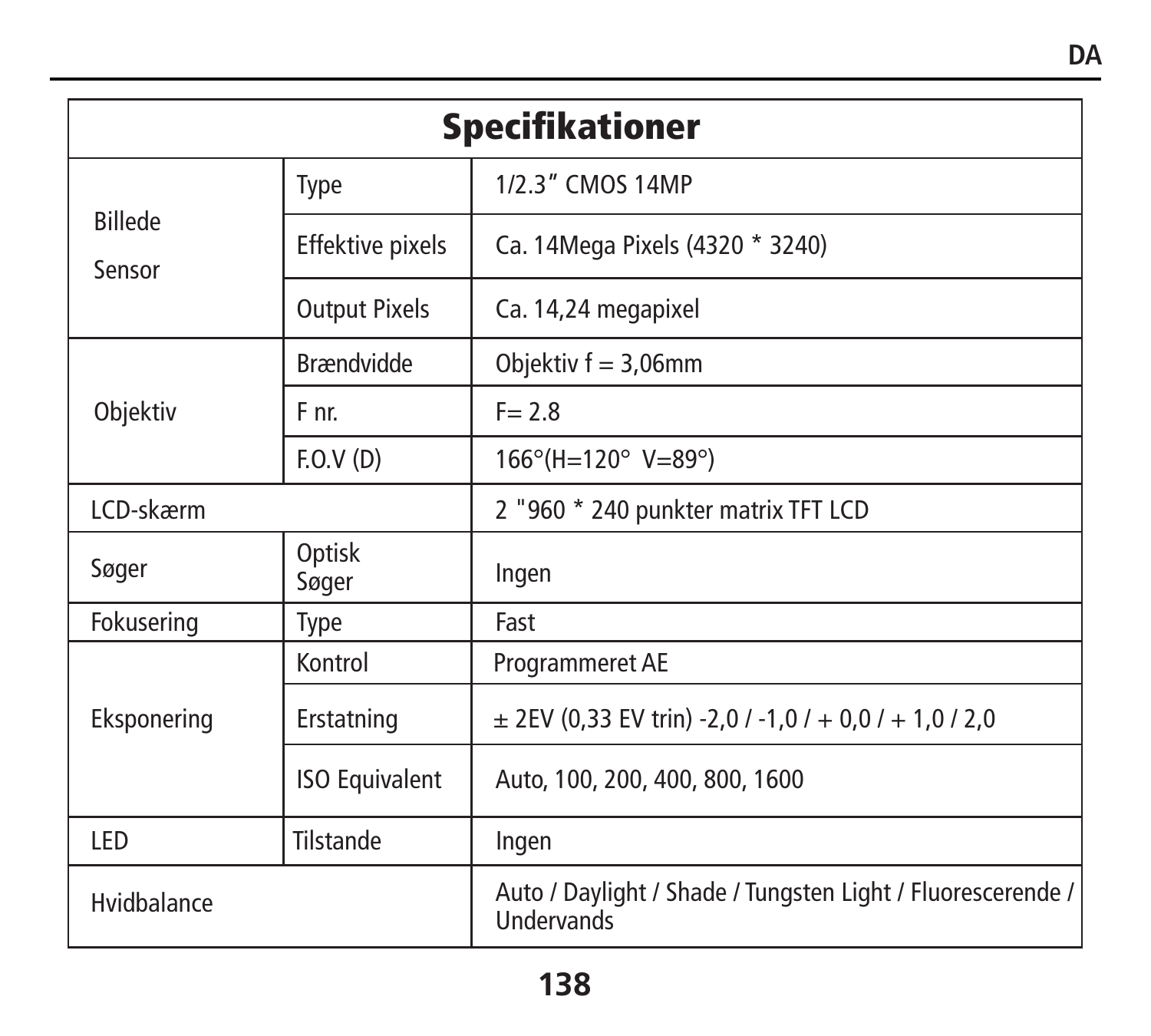| Specifikationer | | |
|---|---|---|
| Billede Sensor | Type | 1/2.3" CMOS 14MP |
| | Effektive pixels | Ca. 14Mega Pixels (4320 * 3240) |
| | Output Pixels | Ca. 14,24 megapixel |
| Objektiv | Brændvidde | Objektiv f = 3,06mm |
| | F nr. | F= 2.8 |
| | F.O.V (D) | 166°(H=120° V=89°) |
| LCD-skærm | | 2 "960 * 240 punkter matrix TFT LCD |
| Søger | Optisk Søger | Ingen |
| Fokusering | Type | Fast |
| Eksponering | Kontrol | Programmeret AE |
| | Erstatning | ± 2EV (0,33 EV trin) -2,0 / -1,0 / + 0,0 / + 1,0 / 2,0 |
| | ISO Equivalent | Auto, 100, 200, 400, 800, 1600 |
| LED | Tilstande | Ingen |
| Hvidbalance | | Auto / Daylight / Shade / Tungsten Light / Fluorescerende / Undervands |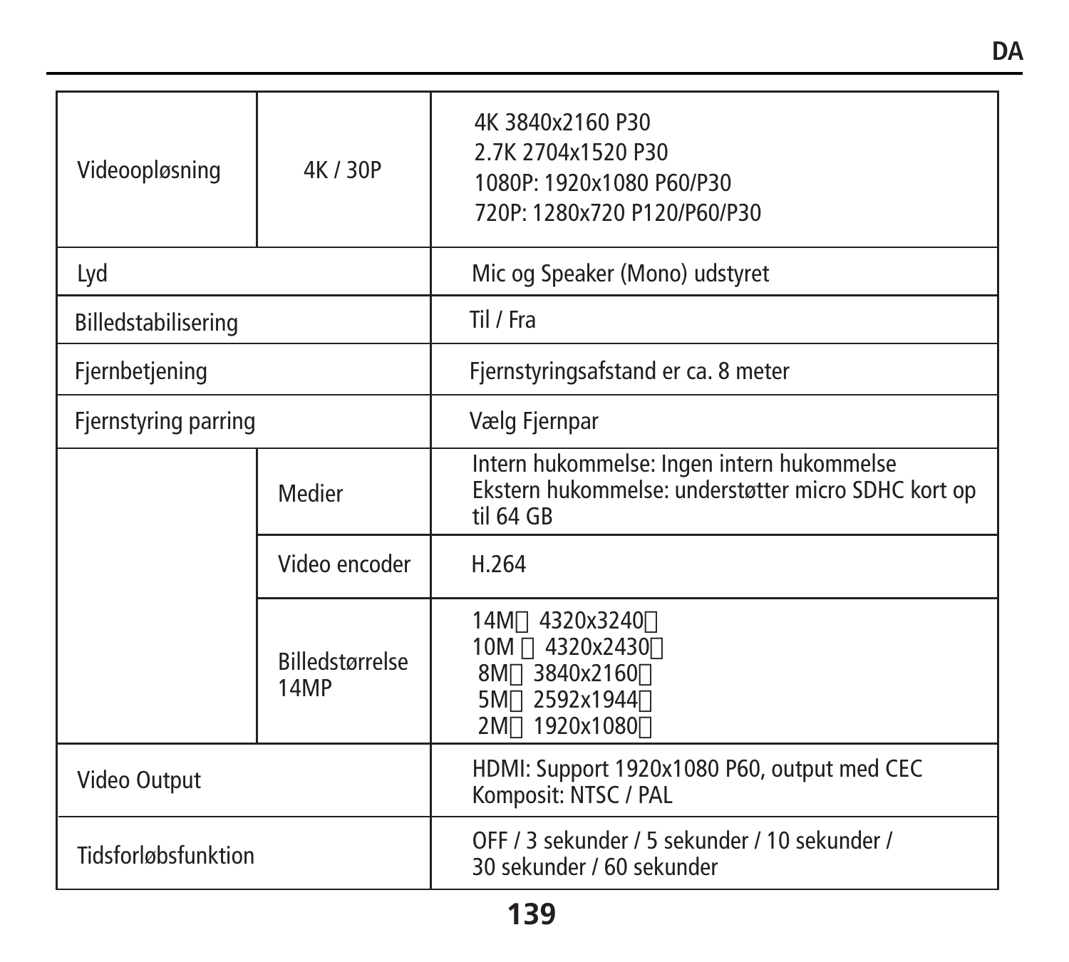| | | |
|---|---|---|
| Videoopløsning | 4K / 30P | 4K 3840x2160 P30<br>2.7K 2704x1520 P30<br>1080P: 1920x1080 P60/P30<br>720P: 1280x720 P120/P60/P30 |
| Lyd | | Mic og Speaker (Mono) udstyret |
| Billedstabilisering | | Til / Fra |
| Fjernbetjening | | Fjernstyringsafstand er ca. 8 meter |
| Fjernstyring parring | | Vælg Fjernpar |
| | Medier | Intern hukommelse: Ingen intern hukommelse<br>Ekstern hukommelse: understøtter micro SDHC kort op til 64 GB |
| | Video encoder | H.264 |
| | Billedstørrelse 14MP | 14M 4320x3240<br>10M 4320x2430<br>8M 3840x2160<br>5M 2592x1944<br>2M 1920x1080 |
| Video Output | | HDMI: Support 1920x1080 P60, output med CEC<br>Komposit: NTSC / PAL |
| Tidsforløbsfunktion | | OFF / 3 sekunder / 5 sekunder / 10 sekunder / 30 sekunder / 60 sekunder |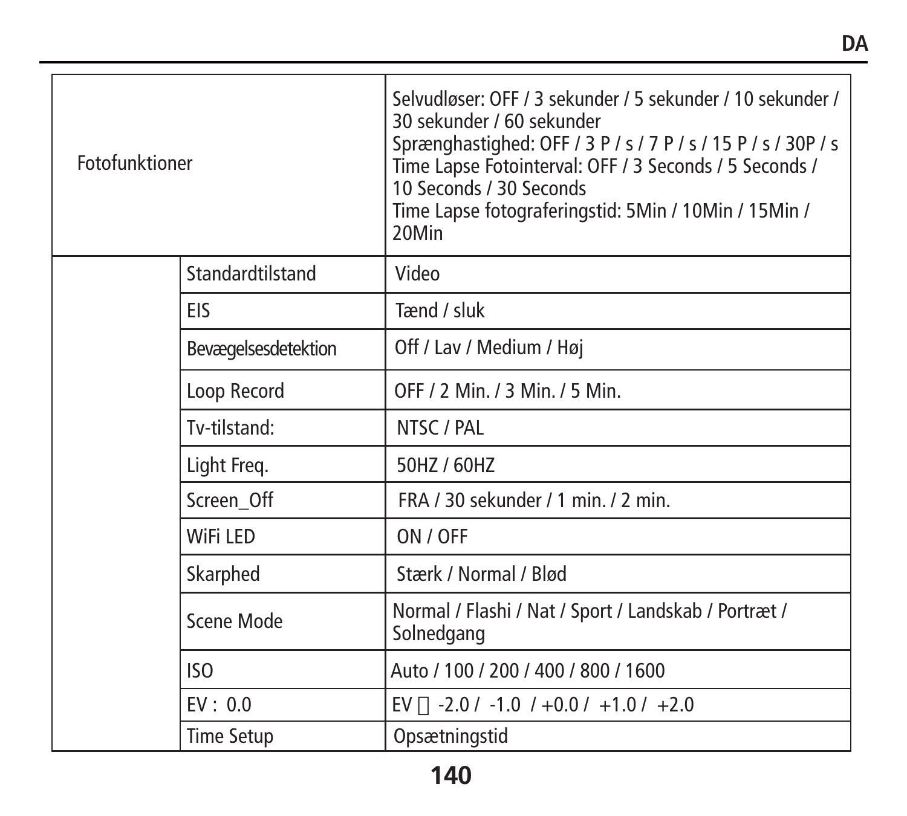| Fotofunktioner | | Selvudløser: OFF / 3 sekunder / 5 sekunder / 10 sekunder / 30 sekunder / 60 sekunder<br>Sprænghastighed: OFF / 3 P / s / 7 P / s / 15 P / s / 30P / s<br>Time Lapse Fotointerval: OFF / 3 Seconds / 5 Seconds / 10 Seconds / 30 Seconds<br>Time Lapse fotograferingstid: 5Min / 10Min / 15Min / 20Min |
|---|---|---|
| | Standardtilstand | Video |
| | EIS | Tænd / sluk |
| | Bevægelsesdetektion | Off / Lav / Medium / Høj |
| | Loop Record | OFF / 2 Min. / 3 Min. / 5 Min. |
| | Tv-tilstand: | NTSC / PAL |
| | Light Freq. | 50HZ / 60HZ |
| | Screen_Off | FRA / 30 sekunder / 1 min. / 2 min. |
| | WiFi LED | ON / OFF |
| | Skarphed | Stærk / Normal / Blød |
| | Scene Mode | Normal / Flashi / Nat / Sport / Landskab / Portræt / Solnedgang |
| | ISO | Auto / 100 / 200 / 400 / 800 / 1600 |
| | EV : 0.0 | EV  -2.0 / -1.0 / +0.0 / +1.0 / +2.0 |
| | Time Setup | Opsætningstid |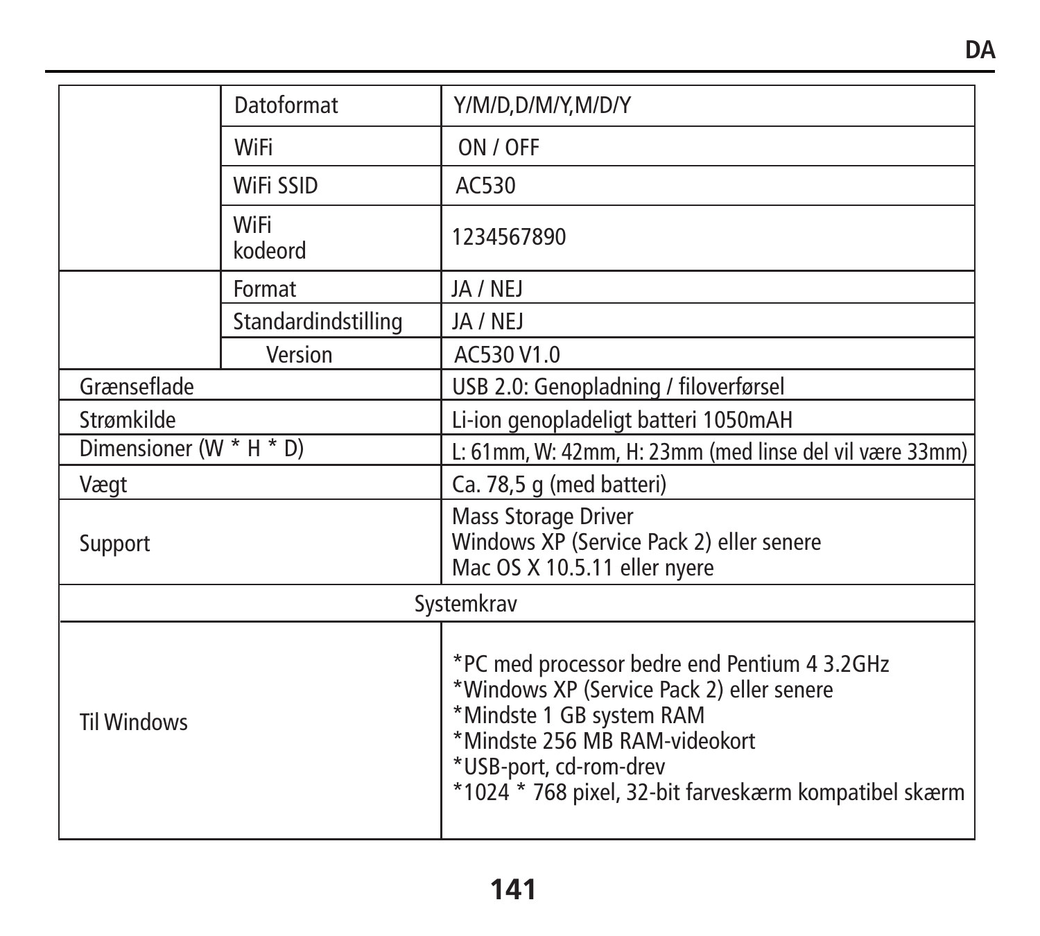| | | |
|---|---|---|
| | Datoformat | Y/M/D,D/M/Y,M/D/Y |
| | WiFi | ON / OFF |
| | WiFi SSID | AC530 |
| | WiFi kodeord | 1234567890 |
| | Format | JA / NEJ |
| | Standardindstilling | JA / NEJ |
| | Version | AC530 V1.0 |
| Grænseflade | | USB 2.0: Genopladning / filoverførsel |
| Strømkilde | | Li-ion genopladeligt batteri 1050mAH |
| Dimensioner (W * H * D) | | L: 61mm, W: 42mm, H: 23mm (med linse del vil være 33mm) |
| Vægt | | Ca. 78,5 g (med batteri) |
| Support | | Mass Storage Driver<br>Windows XP (Service Pack 2) eller senere<br>Mac OS X 10.5.11 eller nyere |
| Systemkrav | | |
| Til Windows | | *PC med processor bedre end Pentium 4 3.2GHz<br>*Windows XP (Service Pack 2) eller senere<br>*Mindste 1 GB system RAM<br>*Mindste 256 MB RAM-videokort<br>*USB-port, cd-rom-drev<br>*1024 * 768 pixel, 32-bit farveskærm kompatibel skærm |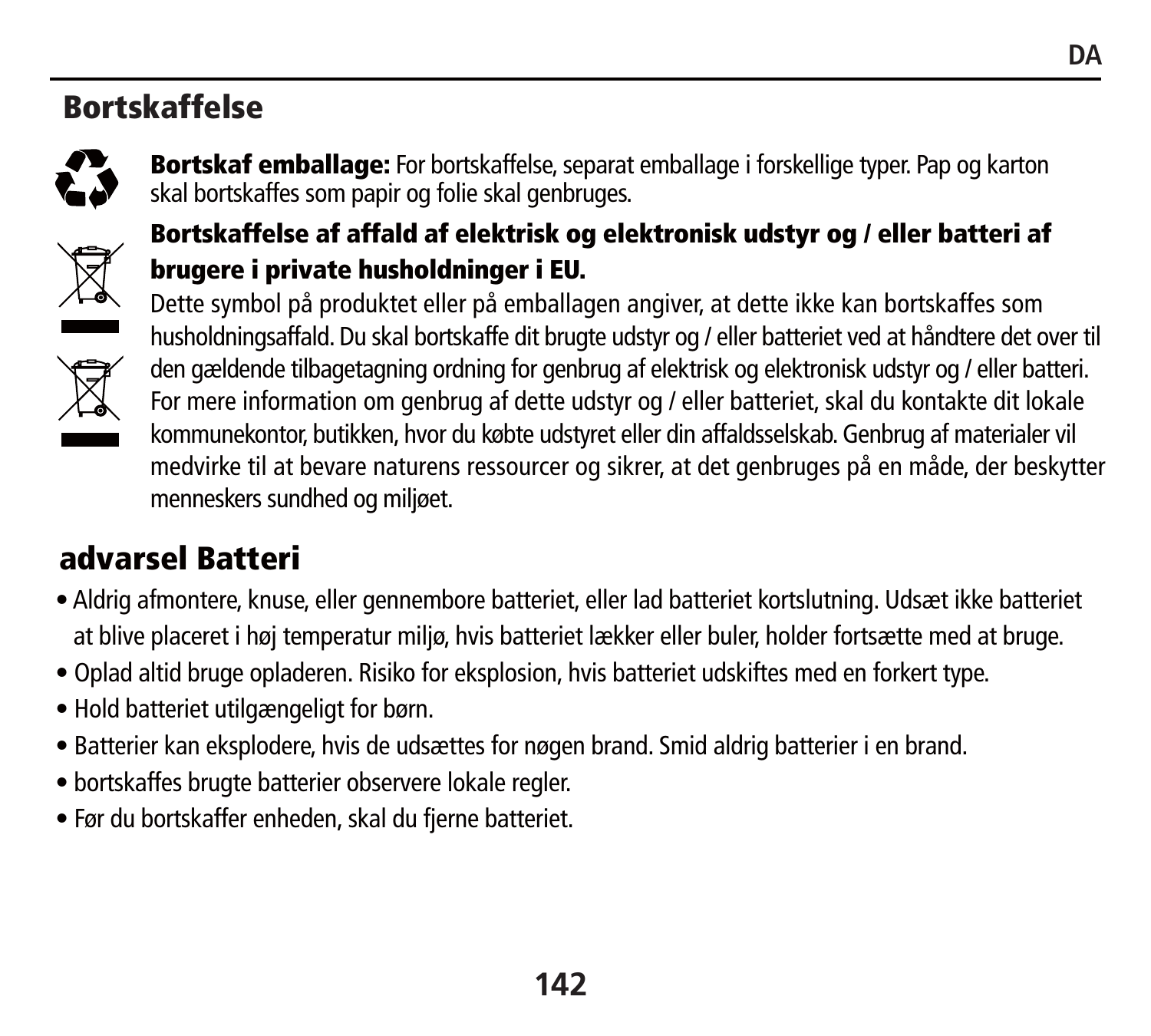## Bortskaffelse

**Bortskaf emballage:** For bortskaffelse, separat emballage i forskellige typer. Pap og karton skal bortskaffes som papir og folie skal genbruges.

**Bortskaffelse af affald af elektrisk og elektronisk udstyr og / eller batteri af brugere i private husholdninger i EU.**

Dette symbol på produktet eller på emballagen angiver, at dette ikke kan bortskaffes som husholdningsaffald. Du skal bortskaffe dit brugte udstyr og / eller batteriet ved at håndtere det over til den gældende tilbagetagning ordning for genbrug af elektrisk og elektronisk udstyr og / eller batteri. For mere information om genbrug af dette udstyr og / eller batteriet, skal du kontakte dit lokale kommunekontor, butikken, hvor du købte udstyret eller din affaldsselskab. Genbrug af materialer vil medvirke til at bevare naturens ressourcer og sikrer, at det genbruges på en måde, der beskytter menneskers sundhed og miljøet.

## advarsel Batteri

- Aldrig afmontere, knuse, eller gennembore batteriet, eller lad batteriet kortslutning. Udsæt ikke batteriet at blive placeret i høj temperatur miljø, hvis batteriet lækker eller buler, holder fortsætte med at bruge.
- Oplad altid bruge opladeren. Risiko for eksplosion, hvis batteriet udskiftes med en forkert type.
- Hold batteriet utilgængeligt for børn.
- Batterier kan eksplodere, hvis de udsættes for nøgen brand. Smid aldrig batterier i en brand.
- bortskaffes brugte batterier observere lokale regler.
- Før du bortskaffer enheden, skal du fjerne batteriet.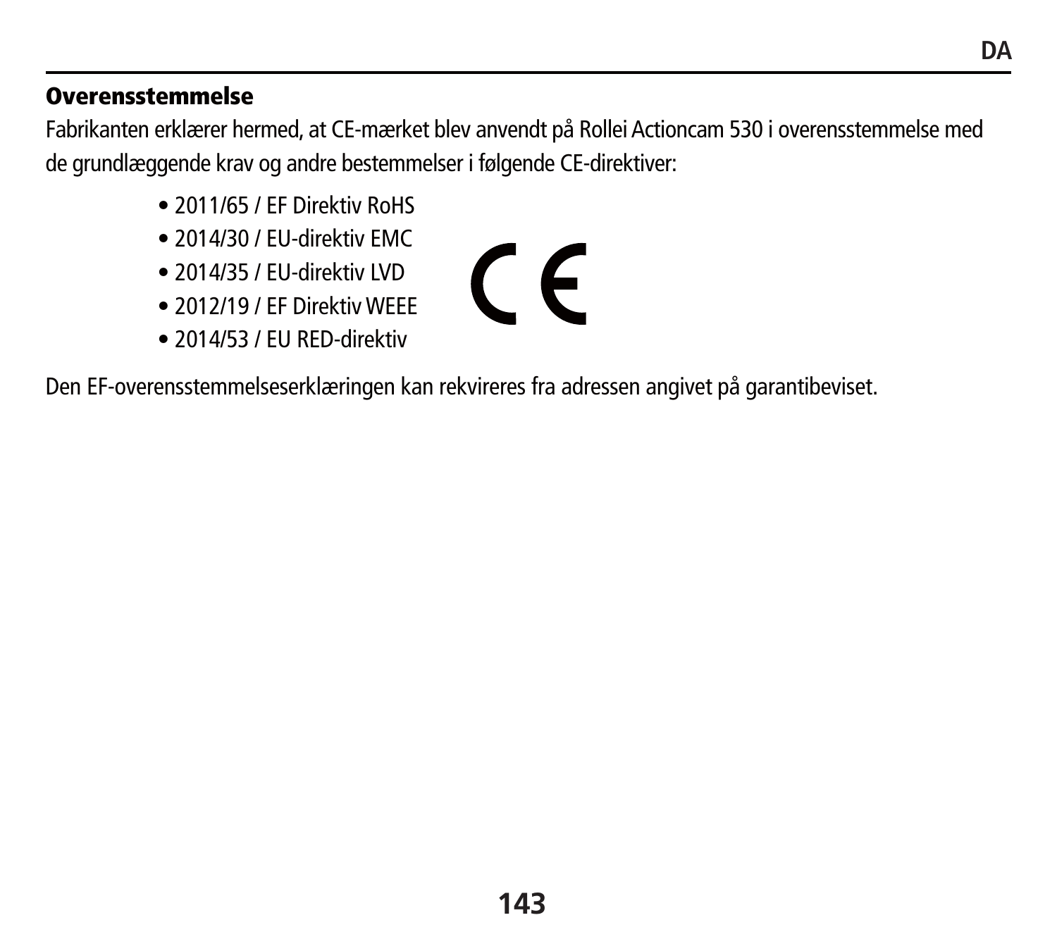## Overensstemmelse

Fabrikanten erklærer hermed, at CE-mærket blev anvendt på Rollei Actioncam 530 i overensstemmelse med de grundlæggende krav og andre bestemmelser i følgende CE-direktiver:

- 2011/65 / EF Direktiv RoHS
- 2014/30 / EU-direktiv EMC
- 2014/35 / EU-direktiv LVD
- 2012/19 / EF Direktiv WEEE
- 2014/53 / EU RED-direktiv

Den EF-overensstemmelseserklæringen kan rekvireres fra adressen angivet på garantibeviset.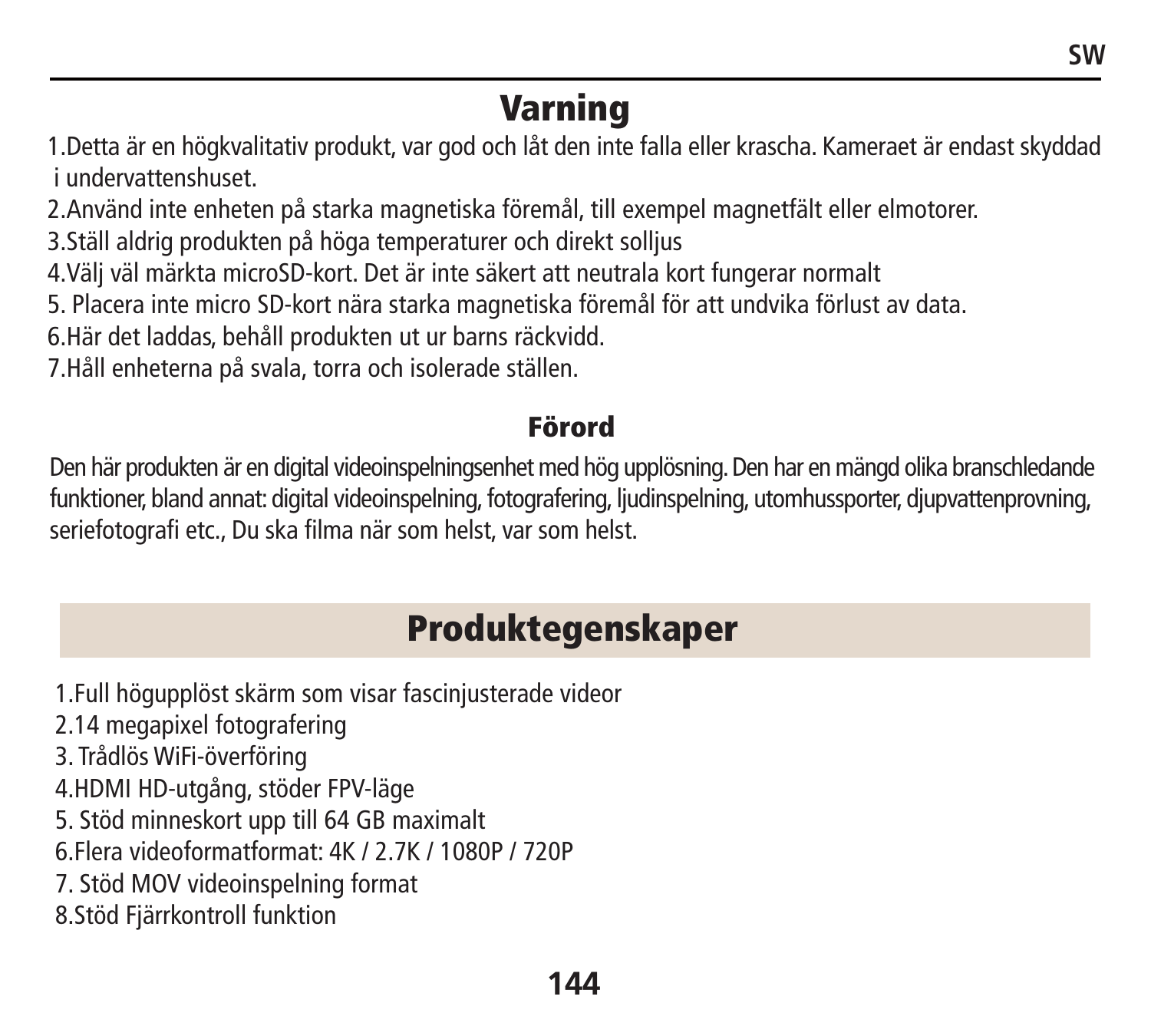# Varning

1.Detta är en högkvalitativ produkt, var god och låt den inte falla eller krascha. Kameraet är endast skyddad i undervattenshuset.
2.Använd inte enheten på starka magnetiska föremål, till exempel magnetfält eller elmotorer.
3.Ställ aldrig produkten på höga temperaturer och direkt solljus
4.Välj väl märkta microSD-kort. Det är inte säkert att neutrala kort fungerar normalt
5. Placera inte micro SD-kort nära starka magnetiska föremål för att undvika förlust av data.
6.Här det laddas, behåll produkten ut ur barns räckvidd.
7.Håll enheterna på svala, torra och isolerade ställen.

## Förord

Den här produkten är en digital videoinspelningsenhet med hög upplösning. Den har en mängd olika branschledande funktioner, bland annat: digital videoinspelning, fotografering, ljudinspelning, utomhussporter, djupvattenprovning, seriefotografi etc., Du ska filma när som helst, var som helst.

# Produktegenskaper

1.Full högupplöst skärm som visar fascinjusterade video
2.14 megapixel fotografering
3. Trådlös WiFi-överföring
4.HDMI HD-utgång, stöder FPV-läge
5. Stöd minneskort upp till 64 GB maximalt
6.Flera videoformatformat: 4K / 2.7K / 1080P / 720P
7. Stöd MOV videoinspelning format
8.Stöd Fjärrkontroll funktion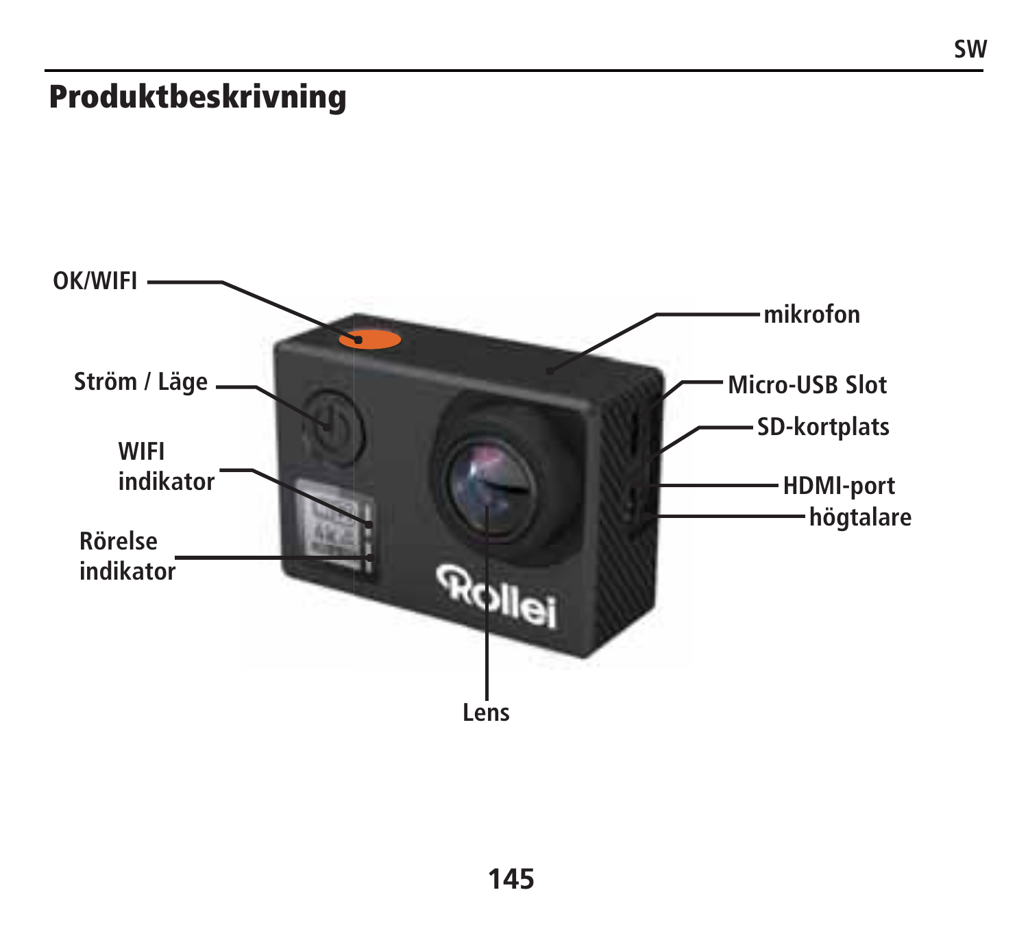# Produktbeskrivning

OK/WIFI

Ström / Läge

WIFI indikator

Rörelse indikator

mikrofon

Micro-USB Slot

SD-kortplats

HDMI-port

högtalare

Lens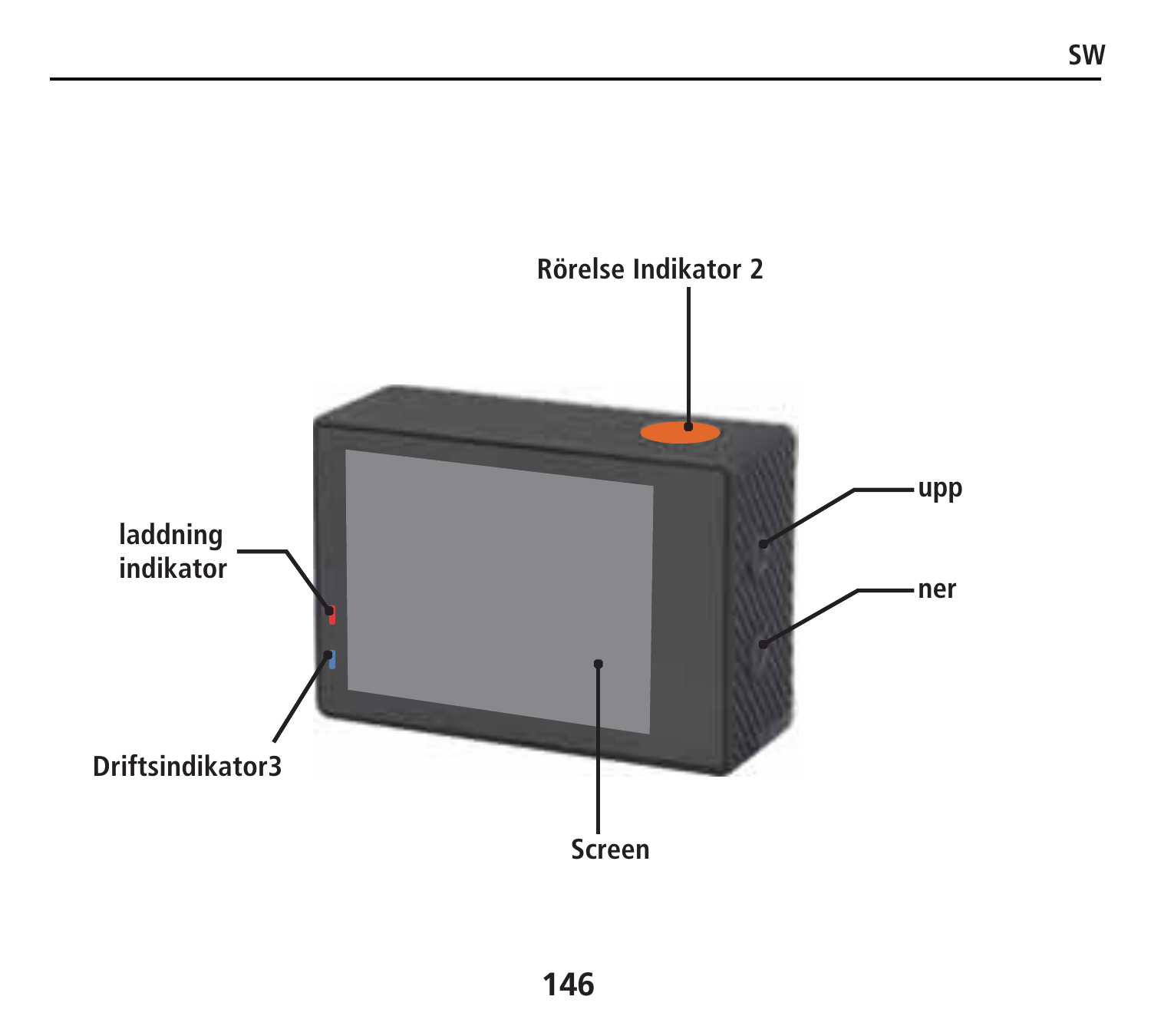Rörelse Indikator 2

laddning indikator

upp

ner

Driftsindikator3

Screen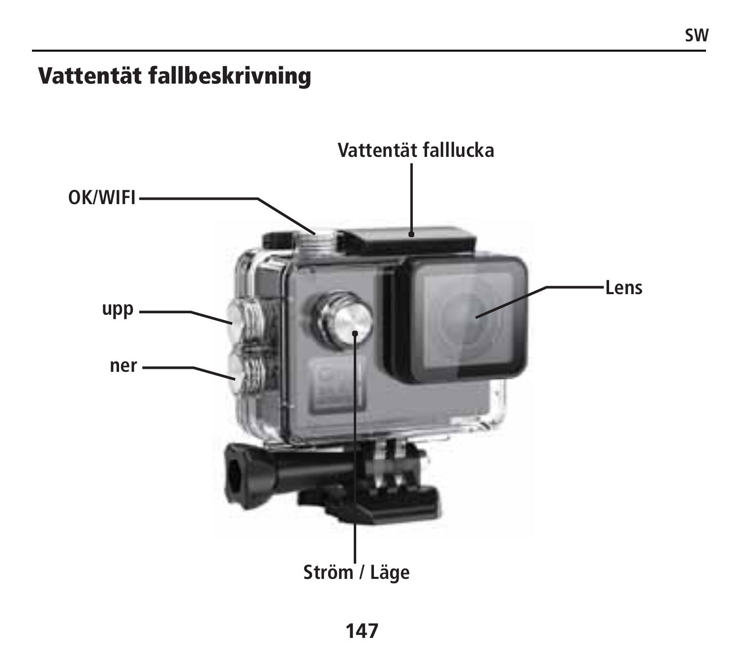# Vattentät fallbeskrivning

Vattentät falllucka

OK/WIFI

Lens

upp

ner

Ström / Läge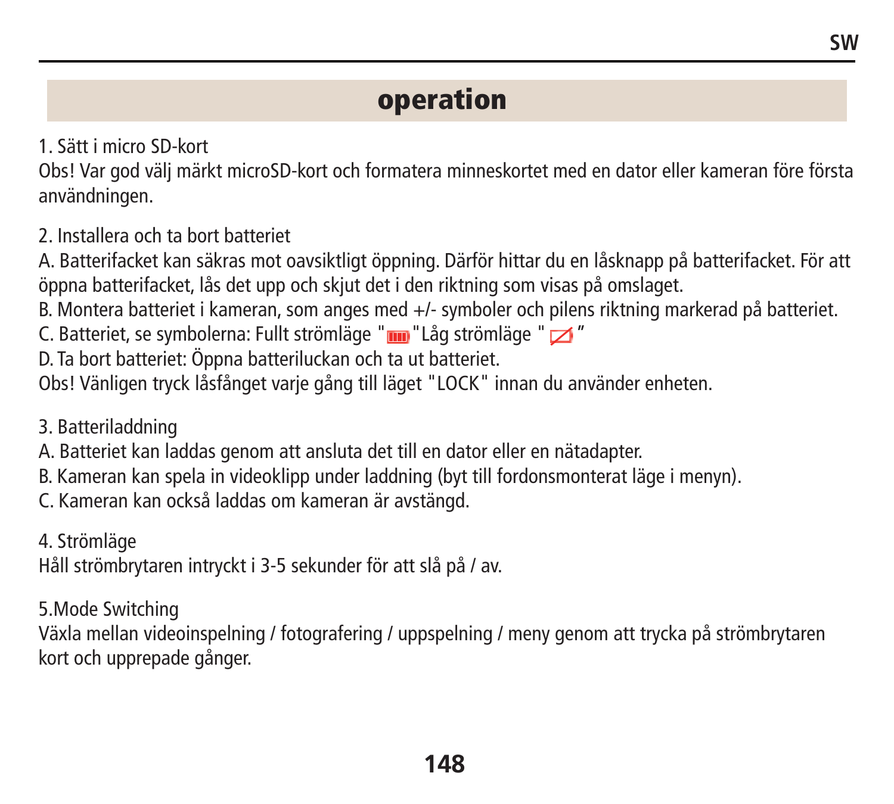## operation

1. Sätt i micro SD-kort

Obs! Var god välj märkt microSD-kort och formatera minneskortet med en dator eller kameran före första användningen.

2. Installera och ta bort batteriet

A. Batterifacket kan säkras mot oavsiktligt öppning. Därför hittar du en låsknapp på batterifacket. För att öppna batterifacket, lås det upp och skjut det i den riktning som visas på omslaget.

B. Montera batteriet i kameran, som anges med +/- symboler och pilens riktning markerad på batteriet.

C. Batteriet, se symbolerna: Fullt strömläge " "Låg strömläge " "

D. Ta bort batteriet: Öppna batteriluckan och ta ut batteriet.

Obs! Vänligen tryck låsfånget varje gång till läget "LOCK" innan du använder enheten.

3. Batteriladdning

A. Batteriet kan laddas genom att ansluta det till en dator eller en nätadapter.

B. Kameran kan spela in videoklipp under laddning (byt till fordonsmonterat läge i menyn).

C. Kameran kan också laddas om kameran är avstängd.

4. Strömläge

Håll strömbrytaren intryckt i 3-5 sekunder för att slå på / av.

5.Mode Switching

Växla mellan videoinspelning / fotografering / uppspelning / meny genom att trycka på strömbrytaren kort och upprepade gånger.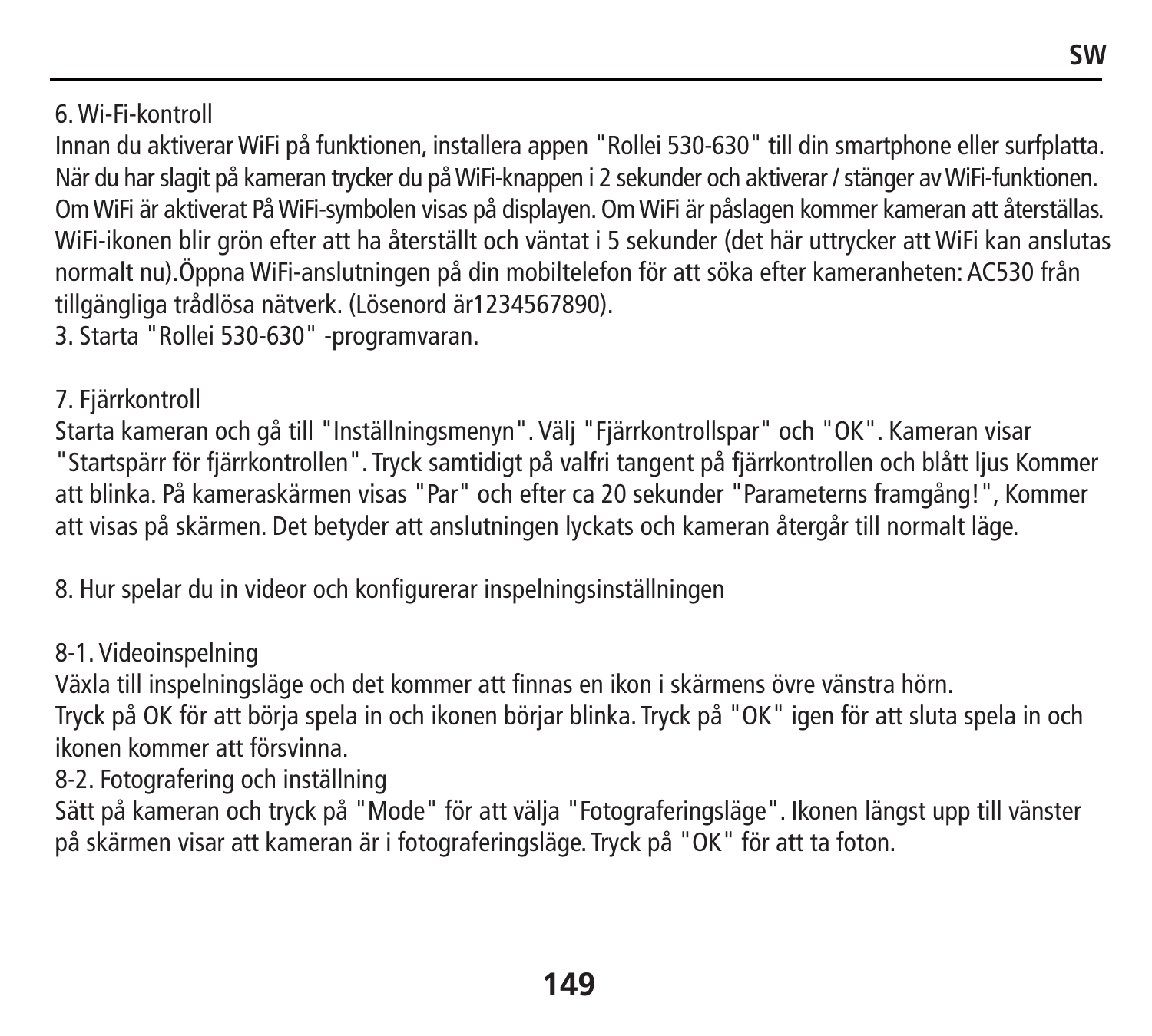6. Wi-Fi-kontroll

Innan du aktiverar WiFi på funktionen, installera appen "Rollei 530-630" till din smartphone eller surfplatta. När du har slagit på kameran trycker du på WiFi-knappen i 2 sekunder och aktiverar / stänger av WiFi-funktionen. Om WiFi är aktiverat På WiFi-symbolen visas på displayen. Om WiFi är påslagen kommer kameran att återställas. WiFi-ikonen blir grön efter att ha återställt och väntat i 5 sekunder (det här uttrycker att WiFi kan anslutas normalt nu).Öppna WiFi-anslutningen på din mobiltelefon för att söka efter kameranheten: AC530 från tillgängliga trådlösa nätverk. (Lösenord är1234567890).

3. Starta "Rollei 530-630" -programvaran.

7. Fjärrkontroll

Starta kameran och gå till "Inställningsmenyn". Välj "Fjärrkontrollspar" och "OK". Kameran visar "Startspärr för fjärrkontrollen". Tryck samtidigt på valfri tangent på fjärrkontrollen och blått ljus Kommer att blinka. På kameraskärmen visas "Par" och efter ca 20 sekunder "Parameterns framgång!", Kommer att visas på skärmen. Det betyder att anslutningen lyckats och kameran återgår till normalt läge.

8. Hur spelar du in videor och konfigurerar inspelningsinställningen

8-1. Videoinspelning

Växla till inspelningsläge och det kommer att finnas en ikon i skärmens övre vänstra hörn.
Tryck på OK för att börja spela in och ikonen börjar blinka. Tryck på "OK" igen för att sluta spela in och ikonen kommer att försvinna.

8-2. Fotografering och inställning

Sätt på kameran och tryck på "Mode" för att välja "Fotograferingsläge". Ikonen längst upp till vänster på skärmen visar att kameran är i fotograferingsläge. Tryck på "OK" för att ta foton.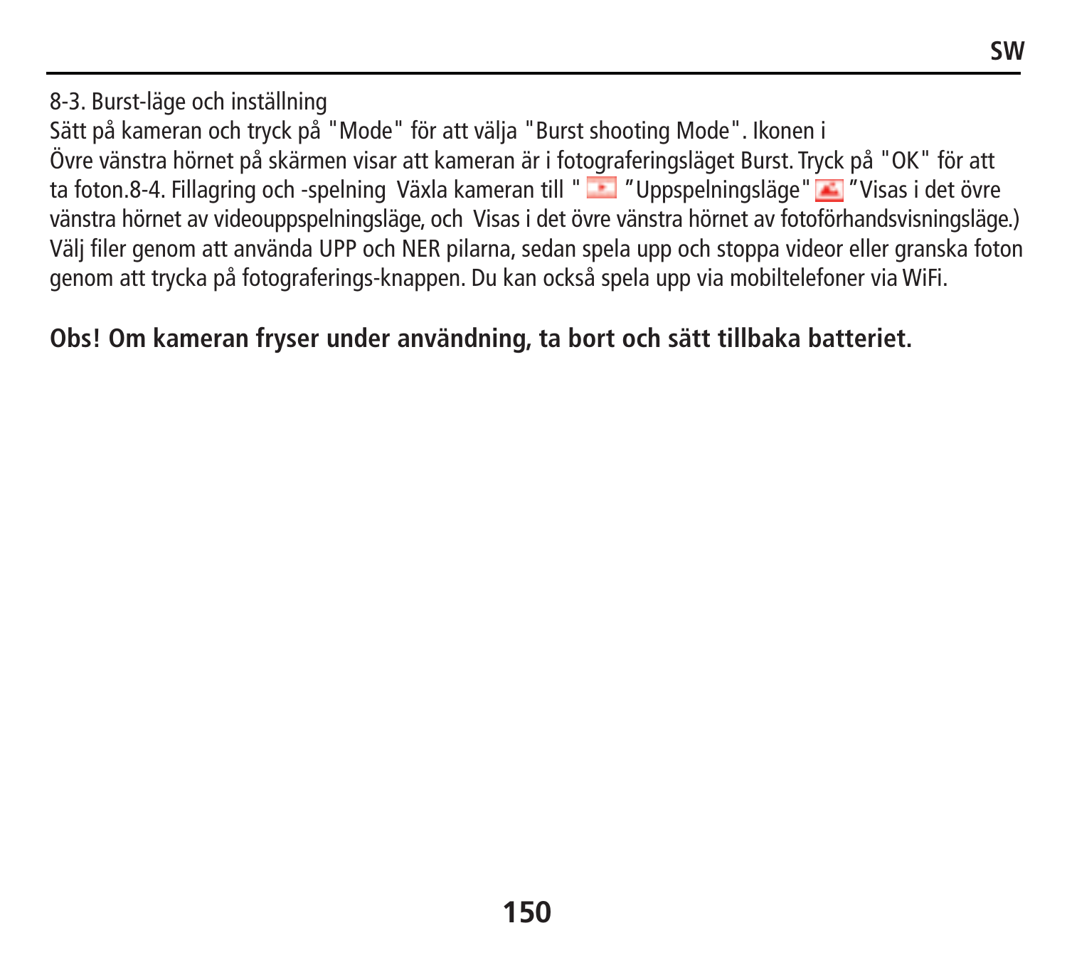8-3. Burst-läge och inställning

Sätt på kameran och tryck på "Mode" för att välja "Burst shooting Mode". Ikonen i Övre vänstra hörnet på skärmen visar att kameran är i fotograferingsläget Burst. Tryck på "OK" för att ta foton.8-4. Fillagring och -spelning Växla kameran till " ”Uppspelningsläge" ”Visas i det övre vänstra hörnet av videouppspelningsläge, och Visas i det övre vänstra hörnet av fotoförhandsvisningsläge.) Välj filer genom att använda UPP och NER pilarna, sedan spela upp och stoppa videor eller granska foton genom att trycka på fotograferings-knappen. Du kan också spela upp via mobiltelefoner via WiFi.

**Obs! Om kameran fryser under användning, ta bort och sätt tillbaka batteriet.**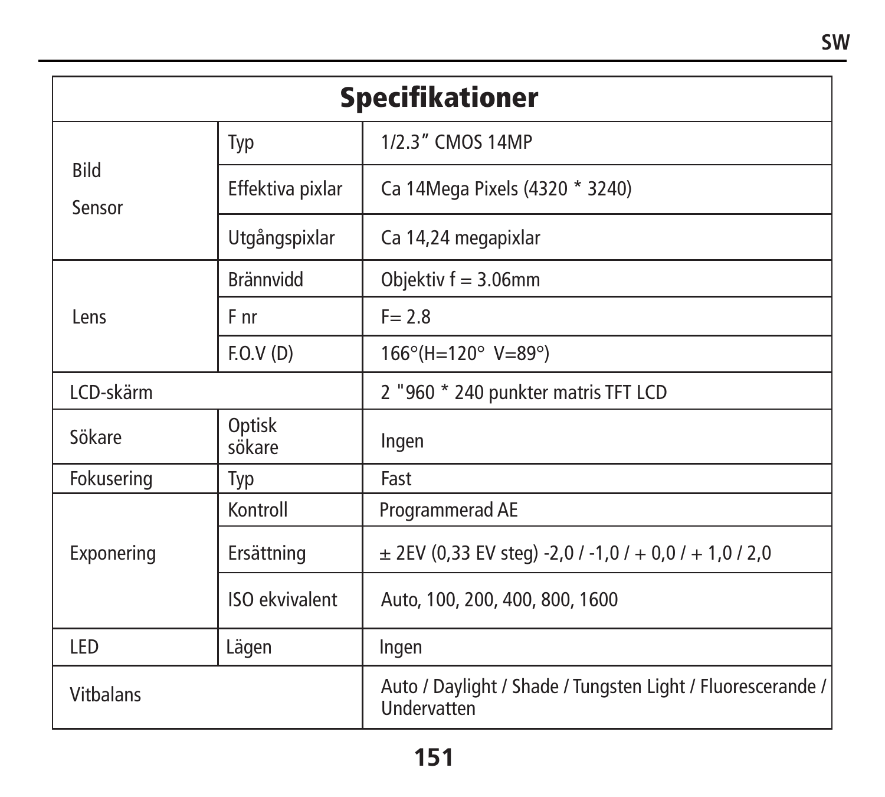| Specifikationer | | |
|---|---|---|
| Bild Sensor | Typ | 1/2.3” CMOS 14MP |
| | Effektiva pixlar | Ca 14Mega Pixels (4320 * 3240) |
| | Utgångspixlar | Ca 14,24 megapixlar |
| Lens | Brännvidd | Objektiv f = 3.06mm |
| | F nr | F= 2.8 |
| | F.O.V (D) | 166°(H=120° V=89°) |
| LCD-skärm | | 2 "960 * 240 punkter matris TFT LCD |
| Sökare | Optisk sökare | Ingen |
| Fokusering | Typ | Fast |
| Exponering | Kontroll | Programmerad AE |
| | Ersättning | ± 2EV (0,33 EV steg) -2,0 / -1,0 / + 0,0 / + 1,0 / 2,0 |
| | ISO ekvivalent | Auto, 100, 200, 400, 800, 1600 |
| LED | Lägen | Ingen |
| Vitbalans | | Auto / Daylight / Shade / Tungsten Light / Fluorescerande / Undervatten |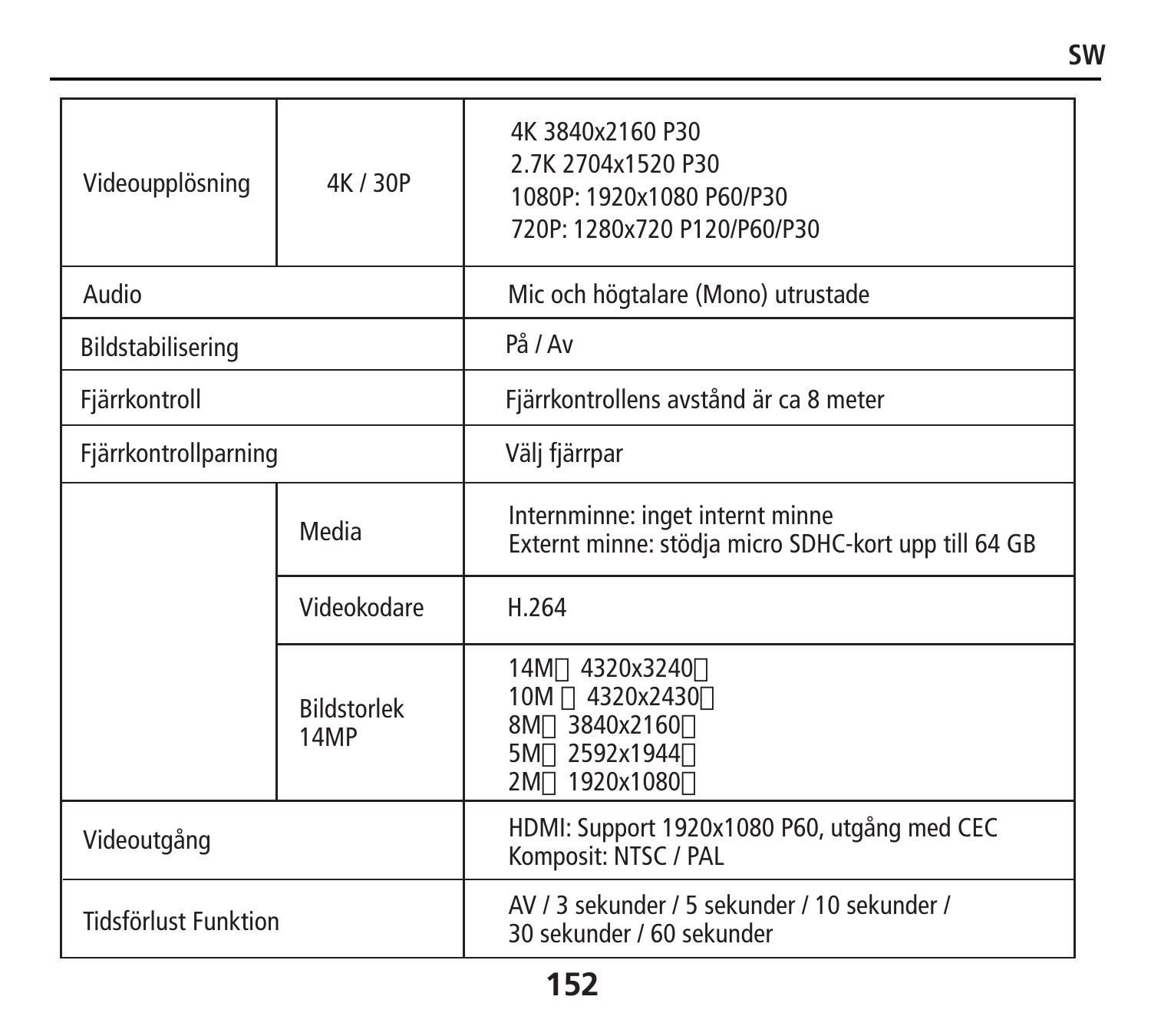| | | |
|---|---|---|
| Videoupplösning | 4K / 30P | 4K 3840x2160 P30<br>2.7K 2704x1520 P30<br>1080P: 1920x1080 P60/P30<br>720P: 1280x720 P120/P60/P30 |
| Audio | | Mic och högtalare (Mono) utrustade |
| Bildstabilisering | | På / Av |
| Fjärrkontroll | | Fjärrkontrollens avstånd är ca 8 meter |
| Fjärrkontrollparning | | Välj fjärrpar |
| | Media | Internminne: inget internt minne<br>Externt minne: stödja micro SDHC-kort upp till 64 GB |
| | Videokodare | H.264 |
| | Bildstorlek 14MP | 14M 4320x3240<br>10M  4320x2430<br>8M 3840x2160<br>5M 2592x1944<br>2M 1920x1080 |
| Videoutgång | | HDMI: Support 1920x1080 P60, utgång med CEC<br>Komposit: NTSC / PAL |
| Tidsförlust Funktion | | AV / 3 sekunder / 5 sekunder / 10 sekunder / 30 sekunder / 60 sekunder |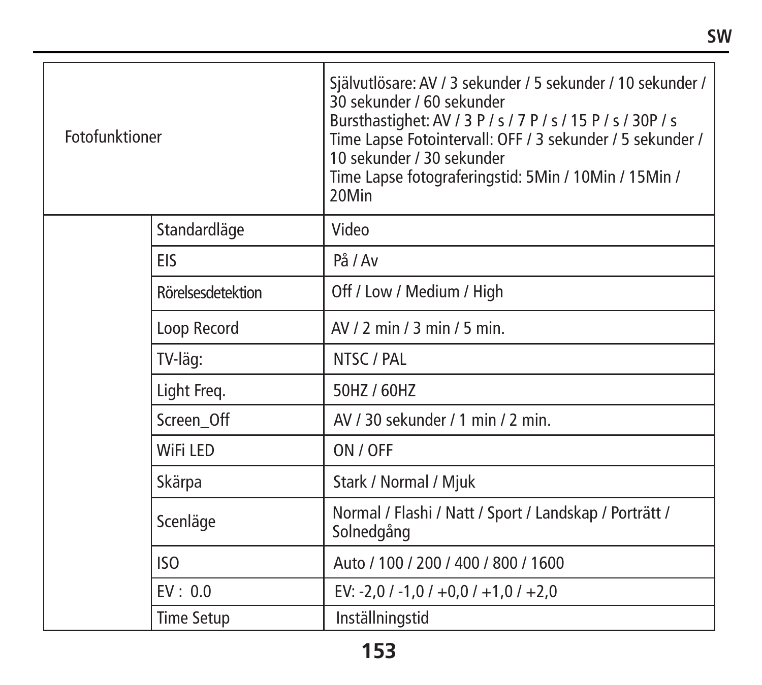| | | |
|---|---|---|
| Fotofunktioner | | Självutlösare: AV / 3 sekunder / 5 sekunder / 10 sekunder / 30 sekunder / 60 sekunder<br>Bursthastighet: AV / 3 P / s / 7 P / s / 15 P / s / 30P / s<br>Time Lapse Fotointervall: OFF / 3 sekunder / 5 sekunder / 10 sekunder / 30 sekunder<br>Time Lapse fotograferingstid: 5Min / 10Min / 15Min / 20Min |
| | Standardläge | Video |
| | EIS | På / Av |
| | Rörelsesdetektion | Off / Low / Medium / High |
| | Loop Record | AV / 2 min / 3 min / 5 min. |
| | TV-läg: | NTSC / PAL |
| | Light Freq. | 50HZ / 60HZ |
| | Screen_Off | AV / 30 sekunder / 1 min / 2 min. |
| | WiFi LED | ON / OFF |
| | Skärpa | Stark / Normal / Mjuk |
| | Scenläge | Normal / Flashi / Natt / Sport / Landskap / Porträtt / Solnedgång |
| | ISO | Auto / 100 / 200 / 400 / 800 / 1600 |
| | EV : 0.0 | EV: -2,0 / -1,0 / +0,0 / +1,0 / +2,0 |
| | Time Setup | Inställningstid |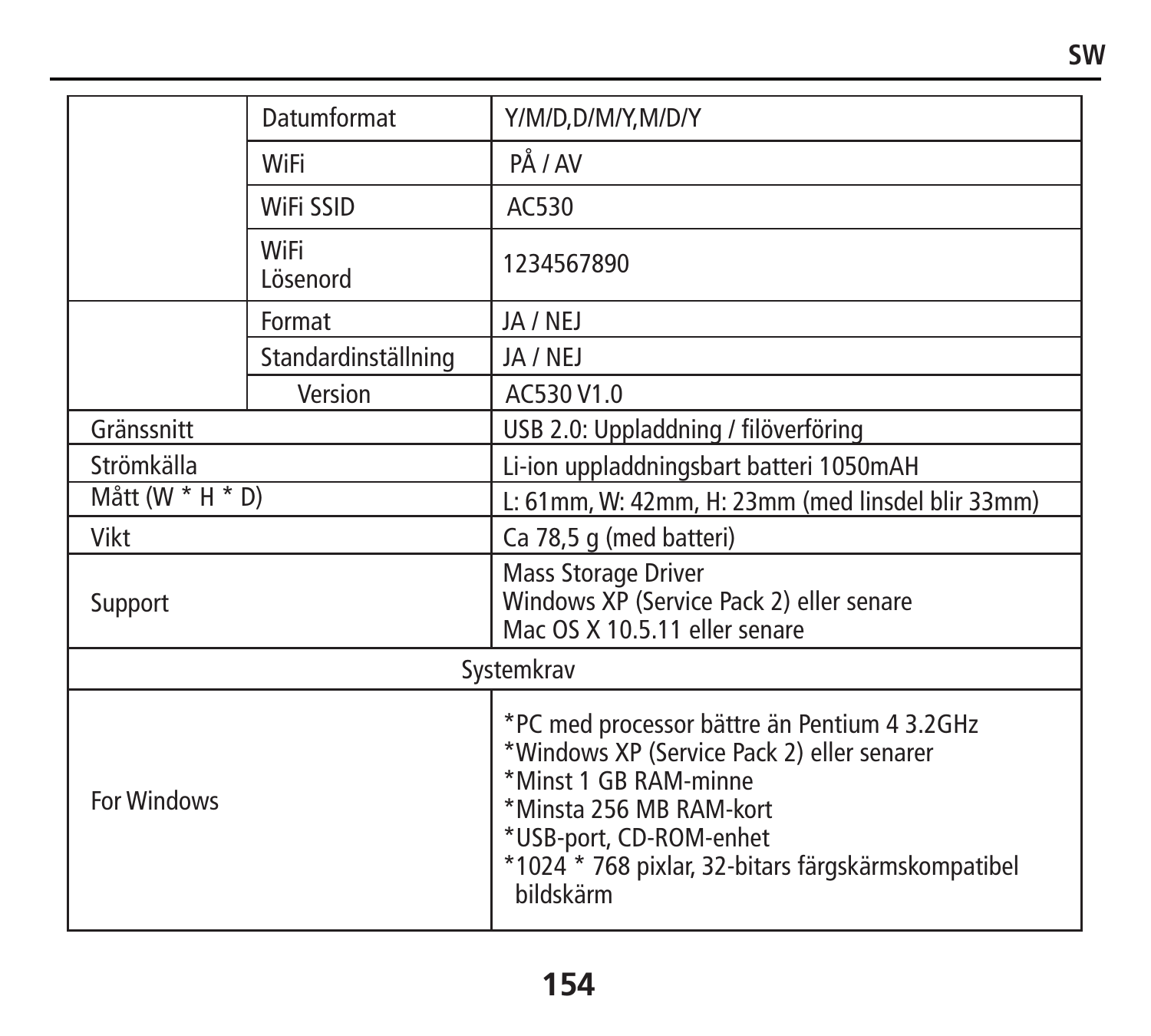| | | |
|---|---|---|
| | Datumformat | Y/M/D,D/M/Y,M/D/Y |
| | WiFi | PÅ / AV |
| | WiFi SSID | AC530 |
| | WiFi Lösenord | 1234567890 |
| | Format | JA / NEJ |
| | Standardinställning | JA / NEJ |
| | Version | AC530 V1.0 |
| Gränssnitt | | USB 2.0: Uppladdning / filöverföring |
| Strömkälla | | Li-ion uppladdningsbart batteri 1050mAH |
| Mått (W * H * D) | | L: 61mm, W: 42mm, H: 23mm (med linsdel blir 33mm) |
| Vikt | | Ca 78,5 g (med batteri) |
| Support | | Mass Storage Driver<br>Windows XP (Service Pack 2) eller senare<br>Mac OS X 10.5.11 eller senare |
| Systemkrav | | |
| For Windows | | *PC med processor bättre än Pentium 4 3.2GHz<br>*Windows XP (Service Pack 2) eller senarer<br>*Minst 1 GB RAM-minne<br>*Minsta 256 MB RAM-kort<br>*USB-port, CD-ROM-enhet<br>*1024 * 768 pixlar, 32-bitars färgskärmskompatibel bildskärm |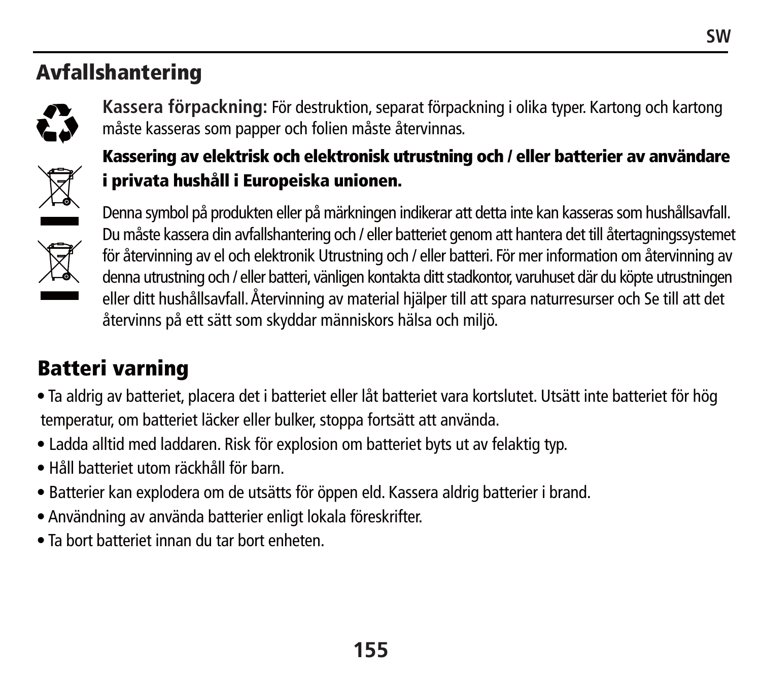## Avfallshantering

**Kassera förpackning:** För destruktion, separat förpackning i olika typer. Kartong och kartong måste kasseras som papper och folien måste återvinnas.

**Kassering av elektrisk och elektronisk utrustning och / eller batterier av användare i privata hushåll i Europeiska unionen.**

Denna symbol på produkten eller på märkningen indikerar att detta inte kan kasseras som hushållsavfall. Du måste kassera din avfallshantering och / eller batteriet genom att hantera det till återtagningssystemet för återvinning av el och elektronik Utrustning och / eller batteri. För mer information om återvinning av denna utrustning och / eller batteri, vänligen kontakta ditt stadkontor, varuhuset där du köpte utrustningen eller ditt hushållsavfall. Återvinning av material hjälper till att spara naturresurser och Se till att det återvinns på ett sätt som skyddar människors hälsa och miljö.

## Batteri varning

- Ta aldrig av batteriet, placera det i batteriet eller låt batteriet vara kortslutet. Utsätt inte batteriet för hög temperatur, om batteriet läcker eller bulker, stoppa fortsätt att använda.
- Ladda alltid med laddaren. Risk för explosion om batteriet byts ut av felaktig typ.
- Håll batteriet utom räckhåll för barn.
- Batterier kan explodera om de utsätts för öppen eld. Kassera aldrig batterier i brand.
- Användning av använda batterier enligt lokala föreskrifter.
- Ta bort batteriet innan du tar bort enheten.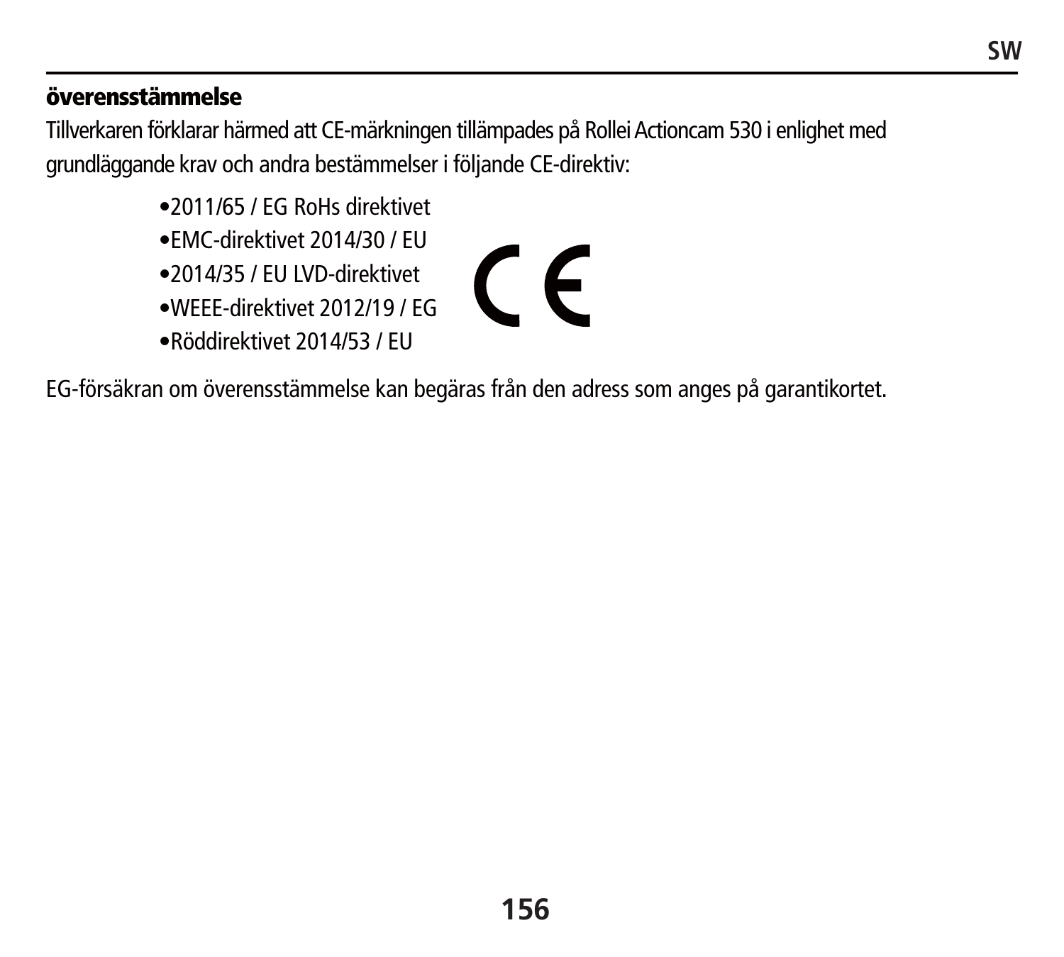## överensstämmelse

Tillverkaren förklarar härmed att CE-märkningen tillämpades på Rollei Actioncam 530 i enlighet med grundläggande krav och andra bestämmelser i följande CE-direktiv:

- 2011/65 / EG RoHs direktivet
- EMC-direktivet 2014/30 / EU
- 2014/35 / EU LVD-direktivet
- WEEE-direktivet 2012/19 / EG
- Röddirektivet 2014/53 / EU

EG-försäkran om överensstämmelse kan begäras från den adress som anges på garantikortet.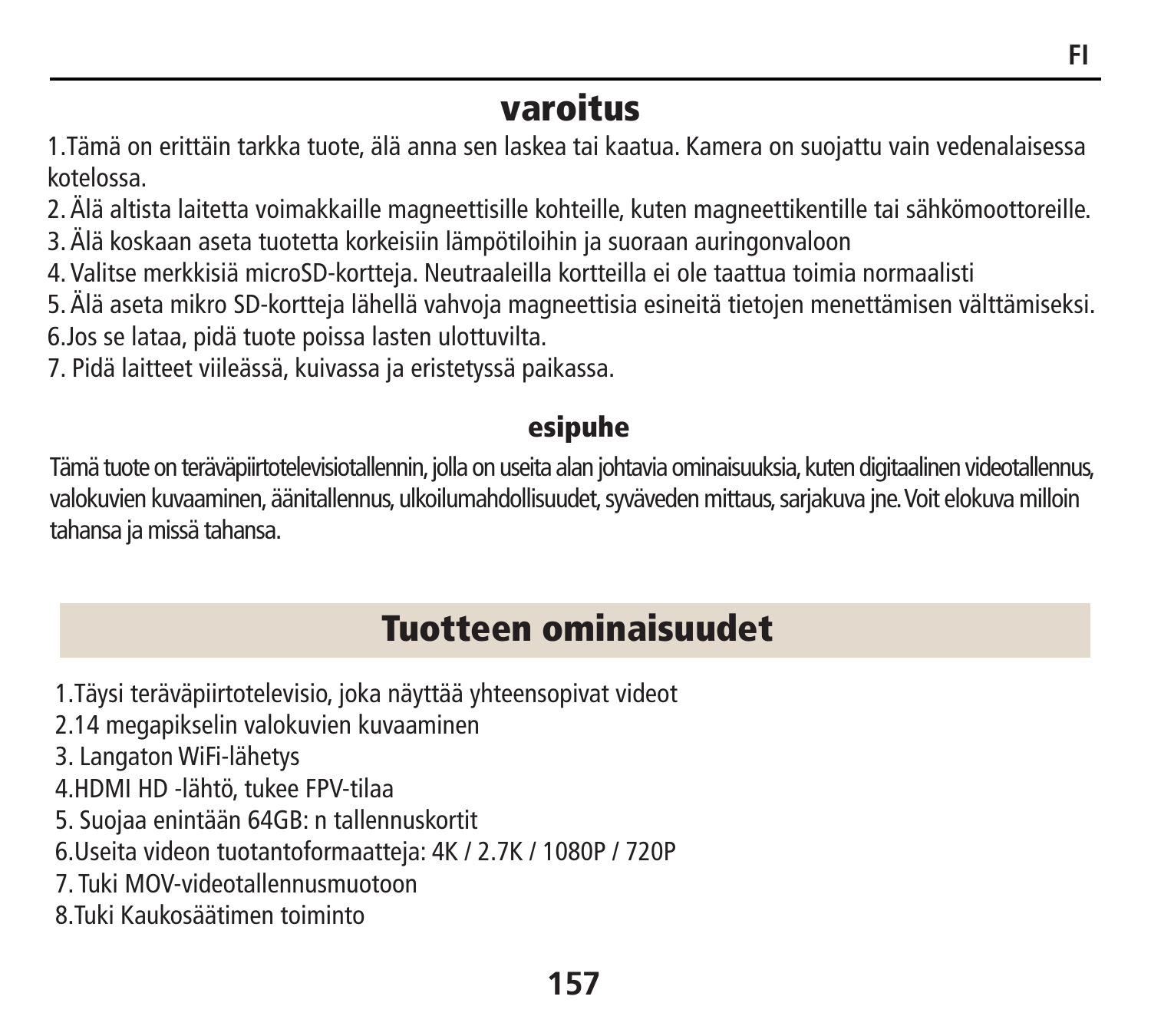# varoitus

1.Tämä on erittäin tarkka tuote, älä anna sen laskea tai kaatua. Kamera on suojattu vain vedenalaisessa kotelossa.
2. Älä altista laitetta voimakkaille magneettisille kohteille, kuten magneettikentille tai sähkömoottoreille.
3. Älä koskaan aseta tuotetta korkeisiin lämpötiloihin ja suoraan auringonvaloon
4. Valitse merkkisiä microSD-kortteja. Neutraaleilla korteilla ei ole taattua toimia normaalisti
5. Älä aseta mikro SD-kortteja lähellä vahvoja magneettisia esineitä tietojen menettämisen välttämiseksi.
6.Jos se lataa, pidä tuote poissa lasten ulottuvilta.
7. Pidä laitteet viileässä, kuivassa ja eristetyssä paikassa.

## esipuhe

Tämä tuote on teräväpiirtotelevisiotallennin, jolla on useita alan johtavia ominaisuuksia, kuten digitaalinen videotallennus, valokuvien kuvaaminen, äänitallennus, ulkoilumahdollisuudet, syväveden mittaus, sarjakuva jne. Voit elokuva milloin tahansa ja missä tahansa.

# Tuotteen ominaisuudet

1.Täysi teräväpiirtotelevisio, joka näyttää yhteensopivat videot
2.14 megapikselin valokuvien kuvaaminen
3. Langaton WiFi-lähetys
4.HDMI HD -lähtö, tukee FPV-tilaa
5. Suojaa enintään 64GB: n tallennuskortit
6.Useita videon tuotantoformaatteja: 4K / 2.7K / 1080P / 720P
7. Tuki MOV-videotallennusmuotoon
8.Tuki Kaukosäätimen toiminto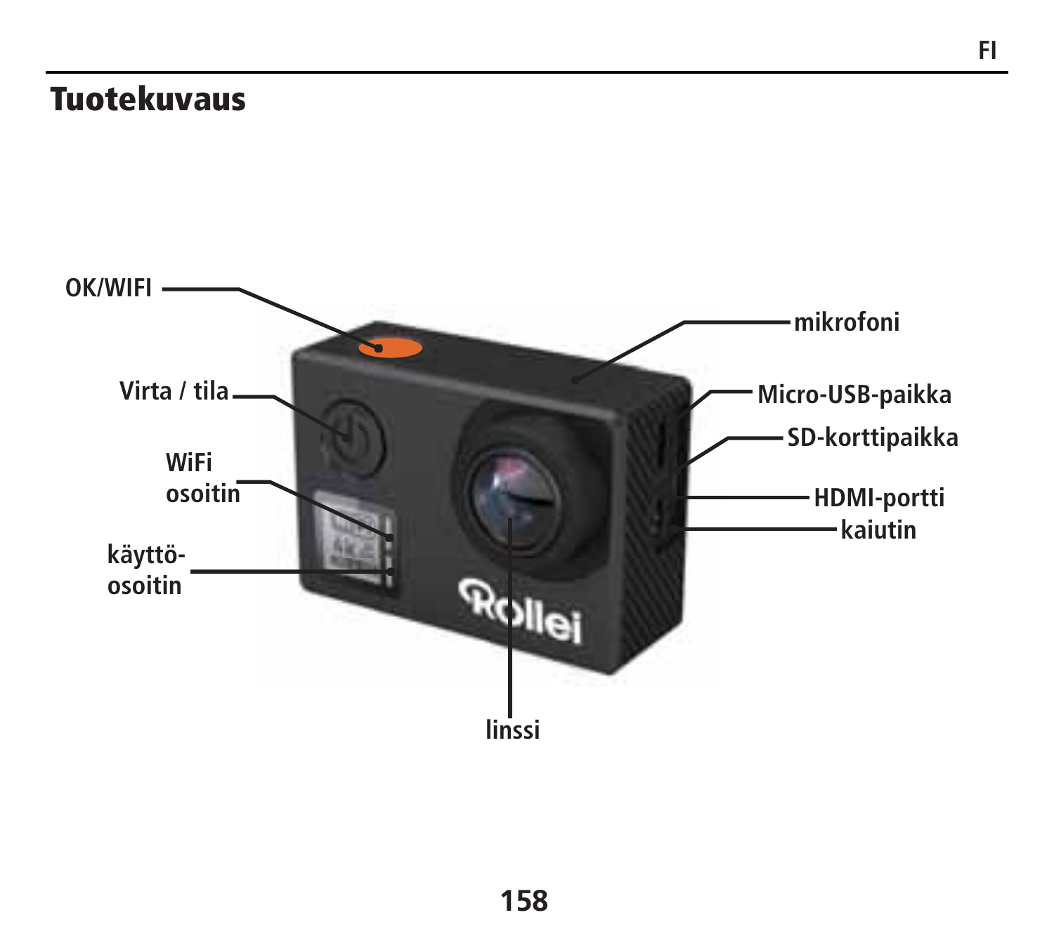# Tuotekuvaus

OK/WIFI

Virta / tila

WiFi osoitin

käyttö-osoitin

mikrofoni

Micro-USB-paikka

SD-korttipaikka

HDMI-portti

kaiutin

linssi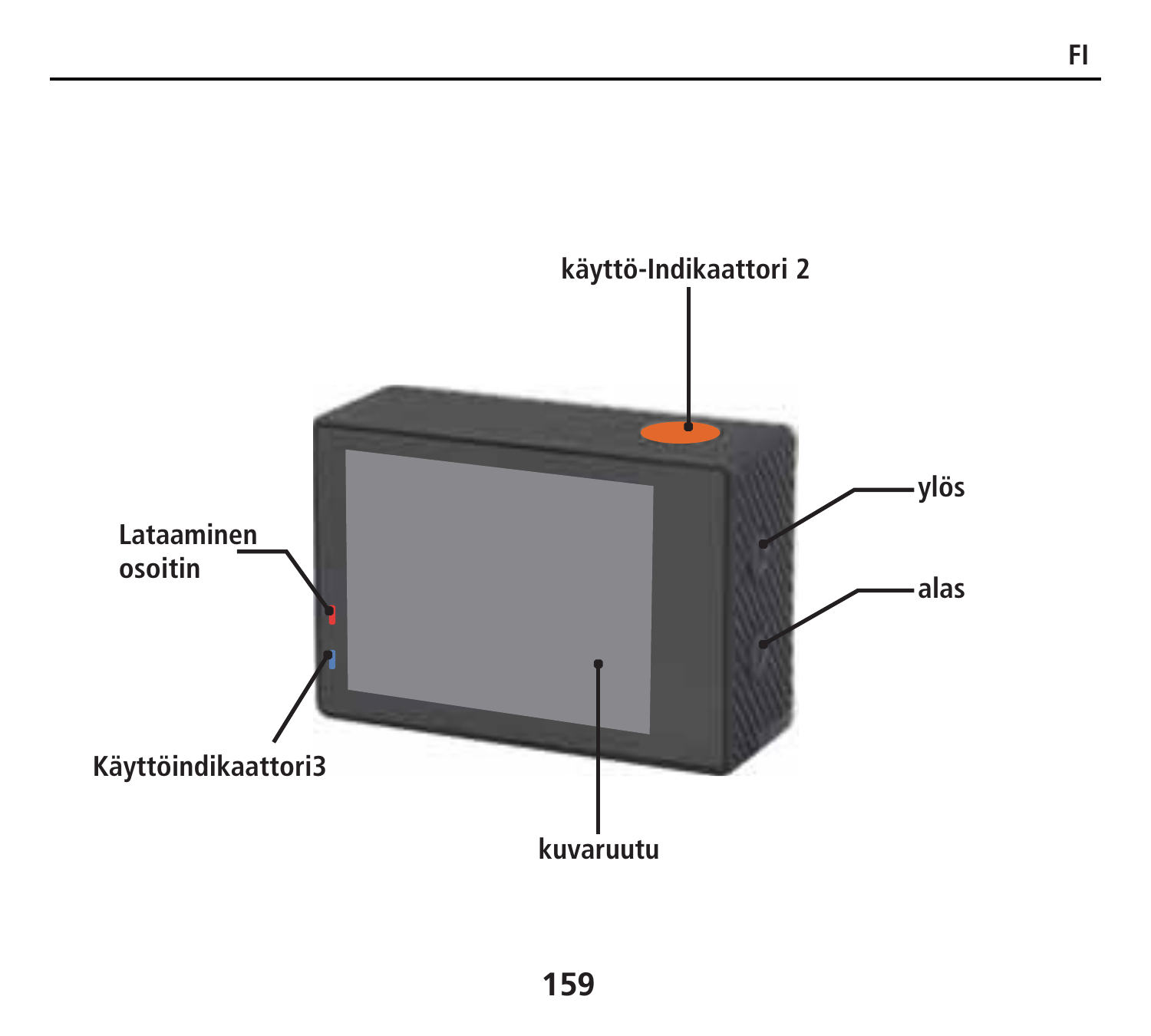käyttö-Indikaattori 2

ylös

Lataaminen osoitin

alas

Käyttöindikaattori3

kuvaruutu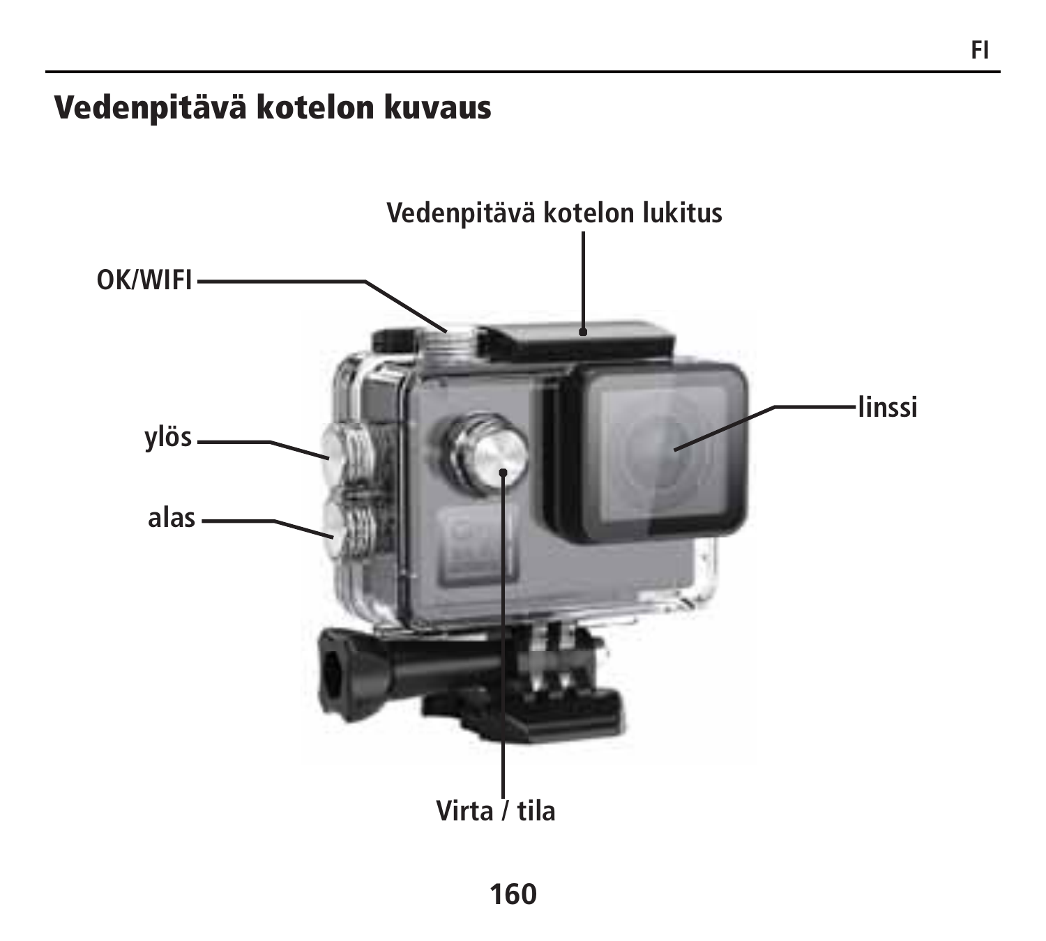## Vedenpitävä kotelon kuvaus

Vedenpitävä kotelon lukitus

OK/WIFI

linssi

ylös

alas

Virta / tila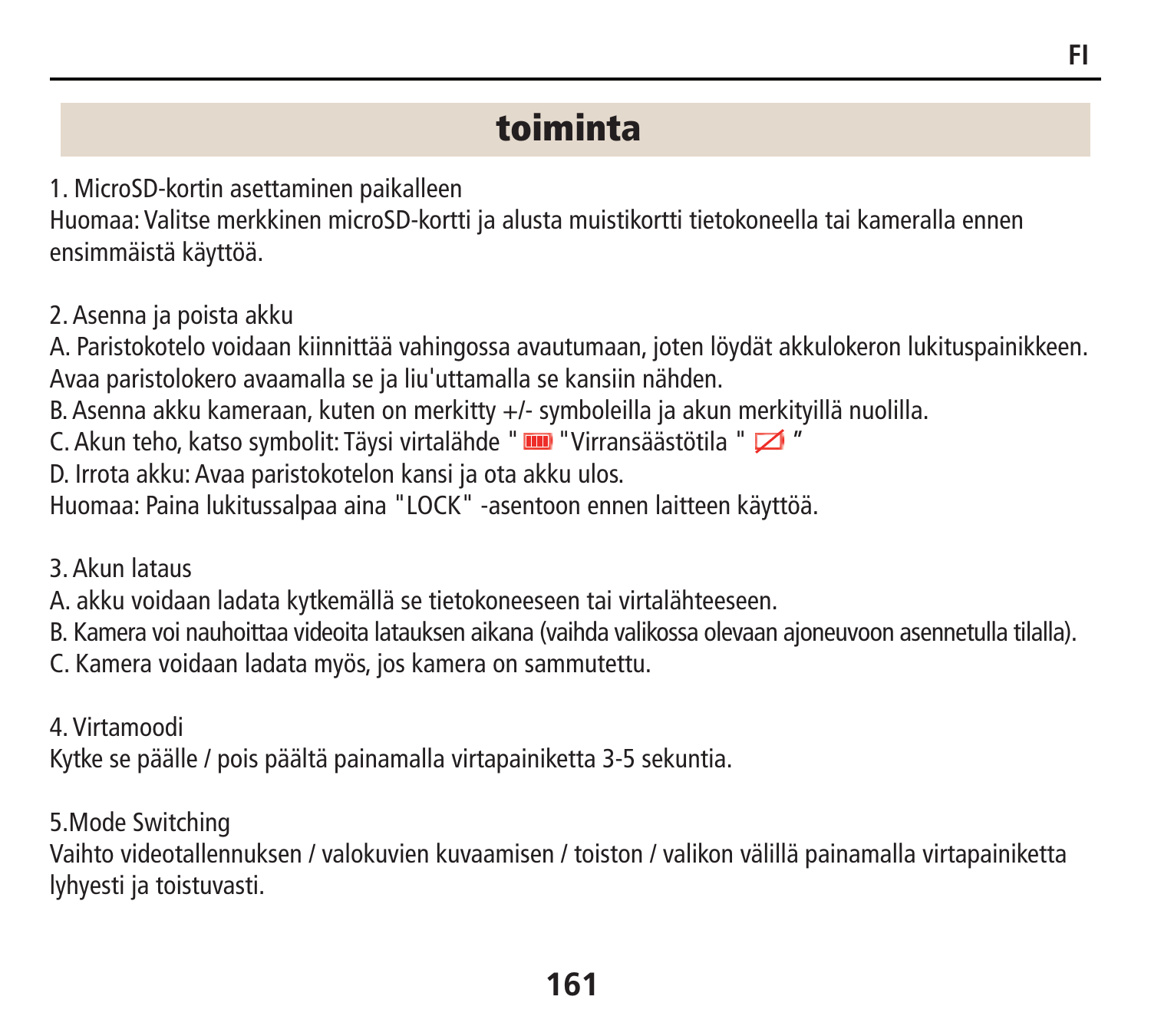## toiminta

1. MicroSD-kortin asettaminen paikalleen
Huomaa: Valitse merkkinen microSD-kortti ja alusta muistikortti tietokoneella tai kameralla ennen ensimmäistä käyttöä.

2. Asenna ja poista akku
A. Paristokotelo voidaan kiinnittää vahingossa avautumaan, joten löydät akkulokeron lukituspainikkeen. Avaa paristolokero avaamalla se ja liu'uttamalla se kansiin nähden.
B. Asenna akku kameraan, kuten on merkitty +/- symboleilla ja akun merkityillä nuolilla.
C. Akun teho, katso symbolit: Täysi virtalähde " " "Virransäästötila " "
D. Irrota akku: Avaa paristokotelon kansi ja ota akku ulos.
Huomaa: Paina lukitussalpaa aina "LOCK" -asentoon ennen laitteen käyttöä.

3. Akun lataus
A. akku voidaan ladata kytkemällä se tietokoneeseen tai virtalähteeseen.
B. Kamera voi nauhoittaa videoita latauksen aikana (vaihda valikossa olevaan ajoneuvoon asennetulla tilalla).
C. Kamera voidaan ladata myös, jos kamera on sammutettu.

4. Virtamoodi
Kytke se päälle / pois päältä painamalla virtapainiketta 3-5 sekuntia.

5.Mode Switching
Vaihto videotallennuksen / valokuvien kuvaamisen / toiston / valikon välillä painamalla virtapainiketta lyhyesti ja toistuvasti.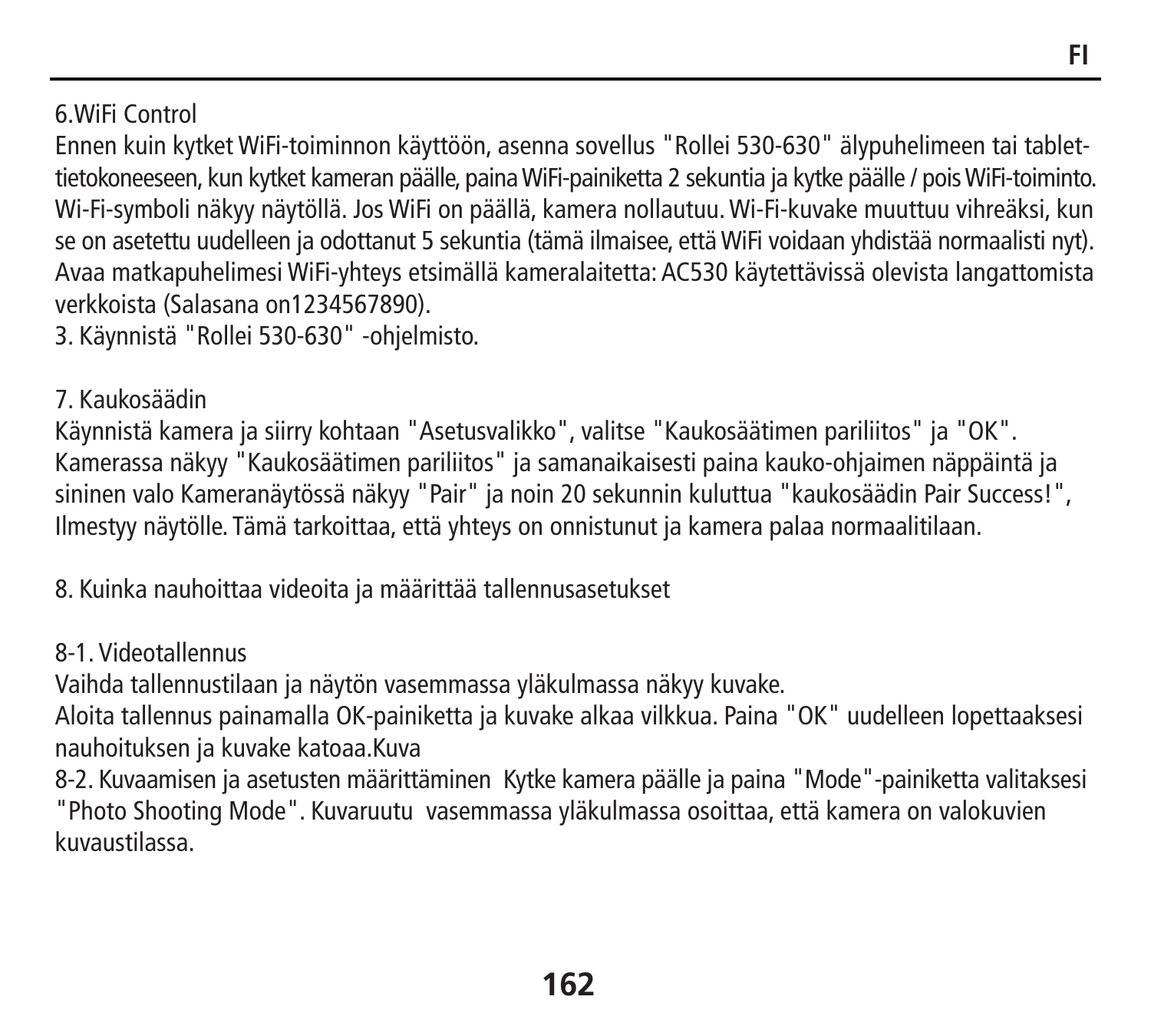6.WiFi Control

Ennen kuin kytket WiFi-toiminnon käyttöön, asenna sovellus "Rollei 530-630" älypuhelimeen tai tablet-tietokoneeseen, kun kytket kameran päälle, paina WiFi-painiketta 2 sekuntia ja kytke päälle / pois WiFi-toiminto. Wi-Fi-symboli näkyy näytöllä. Jos WiFi on päällä, kamera nollautuu. Wi-Fi-kuvake muuttuu vihreäksi, kun se on asetettu uudelleen ja odottanut 5 sekuntia (tämä ilmaisee, että WiFi voidaan yhdistää normaalisti nyt). Avaa matkapuhelimesi WiFi-yhteys etsimällä kameralaitetta: AC530 käytettävissä olevista langattomista verkkoista (Salasana on1234567890).

3. Käynnistä "Rollei 530-630" -ohjelmisto.

7. Kaukosäädin

Käynnistä kamera ja siirry kohtaan "Asetusvalikko", valitse "Kaukosäätimen pariliitos" ja "OK". Kamerassa näkyy "Kaukosäätimen pariliitos" ja samanaikaisesti paina kauko-ohjaimen näppäintä ja sininen valo Kameranäytössä näkyy "Pair" ja noin 20 sekunnin kuluttua "kaukosäädin Pair Success!", Ilmestyy näytölle. Tämä tarkoittaa, että yhteys on onnistunut ja kamera palaa normaalitilaan.

8. Kuinka nauhoittaa videoita ja määrittää tallennusasetukset

8-1. Videotallennus

Vaihda tallennustilaan ja näytön vasemmassa yläkulmassa näkyy kuvake.
Aloita tallennus painamalla OK-painiketta ja kuvake alkaa vilkkua. Paina "OK" uudelleen lopettaaksesi nauhoituksen ja kuvake katoaa.Kuva

8-2. Kuvaamisen ja asetusten määrittäminen Kytke kamera päälle ja paina "Mode"-painiketta valitaksesi "Photo Shooting Mode". Kuvaruutu vasemmassa yläkulmassa osoittaa, että kamera on valokuvien kuvaustilassa.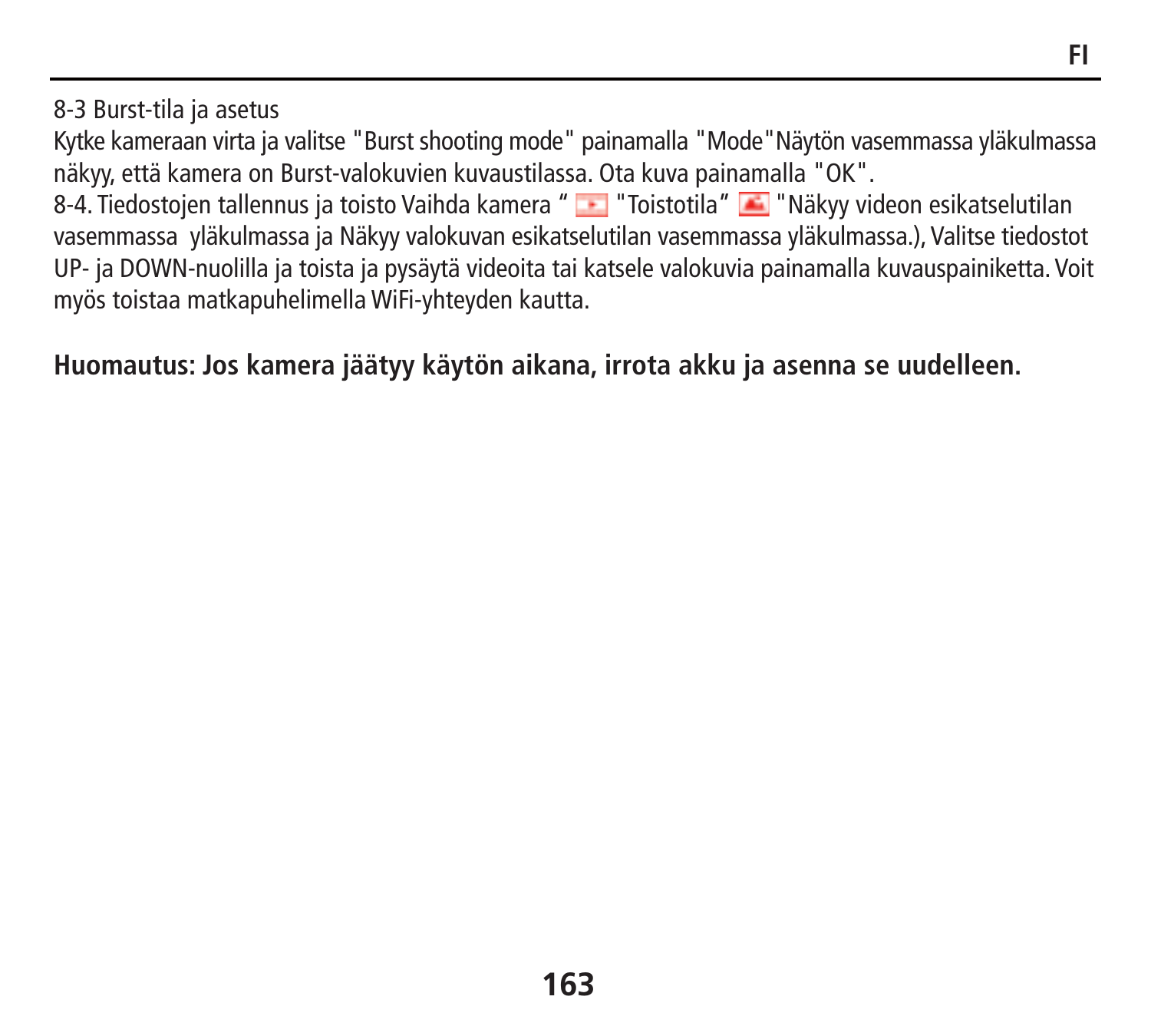8-3 Burst-tila ja asetus

Kytke kameraan virta ja valitse "Burst shooting mode" painamalla "Mode"Näytön vasemmassa yläkulmassa näkyy, että kamera on Burst-valokuvien kuvaustilassa. Ota kuva painamalla "OK".

8-4. Tiedostojen tallennus ja toisto Vaihda kamera " "Toistotila" "Näkyy videon esikatselutilan vasemmassa yläkulmassa ja Näkyy valokuvan esikatselutilan vasemmassa yläkulmassa.), Valitse tiedostot UP- ja DOWN-nuolilla ja toista ja pysäytä videoita tai katsele valokuvia painamalla kuvauspainiketta. Voit myös toistaa matkapuhelimella WiFi-yhteyden kautta.

**Huomautus: Jos kamera jäätyy käytön aikana, irrota akku ja asenna se uudelleen.**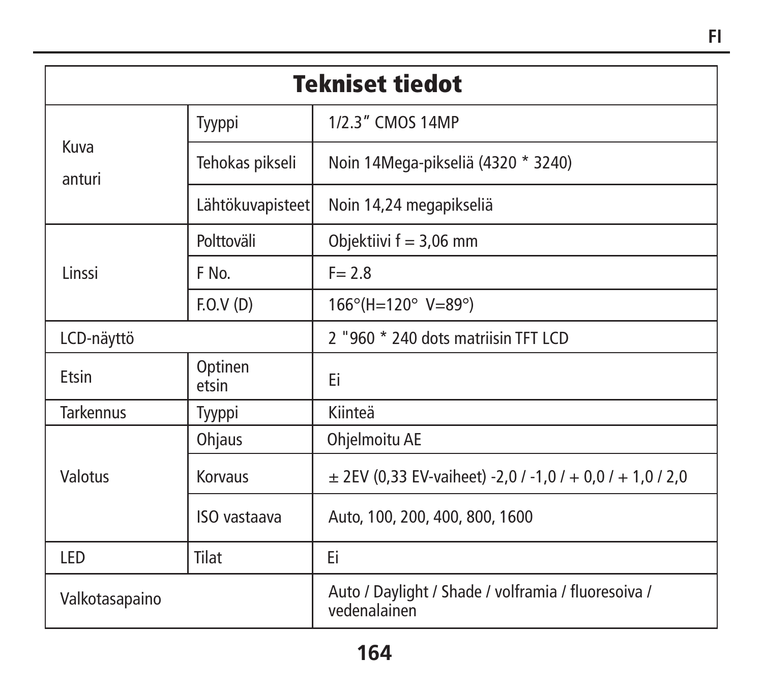## Tekniset tiedot

| | | |
|---|---|---|
| Kuva anturi | Tyyppi | 1/2.3" CMOS 14MP |
| | Tehokas pikseli | Noin 14Mega-pikseliä (4320 * 3240) |
| | Lähtökuvapisteet | Noin 14,24 megapikseliä |
| Linssi | Polttoväli | Objektiivi f = 3,06 mm |
| | F No. | F= 2.8 |
| | F.O.V (D) | 166°(H=120° V=89°) |
| LCD-näyttö | | 2 "960 * 240 dots matriisin TFT LCD |
| Etsin | Optinen etsin | Ei |
| Tarkennus | Tyyppi | Kiinteä |
| Valotus | Ohjaus | Ohjelmoitu AE |
| | Korvaus | ± 2EV (0,33 EV-vaiheet) -2,0 / -1,0 / + 0,0 / + 1,0 / 2,0 |
| | ISO vastaava | Auto, 100, 200, 400, 800, 1600 |
| LED | Tilat | Ei |
| Valkotasapaino | | Auto / Daylight / Shade / volframia / fluoresoiva / vedenalainen |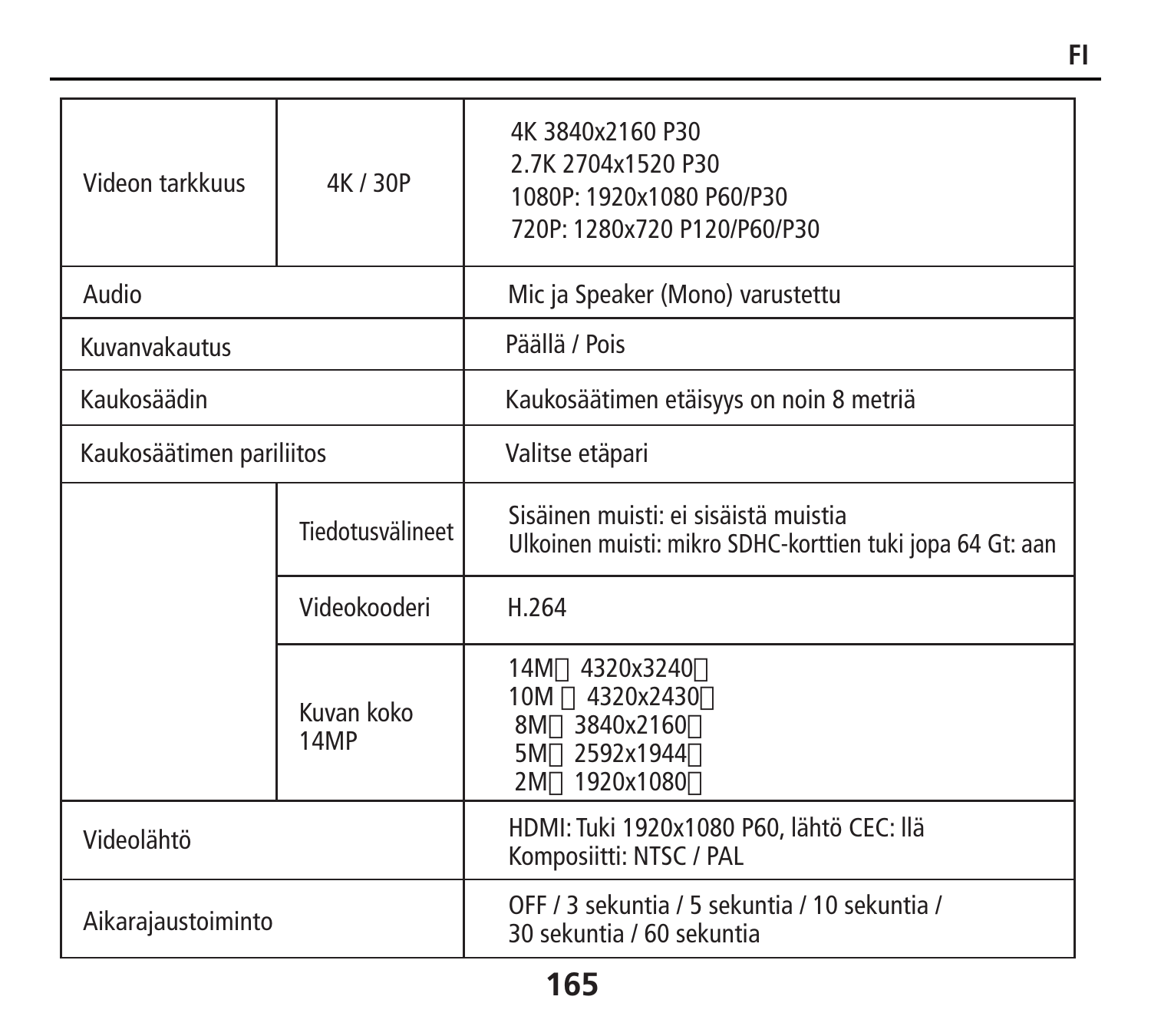| | | |
|---|---|---|
| Videon tarkkuus | 4K / 30P | 4K 3840x2160 P30<br>2.7K 2704x1520 P30<br>1080P: 1920x1080 P60/P30<br>720P: 1280x720 P120/P60/P30 |
| Audio | | Mic ja Speaker (Mono) varustettu |
| Kuvanvakautus | | Päällä / Pois |
| Kaukosäädin | | Kaukosäätimen etäisyys on noin 8 metriä |
| Kaukosäätimen pariliitos | | Valitse etäpari |
| | Tiedotusvälineet | Sisäinen muisti: ei sisäistä muistia<br>Ulkoinen muisti: mikro SDHC-korttien tuki jopa 64 Gt: aan |
| | Videokooderi | H.264 |
| | Kuvan koko 14MP | 14M 4320x3240<br>10M 4320x2430<br>8M 3840x2160<br>5M 2592x1944<br>2M 1920x1080 |
| Videolähtö | | HDMI: Tuki 1920x1080 P60, lähtö CEC: llä<br>Komposiitti: NTSC / PAL |
| Aikarajaustoiminto | | OFF / 3 sekuntia / 5 sekuntia / 10 sekuntia /<br>30 sekuntia / 60 sekuntia |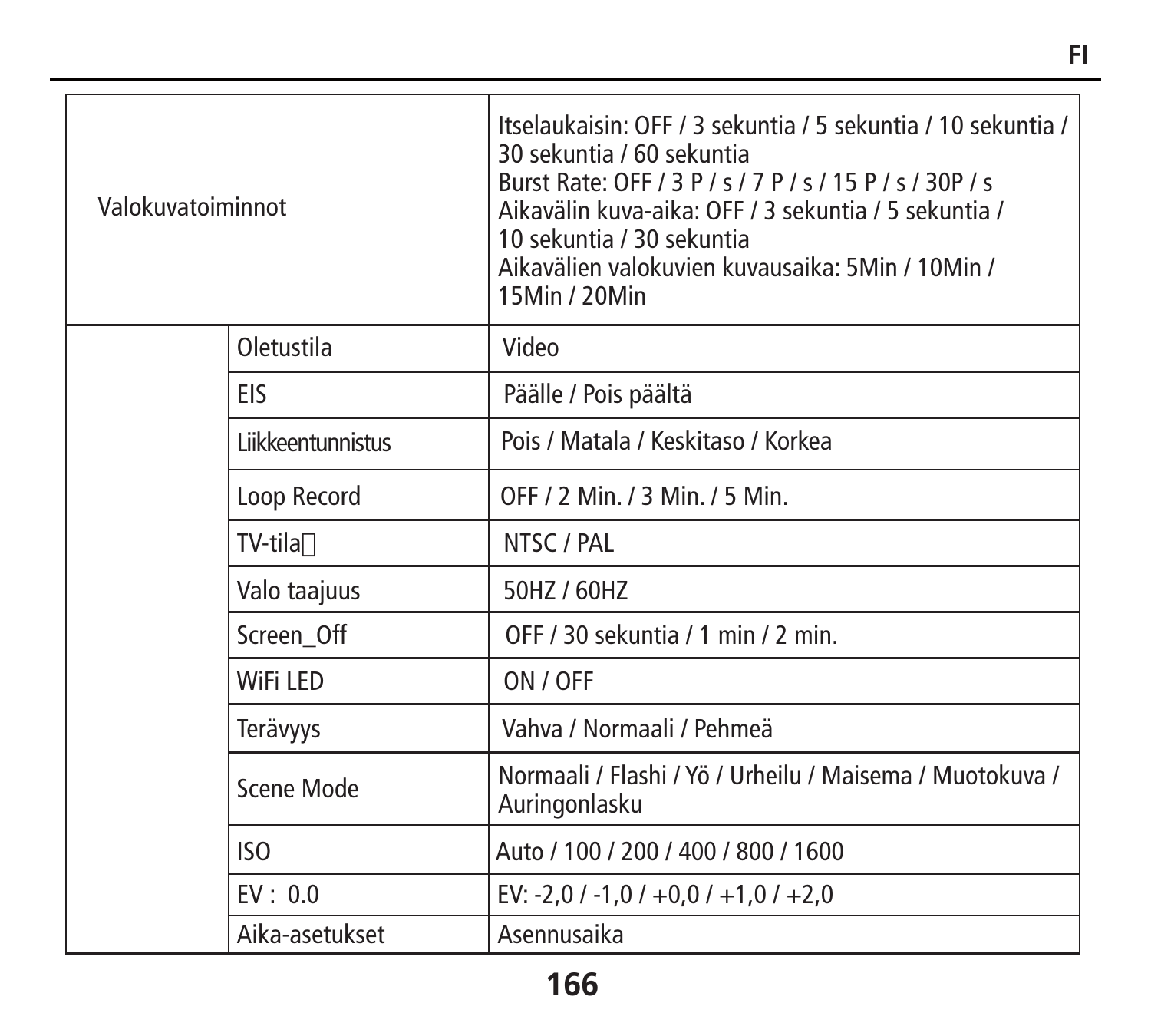| | | |
|---|---|---|
| Valokuvatoiminnot | | Itselaukaisin: OFF / 3 sekuntia / 5 sekuntia / 10 sekuntia / 30 sekuntia / 60 sekuntia<br>Burst Rate: OFF / 3 P / s / 7 P / s / 15 P / s / 30P / s<br>Aikavälin kuva-aika: OFF / 3 sekuntia / 5 sekuntia / 10 sekuntia / 30 sekuntia<br>Aikavälien valokuvien kuvausaika: 5Min / 10Min / 15Min / 20Min |
| | Oletustila | Video |
| | EIS | Päälle / Pois päältä |
| | Liikkeentunnistus | Pois / Matala / Keskitaso / Korkea |
| | Loop Record | OFF / 2 Min. / 3 Min. / 5 Min. |
| | TV-tila | NTSC / PAL |
| | Valo taajuus | 50HZ / 60HZ |
| | Screen_Off | OFF / 30 sekuntia / 1 min / 2 min. |
| | WiFi LED | ON / OFF |
| | Terävyys | Vahva / Normaali / Pehmeä |
| | Scene Mode | Normaali / Flashi / Yö / Urheilu / Maisema / Muotokuva / Auringonlasku |
| | ISO | Auto / 100 / 200 / 400 / 800 / 1600 |
| | EV : 0.0 | EV: -2,0 / -1,0 / +0,0 / +1,0 / +2,0 |
| | Aika-asetukset | Asennusaika |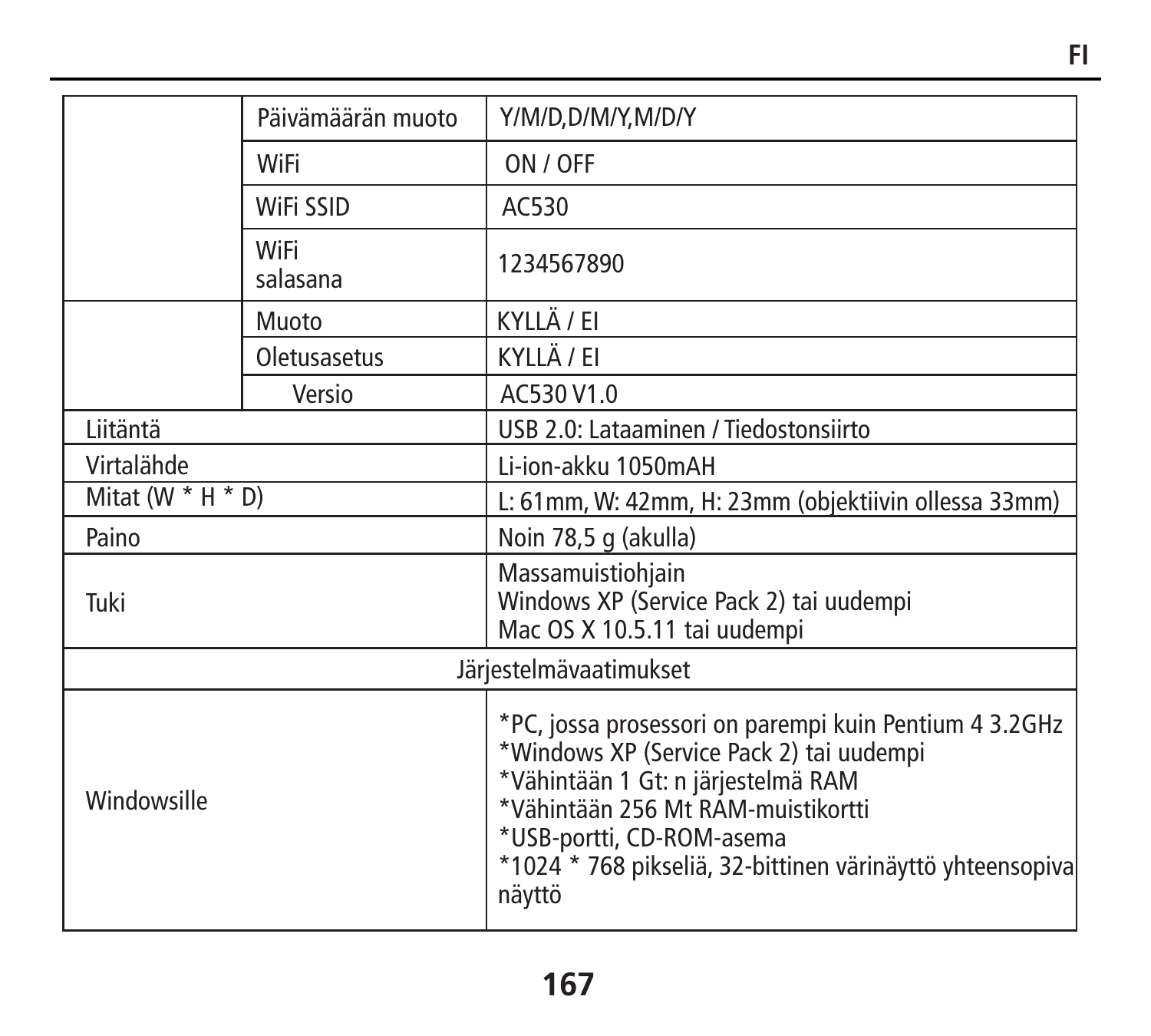| | | |
|---|---|---|
| | Päivämäärän muoto | Y/M/D,D/M/Y,M/D/Y |
| | WiFi | ON / OFF |
| | WiFi SSID | AC530 |
| | WiFi salasana | 1234567890 |
| | Muoto | KYLLÄ / EI |
| | Oletusasetus | KYLLÄ / EI |
| | Versio | AC530 V1.0 |
| Liitäntä | | USB 2.0: Lataaminen / Tiedostonsiirto |
| Virtalähde | | Li-ion-akku 1050mAH |
| Mitat (W * H * D) | | L: 61mm, W: 42mm, H: 23mm (objektiivin ollessa 33mm) |
| Paino | | Noin 78,5 g (akulla) |
| Tuki | | Massamuistiohjain<br>Windows XP (Service Pack 2) tai uudempi<br>Mac OS X 10.5.11 tai uudempi |
| Järjestelmävaatimukset | | |
| Windowsille | | *PC, jossa prosessori on parempi kuin Pentium 4 3.2GHz<br>*Windows XP (Service Pack 2) tai uudempi<br>*Vähintään 1 Gt: n järjestelmä RAM<br>*Vähintään 256 Mt RAM-muistikortti<br>*USB-portti, CD-ROM-asema<br>*1024 * 768 pikseliä, 32-bittinen värinäyttö yhteensopiva näyttö |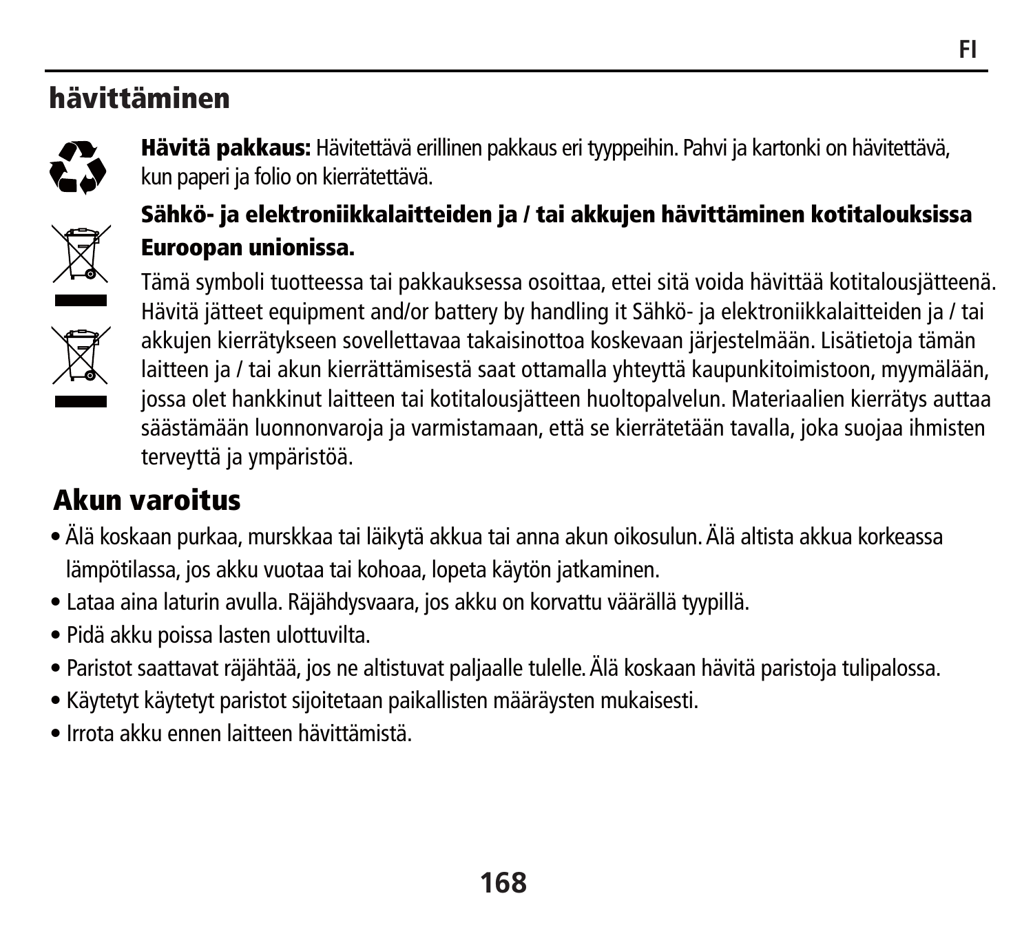## hävittäminen

**Hävitä pakkaus:** Hävitettävä erillinen pakkaus eri tyyppeihin. Pahvi ja kartonki on hävitettävä, kun paperi ja folio on kierrätettävä.

**Sähkö- ja elektroniikkalaitteiden ja / tai akkujen hävittäminen kotitalouksissa Euroopan unionissa.**

Tämä symboli tuotteessa tai pakkauksessa osoittaa, ettei sitä voida hävittää kotitalousjätteenä. Hävitä jätteet equipment and/or battery by handling it Sähkö- ja elektroniikkalaitteiden ja / tai akkujen kierrätykseen sovellettavaa takaisinottoa koskevaan järjestelmään. Lisätietoja tämän laitteen ja / tai akun kierrättämisestä saat ottamalla yhteyttä kaupunkitoimistoon, myymälään, jossa olet hankkinut laitteen tai kotitalousjätteen huoltopalvelun. Materiaalien kierrätys auttaa säästämään luonnonvaroja ja varmistamaan, että se kierrätetään tavalla, joka suojaa ihmisten terveyttä ja ympäristöä.

## Akun varoitus

- Älä koskaan purkaa, murskkaa tai läikytä akkua tai anna akun oikosulun. Älä altista akkua korkeassa lämpötilassa, jos akku vuotaa tai kohoaa, lopeta käytön jatkaminen.
- Lataa aina laturin avulla. Räjähdysvaara, jos akku on korvattu väärällä tyypillä.
- Pidä akku poissa lasten ulottuvilta.
- Paristot saattavat räjähtää, jos ne altistuvat paljaalle tulelle. Älä koskaan hävitä paristoja tulipalossa.
- Käytetyt käytetyt paristot sijoitetaan paikallisten määräysten mukaisesti.
- Irrota akku ennen laitteen hävittämistä.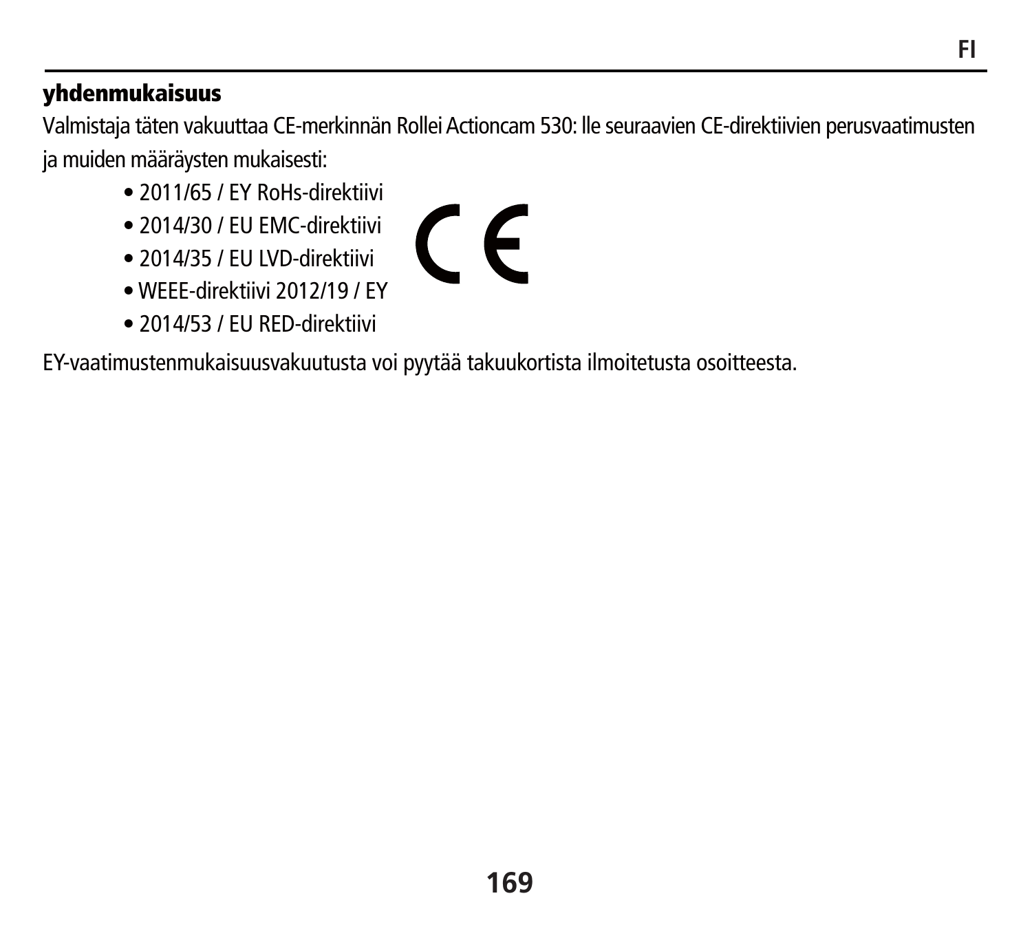## yhdenmukaisuus

Valmistaja täten vakuuttaa CE-merkinnän Rollei Actioncam 530: lle seuraavien CE-direktiivien perusvaatimusten ja muiden määräysten mukaisesti:

- 2011/65 / EY RoHs-direktiivi
- 2014/30 / EU EMC-direktiivi
- 2014/35 / EU LVD-direktiivi
- WEEE-direktiivi 2012/19 / EY
- 2014/53 / EU RED-direktiivi

EY-vaatimustenmukaisuusvakuutusta voi pyytää takuukortista ilmoitetusta osoitteesta.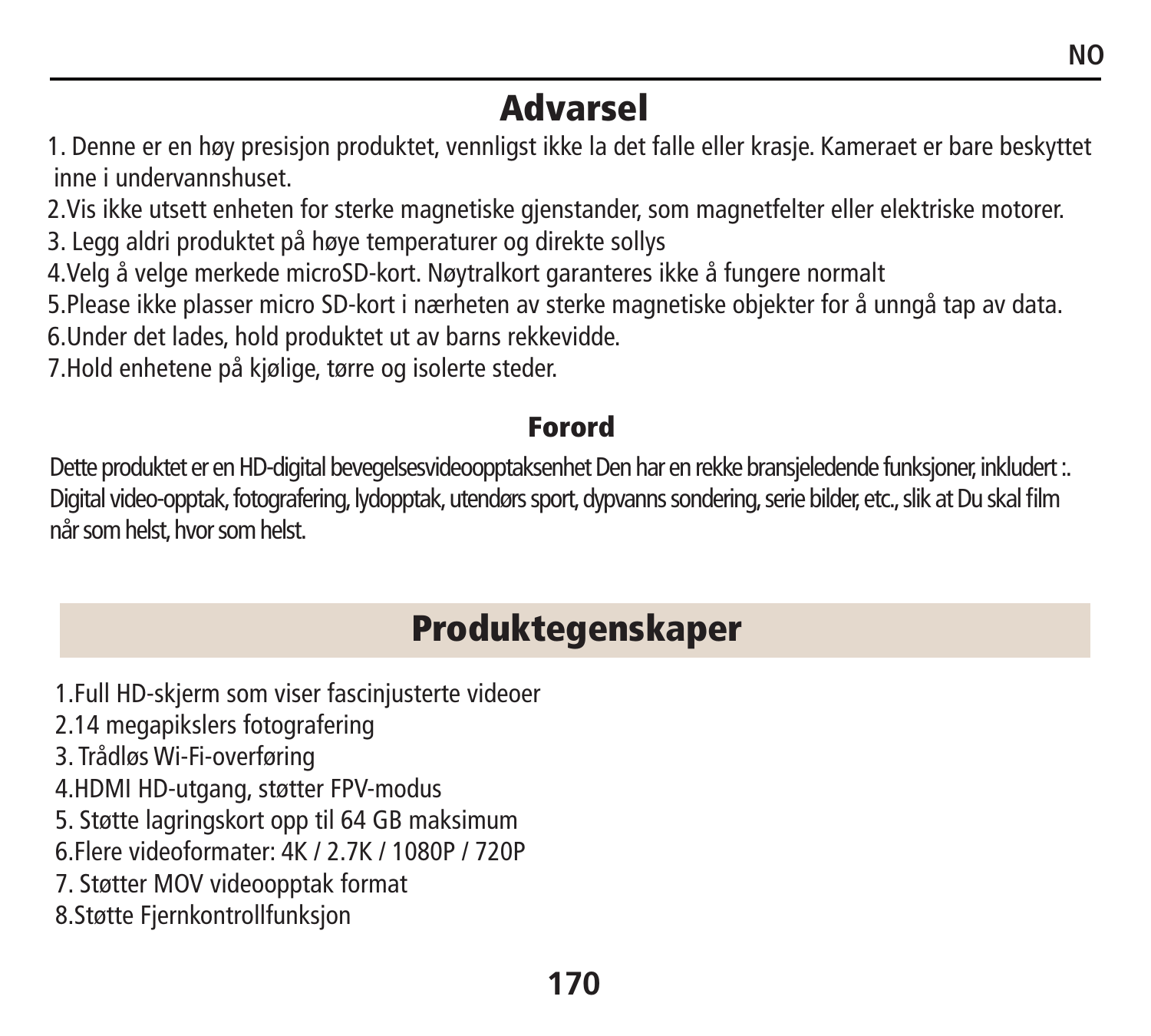# Advarsel

1. Denne er en høy presisjon produktet, vennligst ikke la det falle eller krasje. Kameraet er bare beskyttet inne i undervannshuset.
2. Vis ikke utsett enheten for sterke magnetiske gjenstander, som magnetfelter eller elektriske motorer.
3. Legg aldri produktet på høye temperaturer og direkte sollys
4. Velg å velge merkede microSD-kort. Nøytralkort garanteres ikke å fungere normalt
5. Please ikke plasser micro SD-kort i nærheten av sterke magnetiske objekter for å unngå tap av data.
6. Under det lades, hold produktet ut av barns rekkevidde.
7. Hold enhetene på kjølige, tørre og isolerte steder.

## Forord

Dette produktet er en HD-digital bevegelsesvideoopptaksenhet Den har en rekke bransjeledende funksjoner, inkludert :. Digital video-opptak, fotografering, lydopptak, utendørs sport, dypvanns sondering, serie bilder, etc., slik at Du skal film når som helst, hvor som helst.

# Produktegenskaper

1. Full HD-skjerm som viser fascinjusterte videoer
2. 14 megapikslers fotografering
3. Trådløs Wi-Fi-overføring
4. HDMI HD-utgang, støtter FPV-modus
5. Støtte lagringskort opp til 64 GB maksimum
6. Flere videoformater: 4K / 2.7K / 1080P / 720P
7. Støtter MOV videoopptak format
8. Støtte Fjernkontrollfunksjon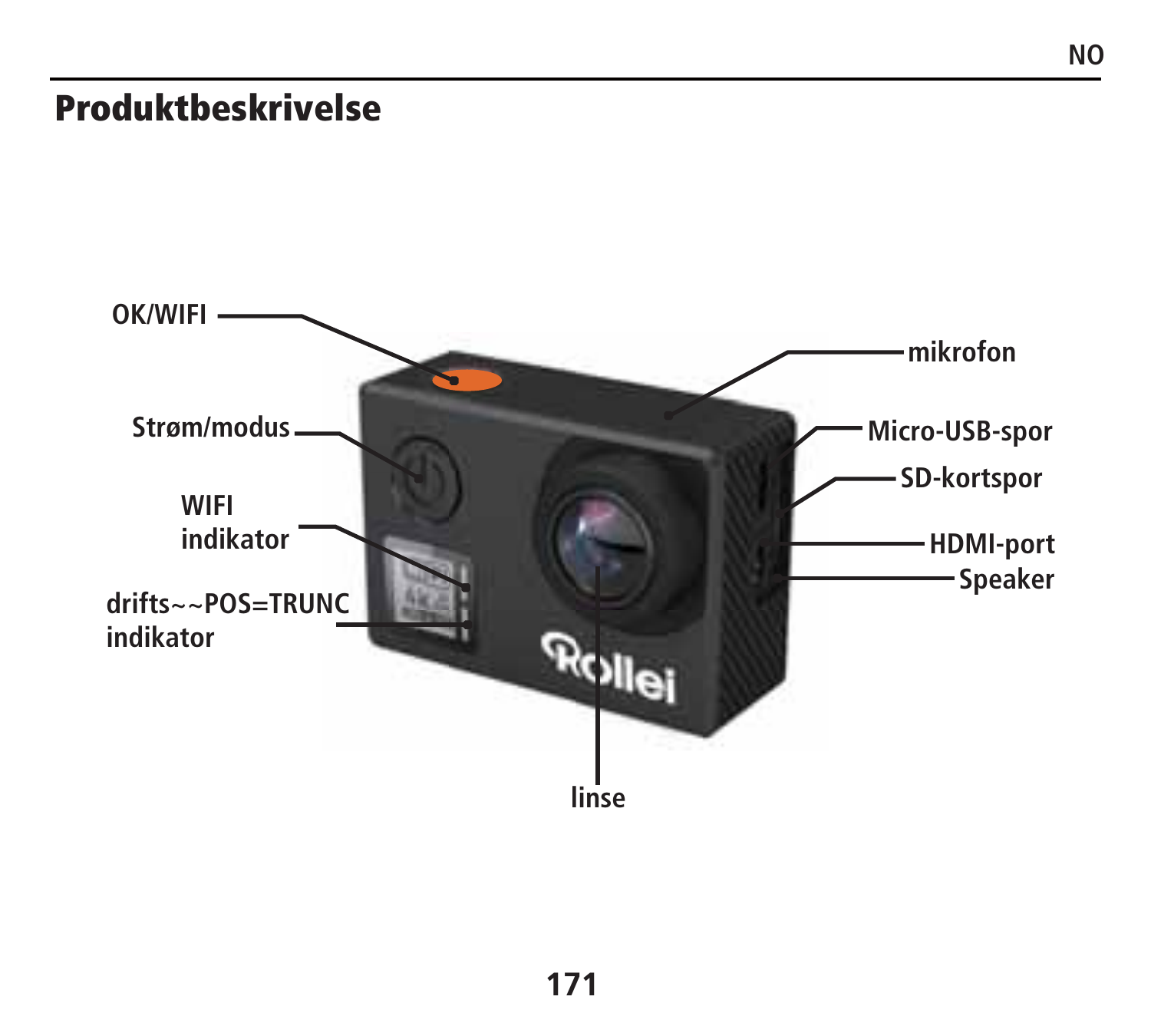## Produktbeskrivelse

OK/WIFI

Strøm/modus

WIFI indikator

drifts~~POS=TRUNC indikator

mikrofon

Micro-USB-spor

SD-kortspor

HDMI-port

Speaker

linse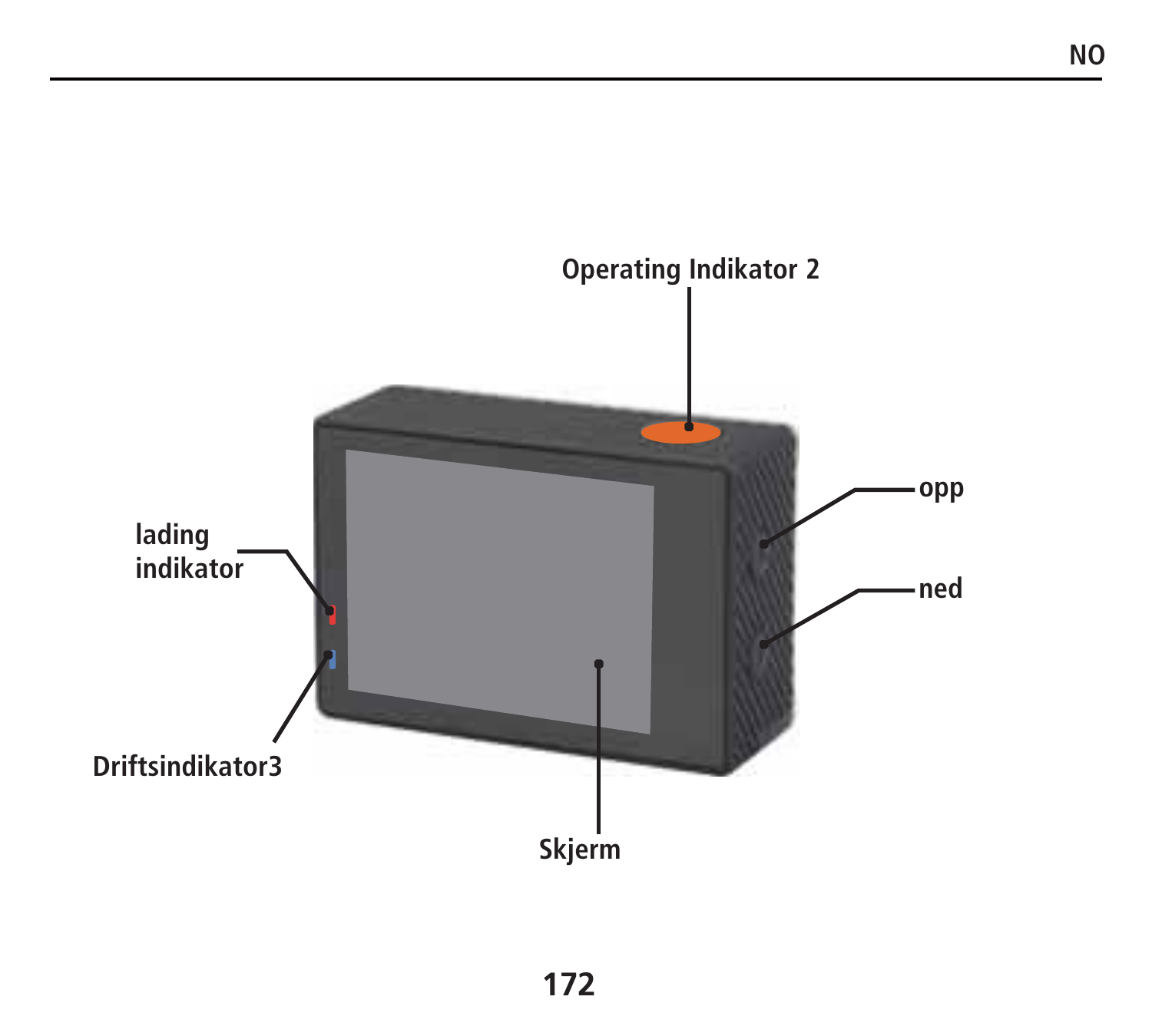Operating Indikator 2

lading indikator

opp

ned

Driftsindikator3

Skjerm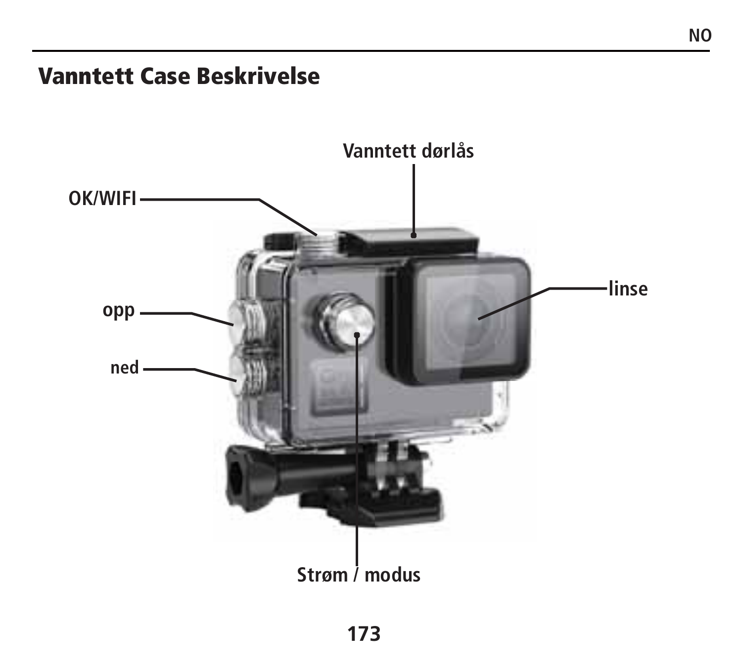# Vanntett Case Beskrivelse

Vanntett dørlås

OK/WIFI

linse

opp

ned

Strøm / modus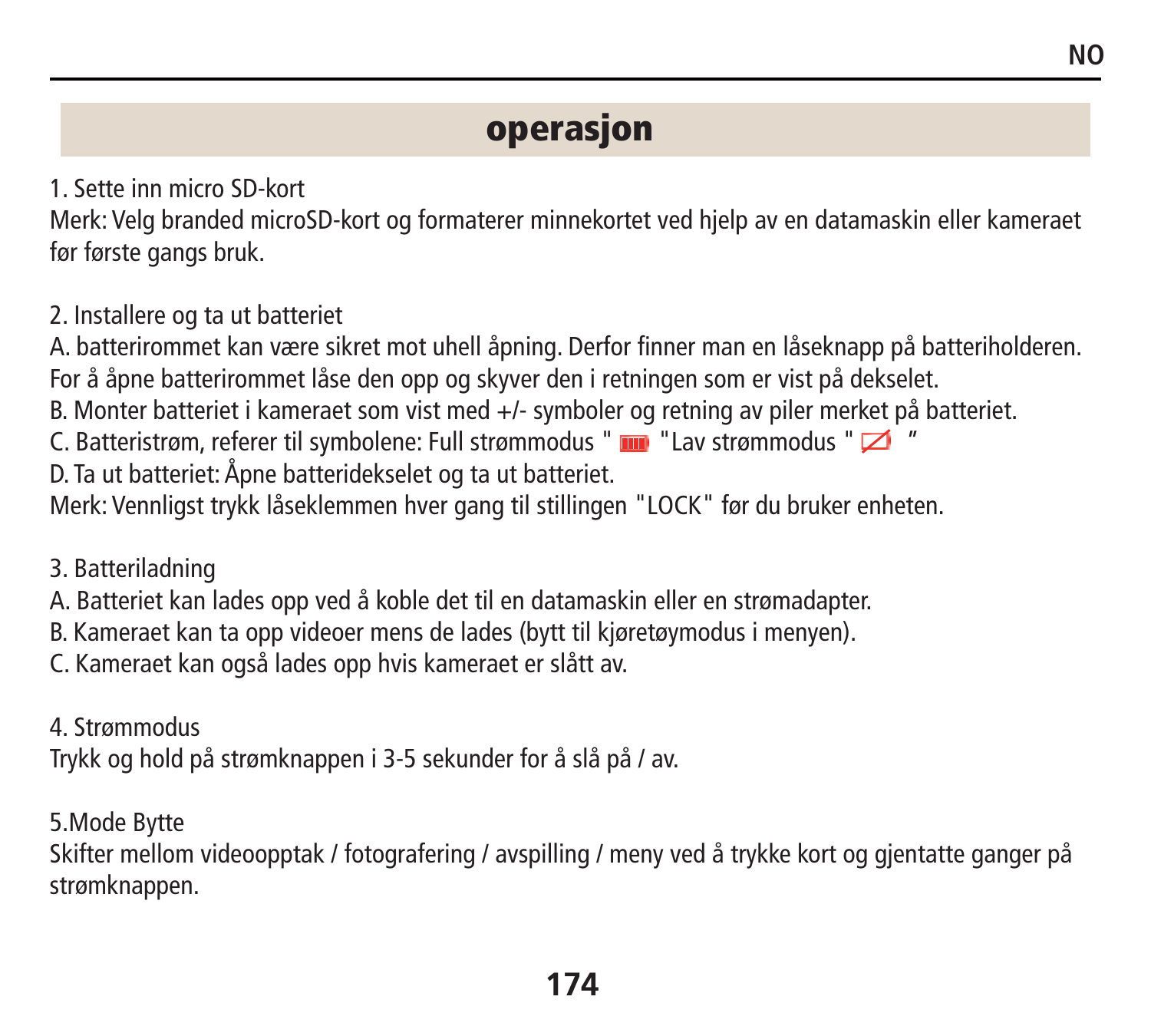## operasjon

1. Sette inn micro SD-kort
Merk: Velg branded microSD-kort og formaterer minnekortet ved hjelp av en datamaskin eller kameraet før første gangs bruk.

2. Installere og ta ut batteriet
A. batterirommet kan være sikret mot uhell åpning. Derfor finner man en låseknapp på batteriholderen. For å åpne batterirommet låse den opp og skyver den i retningen som er vist på dekselet.
B. Monter batteriet i kameraet som vist med +/- symboler og retning av piler merket på batteriet.
C. Batteristrøm, referer til symbolene: Full strømmodus " " "Lav strømmodus " "
D. Ta ut batteriet: Åpne batteridekselet og ta ut batteriet.
Merk: Vennligst trykk låseklemmen hver gang til stillingen "LOCK" før du bruker enheten.

3. Batteriladning
A. Batteriet kan lades opp ved å koble det til en datamaskin eller en strømadapter.
B. Kameraet kan ta opp videoer mens de lades (bytt til kjøretøymodus i menyen).
C. Kameraet kan også lades opp hvis kameraet er slått av.

4. Strømmodus
Trykk og hold på strømknappen i 3-5 sekunder for å slå på / av.

5.Mode Bytte
Skifter mellom videoopptak / fotografering / avspilling / meny ved å trykke kort og gjentatte ganger på strømknappen.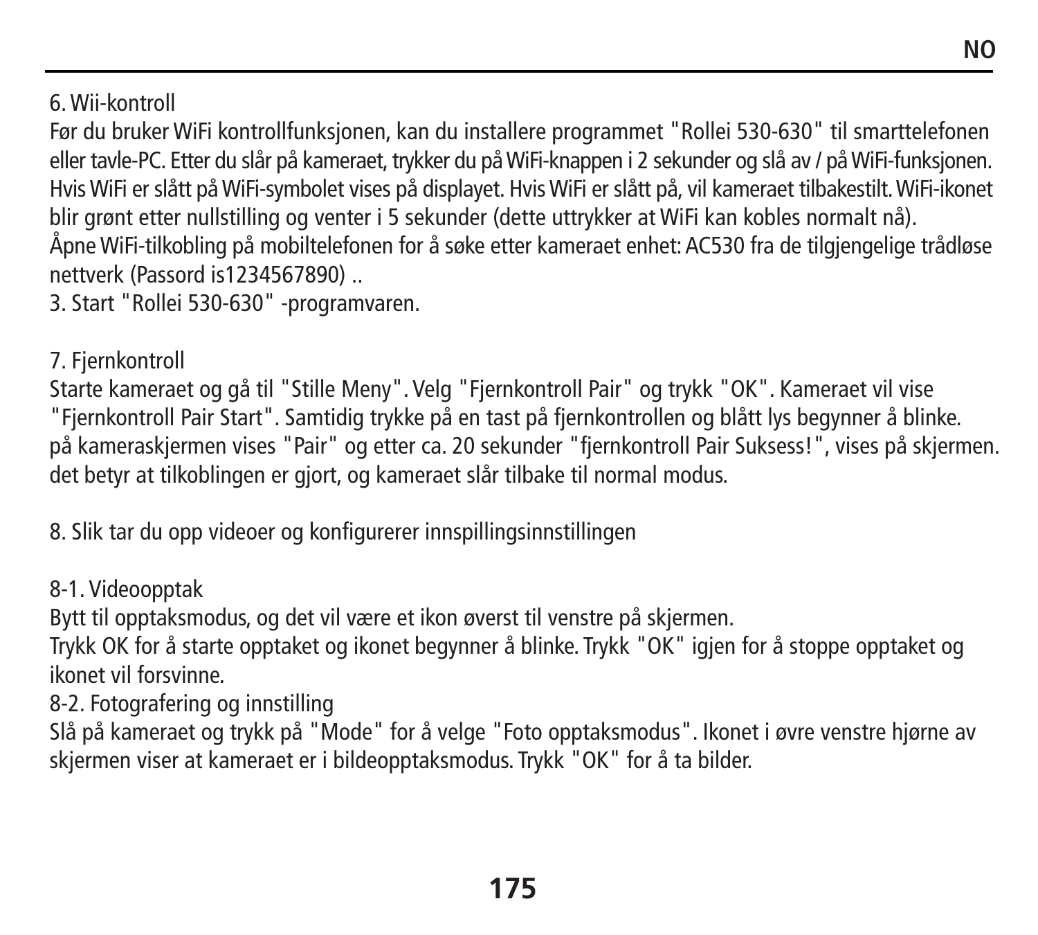6. Wii-kontroll

Før du bruker WiFi kontrollfunksjonen, kan du installere programmet "Rollei 530-630" til smarttelefonen eller tavle-PC. Etter du slår på kameraet, trykker du på WiFi-knappen i 2 sekunder og slå av / på WiFi-funksjonen. Hvis WiFi er slått på WiFi-symbolet vises på displayet. Hvis WiFi er slått på, vil kameraet tilbakestilt. WiFi-ikonet blir grønt etter nullstilling og venter i 5 sekunder (dette uttrykker at WiFi kan kobles normalt nå).
Åpne WiFi-tilkobling på mobiltelefonen for å søke etter kameraet enhet: AC530 fra de tilgjengelige trådløse nettverk (Passord is1234567890) ..
3. Start "Rollei 530-630" -programvaren.

7. Fjernkontroll

Starte kameraet og gå til "Stille Meny". Velg "Fjernkontroll Pair" og trykk "OK". Kameraet vil vise "Fjernkontroll Pair Start". Samtidig trykke på en tast på fjernkontrollen og blått lys begynner å blinke. på kameraskjermen vises "Pair" og etter ca. 20 sekunder "fjernkontroll Pair Suksess!", vises på skjermen. det betyr at tilkoblingen er gjort, og kameraet slår tilbake til normal modus.

8. Slik tar du opp videoer og konfigurerer innspillingsinnstillingen

8-1. Videoopptak

Bytt til opptaksmodus, og det vil være et ikon øverst til venstre på skjermen.
Trykk OK for å starte opptaket og ikonet begynner å blinke. Trykk "OK" igjen for å stoppe opptaket og ikonet vil forsvinne.

8-2. Fotografering og innstilling

Slå på kameraet og trykk på "Mode" for å velge "Foto opptaksmodus". Ikonet i øvre venstre hjørne av skjermen viser at kameraet er i bildeopptaksmodus. Trykk "OK" for å ta bilder.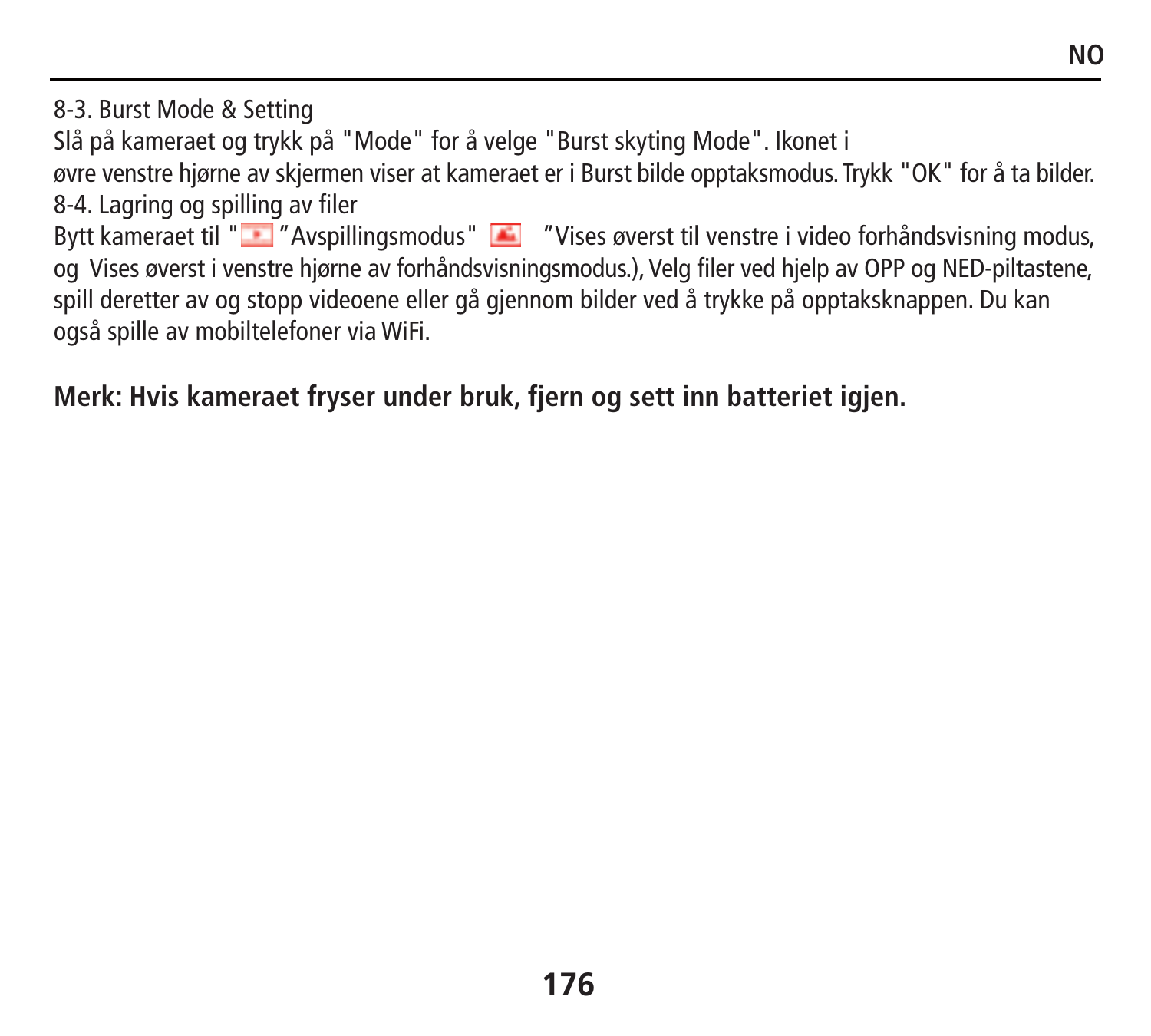8-3. Burst Mode & Setting

Slå på kameraet og trykk på "Mode" for å velge "Burst skyting Mode". Ikonet i øvre venstre hjørne av skjermen viser at kameraet er i Burst bilde opptaksmodus. Trykk "OK" for å ta bilder.

8-4. Lagring og spilling av filer

Bytt kameraet til " "Avspillingsmodus" "Vises øverst til venstre i video forhåndsvisning modus, og Vises øverst i venstre hjørne av forhåndsvisningsmodus.), Velg filer ved hjelp av OPP og NED-piltastene, spill deretter av og stopp videoene eller gå gjennom bilder ved å trykke på opptaksknappen. Du kan også spille av mobiltelefoner via WiFi.

**Merk: Hvis kameraet fryser under bruk, fjern og sett inn batteriet igjen.**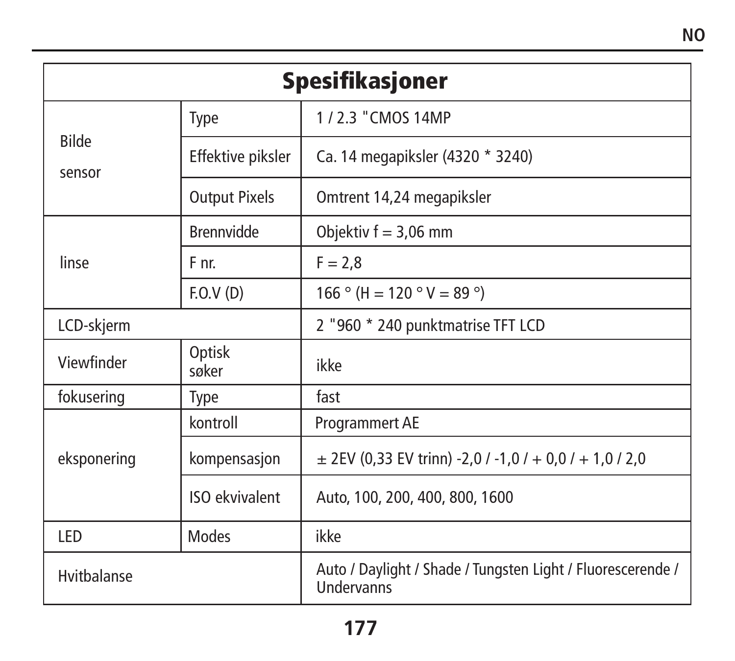| Spesifikasjoner | | |
|---|---|---|
| Bilde sensor | Type | 1 / 2.3 "CMOS 14MP |
| | Effektive piksler | Ca. 14 megapiksler (4320 * 3240) |
| | Output Pixels | Omtrent 14,24 megapiksler |
| linse | Brennvidde | Objektiv f = 3,06 mm |
| | F nr. | F = 2,8 |
| | F.O.V (D) | 166 ° (H = 120 ° V = 89 °) |
| LCD-skjerm | | 2 "960 * 240 punktmatrise TFT LCD |
| Viewfinder | Optisk søker | ikke |
| fokusering | Type | fast |
| eksponering | kontroll | Programmert AE |
| | kompensasjon | ± 2EV (0,33 EV trinn) -2,0 / -1,0 / + 0,0 / + 1,0 / 2,0 |
| | ISO ekvivalent | Auto, 100, 200, 400, 800, 1600 |
| LED | Modes | ikke |
| Hvitbalanse | | Auto / Daylight / Shade / Tungsten Light / Fluorescerende / Undervanns |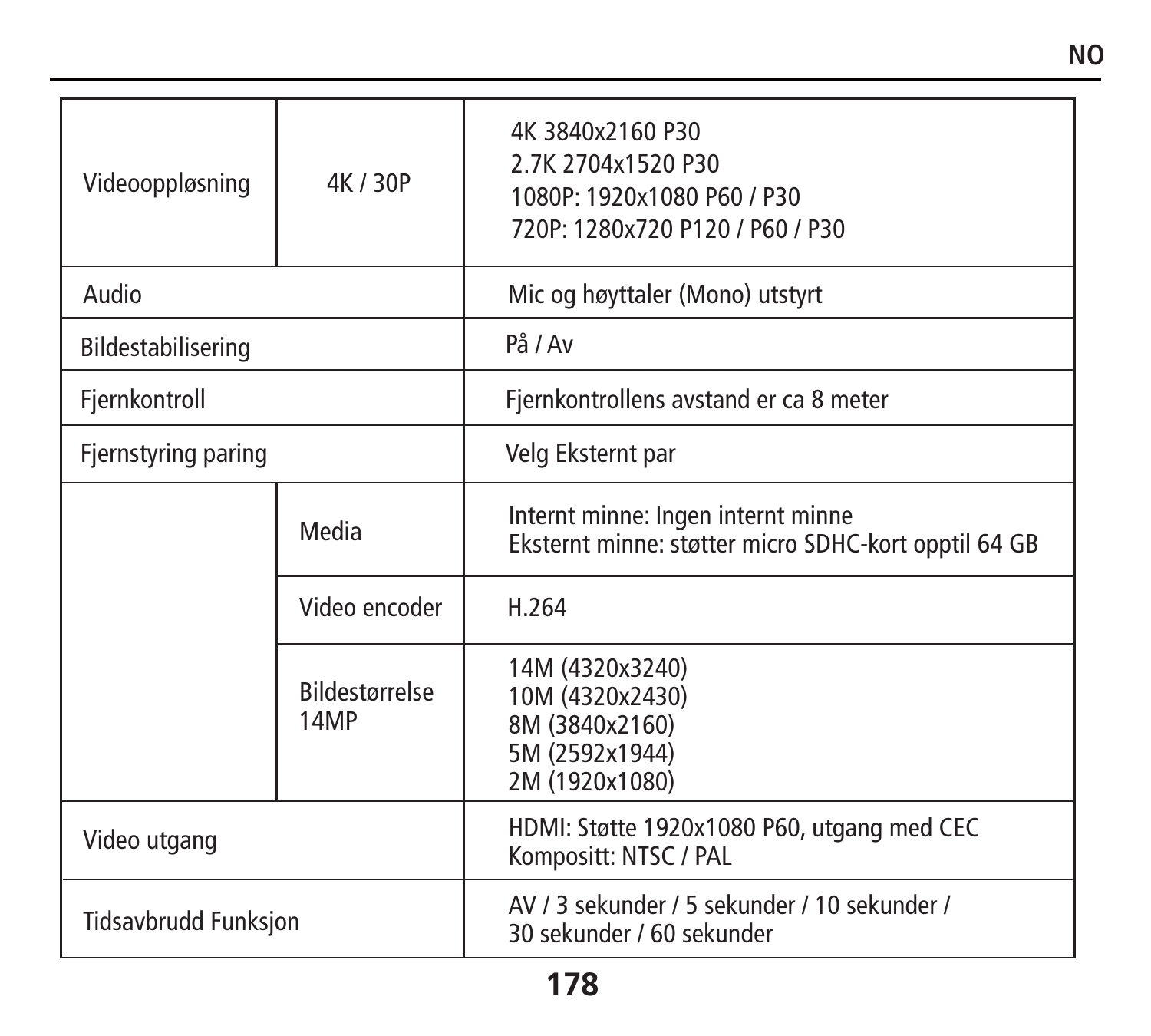| | | |
|---|---|---|
| Videooppløsning | 4K / 30P | 4K 3840x2160 P30<br>2.7K 2704x1520 P30<br>1080P: 1920x1080 P60 / P30<br>720P: 1280x720 P120 / P60 / P30 |
| Audio | | Mic og høyttaler (Mono) utstyrt |
| Bildestabilisering | | På / Av |
| Fjernkontroll | | Fjernkontrollens avstand er ca 8 meter |
| Fjernstyring paring | | Velg Eksternt par |
| | Media | Internt minne: Ingen internt minne<br>Eksternt minne: støtter micro SDHC-kort opptil 64 GB |
| | Video encoder | H.264 |
| | Bildestørrelse 14MP | 14M (4320x3240)<br>10M (4320x2430)<br>8M (3840x2160)<br>5M (2592x1944)<br>2M (1920x1080) |
| Video utgang | | HDMI: Støtte 1920x1080 P60, utgang med CEC<br>Kompositt: NTSC / PAL |
| Tidsavbrudd Funksjon | | AV / 3 sekunder / 5 sekunder / 10 sekunder /<br>30 sekunder / 60 sekunder |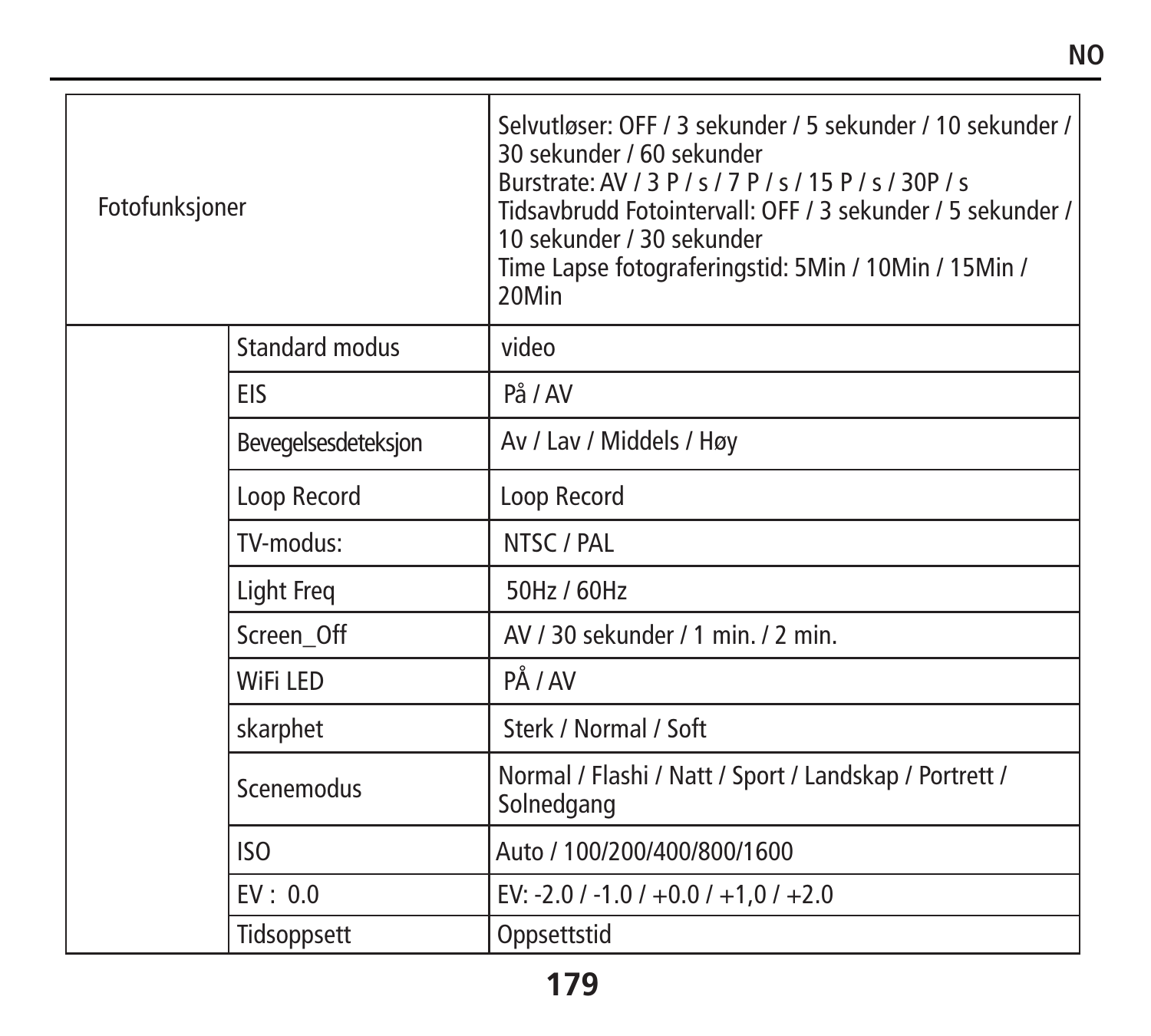| | | |
|---|---|---|
| Fotofunksjoner | | Selvutløser: OFF / 3 sekunder / 5 sekunder / 10 sekunder / 30 sekunder / 60 sekunder<br>Burstrate: AV / 3 P / s / 7 P / s / 15 P / s / 30P / s<br>Tidsavbrudd Fotointervall: OFF / 3 sekunder / 5 sekunder / 10 sekunder / 30 sekunder<br>Time Lapse fotograferingstid: 5Min / 10Min / 15Min / 20Min |
| | Standard modus | video |
| | EIS | På / AV |
| | Bevegelsesdeteksjon | Av / Lav / Middels / Høy |
| | Loop Record | Loop Record |
| | TV-modus: | NTSC / PAL |
| | Light Freq | 50Hz / 60Hz |
| | Screen_Off | AV / 30 sekunder / 1 min. / 2 min. |
| | WiFi LED | PÅ / AV |
| | skarphet | Sterk / Normal / Soft |
| | Scenemodus | Normal / Flashi / Natt / Sport / Landskap / Portrett / Solnedgang |
| | ISO | Auto / 100/200/400/800/1600 |
| | EV : 0.0 | EV: -2.0 / -1.0 / +0.0 / +1,0 / +2.0 |
| | Tidsoppsett | Oppsettstid |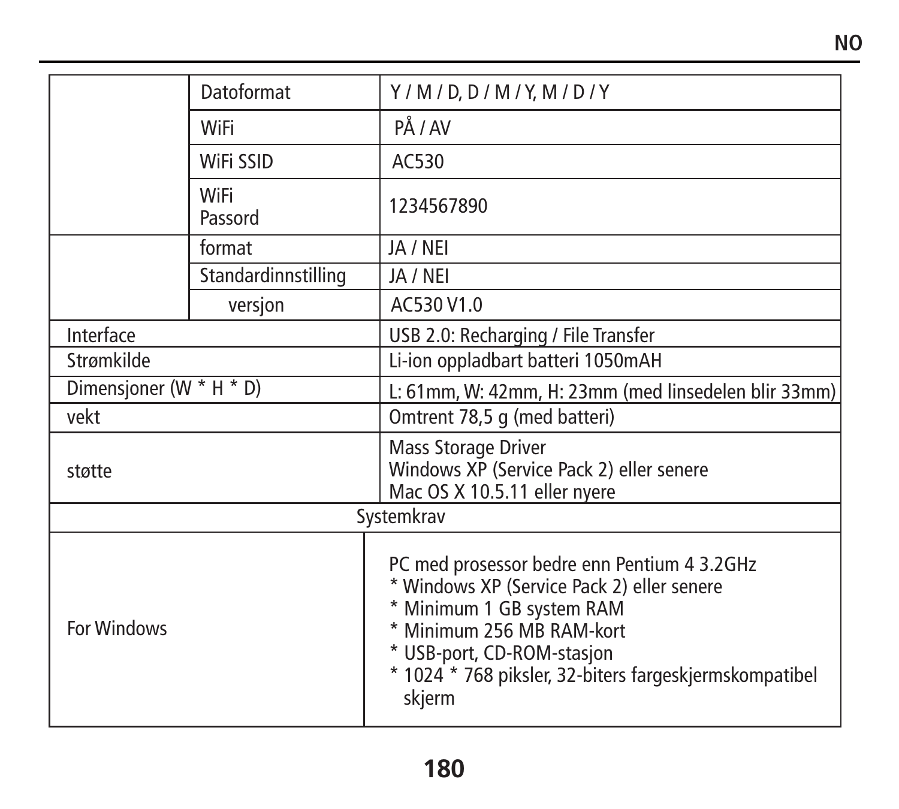| | | |
|---|---|---|
| | Datoformat | Y / M / D, D / M / Y, M / D / Y |
| | WiFi | PÅ / AV |
| | WiFi SSID | AC530 |
| | WiFi Passord | 1234567890 |
| | format | JA / NEI |
| | Standardinnstilling | JA / NEI |
| | versjon | AC530 V1.0 |
| Interface | | USB 2.0: Recharging / File Transfer |
| Strømkilde | | Li-ion oppladbart batteri 1050mAH |
| Dimensjoner (W * H * D) | | L: 61mm, W: 42mm, H: 23mm (med linsedelen blir 33mm) |
| vekt | | Omtrent 78,5 g (med batteri) |
| støtte | | Mass Storage Driver<br>Windows XP (Service Pack 2) eller senere<br>Mac OS X 10.5.11 eller nyere |
| Systemkrav | | |
| For Windows | | PC med prosessor bedre enn Pentium 4 3.2GHz<br>* Windows XP (Service Pack 2) eller senere<br>* Minimum 1 GB system RAM<br>* Minimum 256 MB RAM-kort<br>* USB-port, CD-ROM-stasjon<br>* 1024 * 768 piksler, 32-biters fargeskjermskompatibel skjerm |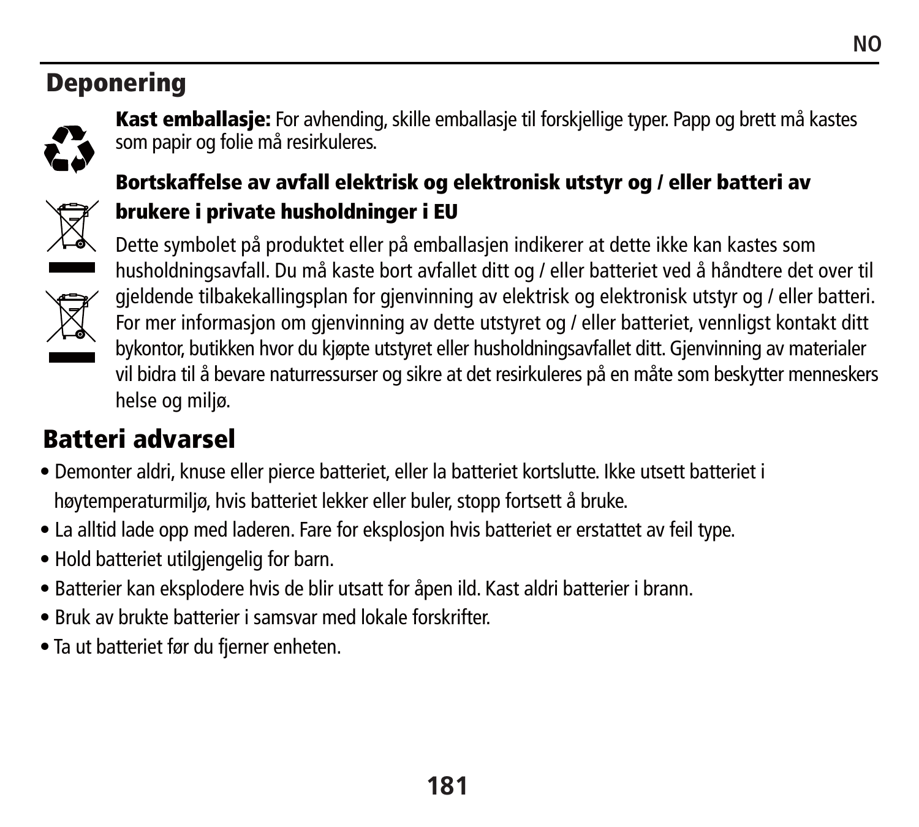## Deponering

**Kast emballasje:** For avhending, skille emballasje til forskjellige typer. Papp og brett må kastes som papir og folie må resirkuleres.

**Bortskaffelse av avfall elektrisk og elektronisk utstyr og / eller batteri av brukere i private husholdninger i EU**

Dette symbolet på produktet eller på emballasjen indikerer at dette ikke kan kastes som husholdningsavfall. Du må kaste bort avfallet ditt og / eller batteriet ved å håndtere det over til gjeldende tilbakekallingsplan for gjenvinning av elektrisk og elektronisk utstyr og / eller batteri. For mer informasjon om gjenvinning av dette utstyret og / eller batteriet, vennligst kontakt ditt bykontor, butikken hvor du kjøpte utstyret eller husholdningsavfallet ditt. Gjenvinning av materialer vil bidra til å bevare naturressurser og sikre at det resirkuleres på en måte som beskytter menneskers helse og miljø.

## Batteri advarsel

- Demonter aldri, knuse eller pierce batteriet, eller la batteriet kortslutte. Ikke utsett batteriet i høytemperaturmiljø, hvis batteriet lekker eller buler, stopp fortsett å bruke.
- La alltid lade opp med laderen. Fare for eksplosjon hvis batteriet er erstattet av feil type.
- Hold batteriet utilgjengelig for barn.
- Batterier kan eksplodere hvis de blir utsatt for åpen ild. Kast aldri batterier i brann.
- Bruk av brukte batterier i samsvar med lokale forskrifter.
- Ta ut batteriet før du fjerner enheten.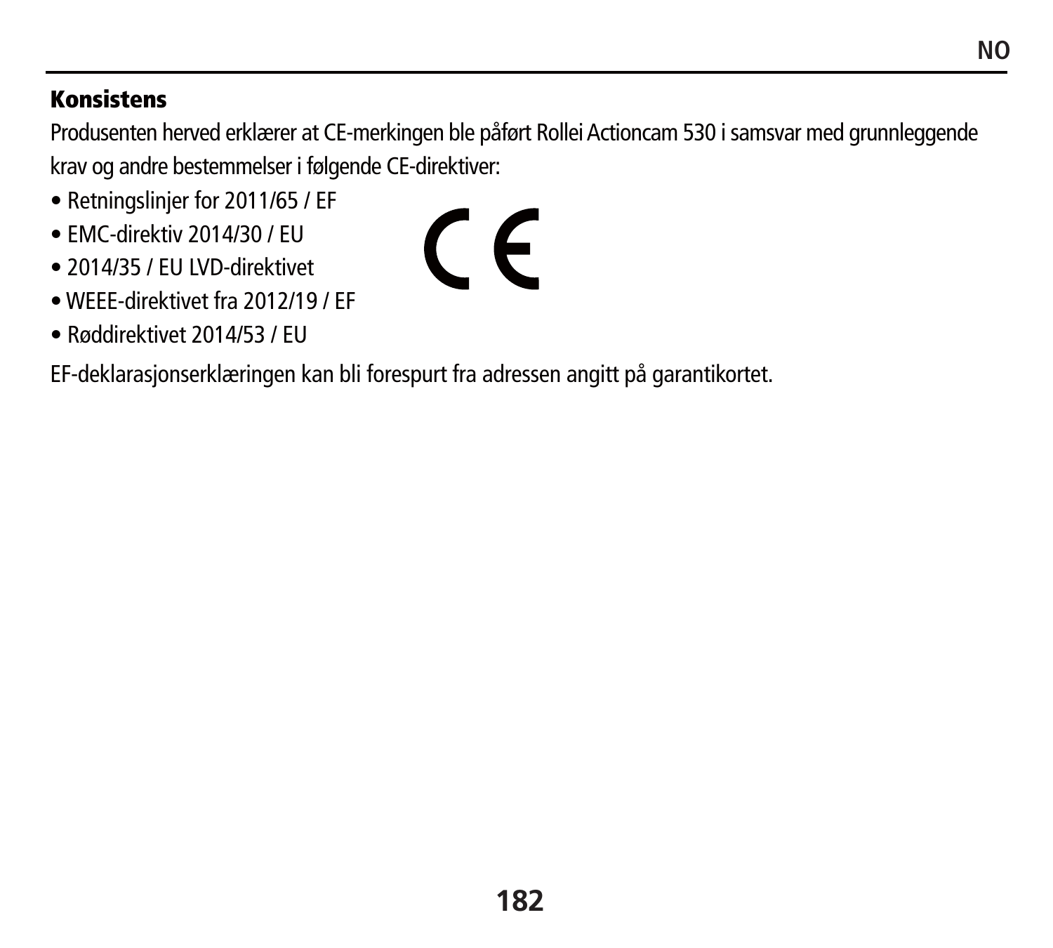## Konsistens

Produsenten herved erklærer at CE-merkingen ble påført Rollei Actioncam 530 i samsvar med grunnleggende krav og andre bestemmelser i følgende CE-direktiver:

- Retningslinjer for 2011/65 / EF
- EMC-direktiv 2014/30 / EU
- 2014/35 / EU LVD-direktivet
- WEEE-direktivet fra 2012/19 / EF
- Røddirektivet 2014/53 / EU

EF-deklarasjonserklæringen kan bli forespurt fra adressen angitt på garantikortet.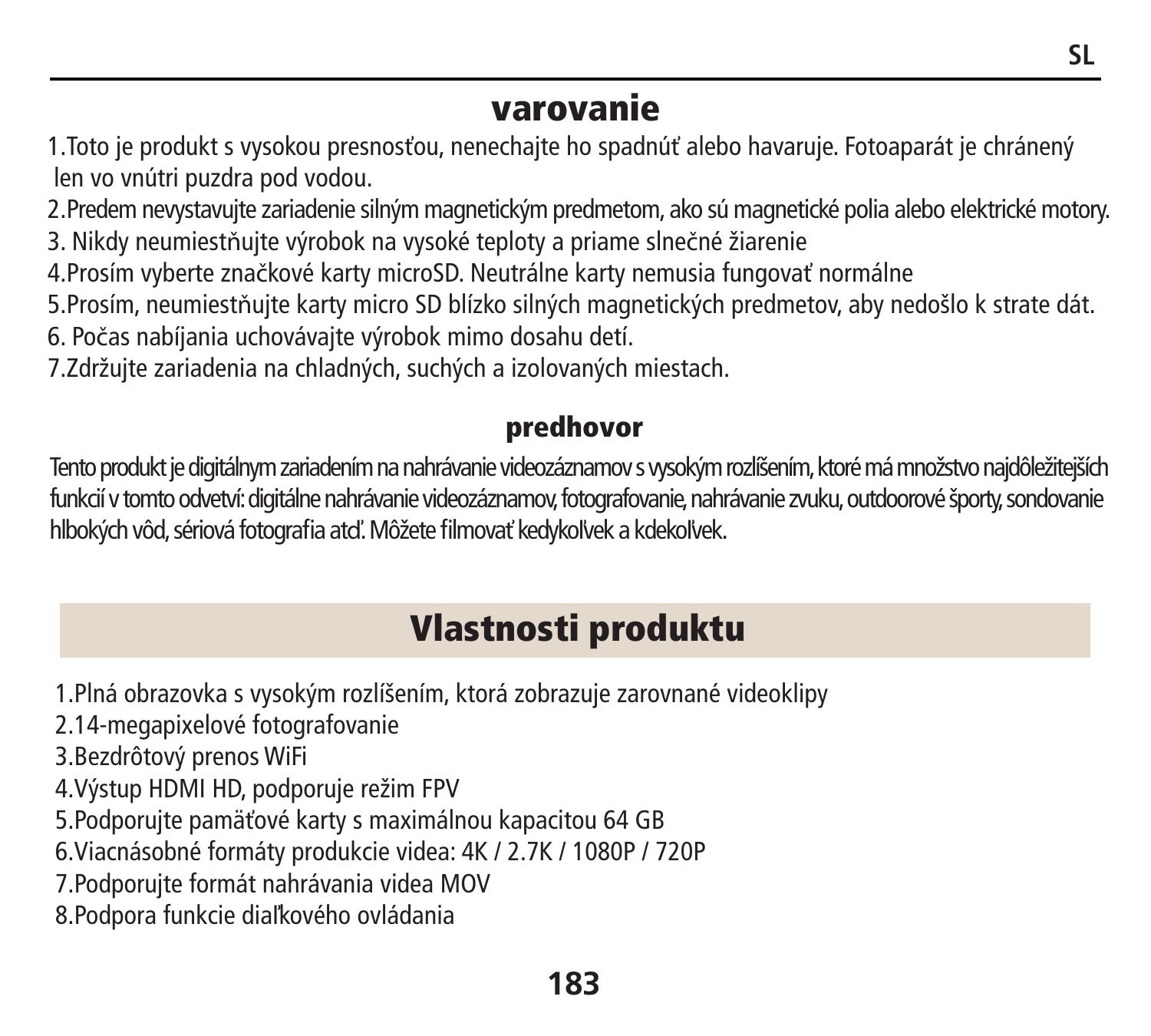## varovanie

1.Toto je produkt s vysokou presnosťou, nenechajte ho spadnúť alebo havaruje. Fotoaparát je chránený len vo vnútri puzdra pod vodou.
2.Predem nevystavujte zariadenie silným magnetickým predmetom, ako sú magnetické polia alebo elektrické motory.
3. Nikdy neumiestňujte výrobok na vysoké teploty a priame slnečné žiarenie
4.Prosím vyberte značkové karty microSD. Neutrálne karty nemusia fungovať normálne
5.Prosím, neumiestňujte karty micro SD blízko silných magnetických predmetov, aby nedošlo k strate dát.
6. Počas nabíjania uchovávajte výrobok mimo dosahu detí.
7.Zdržujte zariadenia na chladných, suchých a izolovaných miestach.

### predhovor

Tento produkt je digitálnym zariadením na nahrávanie videozáznamov s vysokým rozlíšením, ktoré má množstvo najdôležitejších funkcií v tomto odvetví: digitálne nahrávanie videozáznamov, fotografovanie, nahrávanie zvuku, outdoorové športy, sondovanie hlbokých vôd, sériová fotografia atď. Môžete filmovať kedykoľvek a kdekoľvek.

## Vlastnosti produktu

1.Plná obrazovka s vysokým rozlíšením, ktorá zobrazuje zarovnané videoklipy
2.14-megapixelové fotografovanie
3.Bezdrôtový prenos WiFi
4.Výstup HDMI HD, podporuje režim FPV
5.Podporujte pamäťové karty s maximálnou kapacitou 64 GB
6.Viacnásobné formáty produkcie videa: 4K / 2.7K / 1080P / 720P
7.Podporujte formát nahrávania videa MOV
8.Podpora funkcie diaľkového ovládania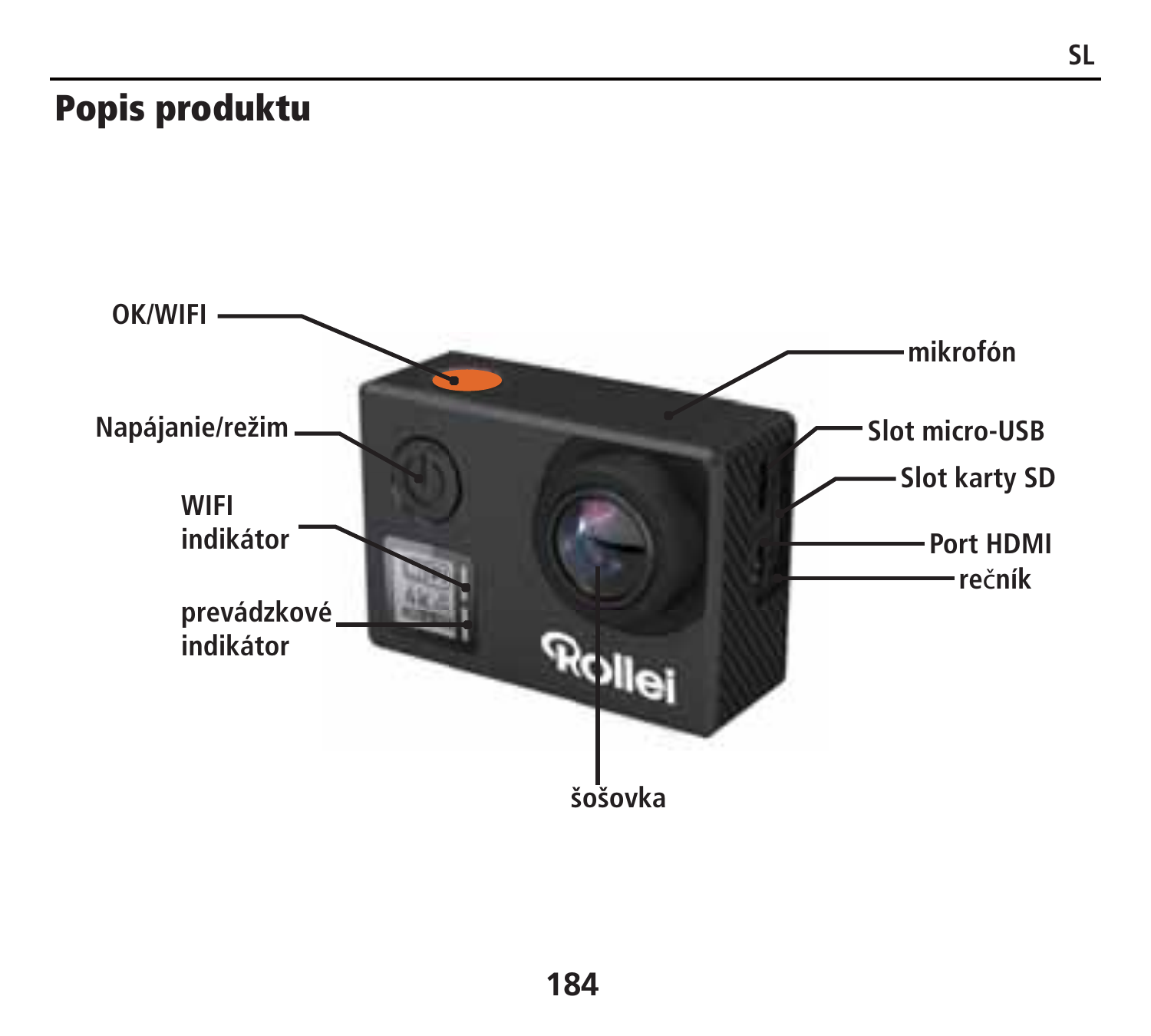# Popis produktu

OK/WIFI

Napájanie/režim

WIFI indikátor

prevádzkové indikátor

mikrofón

Slot micro-USB

Slot karty SD

Port HDMI

rečník

šošovka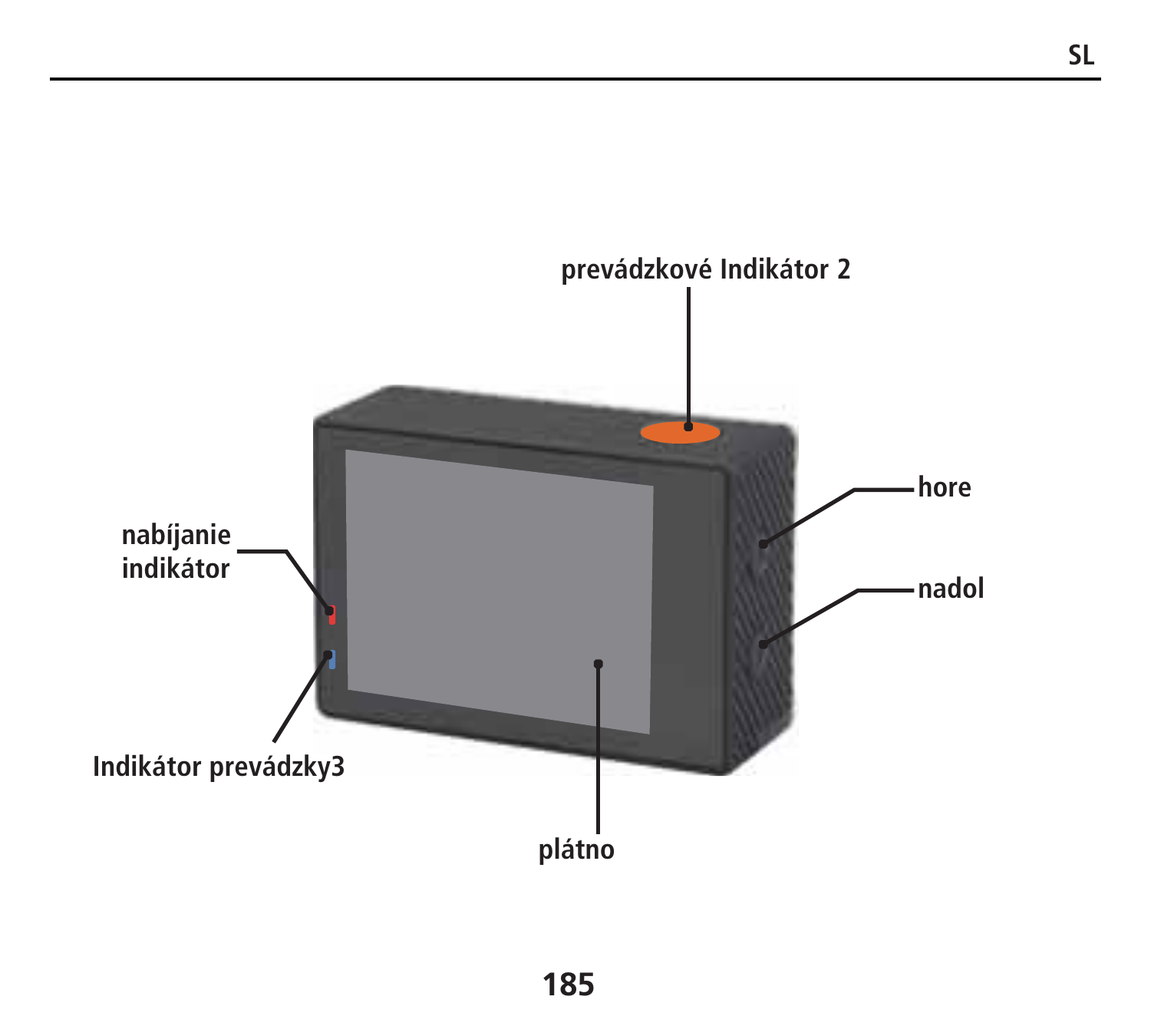prevádzkové Indikátor 2

hore

nadol

nabíjanie indikátor

Indikátor prevádzky3

plátno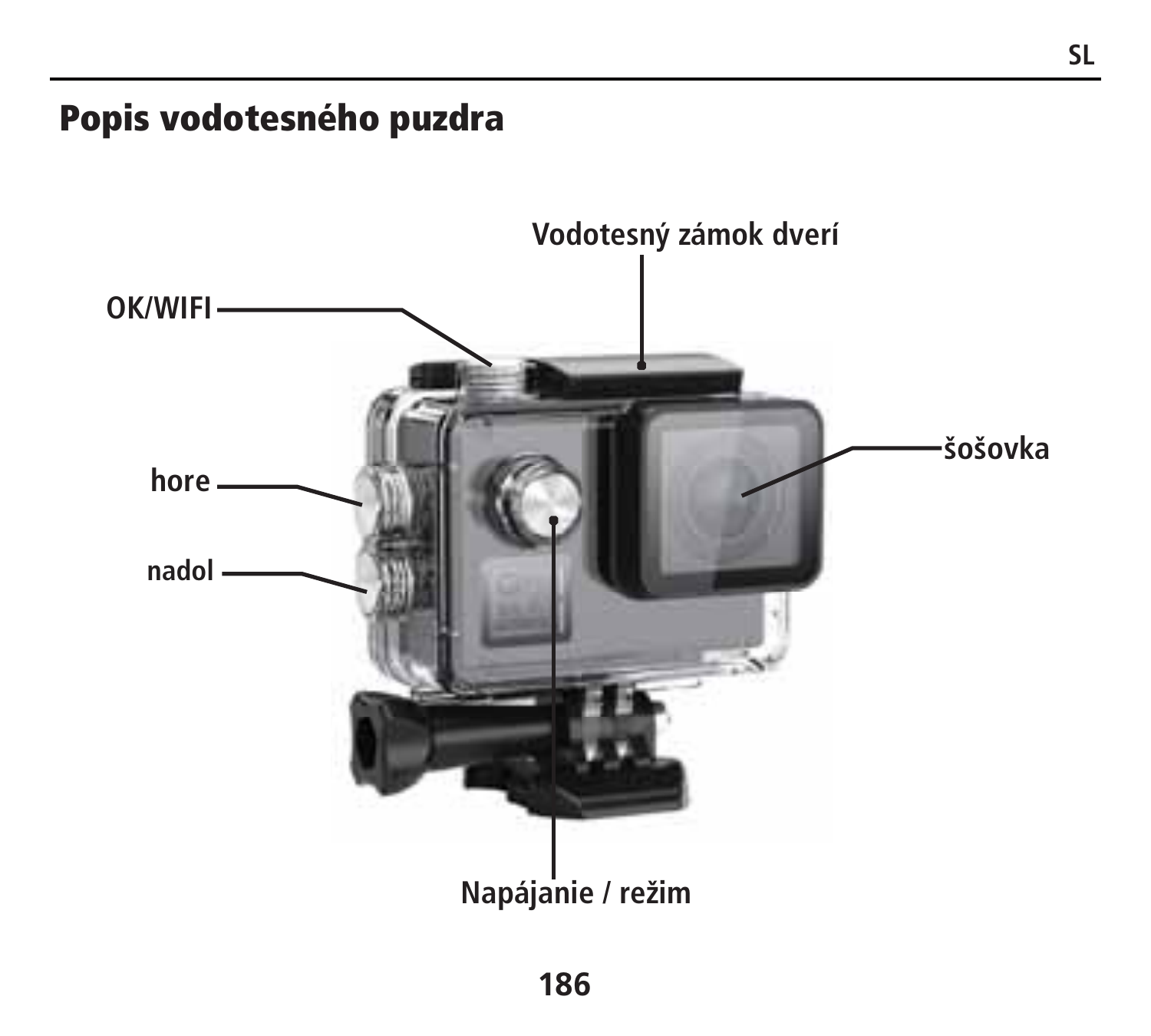## Popis vodotesného puzdra

Vodotesný zámok dverí

OK/WIFI

šošovka

hore

nadol

Napájanie / režim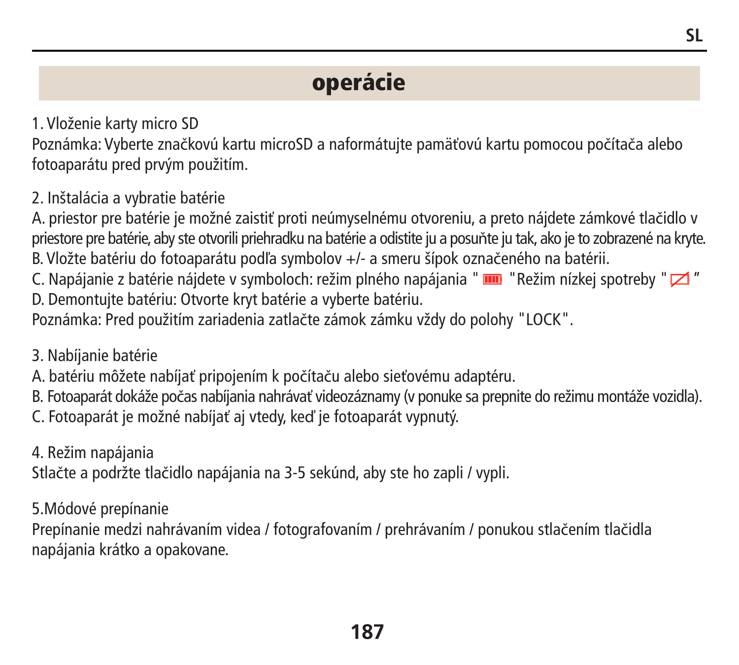# operácie

1. Vloženie karty micro SD

Poznámka: Vyberte značkovú kartu microSD a naformátujte pamäťovú kartu pomocou počítača alebo fotoaparátu pred prvým použitím.

2. Inštalácia a vybratie batérie

A. priestor pre batérie je možné zaistiť proti neúmyselnému otvoreniu, a preto nájdete zámkové tlačidlo v priestore pre batérie, aby ste otvorili priehradku na batérie a odistite ju a posuňte ju tak, ako je to zobrazené na kryte.

B. Vložte batériu do fotoaparátu podľa symbolov +/- a smeru šípok označeného na batérii.

C. Napájanie z batérie nájdete v symboloch: režim plného napájania " " "Režim nízkej spotreby " "

D. Demontujte batériu: Otvorte kryt batérie a vyberte batériu.

Poznámka: Pred použitím zariadenia zatlačte zámok zámku vždy do polohy "LOCK".

3. Nabíjanie batérie

A. batériu môžete nabíjať pripojením k počítaču alebo sieťovému adaptéru.

B. Fotoaparát dokáže počas nabíjania nahrávať videozáznamy (v ponuke sa prepnite do režimu montáže vozidla).

C. Fotoaparát je možné nabíjať aj vtedy, keď je fotoaparát vypnutý.

4. Režim napájania

Stlačte a podržte tlačidlo napájania na 3-5 sekúnd, aby ste ho zapli / vypli.

5.Módové prepínanie

Prepínanie medzi nahrávaním videa / fotografovaním / prehrávaním / ponukou stlačením tlačidla napájania krátko a opakovane.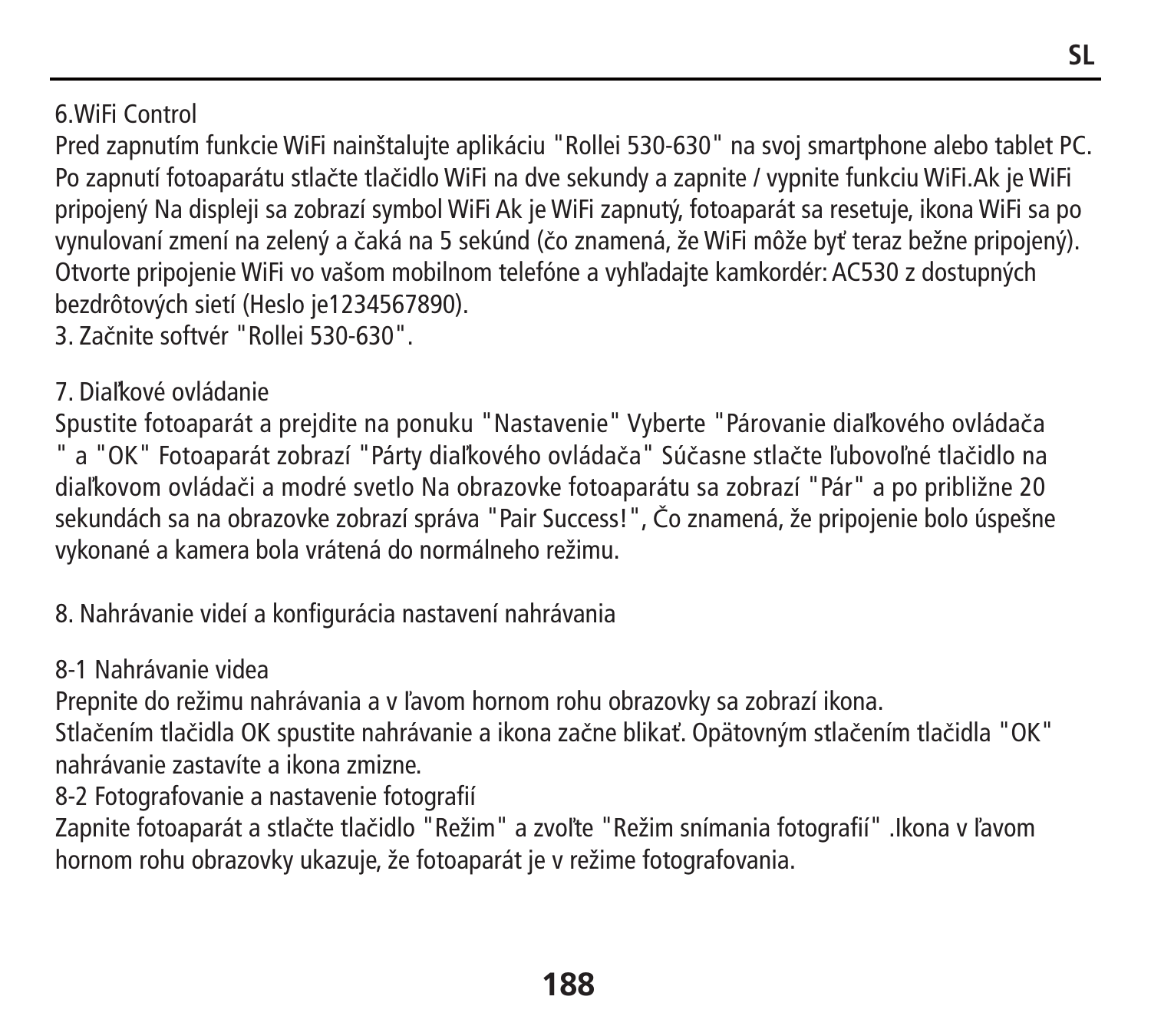6.WiFi Control

Pred zapnutím funkcie WiFi nainštalujte aplikáciu "Rollei 530-630" na svoj smartphone alebo tablet PC. Po zapnutí fotoaparátu stlačte tlačidlo WiFi na dve sekundy a zapnite / vypnite funkciu WiFi.Ak je WiFi pripojený Na displeji sa zobrazí symbol WiFi Ak je WiFi zapnutý, fotoaparát sa resetuje, ikona WiFi sa po vynulovaní zmení na zelený a čaká na 5 sekúnd (čo znamená, že WiFi môže byť teraz bežne pripojený). Otvorte pripojenie WiFi vo vašom mobilnom telefóne a vyhľadajte kamkordér: AC530 z dostupných bezdrôtových sietí (Heslo je1234567890).

3. Začnite softvér "Rollei 530-630".

7. Diaľkové ovládanie

Spustite fotoaparát a prejdite na ponuku "Nastavenie" Vyberte "Párovanie diaľkového ovládača " a "OK" Fotoaparát zobrazí "Párty diaľkového ovládača" Súčasne stlačte ľubovoľné tlačidlo na diaľkovom ovládači a modré svetlo Na obrazovke fotoaparátu sa zobrazí "Pár" a po približne 20 sekundách sa na obrazovke zobrazí správa "Pair Success!", Čo znamená, že pripojenie bolo úspešne vykonané a kamera bola vrátená do normálneho režimu.

8. Nahrávanie videí a konfigurácia nastavení nahrávania

8-1 Nahrávanie videa

Prepnite do režimu nahrávania a v ľavom hornom rohu obrazovky sa zobrazí ikona.
Stlačením tlačidla OK spustite nahrávanie a ikona začne blikať. Opätovným stlačením tlačidla "OK" nahrávanie zastavíte a ikona zmizne.

8-2 Fotografovanie a nastavenie fotografií

Zapnite fotoaparát a stlačte tlačidlo "Režim" a zvoľte "Režim snímania fotografií" .Ikona v ľavom hornom rohu obrazovky ukazuje, že fotoaparát je v režime fotografovania.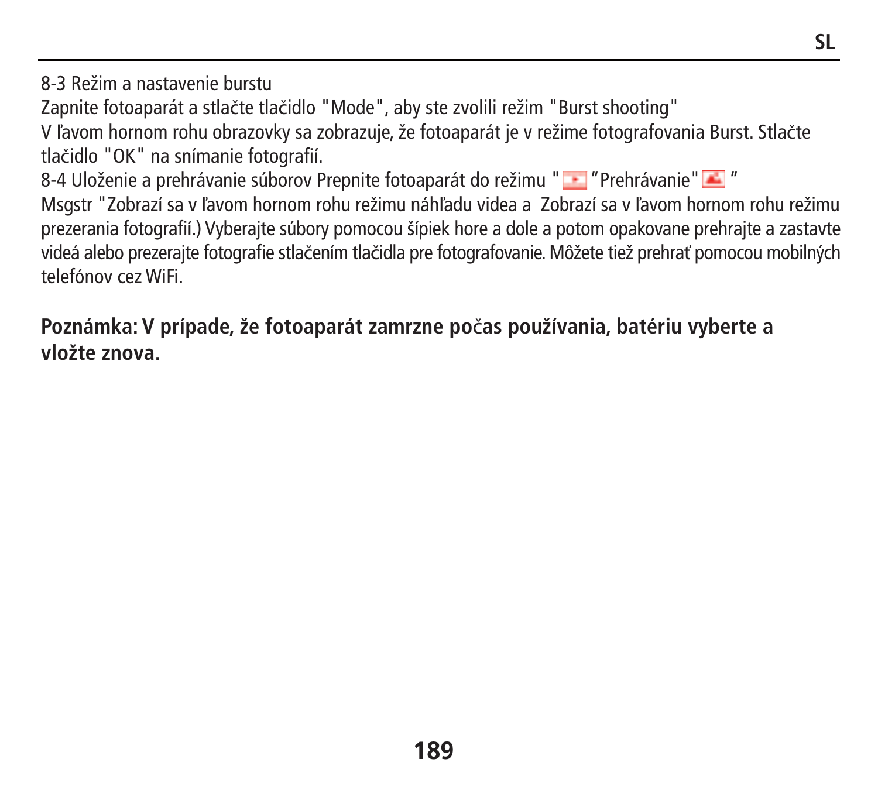8-3 Režim a nastavenie burstu

Zapnite fotoaparát a stlačte tlačidlo "Mode", aby ste zvolili režim "Burst shooting"

V ľavom hornom rohu obrazovky sa zobrazuje, že fotoaparát je v režime fotografovania Burst. Stlačte tlačidlo "OK" na snímanie fotografií.

8-4 Uloženie a prehrávanie súborov Prepnite fotoaparát do režimu " "Prehrávanie" "

Msgstr "Zobrazí sa v ľavom hornom rohu režimu náhľadu videa a  Zobrazí sa v ľavom hornom rohu režimu prezerania fotografií.) Vyberajte súbory pomocou šípiek hore a dole a potom opakovane prehrajte a zastavte videá alebo prezerajte fotografie stlačením tlačidla pre fotografovanie. Môžete tiež prehrať pomocou mobilných telefónov cez WiFi.

**Poznámka: V prípade, že fotoaparát zamrzne počas používania, batériu vyberte a vložte znova.**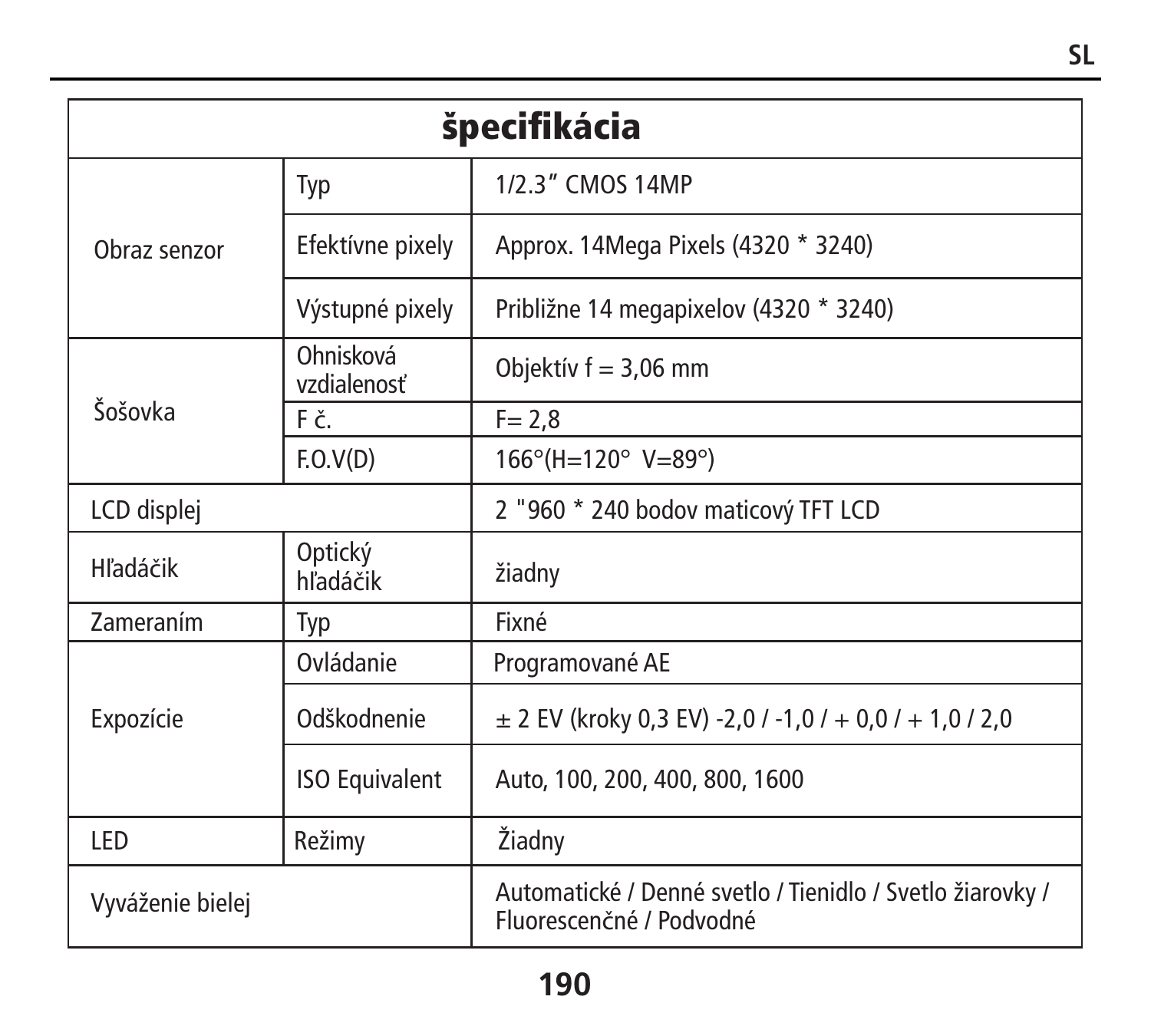# špecifikácia

| | | |
|---|---|---|
| Obraz senzor | Typ | 1/2.3" CMOS 14MP |
| | Efektívne pixely | Approx. 14Mega Pixels (4320 * 3240) |
| | Výstupné pixely | Približne 14 megapixelov (4320 * 3240) |
| Šošovka | Ohnisková vzdialenosť | Objektív f = 3,06 mm |
| | F č. | F= 2,8 |
| | F.O.V(D) | 166°(H=120° V=89°) |
| LCD displej | | 2 "960 * 240 bodov maticový TFT LCD |
| Hľadáčik | Optický hľadáčik | žiadny |
| Zameraním | Typ | Fixné |
| Expozície | Ovládanie | Programované AE |
| | Odškodnenie | ± 2 EV (kroky 0,3 EV) -2,0 / -1,0 / + 0,0 / + 1,0 / 2,0 |
| | ISO Equivalent | Auto, 100, 200, 400, 800, 1600 |
| LED | Režimy | Žiadny |
| Vyváženie bielej | | Automatické / Denné svetlo / Tienidlo / Svetlo žiarovky / Fluorescenčné / Podvodné |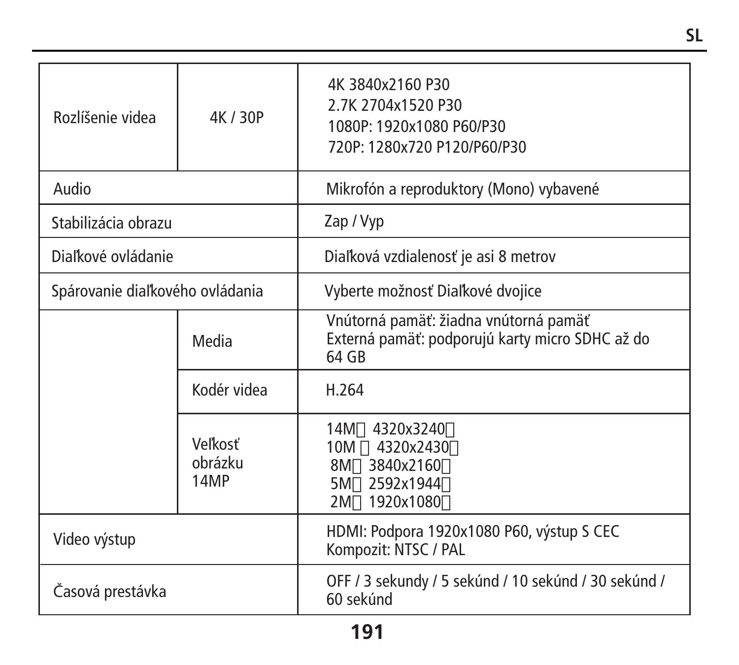| | | |
|---|---|---|
| Rozlíšenie videa | 4K / 30P | 4K 3840x2160 P30<br>2.7K 2704x1520 P30<br>1080P: 1920x1080 P60/P30<br>720P: 1280x720 P120/P60/P30 |
| Audio | | Mikrofón a reproduktory (Mono) vybavené |
| Stabilizácia obrazu | | Zap / Vyp |
| Diaľkové ovládanie | | Diaľková vzdialenosť je asi 8 metrov |
| Spárovanie diaľkového ovládania | | Vyberte možnosť Diaľkové dvojice |
| | Media | Vnútorná pamäť: žiadna vnútorná pamäť<br>Externá pamäť: podporujú karty micro SDHC až do 64 GB |
| | Kodér videa | H.264 |
| | Veľkosť obrázku 14MP | 14M 4320x3240<br>10M 4320x2430<br>8M 3840x2160<br>5M 2592x1944<br>2M 1920x1080 |
| Video výstup | | HDMI: Podpora 1920x1080 P60, výstup S CEC<br>Kompozit: NTSC / PAL |
| Časová prestávka | | OFF / 3 sekundy / 5 sekúnd / 10 sekúnd / 30 sekúnd / 60 sekúnd |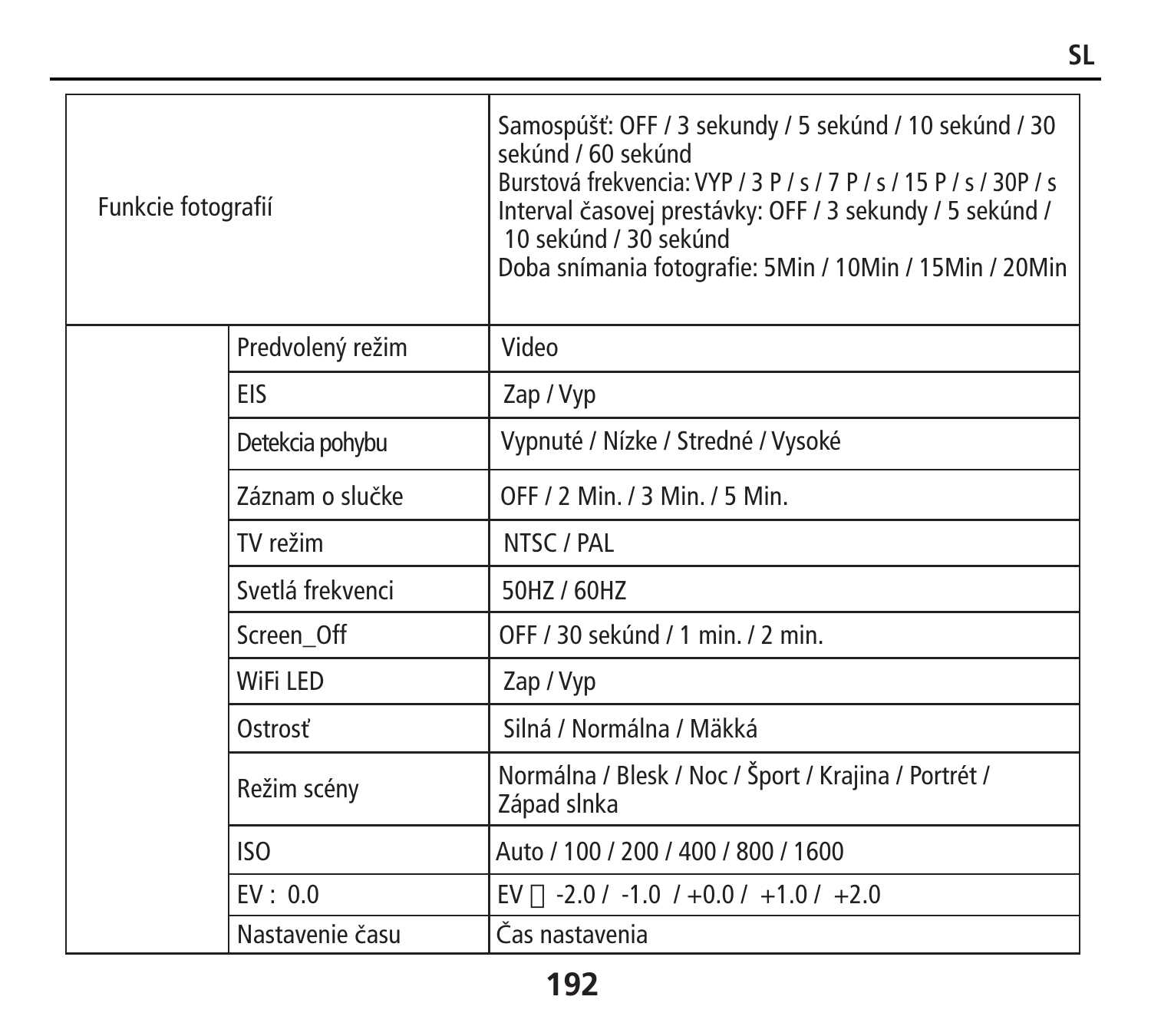| | | |
|---|---|---|
| Funkcie fotografií | | Samospúšť: OFF / 3 sekundy / 5 sekúnd / 10 sekúnd / 30 sekúnd / 60 sekúnd<br>Burstová frekvencia: VYP / 3 P / s / 7 P / s / 15 P / s / 30P / s<br>Interval časovej prestávky: OFF / 3 sekundy / 5 sekúnd / 10 sekúnd / 30 sekúnd<br>Doba snímania fotografie: 5Min / 10Min / 15Min / 20Min |
| | Predvolený režim | Video |
| | EIS | Zap / Vyp |
| | Detekcia pohybu | Vypnuté / Nízke / Stredné / Vysoké |
| | Záznam o slučke | OFF / 2 Min. / 3 Min. / 5 Min. |
| | TV režim | NTSC / PAL |
| | Svetlá frekvenci | 50HZ / 60HZ |
| | Screen_Off | OFF / 30 sekúnd / 1 min. / 2 min. |
| | WiFi LED | Zap / Vyp |
| | Ostrosť | Silná / Normálna / Mäkká |
| | Režim scény | Normálna / Blesk / Noc / Šport / Krajina / Portrét / Západ slnka |
| | ISO | Auto / 100 / 200 / 400 / 800 / 1600 |
| | EV : 0.0 | EV  -2.0 / -1.0 / +0.0 / +1.0 / +2.0 |
| | Nastavenie času | Čas nastavenia |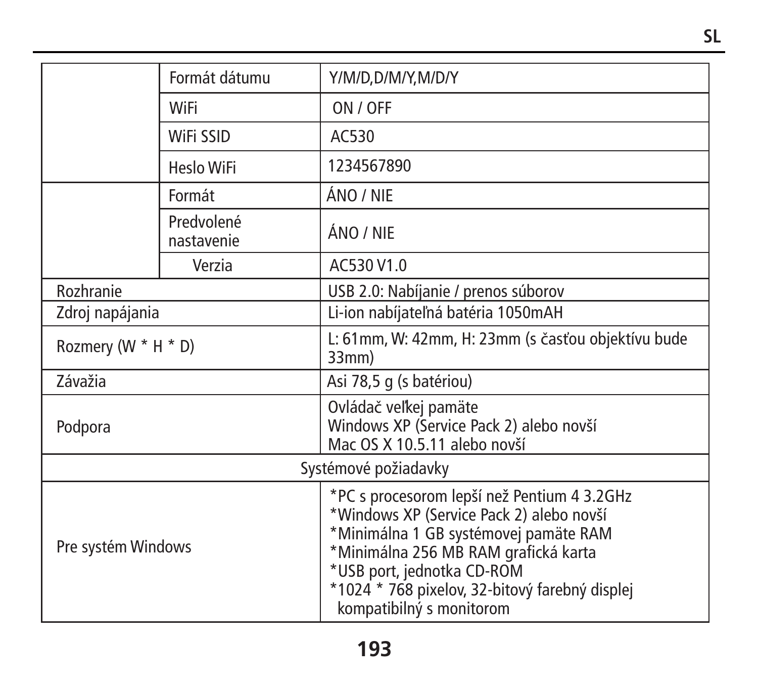| | | |
|---|---|---|
| | Formát dátumu | Y/M/D,D/M/Y,M/D/Y |
| | WiFi | ON / OFF |
| | WiFi SSID | AC530 |
| | Heslo WiFi | 1234567890 |
| | Formát | ÁNO / NIE |
| | Predvolené nastavenie | ÁNO / NIE |
| | Verzia | AC530 V1.0 |
| Rozhranie | | USB 2.0: Nabíjanie / prenos súborov |
| Zdroj napájania | | Li-ion nabíjateľná batéria 1050mAH |
| Rozmery (W * H * D) | | L: 61mm, W: 42mm, H: 23mm (s časťou objektívu bude 33mm) |
| Závažia | | Asi 78,5 g (s batériou) |
| Podpora | | Ovládač veľkej pamäte<br>Windows XP (Service Pack 2) alebo novší<br>Mac OS X 10.5.11 alebo novší |
| Systémové požiadavky | | |
| Pre systém Windows | | *PC s procesorom lepší než Pentium 4 3.2GHz<br>*Windows XP (Service Pack 2) alebo novší<br>*Minimálna 1 GB systémovej pamäte RAM<br>*Minimálna 256 MB RAM grafická karta<br>*USB port, jednotka CD-ROM<br>*1024 * 768 pixelov, 32-bitový farebný displej kompatibilný s monitorom |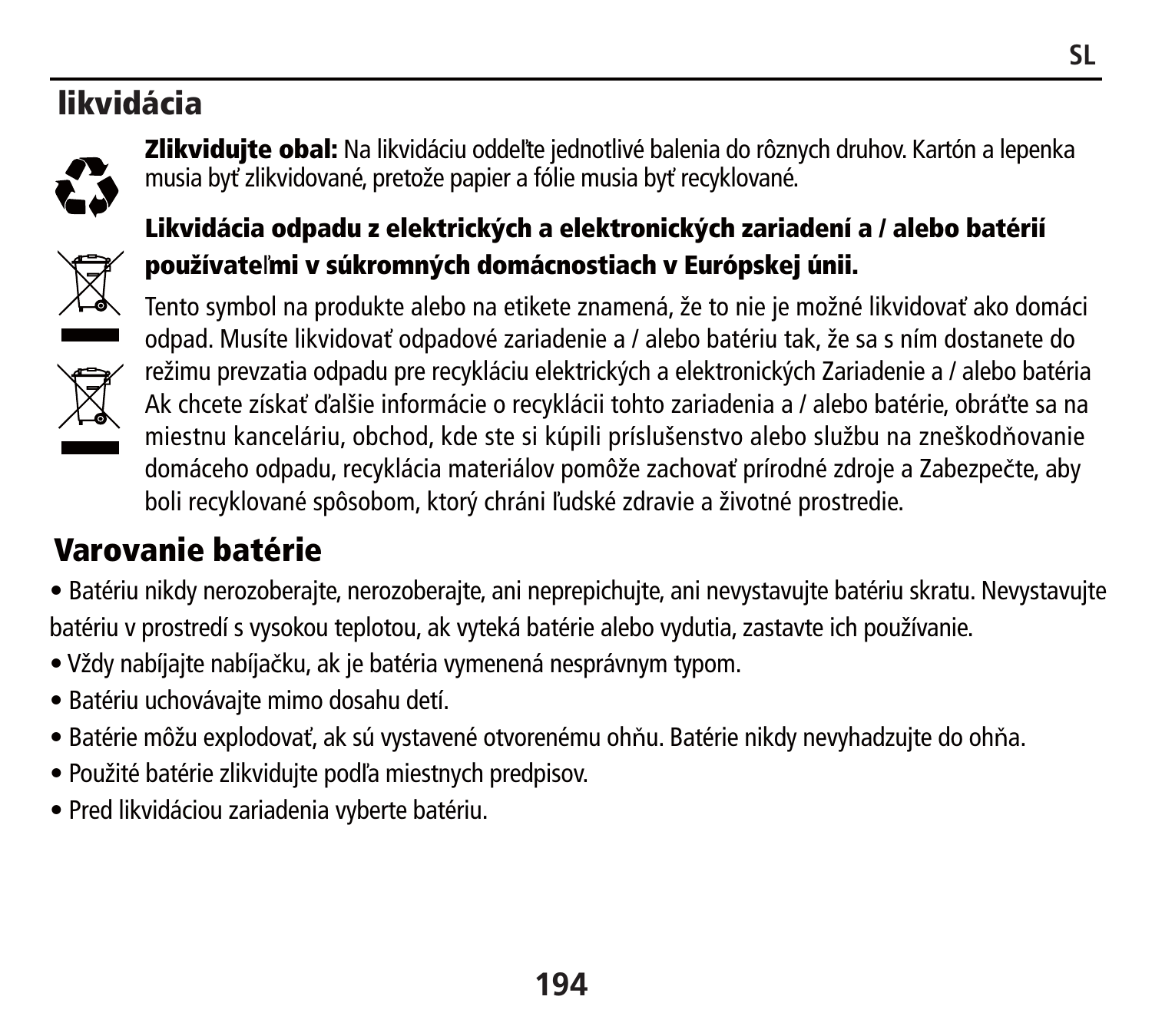# likvidácia

**Zlikvidujte obal:** Na likvidáciu oddeľte jednotlivé balenia do rôznych druhov. Kartón a lepenka musia byť zlikvidované, pretože papier a fólie musia byť recyklované.

**Likvidácia odpadu z elektrických a elektronických zariadení a / alebo batérií používateľmi v súkromných domácnostiach v Európskej únii.**

Tento symbol na produkte alebo na etikete znamená, že to nie je možné likvidovať ako domáci odpad. Musíte likvidovať odpadové zariadenie a / alebo batériu tak, že sa s ním dostanete do režimu prevzatia odpadu pre recykláciu elektrických a elektronických Zariadenie a / alebo batéria Ak chcete získať ďalšie informácie o recyklácii tohto zariadenia a / alebo batérie, obráťte sa na miestnu kanceláriu, obchod, kde ste si kúpili príslušenstvo alebo službu na zneškodňovanie domáceho odpadu, recyklácia materiálov pomôže zachovať prírodné zdroje a Zabezpečte, aby boli recyklované spôsobom, ktorý chráni ľudské zdravie a životné prostredie.

# Varovanie batérie

- Batériu nikdy nerozoberajte, nerozoberajte, ani neprepichujte, ani nevystavujte batériu skratu. Nevystavujte batériu v prostredí s vysokou teplotou, ak vyteká batérie alebo vydutia, zastavte ich používanie.
- Vždy nabíjajte nabíjačku, ak je batéria vymenená nesprávnym typom.
- Batériu uchovávajte mimo dosahu detí.
- Batérie môžu explodovať, ak sú vystavené otvorenému ohňu. Batérie nikdy nevyhadzujte do ohňa.
- Použité batérie zlikvidujte podľa miestnych predpisov.
- Pred likvidáciou zariadenia vyberte batériu.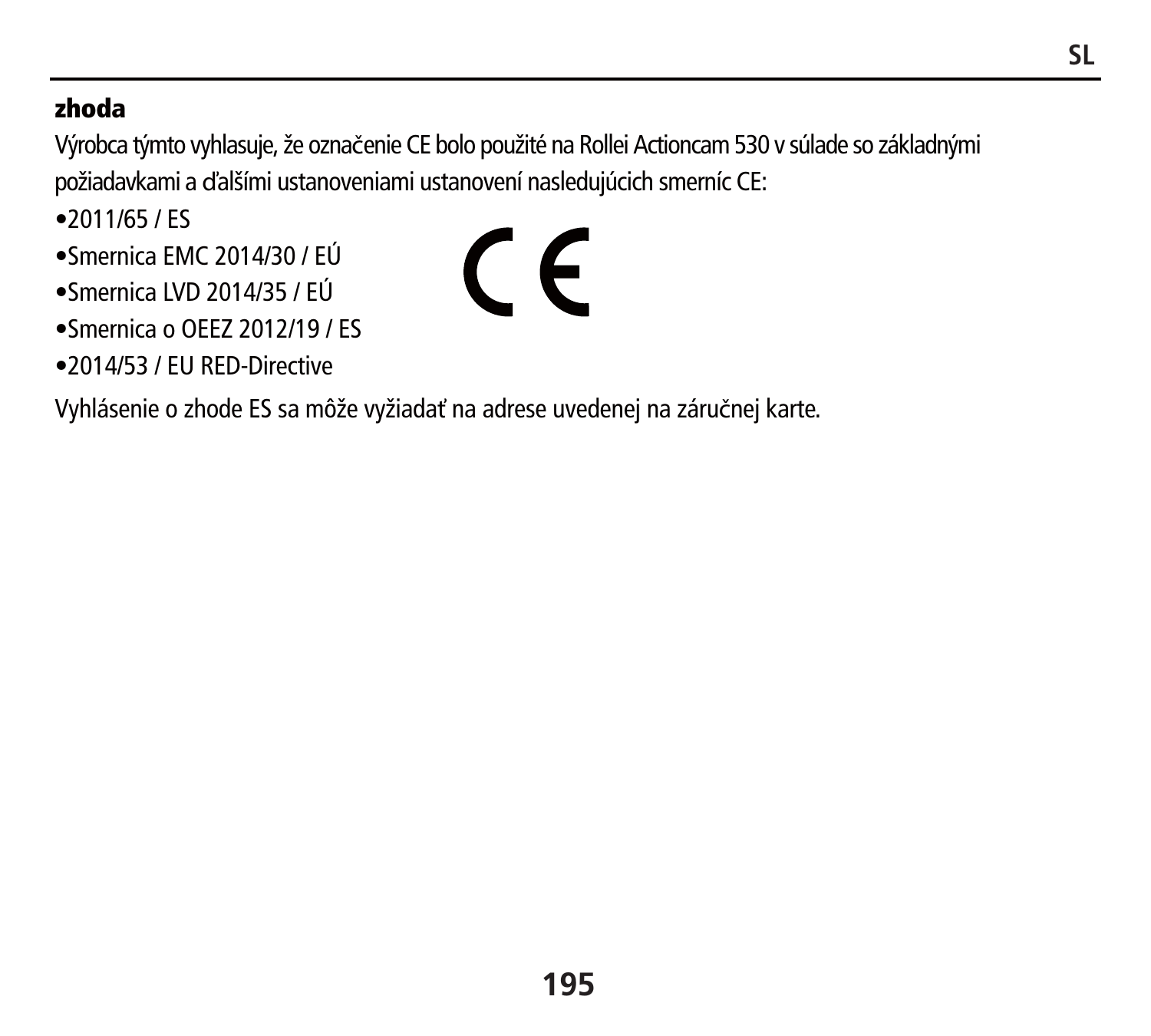## zhoda

Výrobca týmto vyhlasuje, že označenie CE bolo použité na Rollei Actioncam 530 v súlade so základnými požiadavkami a ďalšími ustanoveniami ustanovení nasledujúcich smerníc CE:

- 2011/65 / ES
- Smernica EMC 2014/30 / EÚ
- Smernica LVD 2014/35 / EÚ
- Smernica o OEEZ 2012/19 / ES
- 2014/53 / EU RED-Directive

Vyhlásenie o zhode ES sa môže vyžiadať na adrese uvedenej na záručnej karte.